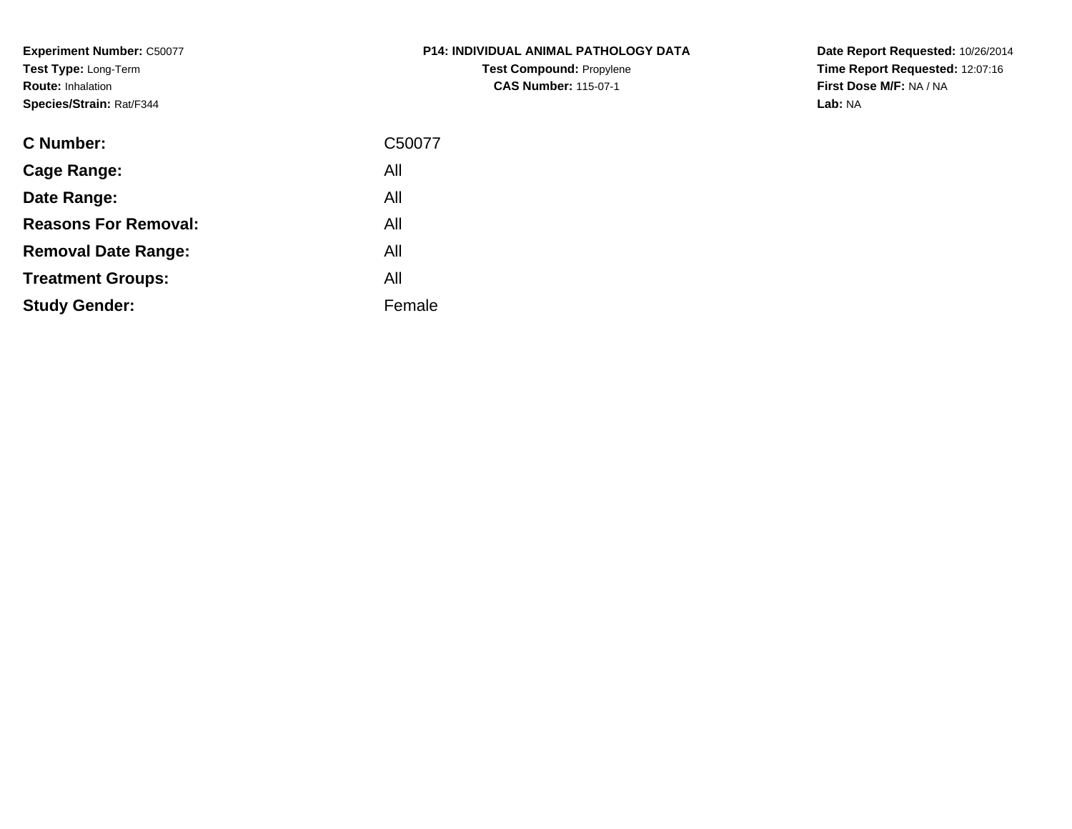**Experiment Number:** C50077
**Test Type:** Long-Term
**Route:** Inhalation
**Species/Strain:** Rat/F344

**P14: INDIVIDUAL ANIMAL PATHOLOGY DATA**
**Test Compound:** Propylene
**CAS Number:** 115-07-1

**Date Report Requested:** 10/26/2014
**Time Report Requested:** 12:07:16
**First Dose M/F:** NA / NA
**Lab:** NA

| | |
|---|---|
| **C Number:** | C50077 |
| **Cage Range:** | All |
| **Date Range:** | All |
| **Reasons For Removal:** | All |
| **Removal Date Range:** | All |
| **Treatment Groups:** | All |
| **Study Gender:** | Female |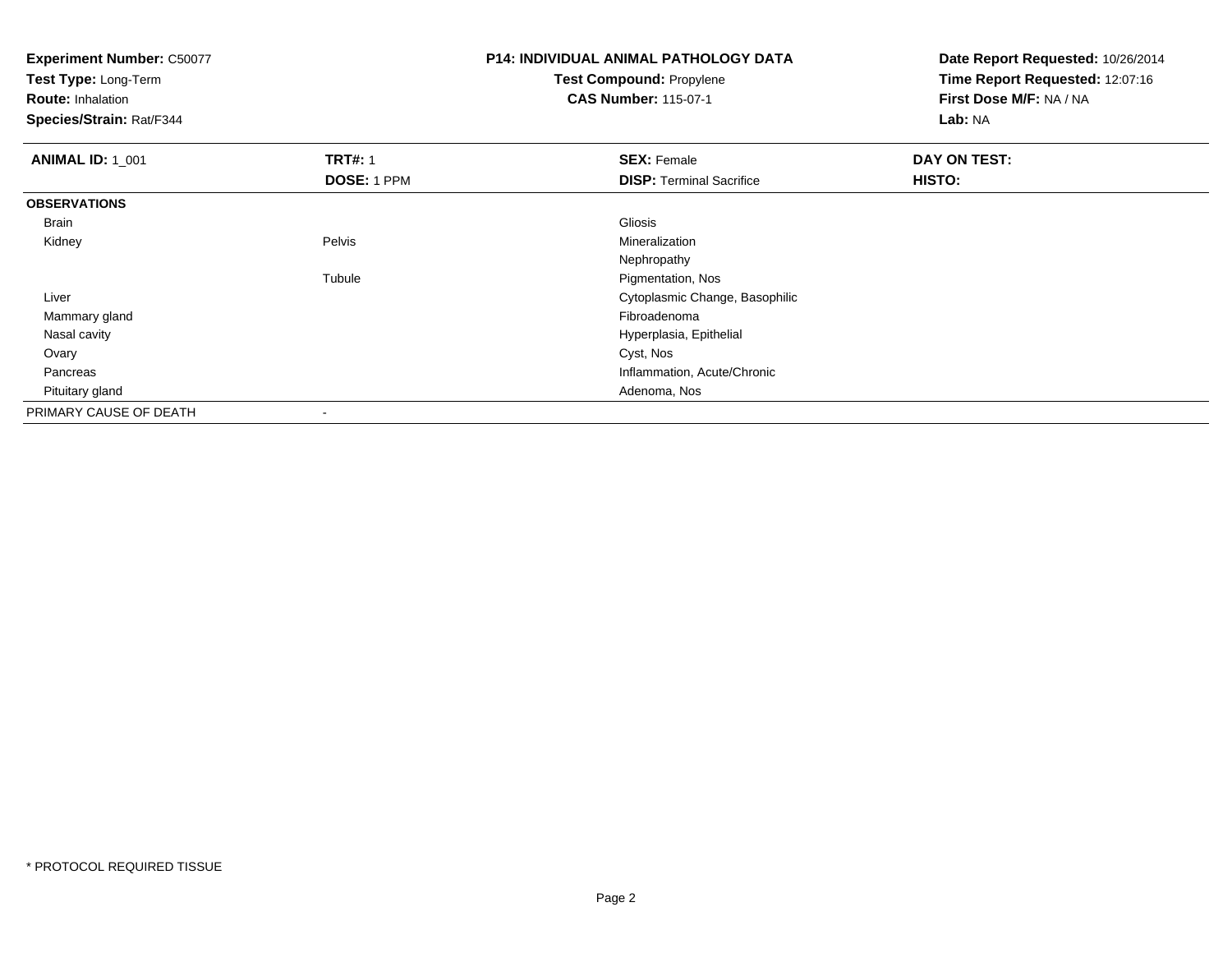**Experiment Number:** C50077
**Test Type:** Long-Term
**Route:** Inhalation
**Species/Strain:** Rat/F344

**P14: INDIVIDUAL ANIMAL PATHOLOGY DATA**
**Test Compound:** Propylene
**CAS Number:** 115-07-1

**Date Report Requested:** 10/26/2014
**Time Report Requested:** 12:07:16
**First Dose M/F:** NA / NA
**Lab:** NA

| **ANIMAL ID:** 1_001 | **TRT#:** 1 | **SEX:** Female | **DAY ON TEST:** |
|---|---|---|---|
| | **DOSE:** 1 PPM | **DISP:** Terminal Sacrifice | **HISTO:** |
| **OBSERVATIONS** | | | |
| Brain | | Gliosis | |
| Kidney | Pelvis | Mineralization | |
| | | Nephropathy | |
| | Tubule | Pigmentation, Nos | |
| Liver | | Cytoplasmic Change, Basophilic | |
| Mammary gland | | Fibroadenoma | |
| Nasal cavity | | Hyperplasia, Epithelial | |
| Ovary | | Cyst, Nos | |
| Pancreas | | Inflammation, Acute/Chronic | |
| Pituitary gland | | Adenoma, Nos | |
| PRIMARY CAUSE OF DEATH | - | | |

* PROTOCOL REQUIRED TISSUE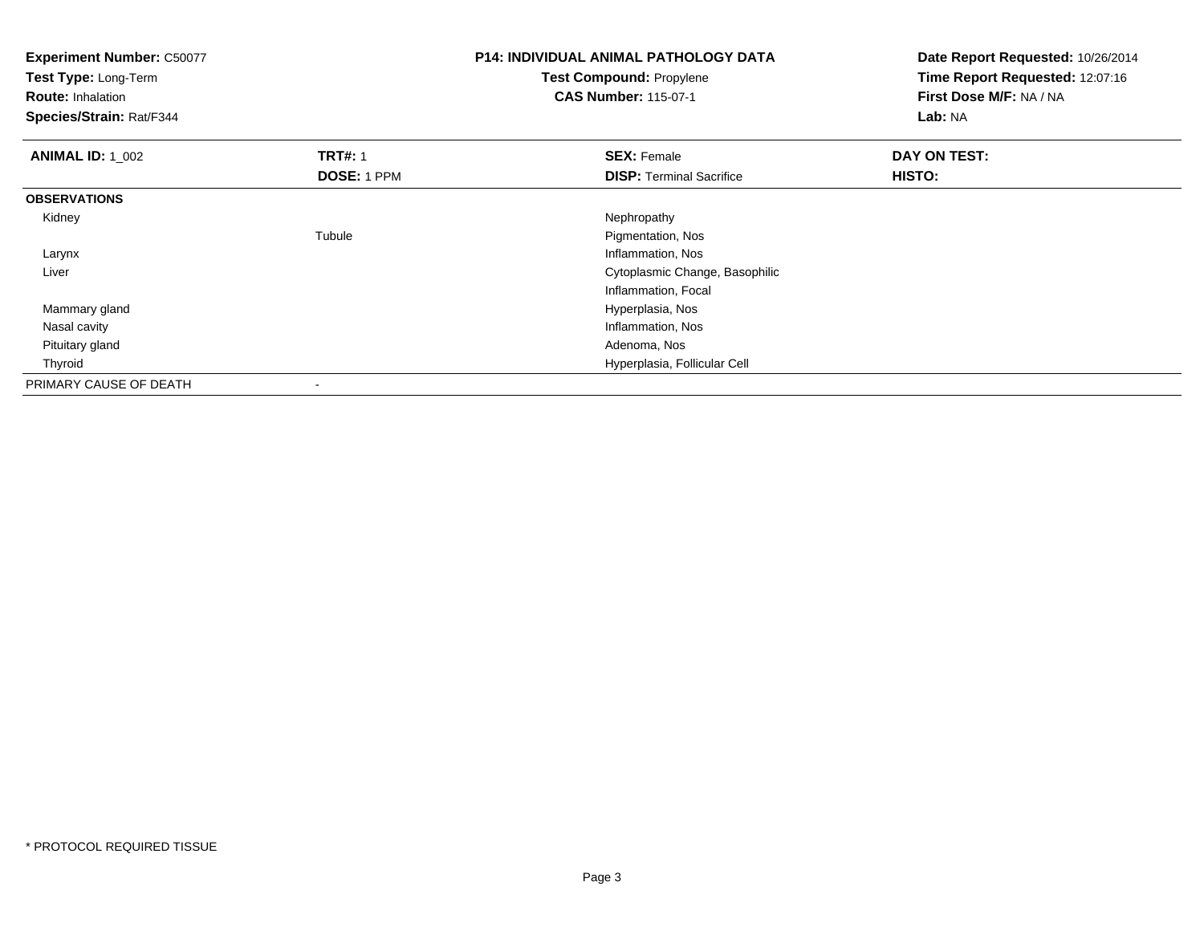**Experiment Number:** C50077
**Test Type:** Long-Term
**Route:** Inhalation
**Species/Strain:** Rat/F344

**P14: INDIVIDUAL ANIMAL PATHOLOGY DATA**
**Test Compound:** Propylene
**CAS Number:** 115-07-1

**Date Report Requested:** 10/26/2014
**Time Report Requested:** 12:07:16
**First Dose M/F:** NA / NA
**Lab:** NA

| **ANIMAL ID:** 1_002 | **TRT#:** 1 | **SEX:** Female | **DAY ON TEST:** |
|---|---|---|---|
| | **DOSE:** 1 PPM | **DISP:** Terminal Sacrifice | **HISTO:** |
| **OBSERVATIONS** | | | |
| Kidney | | Nephropathy | |
| | Tubule | Pigmentation, Nos | |
| Larynx | | Inflammation, Nos | |
| Liver | | Cytoplasmic Change, Basophilic | |
| | | Inflammation, Focal | |
| Mammary gland | | Hyperplasia, Nos | |
| Nasal cavity | | Inflammation, Nos | |
| Pituitary gland | | Adenoma, Nos | |
| Thyroid | | Hyperplasia, Follicular Cell | |
| PRIMARY CAUSE OF DEATH | - | | |

* PROTOCOL REQUIRED TISSUE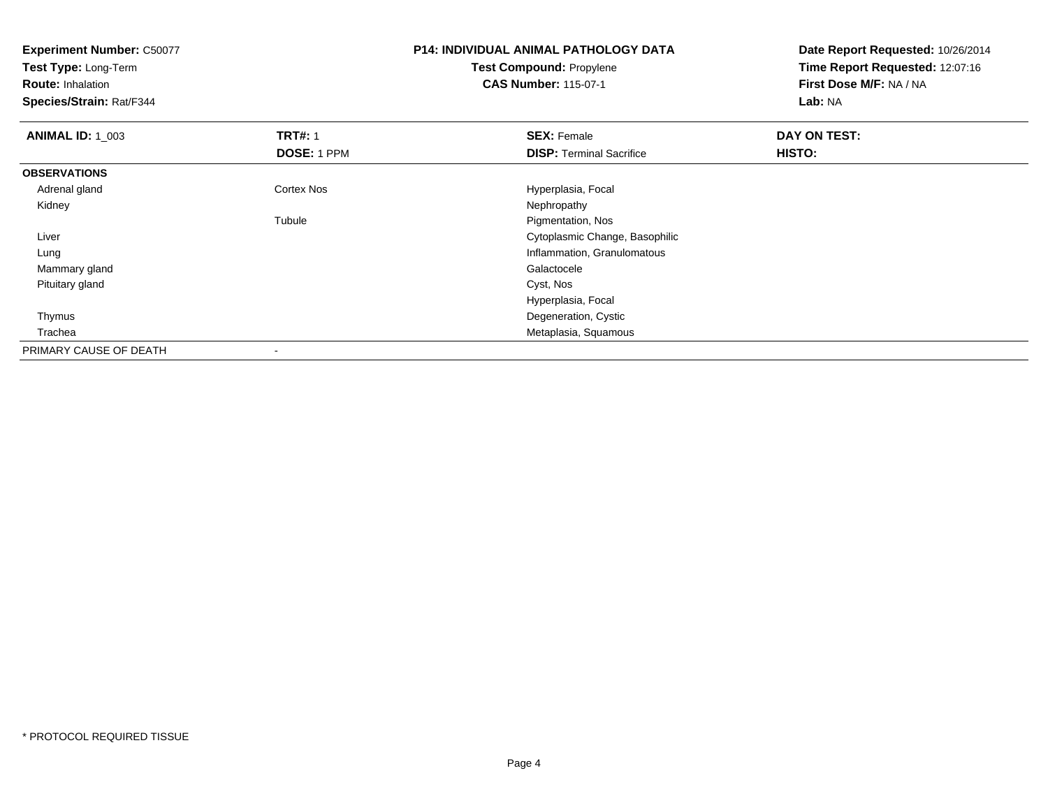**Experiment Number:** C50077
**Test Type:** Long-Term
**Route:** Inhalation
**Species/Strain:** Rat/F344

**P14: INDIVIDUAL ANIMAL PATHOLOGY DATA**
**Test Compound:** Propylene
**CAS Number:** 115-07-1

**Date Report Requested:** 10/26/2014
**Time Report Requested:** 12:07:16
**First Dose M/F:** NA / NA
**Lab:** NA

| **ANIMAL ID:** 1_003 | **TRT#:** 1 | **SEX:** Female | **DAY ON TEST:** |
|---|---|---|---|
| | **DOSE:** 1 PPM | **DISP:** Terminal Sacrifice | **HISTO:** |
| **OBSERVATIONS** | | | |
| Adrenal gland | Cortex Nos | Hyperplasia, Focal | |
| Kidney | | Nephropathy | |
| | Tubule | Pigmentation, Nos | |
| Liver | | Cytoplasmic Change, Basophilic | |
| Lung | | Inflammation, Granulomatous | |
| Mammary gland | | Galactocele | |
| Pituitary gland | | Cyst, Nos | |
| | | Hyperplasia, Focal | |
| Thymus | | Degeneration, Cystic | |
| Trachea | | Metaplasia, Squamous | |
| PRIMARY CAUSE OF DEATH | - | | |

* PROTOCOL REQUIRED TISSUE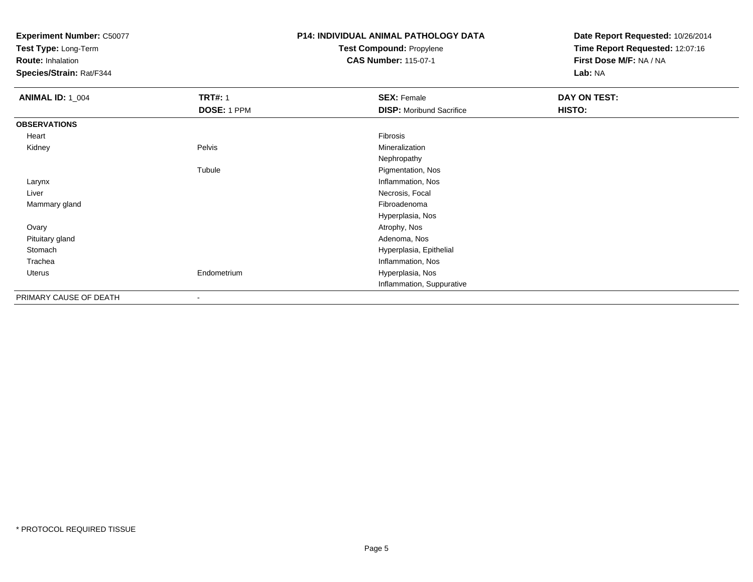**Experiment Number:** C50077
**Test Type:** Long-Term
**Route:** Inhalation
**Species/Strain:** Rat/F344

**P14: INDIVIDUAL ANIMAL PATHOLOGY DATA**
**Test Compound:** Propylene
**CAS Number:** 115-07-1

**Date Report Requested:** 10/26/2014
**Time Report Requested:** 12:07:16
**First Dose M/F:** NA / NA
**Lab:** NA

| **ANIMAL ID:** 1_004 | **TRT#:** 1 | **SEX:** Female | **DAY ON TEST:** |
|---|---|---|---|
| | **DOSE:** 1 PPM | **DISP:** Moribund Sacrifice | **HISTO:** |
| **OBSERVATIONS** | | | |
| Heart | | Fibrosis | |
| Kidney | Pelvis | Mineralization | |
| | | Nephropathy | |
| | Tubule | Pigmentation, Nos | |
| Larynx | | Inflammation, Nos | |
| Liver | | Necrosis, Focal | |
| Mammary gland | | Fibroadenoma | |
| | | Hyperplasia, Nos | |
| Ovary | | Atrophy, Nos | |
| Pituitary gland | | Adenoma, Nos | |
| Stomach | | Hyperplasia, Epithelial | |
| Trachea | | Inflammation, Nos | |
| Uterus | Endometrium | Hyperplasia, Nos | |
| | | Inflammation, Suppurative | |
| PRIMARY CAUSE OF DEATH | - | | |

* PROTOCOL REQUIRED TISSUE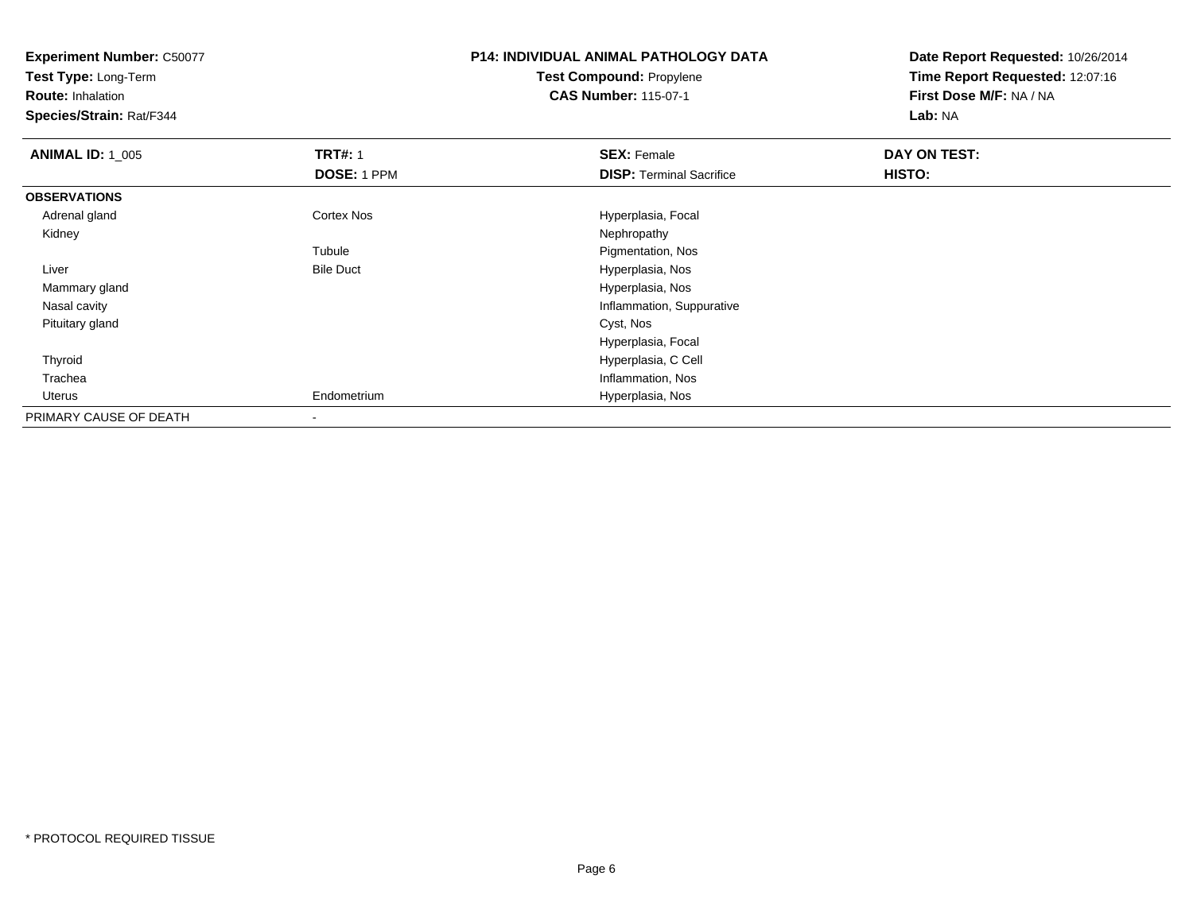**Experiment Number:** C50077
**Test Type:** Long-Term
**Route:** Inhalation
**Species/Strain:** Rat/F344

**P14: INDIVIDUAL ANIMAL PATHOLOGY DATA**
**Test Compound:** Propylene
**CAS Number:** 115-07-1

**Date Report Requested:** 10/26/2014
**Time Report Requested:** 12:07:16
**First Dose M/F:** NA / NA
**Lab:** NA

| **ANIMAL ID:** 1_005 | **TRT#:** 1 | **SEX:** Female | **DAY ON TEST:** |
|---|---|---|---|
| | **DOSE:** 1 PPM | **DISP:** Terminal Sacrifice | **HISTO:** |
| **OBSERVATIONS** | | | |
| Adrenal gland | Cortex Nos | Hyperplasia, Focal | |
| Kidney | | Nephropathy | |
| | Tubule | Pigmentation, Nos | |
| Liver | Bile Duct | Hyperplasia, Nos | |
| Mammary gland | | Hyperplasia, Nos | |
| Nasal cavity | | Inflammation, Suppurative | |
| Pituitary gland | | Cyst, Nos | |
| | | Hyperplasia, Focal | |
| Thyroid | | Hyperplasia, C Cell | |
| Trachea | | Inflammation, Nos | |
| Uterus | Endometrium | Hyperplasia, Nos | |
| PRIMARY CAUSE OF DEATH | - | | |

* PROTOCOL REQUIRED TISSUE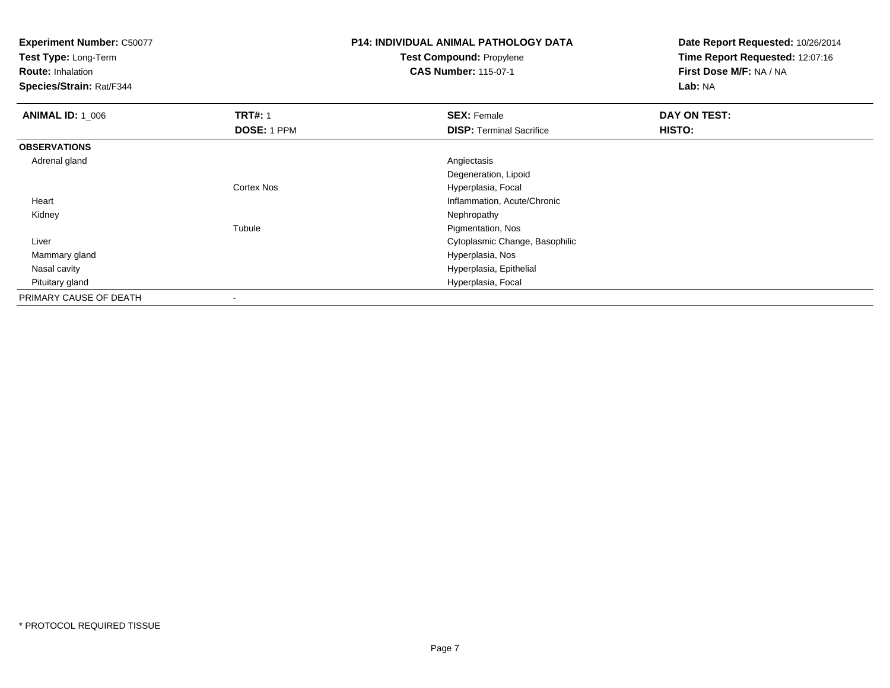**Experiment Number:** C50077
**Test Type:** Long-Term
**Route:** Inhalation
**Species/Strain:** Rat/F344

**P14: INDIVIDUAL ANIMAL PATHOLOGY DATA**
**Test Compound:** Propylene
**CAS Number:** 115-07-1

**Date Report Requested:** 10/26/2014
**Time Report Requested:** 12:07:16
**First Dose M/F:** NA / NA
**Lab:** NA

| **ANIMAL ID:** 1_006 | **TRT#:** 1 | **SEX:** Female | **DAY ON TEST:** |
|---|---|---|---|
| | **DOSE:** 1 PPM | **DISP:** Terminal Sacrifice | **HISTO:** |
| **OBSERVATIONS** | | | |
| Adrenal gland | | Angiectasis | |
| | | Degeneration, Lipoid | |
| | Cortex Nos | Hyperplasia, Focal | |
| Heart | | Inflammation, Acute/Chronic | |
| Kidney | | Nephropathy | |
| | Tubule | Pigmentation, Nos | |
| Liver | | Cytoplasmic Change, Basophilic | |
| Mammary gland | | Hyperplasia, Nos | |
| Nasal cavity | | Hyperplasia, Epithelial | |
| Pituitary gland | | Hyperplasia, Focal | |
| PRIMARY CAUSE OF DEATH | - | | |

* PROTOCOL REQUIRED TISSUE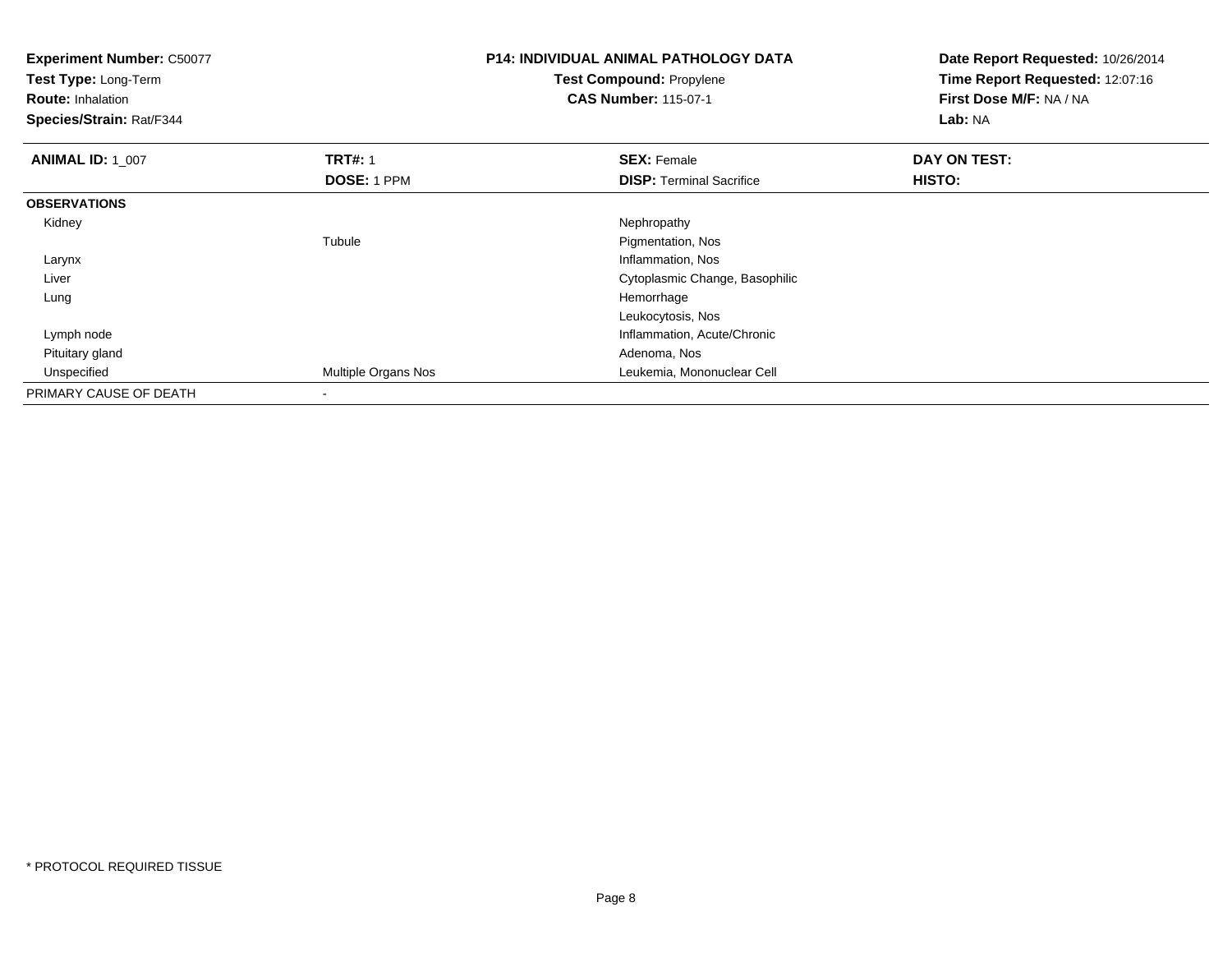**Experiment Number:** C50077
**Test Type:** Long-Term
**Route:** Inhalation
**Species/Strain:** Rat/F344

**P14: INDIVIDUAL ANIMAL PATHOLOGY DATA**
**Test Compound:** Propylene
**CAS Number:** 115-07-1

**Date Report Requested:** 10/26/2014
**Time Report Requested:** 12:07:16
**First Dose M/F:** NA / NA
**Lab:** NA

| **ANIMAL ID:** 1_007 | **TRT#:** 1 | **SEX:** Female | **DAY ON TEST:** |
|---|---|---|---|
| | **DOSE:** 1 PPM | **DISP:** Terminal Sacrifice | **HISTO:** |
| **OBSERVATIONS** | | | |
| Kidney | | Nephropathy | |
| | Tubule | Pigmentation, Nos | |
| Larynx | | Inflammation, Nos | |
| Liver | | Cytoplasmic Change, Basophilic | |
| Lung | | Hemorrhage | |
| | | Leukocytosis, Nos | |
| Lymph node | | Inflammation, Acute/Chronic | |
| Pituitary gland | | Adenoma, Nos | |
| Unspecified | Multiple Organs Nos | Leukemia, Mononuclear Cell | |
| PRIMARY CAUSE OF DEATH | - | | |

* PROTOCOL REQUIRED TISSUE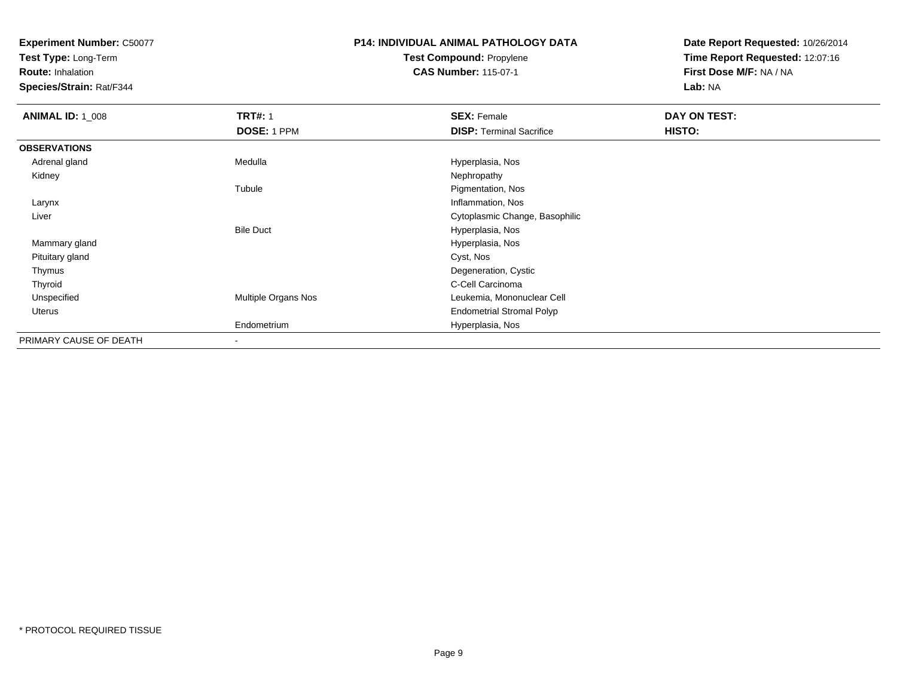**Experiment Number:** C50077
**Test Type:** Long-Term
**Route:** Inhalation
**Species/Strain:** Rat/F344

**P14: INDIVIDUAL ANIMAL PATHOLOGY DATA**
**Test Compound:** Propylene
**CAS Number:** 115-07-1

**Date Report Requested:** 10/26/2014
**Time Report Requested:** 12:07:16
**First Dose M/F:** NA / NA
**Lab:** NA

| **ANIMAL ID:** 1_008 | **TRT#:** 1 | **SEX:** Female | **DAY ON TEST:** |
|---|---|---|---|
| | **DOSE:** 1 PPM | **DISP:** Terminal Sacrifice | **HISTO:** |
| **OBSERVATIONS** | | | |
| Adrenal gland | Medulla | Hyperplasia, Nos | |
| Kidney | | Nephropathy | |
| | Tubule | Pigmentation, Nos | |
| Larynx | | Inflammation, Nos | |
| Liver | | Cytoplasmic Change, Basophilic | |
| | Bile Duct | Hyperplasia, Nos | |
| Mammary gland | | Hyperplasia, Nos | |
| Pituitary gland | | Cyst, Nos | |
| Thymus | | Degeneration, Cystic | |
| Thyroid | | C-Cell Carcinoma | |
| Unspecified | Multiple Organs Nos | Leukemia, Mononuclear Cell | |
| Uterus | | Endometrial Stromal Polyp | |
| | Endometrium | Hyperplasia, Nos | |
| PRIMARY CAUSE OF DEATH | - | | |

* PROTOCOL REQUIRED TISSUE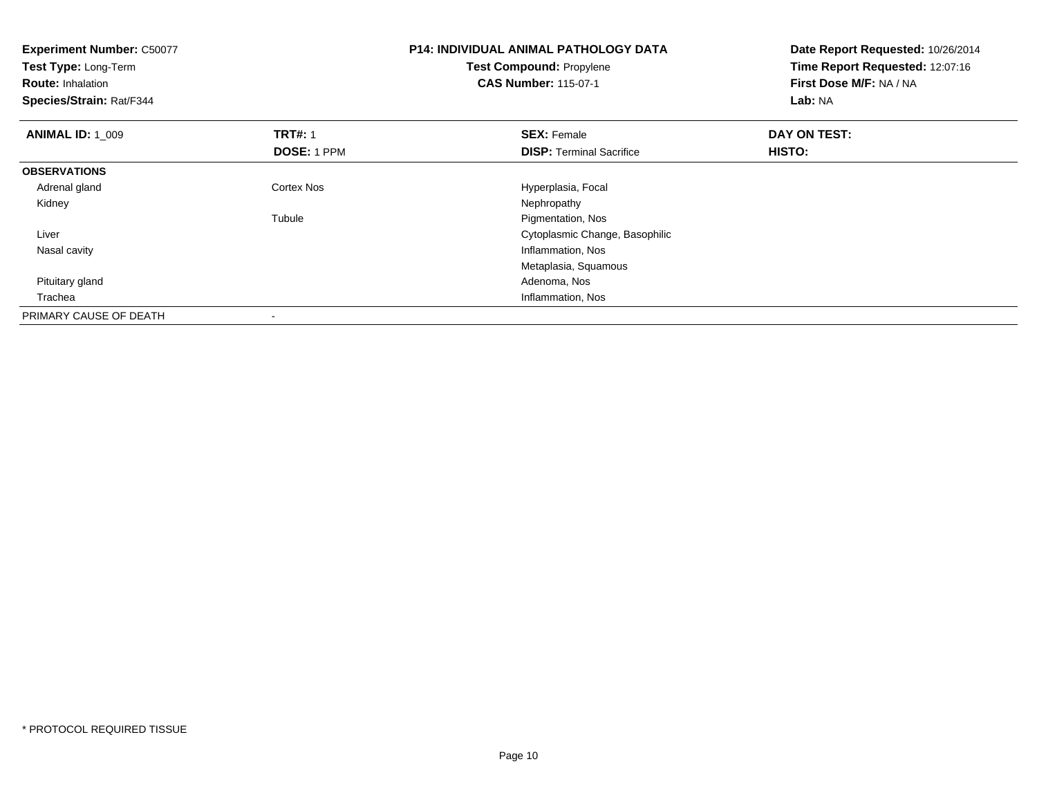**Experiment Number:** C50077
**Test Type:** Long-Term
**Route:** Inhalation
**Species/Strain:** Rat/F344

**P14: INDIVIDUAL ANIMAL PATHOLOGY DATA**
**Test Compound:** Propylene
**CAS Number:** 115-07-1

**Date Report Requested:** 10/26/2014
**Time Report Requested:** 12:07:16
**First Dose M/F:** NA / NA
**Lab:** NA

| **ANIMAL ID:** 1_009 | **TRT#:** 1 | **SEX:** Female | **DAY ON TEST:** |
|---|---|---|---|
| | **DOSE:** 1 PPM | **DISP:** Terminal Sacrifice | **HISTO:** |
| **OBSERVATIONS** | | | |
| Adrenal gland | Cortex Nos | Hyperplasia, Focal | |
| Kidney | | Nephropathy | |
| | Tubule | Pigmentation, Nos | |
| Liver | | Cytoplasmic Change, Basophilic | |
| Nasal cavity | | Inflammation, Nos | |
| | | Metaplasia, Squamous | |
| Pituitary gland | | Adenoma, Nos | |
| Trachea | | Inflammation, Nos | |
| PRIMARY CAUSE OF DEATH | - | | |

* PROTOCOL REQUIRED TISSUE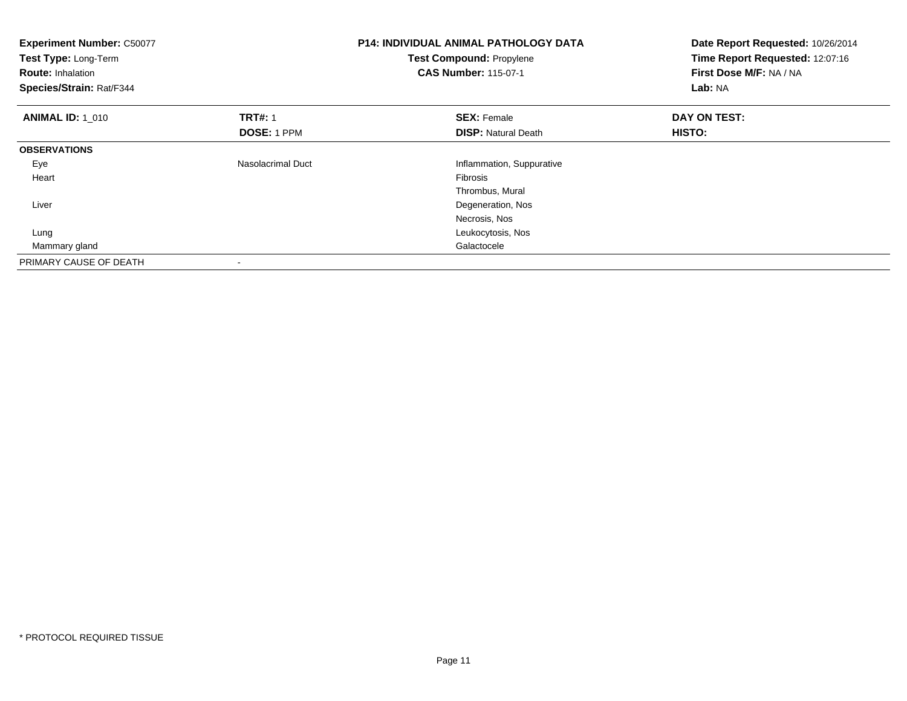**Experiment Number:** C50077
**Test Type:** Long-Term
**Route:** Inhalation
**Species/Strain:** Rat/F344

**P14: INDIVIDUAL ANIMAL PATHOLOGY DATA**
**Test Compound:** Propylene
**CAS Number:** 115-07-1

**Date Report Requested:** 10/26/2014
**Time Report Requested:** 12:07:16
**First Dose M/F:** NA / NA
**Lab:** NA

| **ANIMAL ID:** 1_010 | **TRT#:** 1 | **SEX:** Female | **DAY ON TEST:** |
|---|---|---|---|
| | **DOSE:** 1 PPM | **DISP:** Natural Death | **HISTO:** |
| **OBSERVATIONS** | | | |
| Eye | Nasolacrimal Duct | Inflammation, Suppurative | |
| Heart | | Fibrosis | |
| | | Thrombus, Mural | |
| Liver | | Degeneration, Nos | |
| | | Necrosis, Nos | |
| Lung | | Leukocytosis, Nos | |
| Mammary gland | | Galactocele | |
| PRIMARY CAUSE OF DEATH | - | | |

* PROTOCOL REQUIRED TISSUE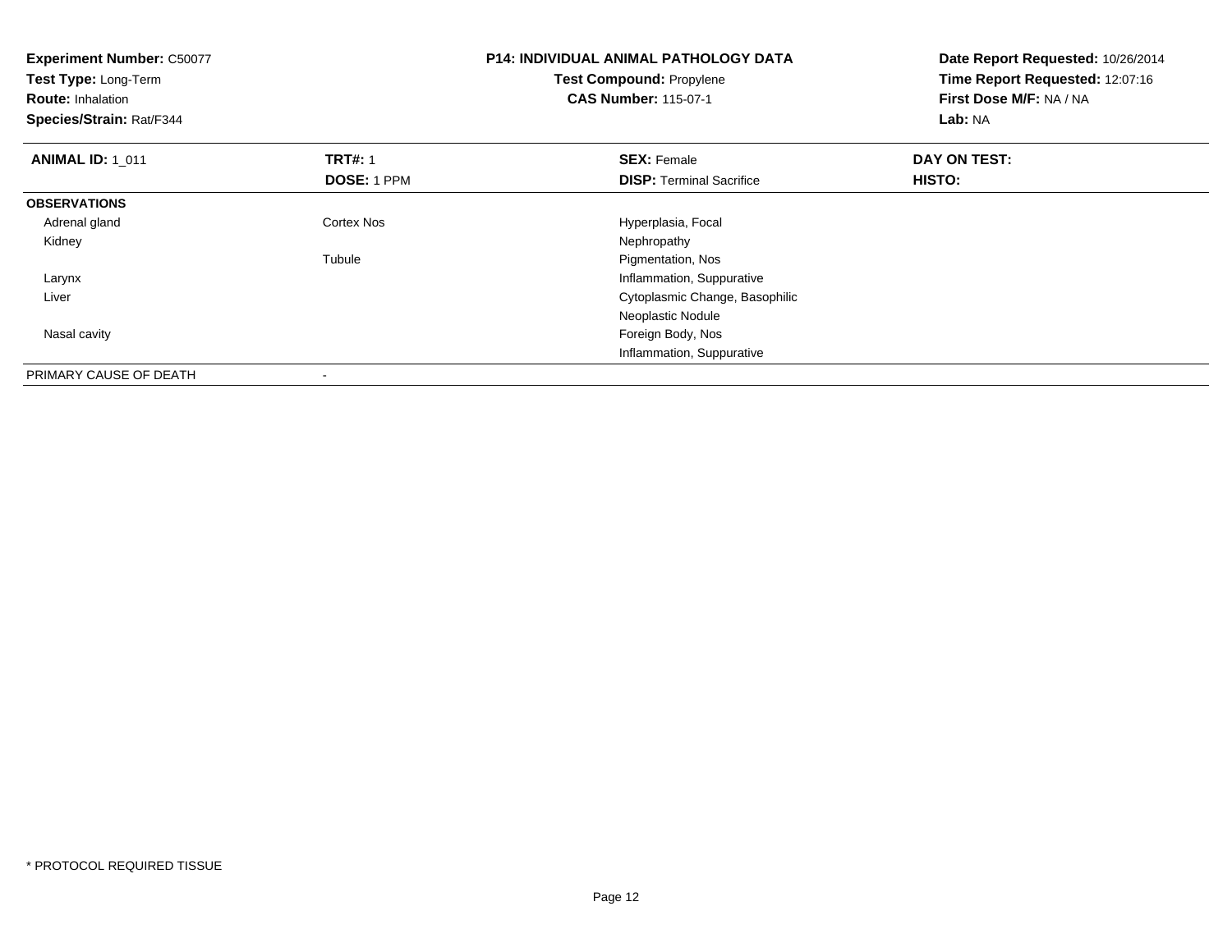**Experiment Number:** C50077
**Test Type:** Long-Term
**Route:** Inhalation
**Species/Strain:** Rat/F344

**P14: INDIVIDUAL ANIMAL PATHOLOGY DATA**
**Test Compound:** Propylene
**CAS Number:** 115-07-1

**Date Report Requested:** 10/26/2014
**Time Report Requested:** 12:07:16
**First Dose M/F:** NA / NA
**Lab:** NA

| **ANIMAL ID:** 1_011 | **TRT#:** 1 | **SEX:** Female | **DAY ON TEST:** |
|---|---|---|---|
| | **DOSE:** 1 PPM | **DISP:** Terminal Sacrifice | **HISTO:** |
| **OBSERVATIONS** | | | |
| Adrenal gland | Cortex Nos | Hyperplasia, Focal | |
| Kidney | | Nephropathy | |
| | Tubule | Pigmentation, Nos | |
| Larynx | | Inflammation, Suppurative | |
| Liver | | Cytoplasmic Change, Basophilic | |
| | | Neoplastic Nodule | |
| Nasal cavity | | Foreign Body, Nos | |
| | | Inflammation, Suppurative | |
| PRIMARY CAUSE OF DEATH | - | | |

\* PROTOCOL REQUIRED TISSUE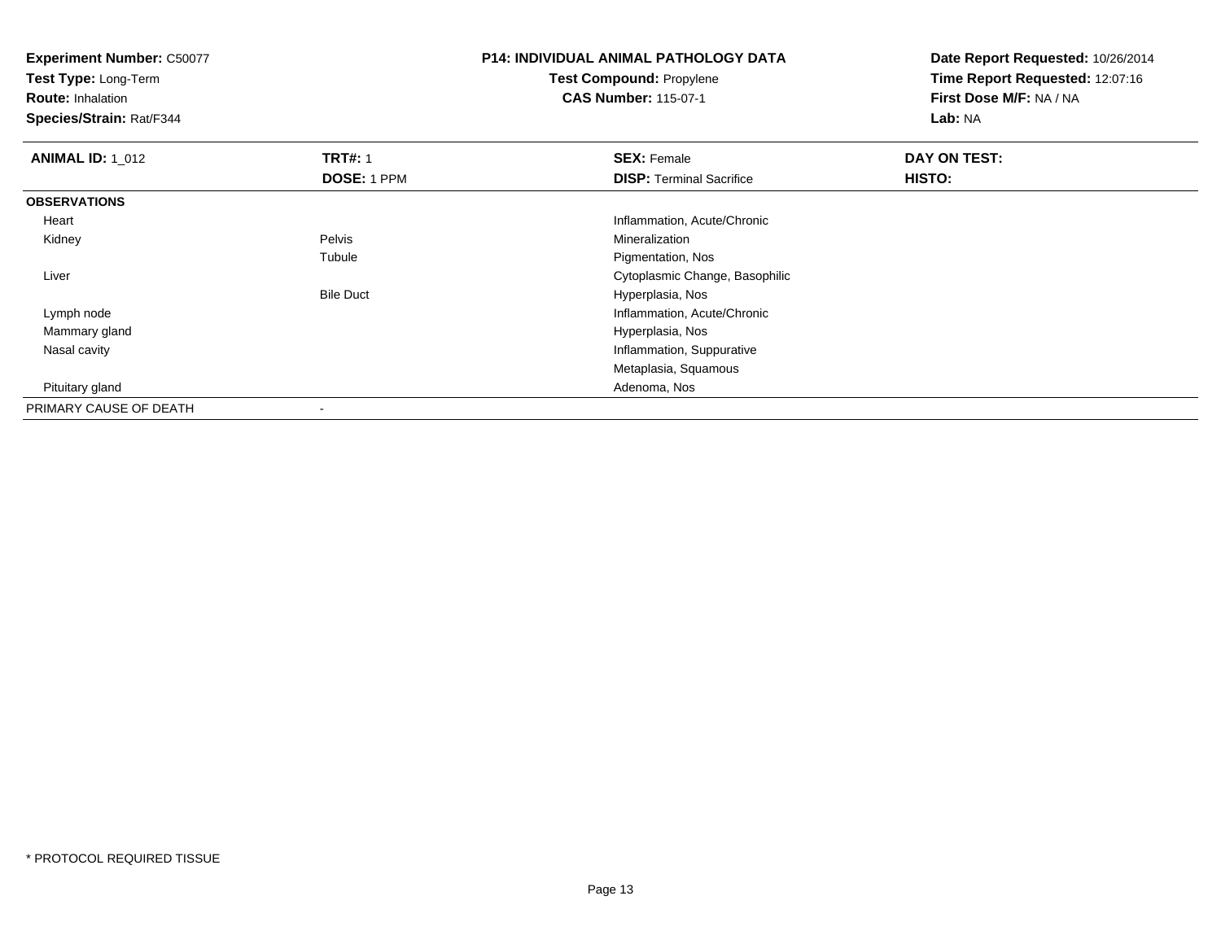**Experiment Number:** C50077
**Test Type:** Long-Term
**Route:** Inhalation
**Species/Strain:** Rat/F344

**P14: INDIVIDUAL ANIMAL PATHOLOGY DATA**
**Test Compound:** Propylene
**CAS Number:** 115-07-1

**Date Report Requested:** 10/26/2014
**Time Report Requested:** 12:07:16
**First Dose M/F:** NA / NA
**Lab:** NA

| **ANIMAL ID:** 1_012 | **TRT#:** 1 | **SEX:** Female | **DAY ON TEST:** |
|---|---|---|---|
| | **DOSE:** 1 PPM | **DISP:** Terminal Sacrifice | **HISTO:** |
| **OBSERVATIONS** | | | |
| Heart | | Inflammation, Acute/Chronic | |
| Kidney | Pelvis | Mineralization | |
| | Tubule | Pigmentation, Nos | |
| Liver | | Cytoplasmic Change, Basophilic | |
| | Bile Duct | Hyperplasia, Nos | |
| Lymph node | | Inflammation, Acute/Chronic | |
| Mammary gland | | Hyperplasia, Nos | |
| Nasal cavity | | Inflammation, Suppurative | |
| | | Metaplasia, Squamous | |
| Pituitary gland | | Adenoma, Nos | |
| PRIMARY CAUSE OF DEATH | - | | |

* PROTOCOL REQUIRED TISSUE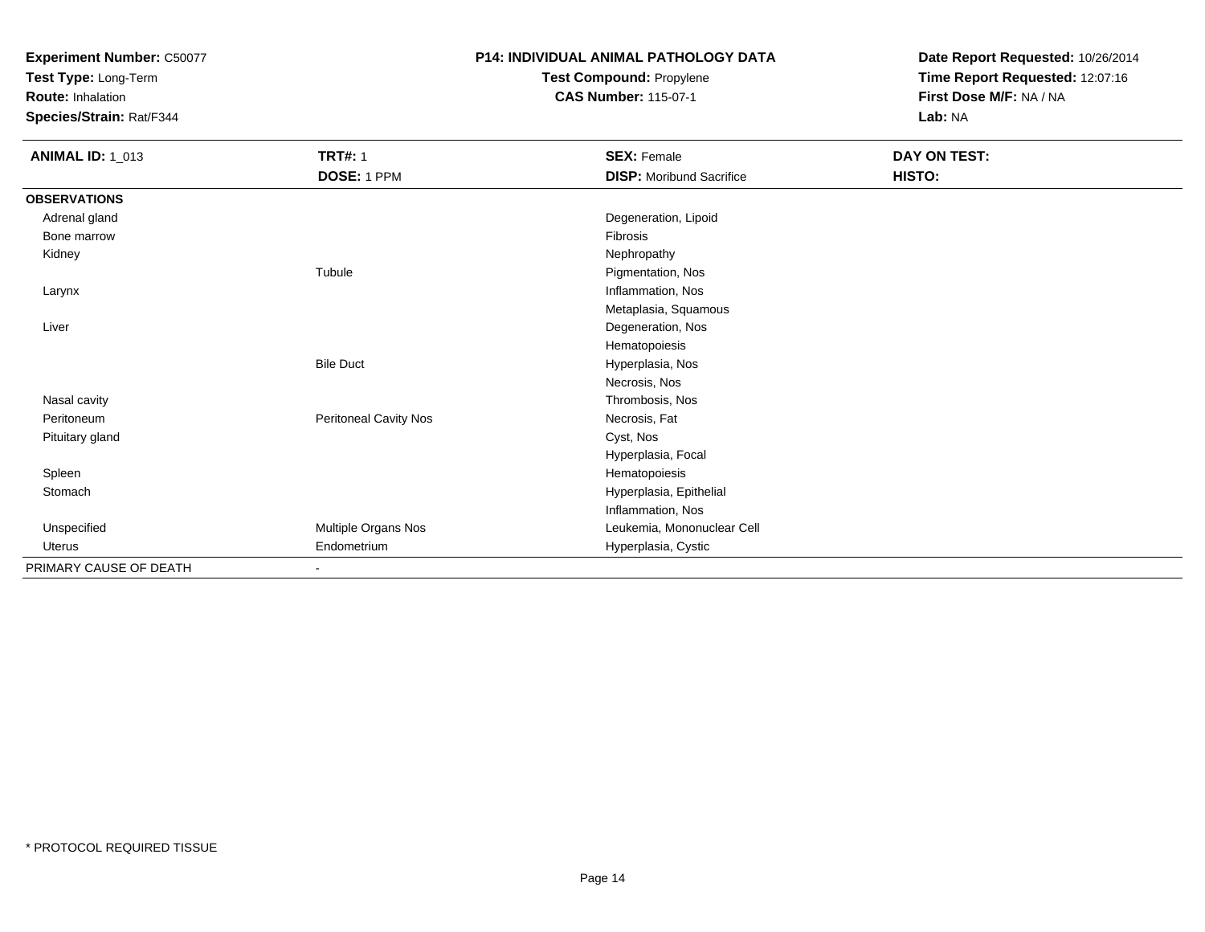**Experiment Number:** C50077
**Test Type:** Long-Term
**Route:** Inhalation
**Species/Strain:** Rat/F344

**P14: INDIVIDUAL ANIMAL PATHOLOGY DATA**
**Test Compound:** Propylene
**CAS Number:** 115-07-1

**Date Report Requested:** 10/26/2014
**Time Report Requested:** 12:07:16
**First Dose M/F:** NA / NA
**Lab:** NA

| **ANIMAL ID:** 1_013 | **TRT#:** 1 | **SEX:** Female | **DAY ON TEST:** |
|---|---|---|---|
| | **DOSE:** 1 PPM | **DISP:** Moribund Sacrifice | **HISTO:** |
| **OBSERVATIONS** | | | |
| Adrenal gland | | Degeneration, Lipoid | |
| Bone marrow | | Fibrosis | |
| Kidney | | Nephropathy | |
| | Tubule | Pigmentation, Nos | |
| Larynx | | Inflammation, Nos | |
| | | Metaplasia, Squamous | |
| Liver | | Degeneration, Nos | |
| | | Hematopoiesis | |
| | Bile Duct | Hyperplasia, Nos | |
| | | Necrosis, Nos | |
| Nasal cavity | | Thrombosis, Nos | |
| Peritoneum | Peritoneal Cavity Nos | Necrosis, Fat | |
| Pituitary gland | | Cyst, Nos | |
| | | Hyperplasia, Focal | |
| Spleen | | Hematopoiesis | |
| Stomach | | Hyperplasia, Epithelial | |
| | | Inflammation, Nos | |
| Unspecified | Multiple Organs Nos | Leukemia, Mononuclear Cell | |
| Uterus | Endometrium | Hyperplasia, Cystic | |
| PRIMARY CAUSE OF DEATH | - | | |

* PROTOCOL REQUIRED TISSUE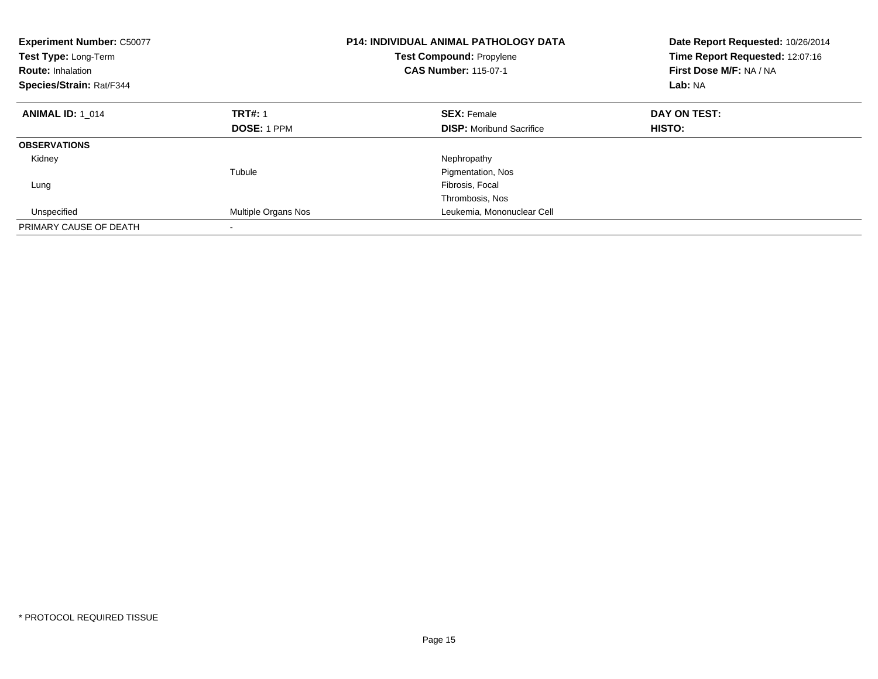**Experiment Number:** C50077
**Test Type:** Long-Term
**Route:** Inhalation
**Species/Strain:** Rat/F344

**P14: INDIVIDUAL ANIMAL PATHOLOGY DATA**
**Test Compound:** Propylene
**CAS Number:** 115-07-1

**Date Report Requested:** 10/26/2014
**Time Report Requested:** 12:07:16
**First Dose M/F:** NA / NA
**Lab:** NA

| **ANIMAL ID:** 1_014 | **TRT#:** 1 | **SEX:** Female | **DAY ON TEST:** |
|---|---|---|---|
| | **DOSE:** 1 PPM | **DISP:** Moribund Sacrifice | **HISTO:** |
| **OBSERVATIONS** | | | |
| Kidney | | Nephropathy | |
| | Tubule | Pigmentation, Nos | |
| Lung | | Fibrosis, Focal | |
| | | Thrombosis, Nos | |
| Unspecified | Multiple Organs Nos | Leukemia, Mononuclear Cell | |
| PRIMARY CAUSE OF DEATH | - | | |

* PROTOCOL REQUIRED TISSUE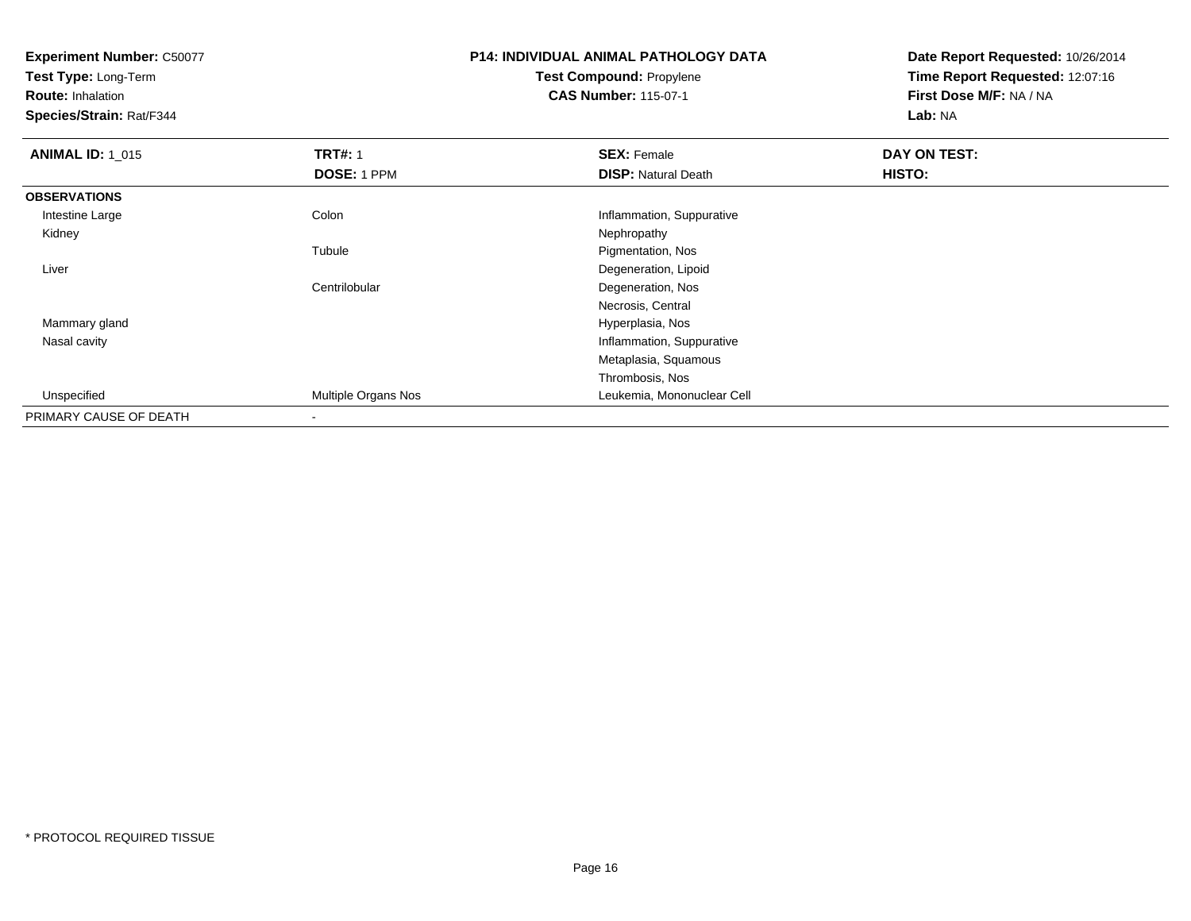**Experiment Number:** C50077
**Test Type:** Long-Term
**Route:** Inhalation
**Species/Strain:** Rat/F344

**P14: INDIVIDUAL ANIMAL PATHOLOGY DATA**
**Test Compound:** Propylene
**CAS Number:** 115-07-1

**Date Report Requested:** 10/26/2014
**Time Report Requested:** 12:07:16
**First Dose M/F:** NA / NA
**Lab:** NA

| **ANIMAL ID:** 1_015 | **TRT#:** 1 | **SEX:** Female | **DAY ON TEST:** |
|---|---|---|---|
| | **DOSE:** 1 PPM | **DISP:** Natural Death | **HISTO:** |
| **OBSERVATIONS** | | | |
| Intestine Large | Colon | Inflammation, Suppurative | |
| Kidney | | Nephropathy | |
| | Tubule | Pigmentation, Nos | |
| Liver | | Degeneration, Lipoid | |
| | Centrilobular | Degeneration, Nos | |
| | | Necrosis, Central | |
| Mammary gland | | Hyperplasia, Nos | |
| Nasal cavity | | Inflammation, Suppurative | |
| | | Metaplasia, Squamous | |
| | | Thrombosis, Nos | |
| Unspecified | Multiple Organs Nos | Leukemia, Mononuclear Cell | |
| PRIMARY CAUSE OF DEATH | - | | |

* PROTOCOL REQUIRED TISSUE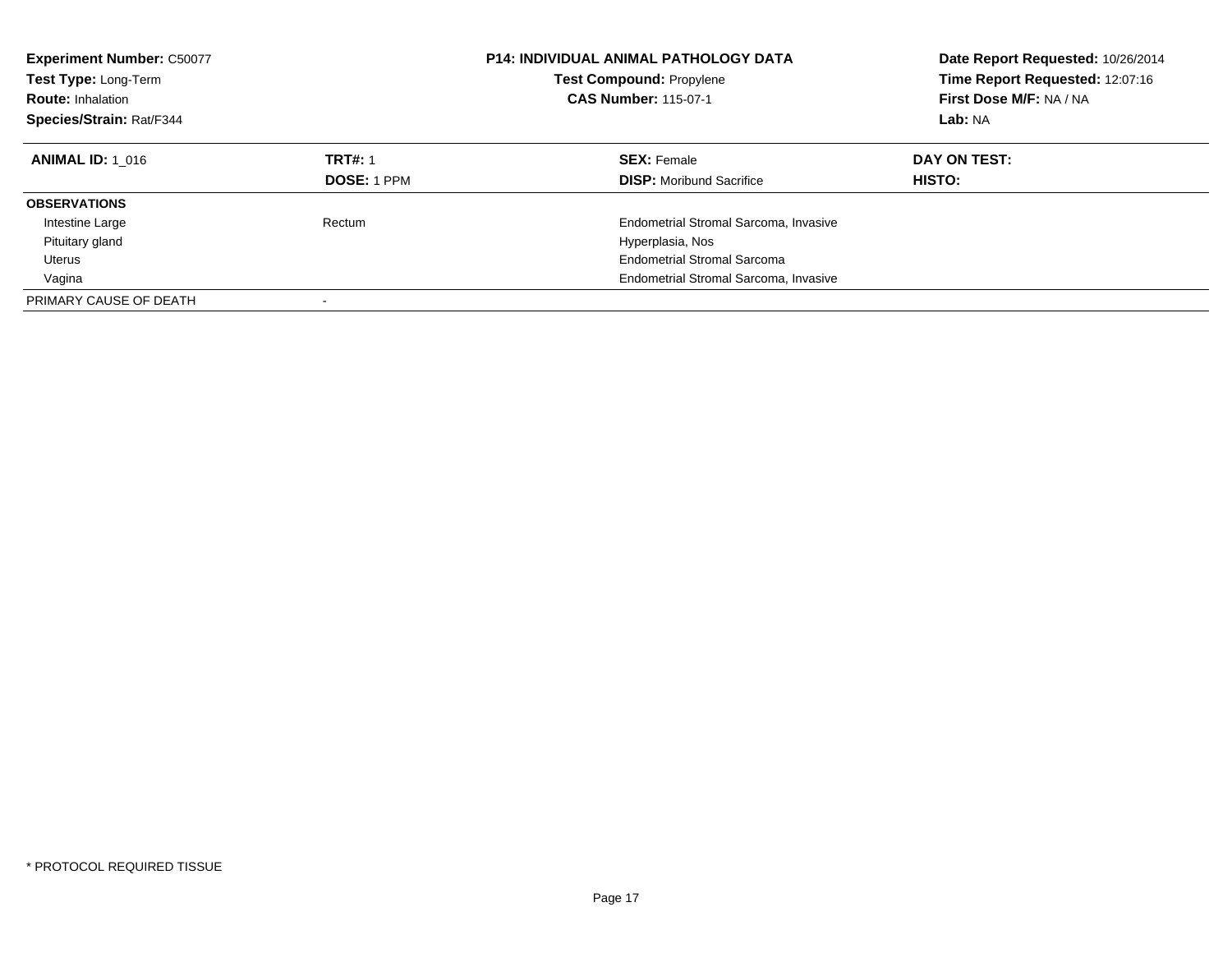**Experiment Number:** C50077
**Test Type:** Long-Term
**Route:** Inhalation
**Species/Strain:** Rat/F344

**P14: INDIVIDUAL ANIMAL PATHOLOGY DATA**
**Test Compound:** Propylene
**CAS Number:** 115-07-1

**Date Report Requested:** 10/26/2014
**Time Report Requested:** 12:07:16
**First Dose M/F:** NA / NA
**Lab:** NA

| **ANIMAL ID:** 1_016 | **TRT#:** 1 | **SEX:** Female | **DAY ON TEST:** |
|---|---|---|---|
| | **DOSE:** 1 PPM | **DISP:** Moribund Sacrifice | **HISTO:** |
| **OBSERVATIONS** | | | |
| Intestine Large | Rectum | Endometrial Stromal Sarcoma, Invasive | |
| Pituitary gland | | Hyperplasia, Nos | |
| Uterus | | Endometrial Stromal Sarcoma | |
| Vagina | | Endometrial Stromal Sarcoma, Invasive | |
| PRIMARY CAUSE OF DEATH | - | | |

* PROTOCOL REQUIRED TISSUE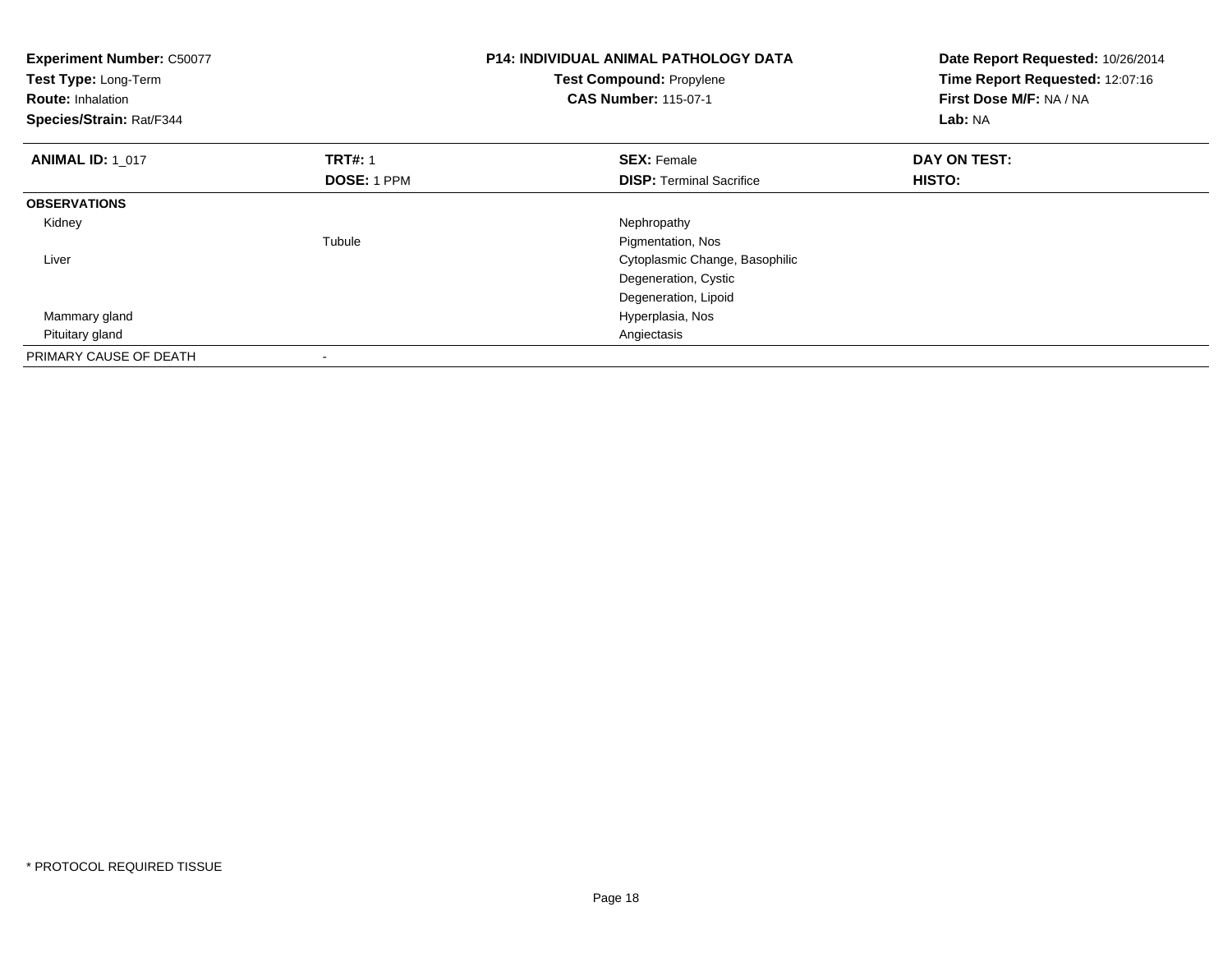**Experiment Number:** C50077
**Test Type:** Long-Term
**Route:** Inhalation
**Species/Strain:** Rat/F344

**P14: INDIVIDUAL ANIMAL PATHOLOGY DATA**
**Test Compound:** Propylene
**CAS Number:** 115-07-1

**Date Report Requested:** 10/26/2014
**Time Report Requested:** 12:07:16
**First Dose M/F:** NA / NA
**Lab:** NA

| **ANIMAL ID:** 1_017 | **TRT#:** 1 | **SEX:** Female | **DAY ON TEST:** |
|---|---|---|---|
| | **DOSE:** 1 PPM | **DISP:** Terminal Sacrifice | **HISTO:** |
| **OBSERVATIONS** | | | |
| Kidney | | Nephropathy | |
| | Tubule | Pigmentation, Nos | |
| Liver | | Cytoplasmic Change, Basophilic | |
| | | Degeneration, Cystic | |
| | | Degeneration, Lipoid | |
| Mammary gland | | Hyperplasia, Nos | |
| Pituitary gland | | Angiectasis | |
| PRIMARY CAUSE OF DEATH | - | | |

* PROTOCOL REQUIRED TISSUE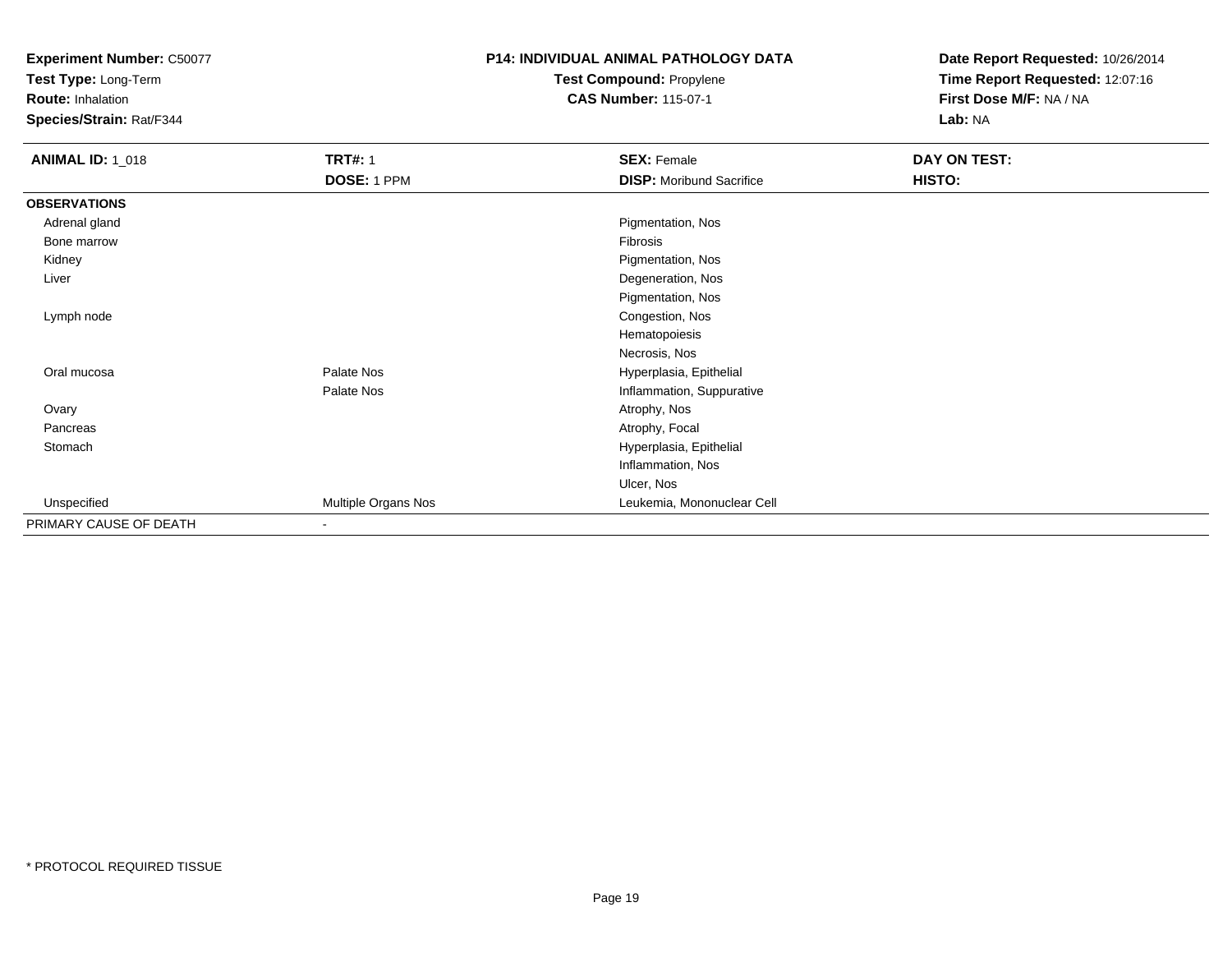**Experiment Number:** C50077
**Test Type:** Long-Term
**Route:** Inhalation
**Species/Strain:** Rat/F344

**P14: INDIVIDUAL ANIMAL PATHOLOGY DATA**
**Test Compound:** Propylene
**CAS Number:** 115-07-1

**Date Report Requested:** 10/26/2014
**Time Report Requested:** 12:07:16
**First Dose M/F:** NA / NA
**Lab:** NA

| **ANIMAL ID:** 1_018 | **TRT#:** 1 | **SEX:** Female | **DAY ON TEST:** |
|---|---|---|---|
| | **DOSE:** 1 PPM | **DISP:** Moribund Sacrifice | **HISTO:** |
| **OBSERVATIONS** | | | |
| Adrenal gland | | Pigmentation, Nos | |
| Bone marrow | | Fibrosis | |
| Kidney | | Pigmentation, Nos | |
| Liver | | Degeneration, Nos | |
| | | Pigmentation, Nos | |
| Lymph node | | Congestion, Nos | |
| | | Hematopoiesis | |
| | | Necrosis, Nos | |
| Oral mucosa | Palate Nos | Hyperplasia, Epithelial | |
| | Palate Nos | Inflammation, Suppurative | |
| Ovary | | Atrophy, Nos | |
| Pancreas | | Atrophy, Focal | |
| Stomach | | Hyperplasia, Epithelial | |
| | | Inflammation, Nos | |
| | | Ulcer, Nos | |
| Unspecified | Multiple Organs Nos | Leukemia, Mononuclear Cell | |
| PRIMARY CAUSE OF DEATH | - | | |

* PROTOCOL REQUIRED TISSUE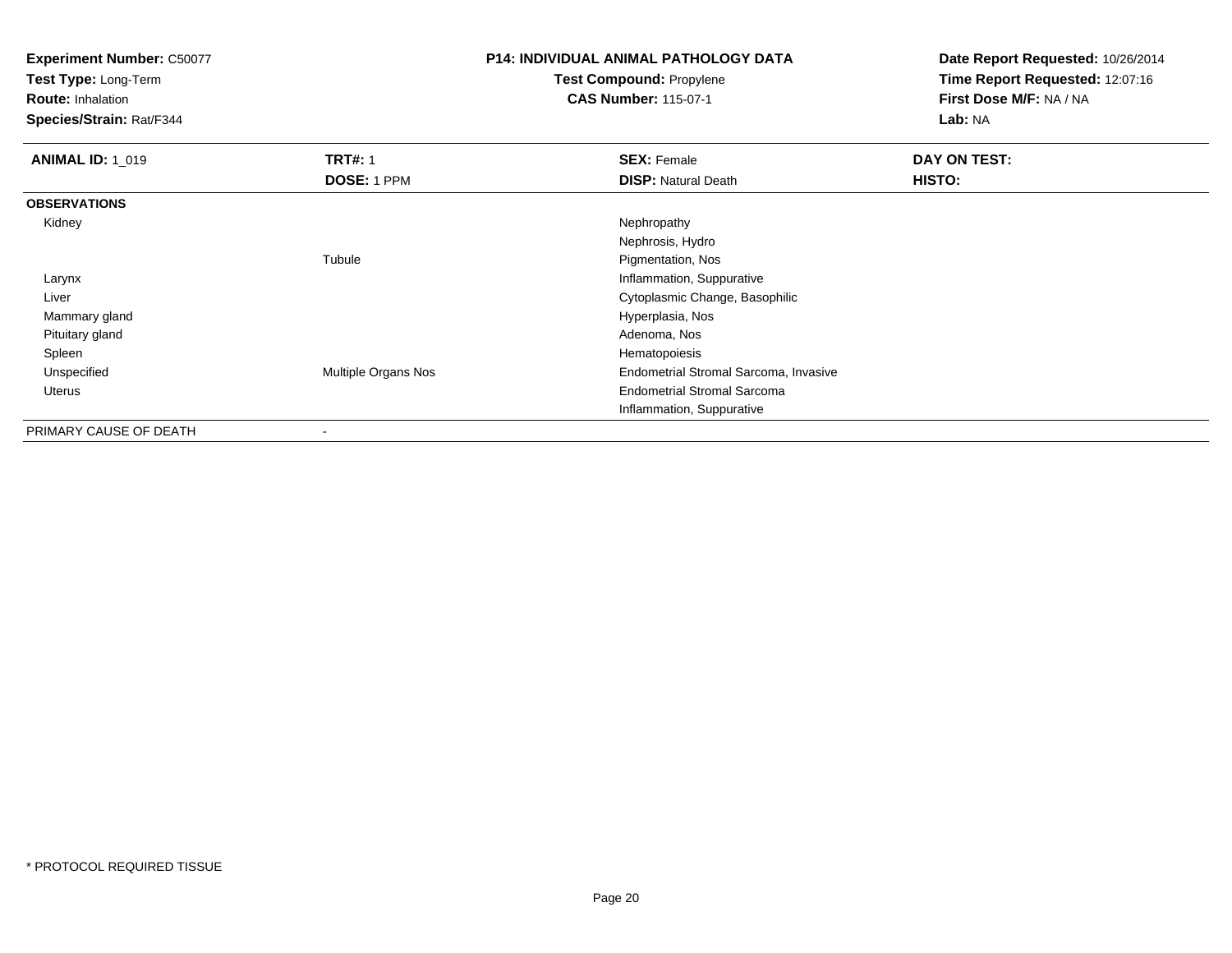**Experiment Number:** C50077
**Test Type:** Long-Term
**Route:** Inhalation
**Species/Strain:** Rat/F344

## P14: INDIVIDUAL ANIMAL PATHOLOGY DATA

**Test Compound:** Propylene
**CAS Number:** 115-07-1

**Date Report Requested:** 10/26/2014
**Time Report Requested:** 12:07:16
**First Dose M/F:** NA / NA
**Lab:** NA

| **ANIMAL ID:** 1_019 | **TRT#:** 1 | **SEX:** Female | **DAY ON TEST:** |
|---|---|---|---|
| | **DOSE:** 1 PPM | **DISP:** Natural Death | **HISTO:** |
| **OBSERVATIONS** | | | |
| Kidney | | Nephropathy | |
| | | Nephrosis, Hydro | |
| | Tubule | Pigmentation, Nos | |
| Larynx | | Inflammation, Suppurative | |
| Liver | | Cytoplasmic Change, Basophilic | |
| Mammary gland | | Hyperplasia, Nos | |
| Pituitary gland | | Adenoma, Nos | |
| Spleen | | Hematopoiesis | |
| Unspecified | Multiple Organs Nos | Endometrial Stromal Sarcoma, Invasive | |
| Uterus | | Endometrial Stromal Sarcoma | |
| | | Inflammation, Suppurative | |
| PRIMARY CAUSE OF DEATH | - | | |

* PROTOCOL REQUIRED TISSUE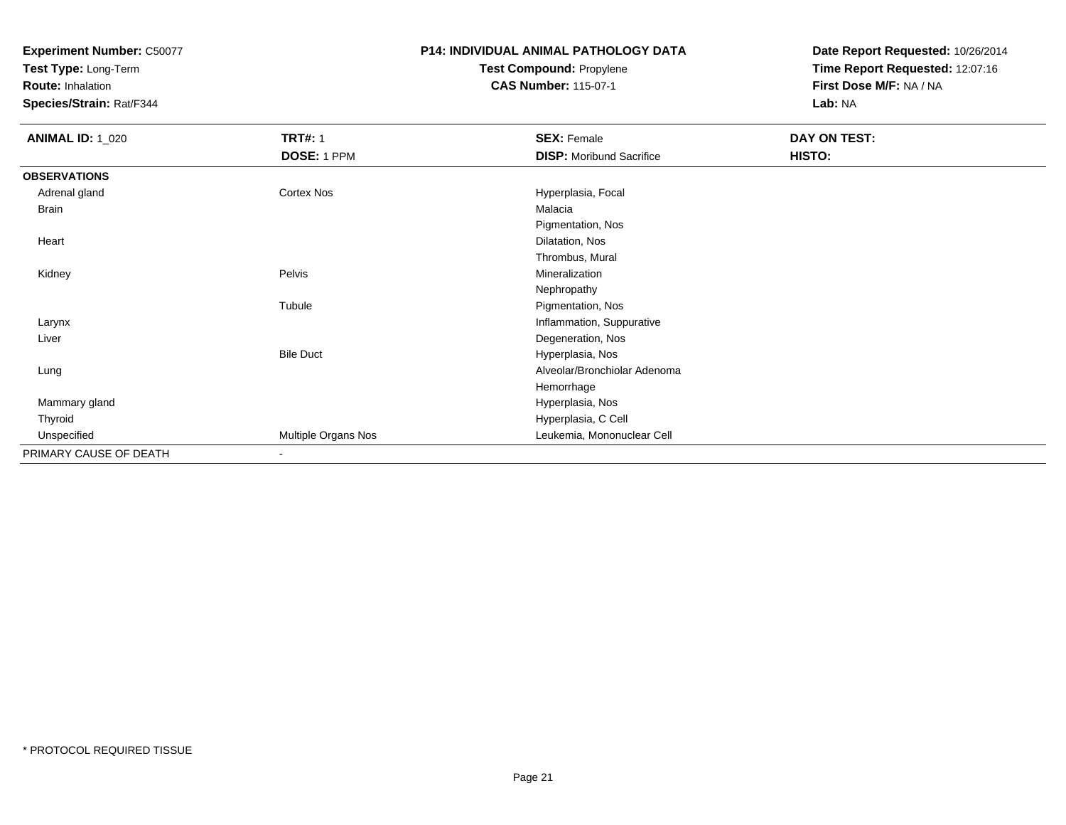**Experiment Number:** C50077
**Test Type:** Long-Term
**Route:** Inhalation
**Species/Strain:** Rat/F344

**P14: INDIVIDUAL ANIMAL PATHOLOGY DATA**
**Test Compound:** Propylene
**CAS Number:** 115-07-1

**Date Report Requested:** 10/26/2014
**Time Report Requested:** 12:07:16
**First Dose M/F:** NA / NA
**Lab:** NA

| **ANIMAL ID:** 1_020 | **TRT#:** 1 | **SEX:** Female | **DAY ON TEST:** |
|---|---|---|---|
| | **DOSE:** 1 PPM | **DISP:** Moribund Sacrifice | **HISTO:** |
| **OBSERVATIONS** | | | |
| Adrenal gland | Cortex Nos | Hyperplasia, Focal | |
| Brain | | Malacia | |
| | | Pigmentation, Nos | |
| Heart | | Dilatation, Nos | |
| | | Thrombus, Mural | |
| Kidney | Pelvis | Mineralization | |
| | | Nephropathy | |
| | Tubule | Pigmentation, Nos | |
| Larynx | | Inflammation, Suppurative | |
| Liver | | Degeneration, Nos | |
| | Bile Duct | Hyperplasia, Nos | |
| Lung | | Alveolar/Bronchiolar Adenoma | |
| | | Hemorrhage | |
| Mammary gland | | Hyperplasia, Nos | |
| Thyroid | | Hyperplasia, C Cell | |
| Unspecified | Multiple Organs Nos | Leukemia, Mononuclear Cell | |
| PRIMARY CAUSE OF DEATH | - | | |

* PROTOCOL REQUIRED TISSUE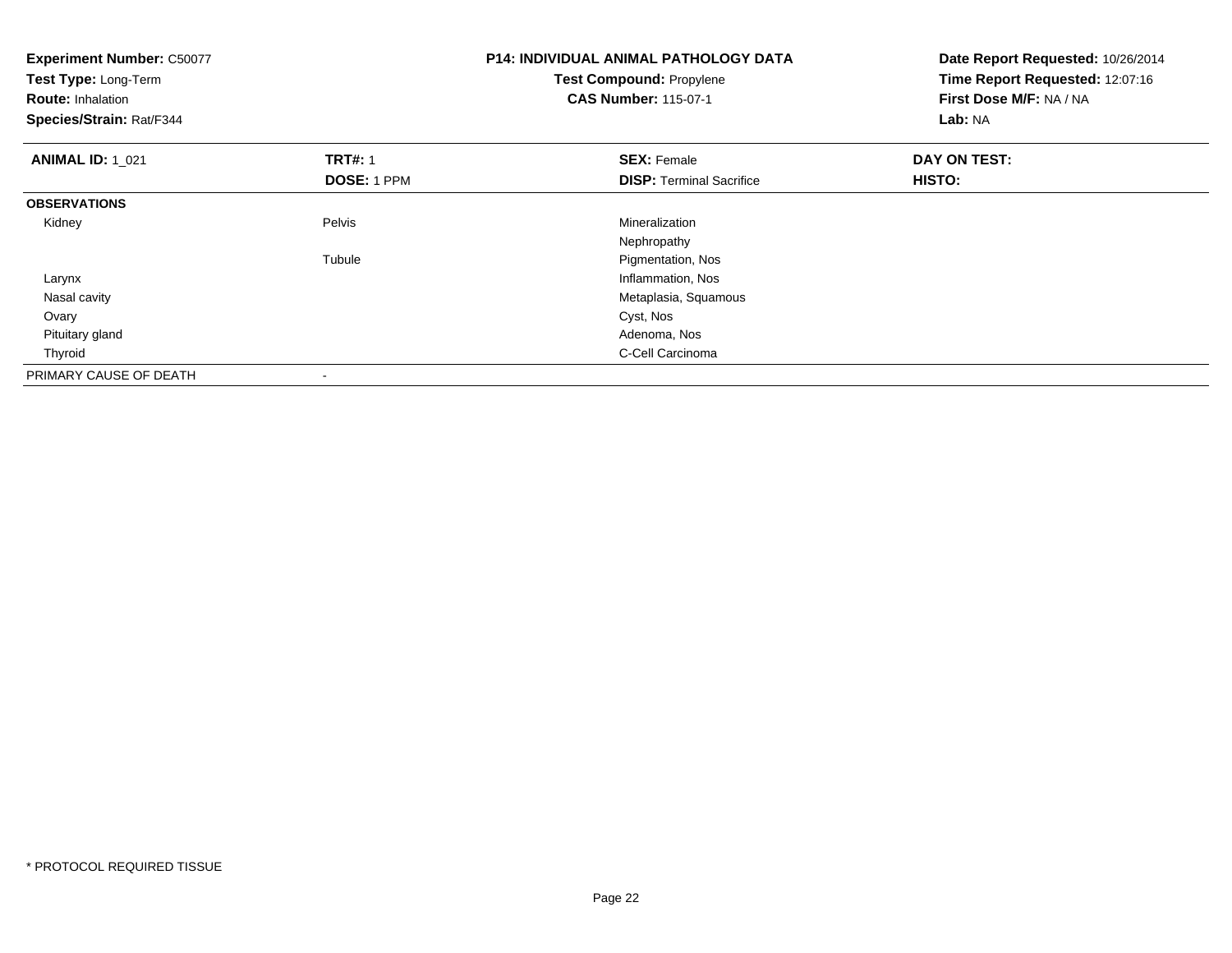**Experiment Number:** C50077
**Test Type:** Long-Term
**Route:** Inhalation
**Species/Strain:** Rat/F344

**P14: INDIVIDUAL ANIMAL PATHOLOGY DATA**
**Test Compound:** Propylene
**CAS Number:** 115-07-1

**Date Report Requested:** 10/26/2014
**Time Report Requested:** 12:07:16
**First Dose M/F:** NA / NA
**Lab:** NA

| **ANIMAL ID:** 1_021 | **TRT#:** 1 | **SEX:** Female | **DAY ON TEST:** |
|---|---|---|---|
| | **DOSE:** 1 PPM | **DISP:** Terminal Sacrifice | **HISTO:** |
| **OBSERVATIONS** | | | |
| Kidney | Pelvis | Mineralization | |
| | | Nephropathy | |
| | Tubule | Pigmentation, Nos | |
| Larynx | | Inflammation, Nos | |
| Nasal cavity | | Metaplasia, Squamous | |
| Ovary | | Cyst, Nos | |
| Pituitary gland | | Adenoma, Nos | |
| Thyroid | | C-Cell Carcinoma | |
| PRIMARY CAUSE OF DEATH | - | | |

* PROTOCOL REQUIRED TISSUE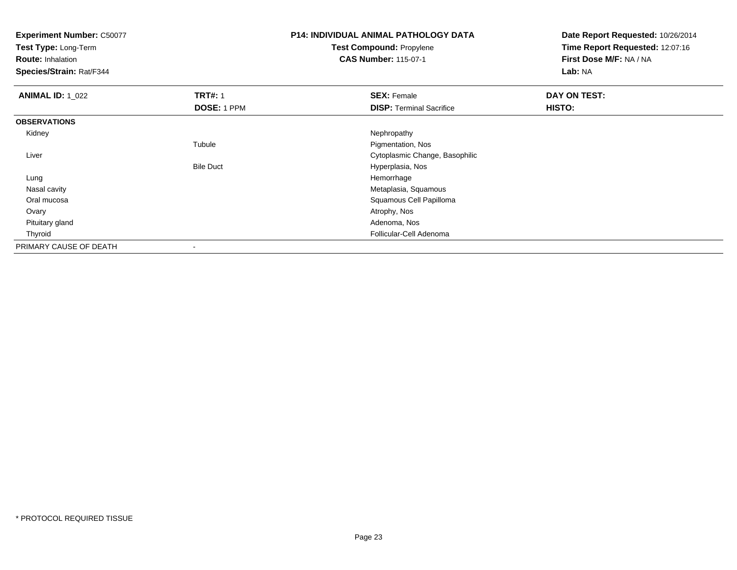**Experiment Number:** C50077
**Test Type:** Long-Term
**Route:** Inhalation
**Species/Strain:** Rat/F344

**P14: INDIVIDUAL ANIMAL PATHOLOGY DATA**
**Test Compound:** Propylene
**CAS Number:** 115-07-1

**Date Report Requested:** 10/26/2014
**Time Report Requested:** 12:07:16
**First Dose M/F:** NA / NA
**Lab:** NA

| **ANIMAL ID:** 1_022 | **TRT#:** 1 | **SEX:** Female | **DAY ON TEST:** |
|---|---|---|---|
| | **DOSE:** 1 PPM | **DISP:** Terminal Sacrifice | **HISTO:** |
| **OBSERVATIONS** | | | |
| Kidney | | Nephropathy | |
| | Tubule | Pigmentation, Nos | |
| Liver | | Cytoplasmic Change, Basophilic | |
| | Bile Duct | Hyperplasia, Nos | |
| Lung | | Hemorrhage | |
| Nasal cavity | | Metaplasia, Squamous | |
| Oral mucosa | | Squamous Cell Papilloma | |
| Ovary | | Atrophy, Nos | |
| Pituitary gland | | Adenoma, Nos | |
| Thyroid | | Follicular-Cell Adenoma | |
| PRIMARY CAUSE OF DEATH | - | | |

* PROTOCOL REQUIRED TISSUE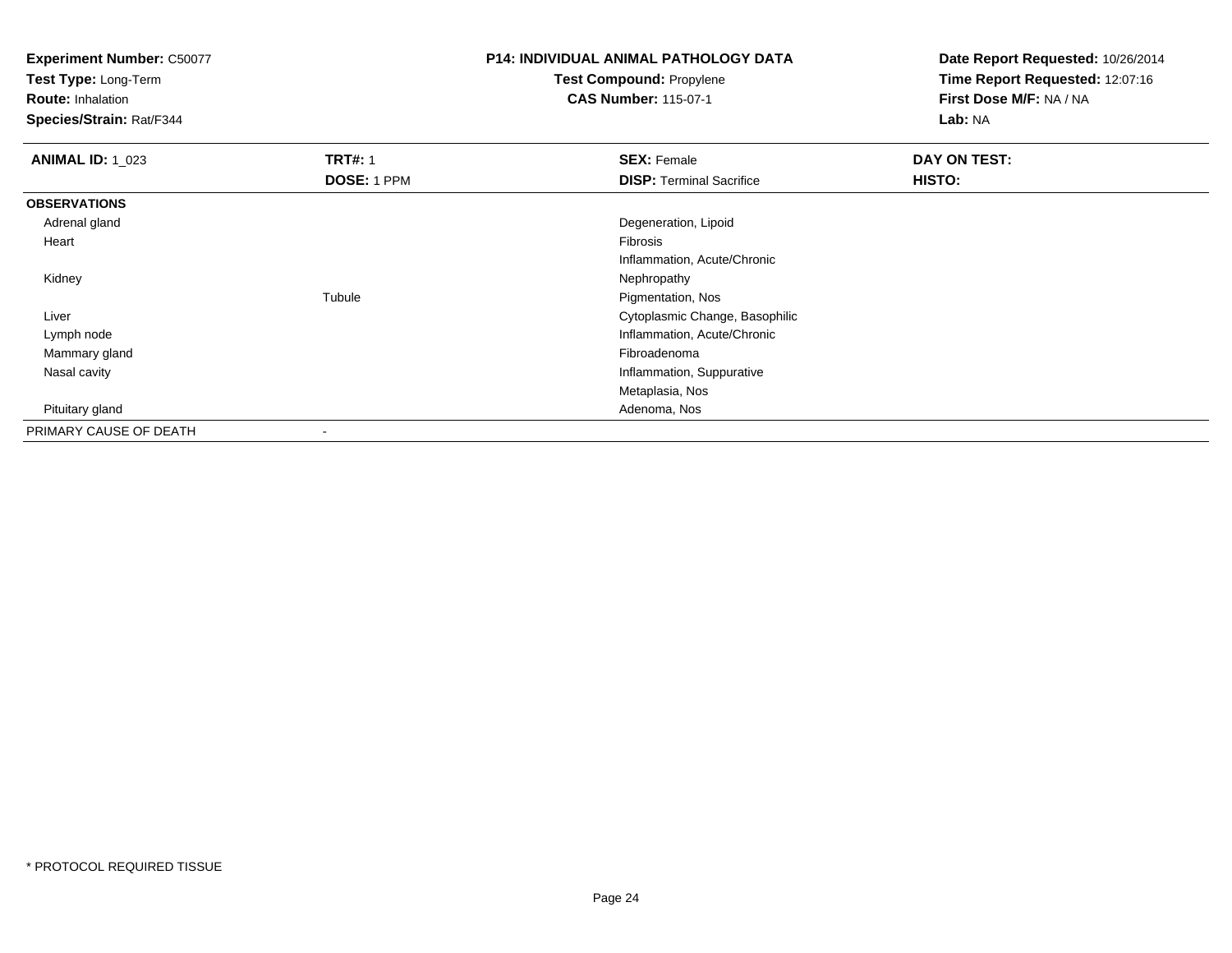**Experiment Number:** C50077
**Test Type:** Long-Term
**Route:** Inhalation
**Species/Strain:** Rat/F344

**P14: INDIVIDUAL ANIMAL PATHOLOGY DATA**
**Test Compound:** Propylene
**CAS Number:** 115-07-1

**Date Report Requested:** 10/26/2014
**Time Report Requested:** 12:07:16
**First Dose M/F:** NA / NA
**Lab:** NA

| **ANIMAL ID:** 1_023 | **TRT#:** 1 | **SEX:** Female | **DAY ON TEST:** |
|---|---|---|---|
| | **DOSE:** 1 PPM | **DISP:** Terminal Sacrifice | **HISTO:** |
| **OBSERVATIONS** | | | |
| Adrenal gland | | Degeneration, Lipoid | |
| Heart | | Fibrosis | |
| | | Inflammation, Acute/Chronic | |
| Kidney | | Nephropathy | |
| | Tubule | Pigmentation, Nos | |
| Liver | | Cytoplasmic Change, Basophilic | |
| Lymph node | | Inflammation, Acute/Chronic | |
| Mammary gland | | Fibroadenoma | |
| Nasal cavity | | Inflammation, Suppurative | |
| | | Metaplasia, Nos | |
| Pituitary gland | | Adenoma, Nos | |
| PRIMARY CAUSE OF DEATH | - | | |

* PROTOCOL REQUIRED TISSUE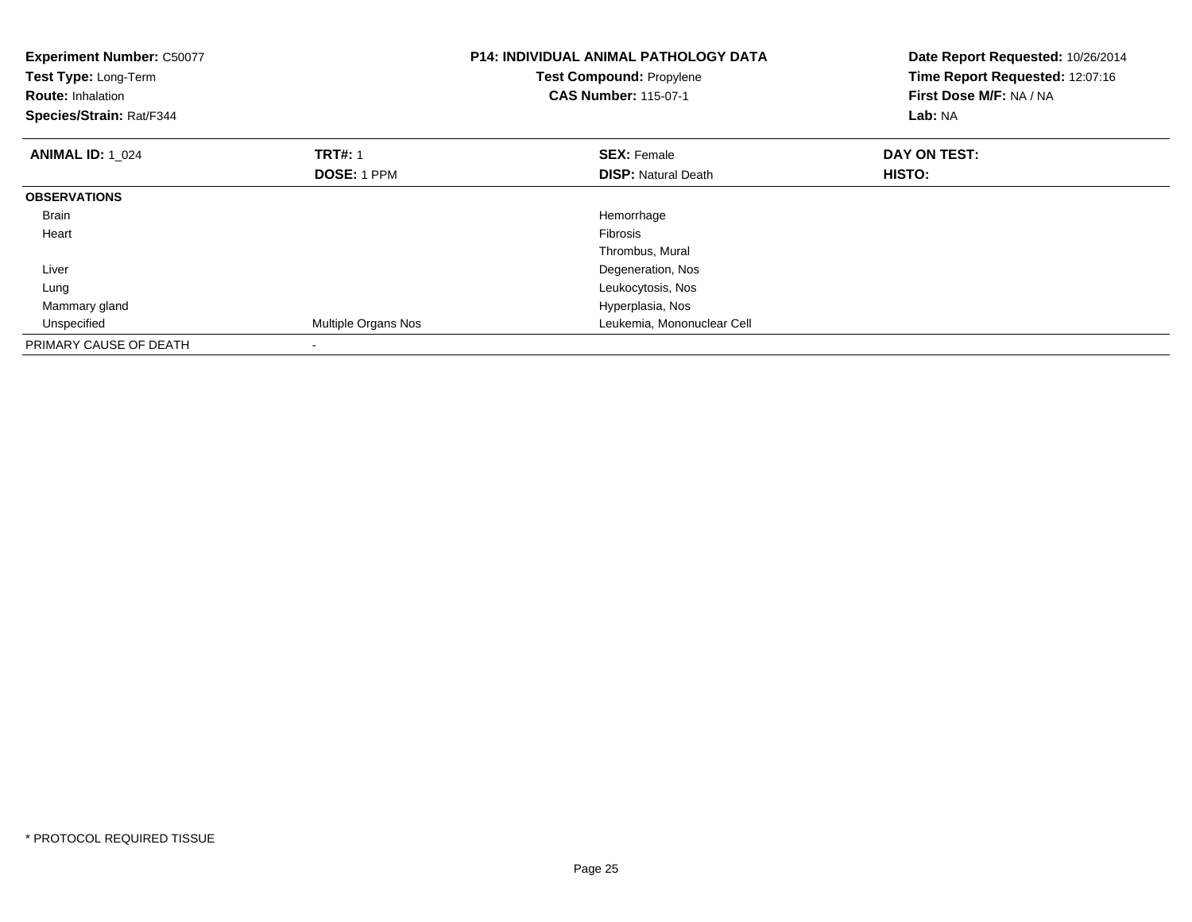**Experiment Number:** C50077
**Test Type:** Long-Term
**Route:** Inhalation
**Species/Strain:** Rat/F344

**P14: INDIVIDUAL ANIMAL PATHOLOGY DATA**
**Test Compound:** Propylene
**CAS Number:** 115-07-1

**Date Report Requested:** 10/26/2014
**Time Report Requested:** 12:07:16
**First Dose M/F:** NA / NA
**Lab:** NA

| **ANIMAL ID:** 1_024 | **TRT#:** 1 | **SEX:** Female | **DAY ON TEST:** |
|---|---|---|---|
| | **DOSE:** 1 PPM | **DISP:** Natural Death | **HISTO:** |
| **OBSERVATIONS** | | | |
| Brain | | Hemorrhage | |
| Heart | | Fibrosis | |
| | | Thrombus, Mural | |
| Liver | | Degeneration, Nos | |
| Lung | | Leukocytosis, Nos | |
| Mammary gland | | Hyperplasia, Nos | |
| Unspecified | Multiple Organs Nos | Leukemia, Mononuclear Cell | |
| PRIMARY CAUSE OF DEATH | - | | |

\* PROTOCOL REQUIRED TISSUE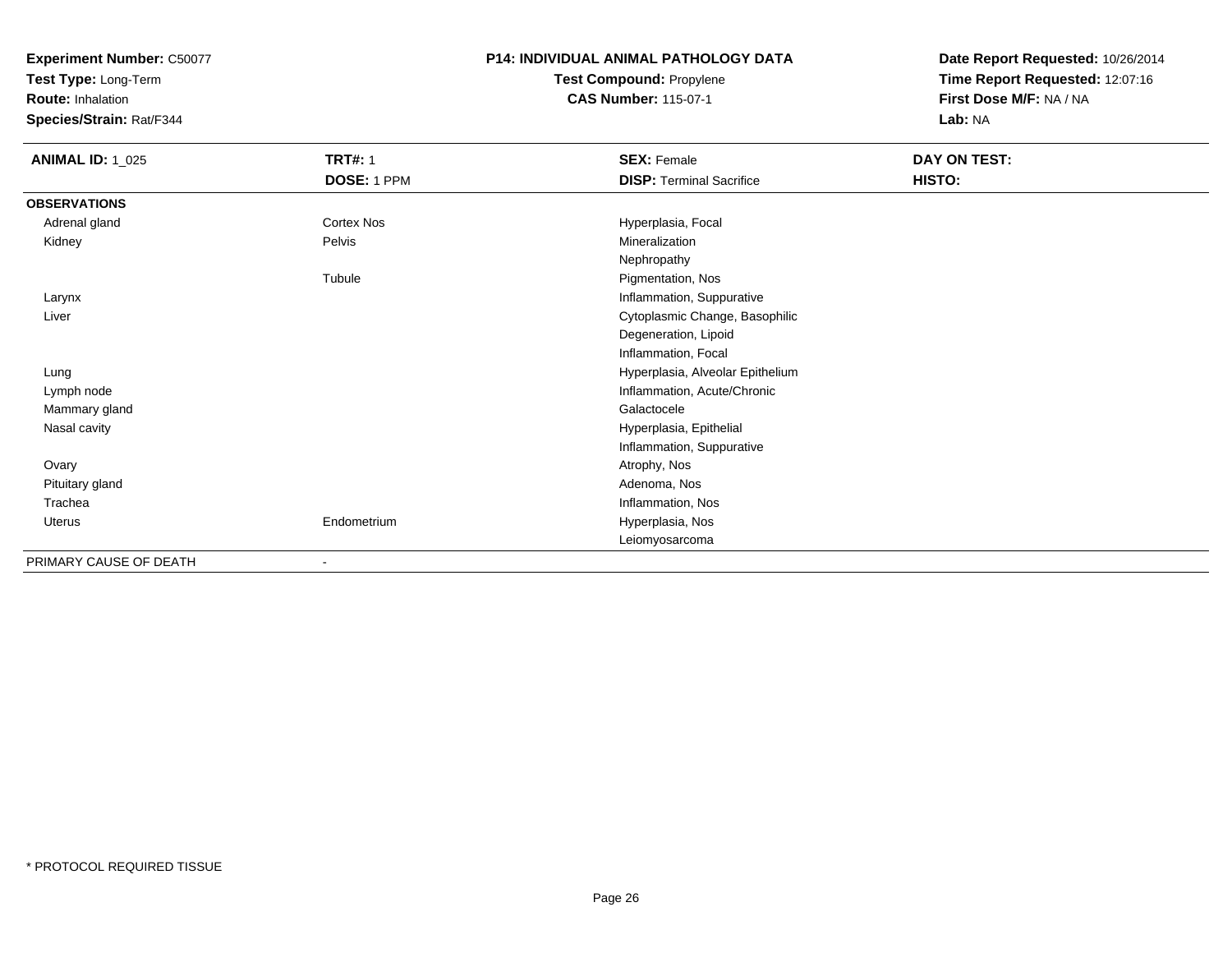**Experiment Number:** C50077
**Test Type:** Long-Term
**Route:** Inhalation
**Species/Strain:** Rat/F344

**P14: INDIVIDUAL ANIMAL PATHOLOGY DATA**
**Test Compound:** Propylene
**CAS Number:** 115-07-1

**Date Report Requested:** 10/26/2014
**Time Report Requested:** 12:07:16
**First Dose M/F:** NA / NA
**Lab:** NA

| **ANIMAL ID:** 1_025 | **TRT#:** 1 | **SEX:** Female | **DAY ON TEST:** |
|---|---|---|---|
| | **DOSE:** 1 PPM | **DISP:** Terminal Sacrifice | **HISTO:** |
| **OBSERVATIONS** | | | |
| Adrenal gland | Cortex Nos | Hyperplasia, Focal | |
| Kidney | Pelvis | Mineralization | |
| | | Nephropathy | |
| | Tubule | Pigmentation, Nos | |
| Larynx | | Inflammation, Suppurative | |
| Liver | | Cytoplasmic Change, Basophilic | |
| | | Degeneration, Lipoid | |
| | | Inflammation, Focal | |
| Lung | | Hyperplasia, Alveolar Epithelium | |
| Lymph node | | Inflammation, Acute/Chronic | |
| Mammary gland | | Galactocele | |
| Nasal cavity | | Hyperplasia, Epithelial | |
| | | Inflammation, Suppurative | |
| Ovary | | Atrophy, Nos | |
| Pituitary gland | | Adenoma, Nos | |
| Trachea | | Inflammation, Nos | |
| Uterus | Endometrium | Hyperplasia, Nos | |
| | | Leiomyosarcoma | |
| PRIMARY CAUSE OF DEATH | - | | |

* PROTOCOL REQUIRED TISSUE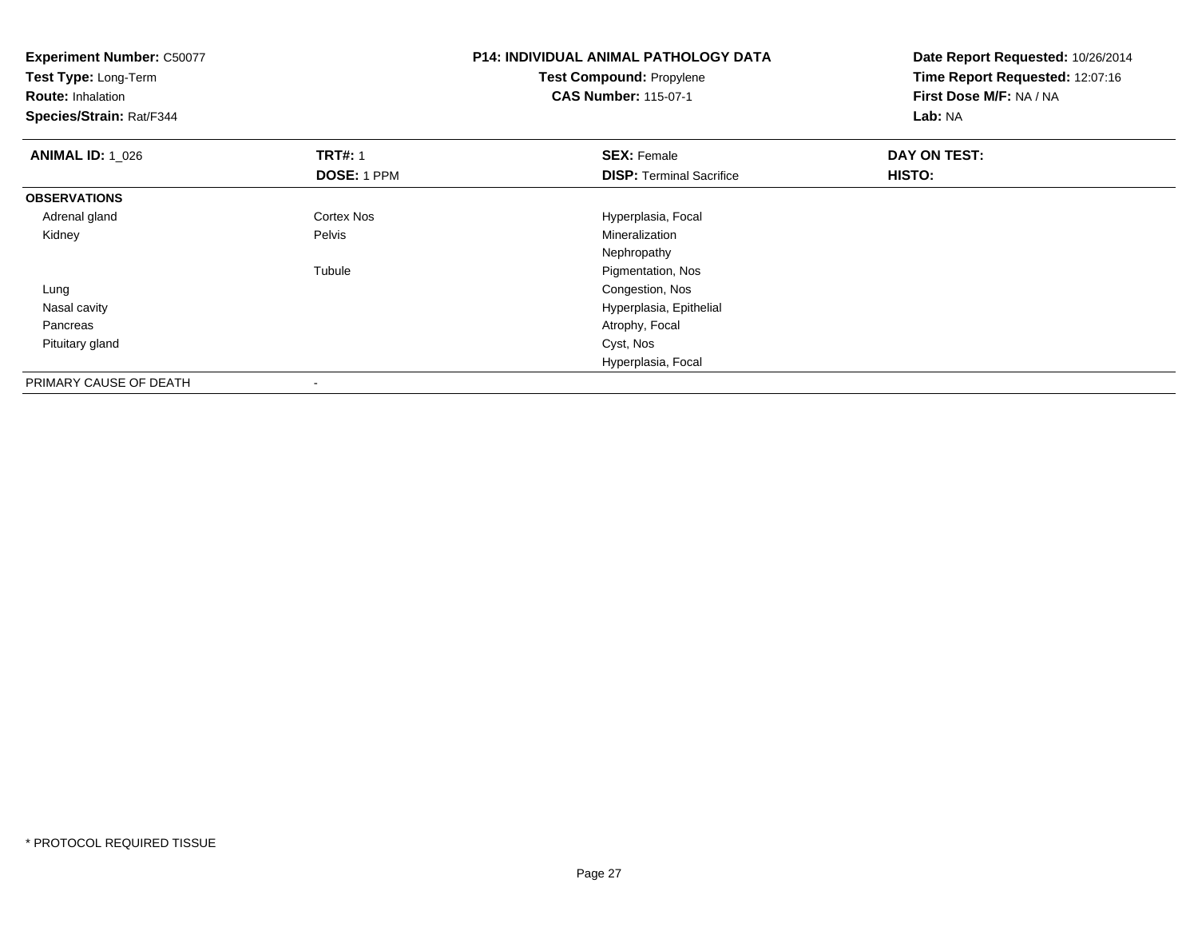**Experiment Number:** C50077
**Test Type:** Long-Term
**Route:** Inhalation
**Species/Strain:** Rat/F344

**P14: INDIVIDUAL ANIMAL PATHOLOGY DATA**
**Test Compound:** Propylene
**CAS Number:** 115-07-1

**Date Report Requested:** 10/26/2014
**Time Report Requested:** 12:07:16
**First Dose M/F:** NA / NA
**Lab:** NA

| **ANIMAL ID:** 1_026 | **TRT#:** 1 | **SEX:** Female | **DAY ON TEST:** |
|---|---|---|---|
| | **DOSE:** 1 PPM | **DISP:** Terminal Sacrifice | **HISTO:** |
| **OBSERVATIONS** | | | |
| Adrenal gland | Cortex Nos | Hyperplasia, Focal | |
| Kidney | Pelvis | Mineralization | |
| | | Nephropathy | |
| | Tubule | Pigmentation, Nos | |
| Lung | | Congestion, Nos | |
| Nasal cavity | | Hyperplasia, Epithelial | |
| Pancreas | | Atrophy, Focal | |
| Pituitary gland | | Cyst, Nos | |
| | | Hyperplasia, Focal | |
| PRIMARY CAUSE OF DEATH | - | | |

* PROTOCOL REQUIRED TISSUE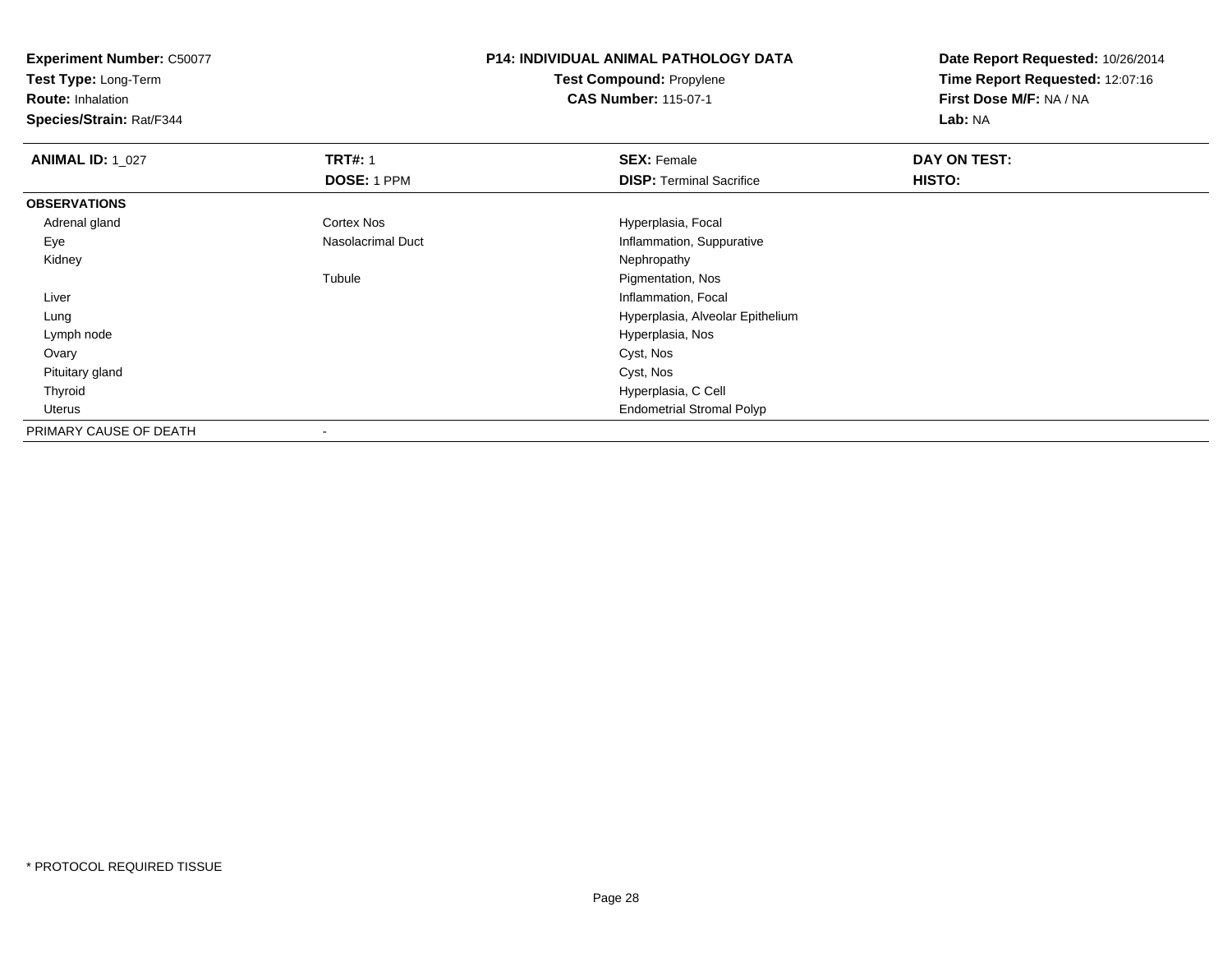**Experiment Number:** C50077
**Test Type:** Long-Term
**Route:** Inhalation
**Species/Strain:** Rat/F344

**P14: INDIVIDUAL ANIMAL PATHOLOGY DATA**
**Test Compound:** Propylene
**CAS Number:** 115-07-1

**Date Report Requested:** 10/26/2014
**Time Report Requested:** 12:07:16
**First Dose M/F:** NA / NA
**Lab:** NA

| **ANIMAL ID:** 1_027 | **TRT#:** 1 | **SEX:** Female | **DAY ON TEST:** |
|---|---|---|---|
| | **DOSE:** 1 PPM | **DISP:** Terminal Sacrifice | **HISTO:** |
| **OBSERVATIONS** | | | |
| Adrenal gland | Cortex Nos | Hyperplasia, Focal | |
| Eye | Nasolacrimal Duct | Inflammation, Suppurative | |
| Kidney | | Nephropathy | |
| | Tubule | Pigmentation, Nos | |
| Liver | | Inflammation, Focal | |
| Lung | | Hyperplasia, Alveolar Epithelium | |
| Lymph node | | Hyperplasia, Nos | |
| Ovary | | Cyst, Nos | |
| Pituitary gland | | Cyst, Nos | |
| Thyroid | | Hyperplasia, C Cell | |
| Uterus | | Endometrial Stromal Polyp | |
| PRIMARY CAUSE OF DEATH | - | | |

* PROTOCOL REQUIRED TISSUE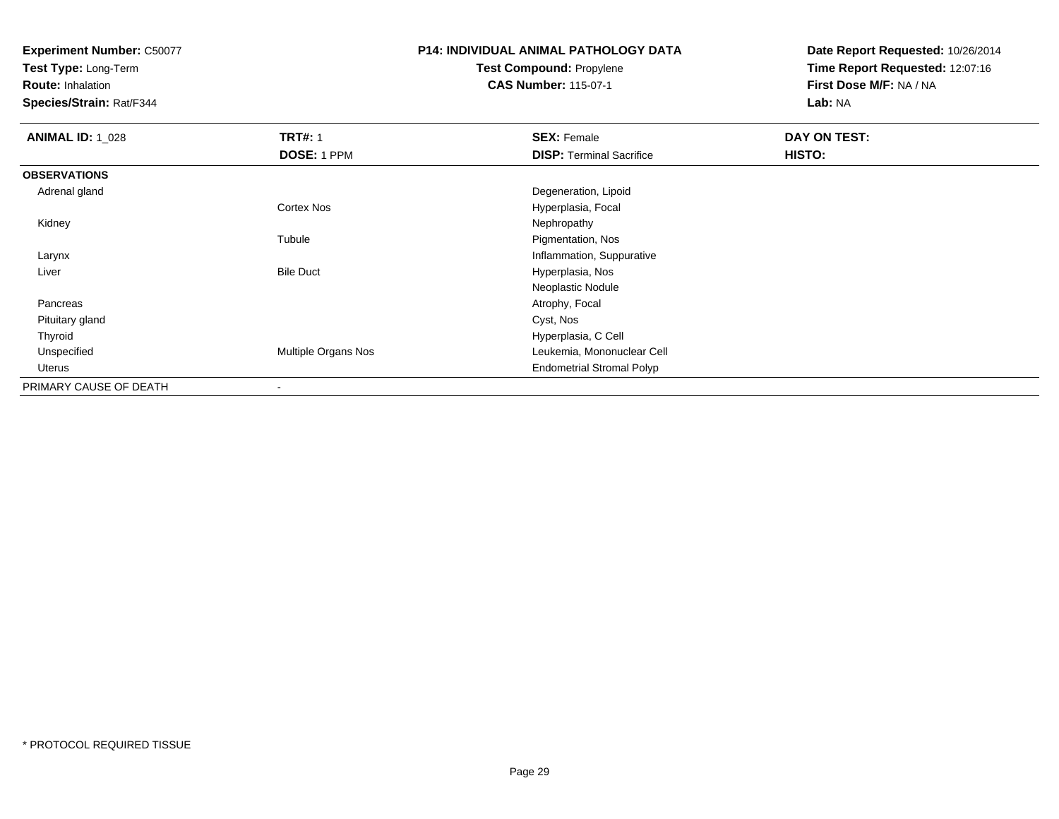**Experiment Number:** C50077
**Test Type:** Long-Term
**Route:** Inhalation
**Species/Strain:** Rat/F344

**P14: INDIVIDUAL ANIMAL PATHOLOGY DATA**
**Test Compound:** Propylene
**CAS Number:** 115-07-1

**Date Report Requested:** 10/26/2014
**Time Report Requested:** 12:07:16
**First Dose M/F:** NA / NA
**Lab:** NA

| **ANIMAL ID:** 1_028 | **TRT#:** 1 | **SEX:** Female | **DAY ON TEST:** |
|---|---|---|---|
| | **DOSE:** 1 PPM | **DISP:** Terminal Sacrifice | **HISTO:** |
| **OBSERVATIONS** | | | |
| Adrenal gland | | Degeneration, Lipoid | |
| | Cortex Nos | Hyperplasia, Focal | |
| Kidney | | Nephropathy | |
| | Tubule | Pigmentation, Nos | |
| Larynx | | Inflammation, Suppurative | |
| Liver | Bile Duct | Hyperplasia, Nos | |
| | | Neoplastic Nodule | |
| Pancreas | | Atrophy, Focal | |
| Pituitary gland | | Cyst, Nos | |
| Thyroid | | Hyperplasia, C Cell | |
| Unspecified | Multiple Organs Nos | Leukemia, Mononuclear Cell | |
| Uterus | | Endometrial Stromal Polyp | |
| PRIMARY CAUSE OF DEATH | - | | |

* PROTOCOL REQUIRED TISSUE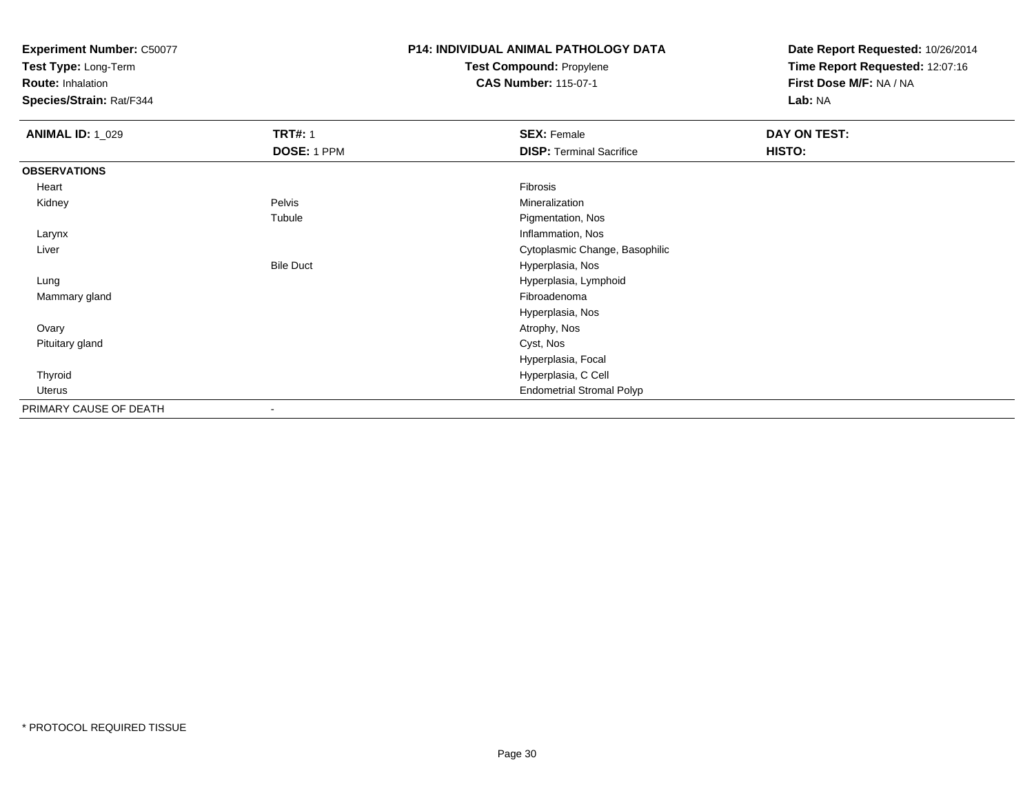**Experiment Number:** C50077
**Test Type:** Long-Term
**Route:** Inhalation
**Species/Strain:** Rat/F344

**P14: INDIVIDUAL ANIMAL PATHOLOGY DATA**
**Test Compound:** Propylene
**CAS Number:** 115-07-1

**Date Report Requested:** 10/26/2014
**Time Report Requested:** 12:07:16
**First Dose M/F:** NA / NA
**Lab:** NA

| **ANIMAL ID:** 1_029 | **TRT#:** 1 | **SEX:** Female | **DAY ON TEST:** |
|---|---|---|---|
| | **DOSE:** 1 PPM | **DISP:** Terminal Sacrifice | **HISTO:** |
| **OBSERVATIONS** | | | |
| Heart | | Fibrosis | |
| Kidney | Pelvis | Mineralization | |
| | Tubule | Pigmentation, Nos | |
| Larynx | | Inflammation, Nos | |
| Liver | | Cytoplasmic Change, Basophilic | |
| | Bile Duct | Hyperplasia, Nos | |
| Lung | | Hyperplasia, Lymphoid | |
| Mammary gland | | Fibroadenoma | |
| | | Hyperplasia, Nos | |
| Ovary | | Atrophy, Nos | |
| Pituitary gland | | Cyst, Nos | |
| | | Hyperplasia, Focal | |
| Thyroid | | Hyperplasia, C Cell | |
| Uterus | | Endometrial Stromal Polyp | |
| PRIMARY CAUSE OF DEATH | - | | |

* PROTOCOL REQUIRED TISSUE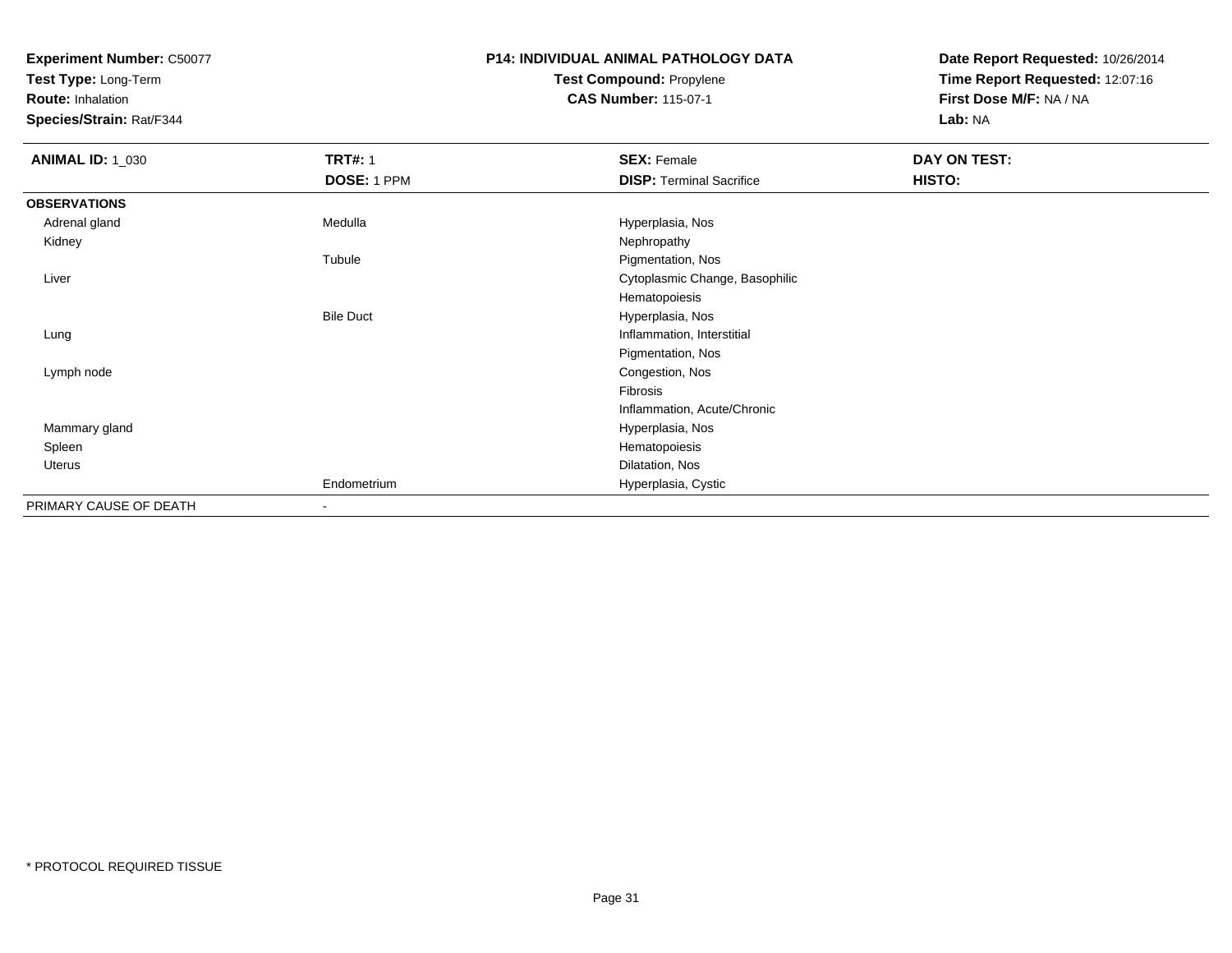**Experiment Number:** C50077
**Test Type:** Long-Term
**Route:** Inhalation
**Species/Strain:** Rat/F344

**P14: INDIVIDUAL ANIMAL PATHOLOGY DATA**
**Test Compound:** Propylene
**CAS Number:** 115-07-1

**Date Report Requested:** 10/26/2014
**Time Report Requested:** 12:07:16
**First Dose M/F:** NA / NA
**Lab:** NA

| **ANIMAL ID:** 1_030 | **TRT#:** 1 | **SEX:** Female | **DAY ON TEST:** |
|---|---|---|---|
| | **DOSE:** 1 PPM | **DISP:** Terminal Sacrifice | **HISTO:** |
| **OBSERVATIONS** | | | |
| Adrenal gland | Medulla | Hyperplasia, Nos | |
| Kidney | | Nephropathy | |
| | Tubule | Pigmentation, Nos | |
| Liver | | Cytoplasmic Change, Basophilic | |
| | | Hematopoiesis | |
| | Bile Duct | Hyperplasia, Nos | |
| Lung | | Inflammation, Interstitial | |
| | | Pigmentation, Nos | |
| Lymph node | | Congestion, Nos | |
| | | Fibrosis | |
| | | Inflammation, Acute/Chronic | |
| Mammary gland | | Hyperplasia, Nos | |
| Spleen | | Hematopoiesis | |
| Uterus | | Dilatation, Nos | |
| | Endometrium | Hyperplasia, Cystic | |
| PRIMARY CAUSE OF DEATH | - | | |

* PROTOCOL REQUIRED TISSUE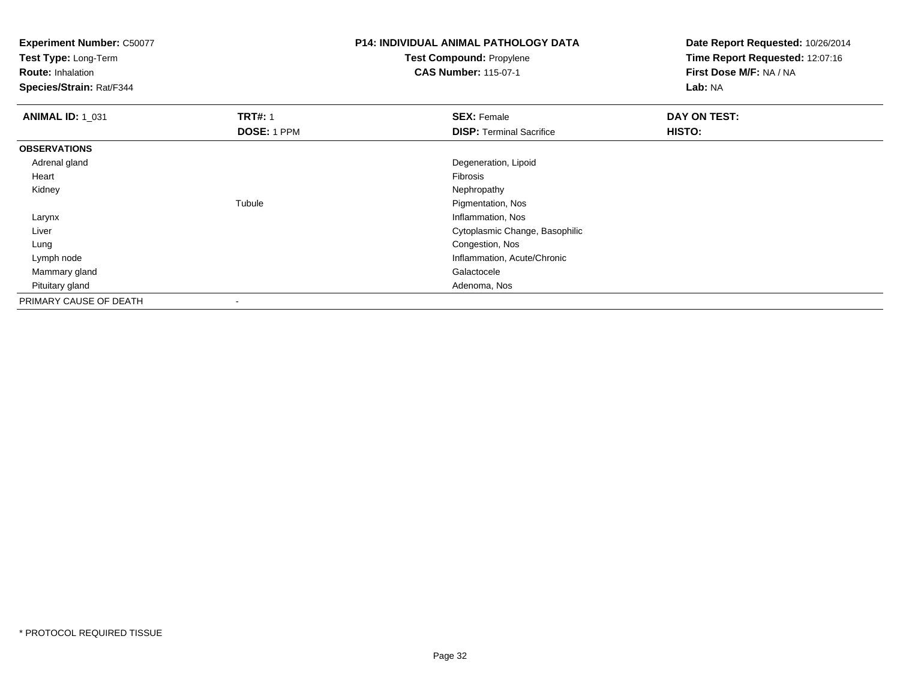**Experiment Number:** C50077
**Test Type:** Long-Term
**Route:** Inhalation
**Species/Strain:** Rat/F344

**P14: INDIVIDUAL ANIMAL PATHOLOGY DATA**
**Test Compound:** Propylene
**CAS Number:** 115-07-1

**Date Report Requested:** 10/26/2014
**Time Report Requested:** 12:07:16
**First Dose M/F:** NA / NA
**Lab:** NA

| **ANIMAL ID:** 1_031 | **TRT#:** 1 | **SEX:** Female | **DAY ON TEST:** |
|---|---|---|---|
| | **DOSE:** 1 PPM | **DISP:** Terminal Sacrifice | **HISTO:** |
| **OBSERVATIONS** | | | |
| Adrenal gland | | Degeneration, Lipoid | |
| Heart | | Fibrosis | |
| Kidney | | Nephropathy | |
| | Tubule | Pigmentation, Nos | |
| Larynx | | Inflammation, Nos | |
| Liver | | Cytoplasmic Change, Basophilic | |
| Lung | | Congestion, Nos | |
| Lymph node | | Inflammation, Acute/Chronic | |
| Mammary gland | | Galactocele | |
| Pituitary gland | | Adenoma, Nos | |
| PRIMARY CAUSE OF DEATH | - | | |

* PROTOCOL REQUIRED TISSUE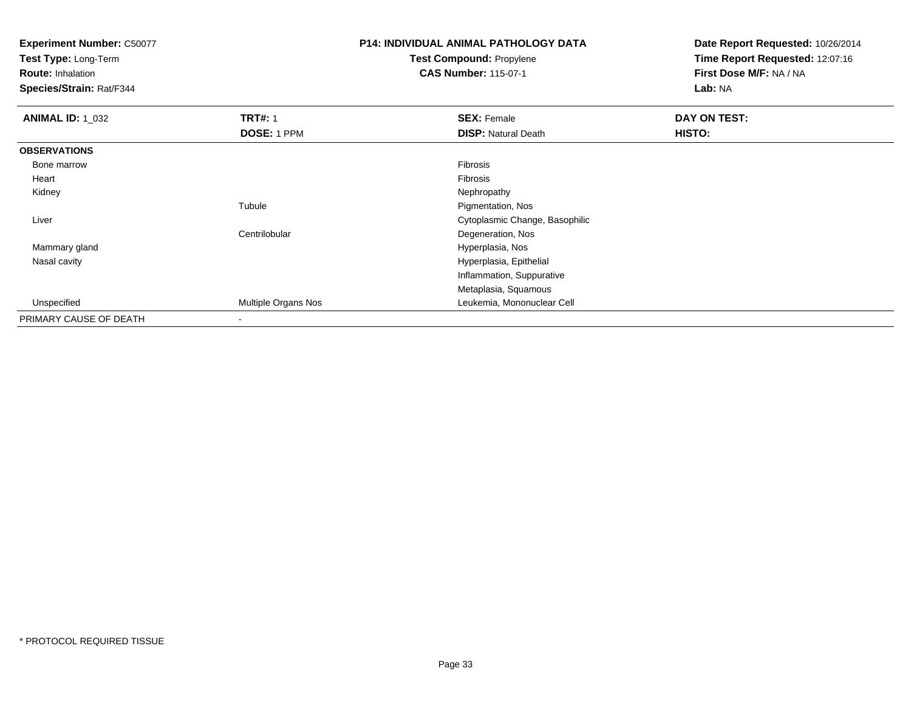**Experiment Number:** C50077
**Test Type:** Long-Term
**Route:** Inhalation
**Species/Strain:** Rat/F344

**P14: INDIVIDUAL ANIMAL PATHOLOGY DATA**
**Test Compound:** Propylene
**CAS Number:** 115-07-1

**Date Report Requested:** 10/26/2014
**Time Report Requested:** 12:07:16
**First Dose M/F:** NA / NA
**Lab:** NA

| **ANIMAL ID:** 1_032 | **TRT#:** 1 | **SEX:** Female | **DAY ON TEST:** |
|---|---|---|---|
| | **DOSE:** 1 PPM | **DISP:** Natural Death | **HISTO:** |
| **OBSERVATIONS** | | | |
| Bone marrow | | Fibrosis | |
| Heart | | Fibrosis | |
| Kidney | | Nephropathy | |
| | Tubule | Pigmentation, Nos | |
| Liver | | Cytoplasmic Change, Basophilic | |
| | Centrilobular | Degeneration, Nos | |
| Mammary gland | | Hyperplasia, Nos | |
| Nasal cavity | | Hyperplasia, Epithelial | |
| | | Inflammation, Suppurative | |
| | | Metaplasia, Squamous | |
| Unspecified | Multiple Organs Nos | Leukemia, Mononuclear Cell | |
| PRIMARY CAUSE OF DEATH | - | | |

* PROTOCOL REQUIRED TISSUE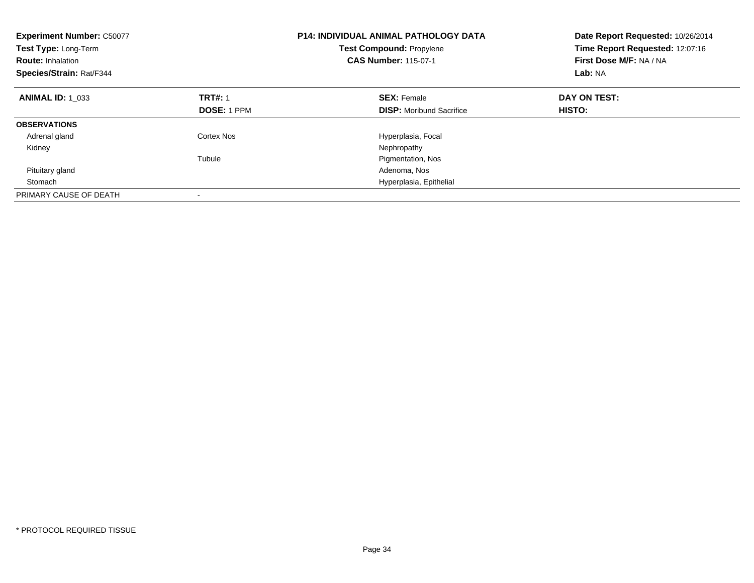**Experiment Number:** C50077
**Test Type:** Long-Term
**Route:** Inhalation
**Species/Strain:** Rat/F344

**P14: INDIVIDUAL ANIMAL PATHOLOGY DATA**
**Test Compound:** Propylene
**CAS Number:** 115-07-1

**Date Report Requested:** 10/26/2014
**Time Report Requested:** 12:07:16
**First Dose M/F:** NA / NA
**Lab:** NA

| **ANIMAL ID:** 1_033 | **TRT#:** 1 | **SEX:** Female | **DAY ON TEST:** |
|---|---|---|---|
| | **DOSE:** 1 PPM | **DISP:** Moribund Sacrifice | **HISTO:** |
| **OBSERVATIONS** | | | |
| Adrenal gland | Cortex Nos | Hyperplasia, Focal | |
| Kidney | | Nephropathy | |
| | Tubule | Pigmentation, Nos | |
| Pituitary gland | | Adenoma, Nos | |
| Stomach | | Hyperplasia, Epithelial | |
| PRIMARY CAUSE OF DEATH | - | | |

* PROTOCOL REQUIRED TISSUE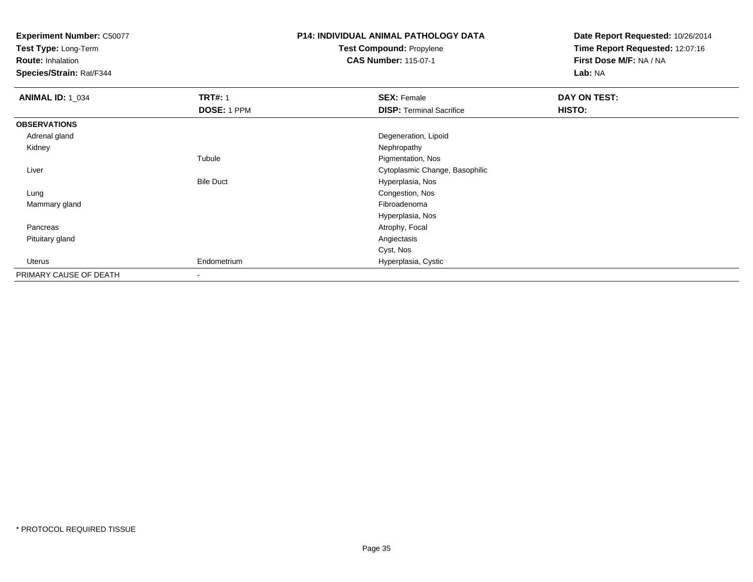**Experiment Number:** C50077
**Test Type:** Long-Term
**Route:** Inhalation
**Species/Strain:** Rat/F344

**P14: INDIVIDUAL ANIMAL PATHOLOGY DATA**
**Test Compound:** Propylene
**CAS Number:** 115-07-1

**Date Report Requested:** 10/26/2014
**Time Report Requested:** 12:07:16
**First Dose M/F:** NA / NA
**Lab:** NA

| **ANIMAL ID:** 1_034 | **TRT#:** 1 | **SEX:** Female | **DAY ON TEST:** |
|---|---|---|---|
| | **DOSE:** 1 PPM | **DISP:** Terminal Sacrifice | **HISTO:** |
| **OBSERVATIONS** | | | |
| Adrenal gland | | Degeneration, Lipoid | |
| Kidney | | Nephropathy | |
| | Tubule | Pigmentation, Nos | |
| Liver | | Cytoplasmic Change, Basophilic | |
| | Bile Duct | Hyperplasia, Nos | |
| Lung | | Congestion, Nos | |
| Mammary gland | | Fibroadenoma | |
| | | Hyperplasia, Nos | |
| Pancreas | | Atrophy, Focal | |
| Pituitary gland | | Angiectasis | |
| | | Cyst, Nos | |
| Uterus | Endometrium | Hyperplasia, Cystic | |
| PRIMARY CAUSE OF DEATH | - | | |

* PROTOCOL REQUIRED TISSUE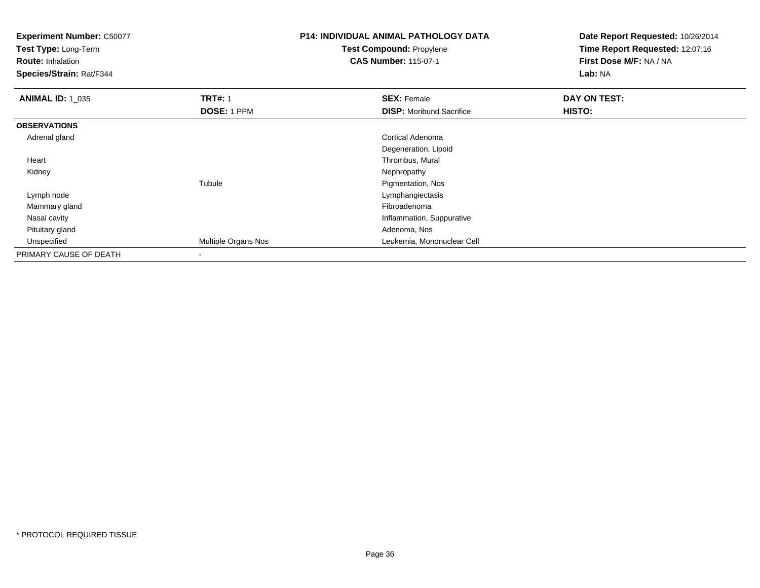**Experiment Number:** C50077
**Test Type:** Long-Term
**Route:** Inhalation
**Species/Strain:** Rat/F344

**P14: INDIVIDUAL ANIMAL PATHOLOGY DATA**
**Test Compound:** Propylene
**CAS Number:** 115-07-1

**Date Report Requested:** 10/26/2014
**Time Report Requested:** 12:07:16
**First Dose M/F:** NA / NA
**Lab:** NA

| **ANIMAL ID:** 1_035 | **TRT#:** 1 | **SEX:** Female | **DAY ON TEST:** |
|---|---|---|---|
| | **DOSE:** 1 PPM | **DISP:** Moribund Sacrifice | **HISTO:** |
| **OBSERVATIONS** | | | |
| Adrenal gland | | Cortical Adenoma | |
| | | Degeneration, Lipoid | |
| Heart | | Thrombus, Mural | |
| Kidney | | Nephropathy | |
| | Tubule | Pigmentation, Nos | |
| Lymph node | | Lymphangiectasis | |
| Mammary gland | | Fibroadenoma | |
| Nasal cavity | | Inflammation, Suppurative | |
| Pituitary gland | | Adenoma, Nos | |
| Unspecified | Multiple Organs Nos | Leukemia, Mononuclear Cell | |
| PRIMARY CAUSE OF DEATH | - | | |

\* PROTOCOL REQUIRED TISSUE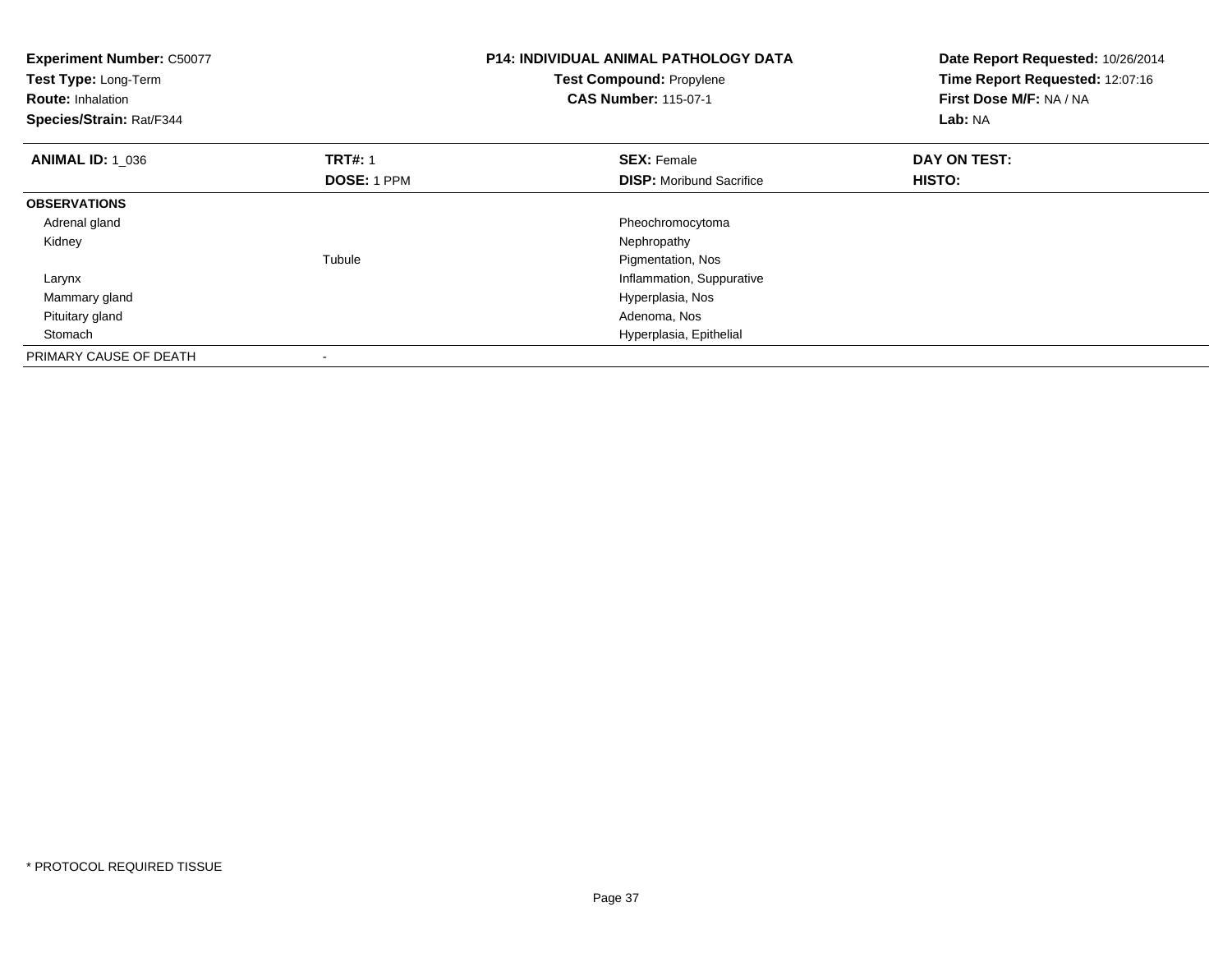**Experiment Number:** C50077
**Test Type:** Long-Term
**Route:** Inhalation
**Species/Strain:** Rat/F344

**P14: INDIVIDUAL ANIMAL PATHOLOGY DATA**
**Test Compound:** Propylene
**CAS Number:** 115-07-1

**Date Report Requested:** 10/26/2014
**Time Report Requested:** 12:07:16
**First Dose M/F:** NA / NA
**Lab:** NA

| **ANIMAL ID:** 1_036 | **TRT#:** 1 | **SEX:** Female | **DAY ON TEST:** |
|---|---|---|---|
| | **DOSE:** 1 PPM | **DISP:** Moribund Sacrifice | **HISTO:** |
| **OBSERVATIONS** | | | |
| Adrenal gland | | Pheochromocytoma | |
| Kidney | | Nephropathy | |
| | Tubule | Pigmentation, Nos | |
| Larynx | | Inflammation, Suppurative | |
| Mammary gland | | Hyperplasia, Nos | |
| Pituitary gland | | Adenoma, Nos | |
| Stomach | | Hyperplasia, Epithelial | |
| PRIMARY CAUSE OF DEATH | - | | |

* PROTOCOL REQUIRED TISSUE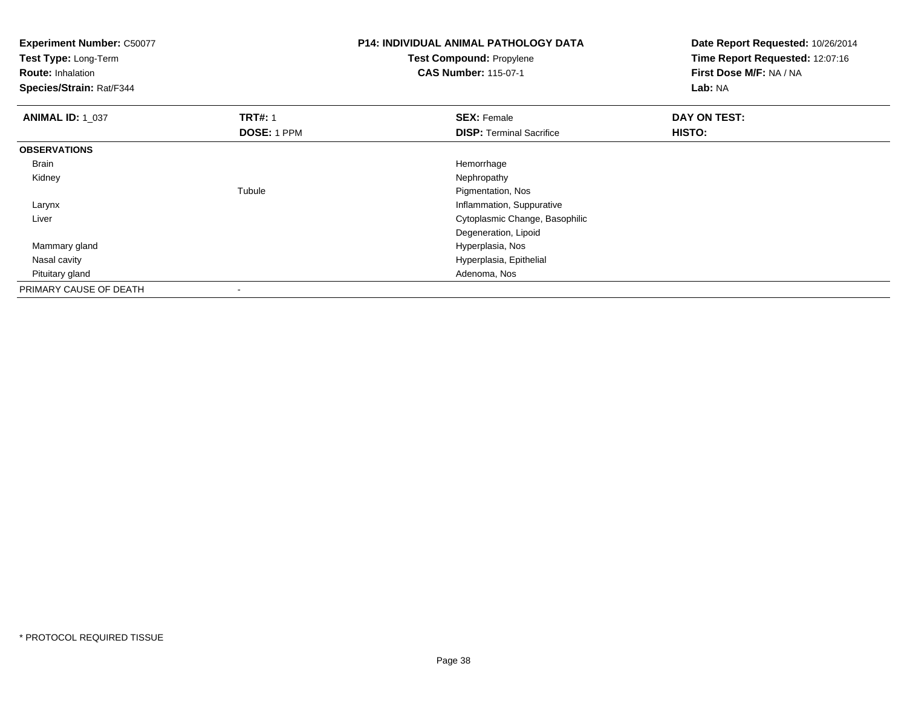**Experiment Number:** C50077
**Test Type:** Long-Term
**Route:** Inhalation
**Species/Strain:** Rat/F344

**P14: INDIVIDUAL ANIMAL PATHOLOGY DATA**
**Test Compound:** Propylene
**CAS Number:** 115-07-1

**Date Report Requested:** 10/26/2014
**Time Report Requested:** 12:07:16
**First Dose M/F:** NA / NA
**Lab:** NA

| **ANIMAL ID:** 1_037 | **TRT#:** 1 | **SEX:** Female | **DAY ON TEST:** |
|---|---|---|---|
| | **DOSE:** 1 PPM | **DISP:** Terminal Sacrifice | **HISTO:** |
| **OBSERVATIONS** | | | |
| Brain | | Hemorrhage | |
| Kidney | | Nephropathy | |
| | Tubule | Pigmentation, Nos | |
| Larynx | | Inflammation, Suppurative | |
| Liver | | Cytoplasmic Change, Basophilic | |
| | | Degeneration, Lipoid | |
| Mammary gland | | Hyperplasia, Nos | |
| Nasal cavity | | Hyperplasia, Epithelial | |
| Pituitary gland | | Adenoma, Nos | |
| PRIMARY CAUSE OF DEATH | - | | |

\* PROTOCOL REQUIRED TISSUE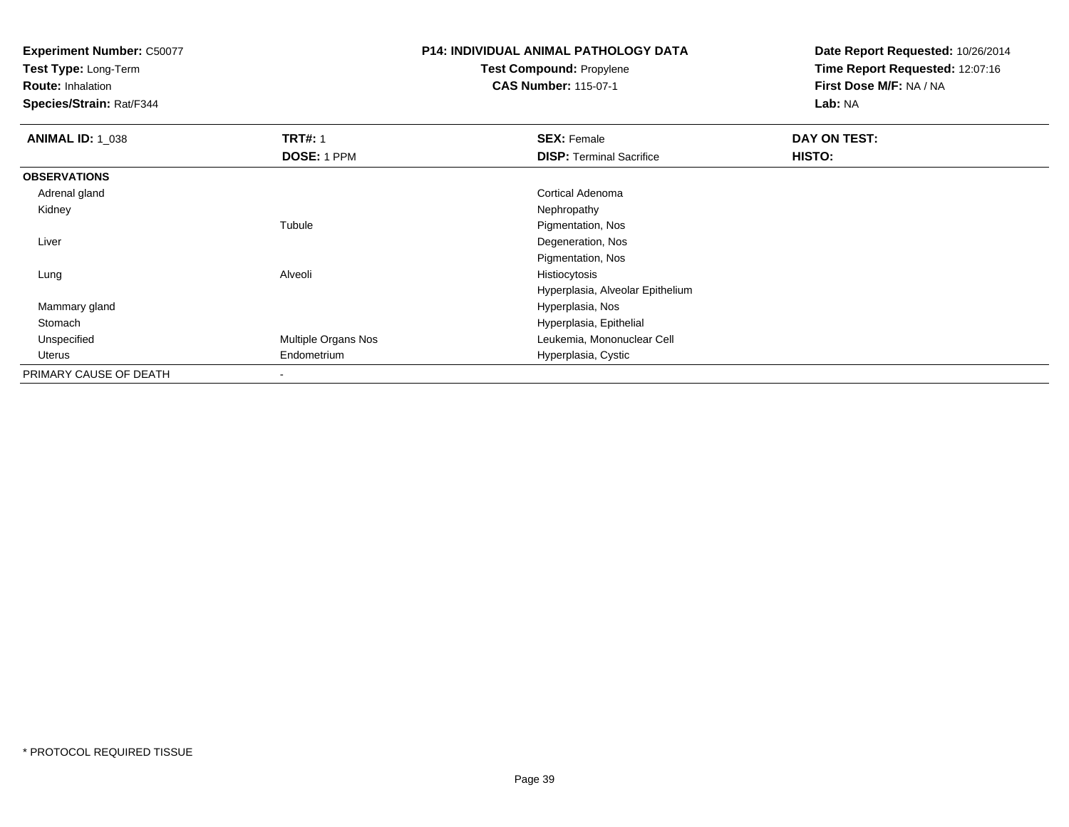**Experiment Number:** C50077
**Test Type:** Long-Term
**Route:** Inhalation
**Species/Strain:** Rat/F344

**P14: INDIVIDUAL ANIMAL PATHOLOGY DATA**
**Test Compound:** Propylene
**CAS Number:** 115-07-1

**Date Report Requested:** 10/26/2014
**Time Report Requested:** 12:07:16
**First Dose M/F:** NA / NA
**Lab:** NA

| **ANIMAL ID:** 1_038 | **TRT#:** 1 | **SEX:** Female | **DAY ON TEST:** |
|---|---|---|---|
| | **DOSE:** 1 PPM | **DISP:** Terminal Sacrifice | **HISTO:** |
| **OBSERVATIONS** | | | |
| Adrenal gland | | Cortical Adenoma | |
| Kidney | | Nephropathy | |
| | Tubule | Pigmentation, Nos | |
| Liver | | Degeneration, Nos | |
| | | Pigmentation, Nos | |
| Lung | Alveoli | Histiocytosis | |
| | | Hyperplasia, Alveolar Epithelium | |
| Mammary gland | | Hyperplasia, Nos | |
| Stomach | | Hyperplasia, Epithelial | |
| Unspecified | Multiple Organs Nos | Leukemia, Mononuclear Cell | |
| Uterus | Endometrium | Hyperplasia, Cystic | |
| PRIMARY CAUSE OF DEATH | - | | |

* PROTOCOL REQUIRED TISSUE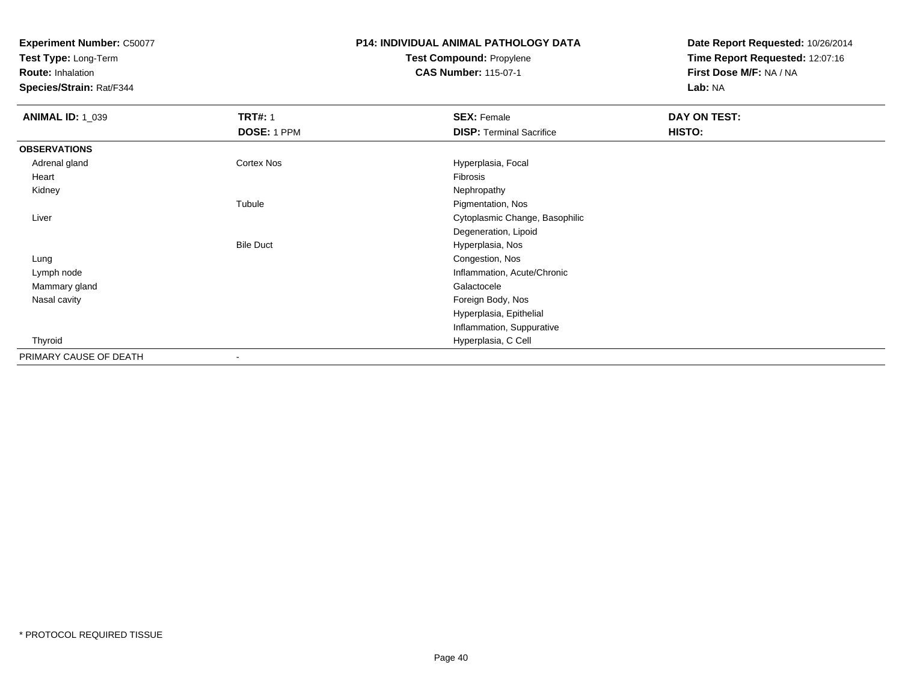**Experiment Number:** C50077
**Test Type:** Long-Term
**Route:** Inhalation
**Species/Strain:** Rat/F344

**P14: INDIVIDUAL ANIMAL PATHOLOGY DATA**
**Test Compound:** Propylene
**CAS Number:** 115-07-1

**Date Report Requested:** 10/26/2014
**Time Report Requested:** 12:07:16
**First Dose M/F:** NA / NA
**Lab:** NA

| **ANIMAL ID:** 1_039 | **TRT#:** 1<br>**DOSE:** 1 PPM | **SEX:** Female<br>**DISP:** Terminal Sacrifice | **DAY ON TEST:**<br>**HISTO:** |
|---|---|---|---|
| **OBSERVATIONS** | | | |
| Adrenal gland | Cortex Nos | Hyperplasia, Focal | |
| Heart | | Fibrosis | |
| Kidney | | Nephropathy | |
| | Tubule | Pigmentation, Nos | |
| Liver | | Cytoplasmic Change, Basophilic | |
| | | Degeneration, Lipoid | |
| | Bile Duct | Hyperplasia, Nos | |
| Lung | | Congestion, Nos | |
| Lymph node | | Inflammation, Acute/Chronic | |
| Mammary gland | | Galactocele | |
| Nasal cavity | | Foreign Body, Nos | |
| | | Hyperplasia, Epithelial | |
| | | Inflammation, Suppurative | |
| Thyroid | | Hyperplasia, C Cell | |
| PRIMARY CAUSE OF DEATH | - | | |

* PROTOCOL REQUIRED TISSUE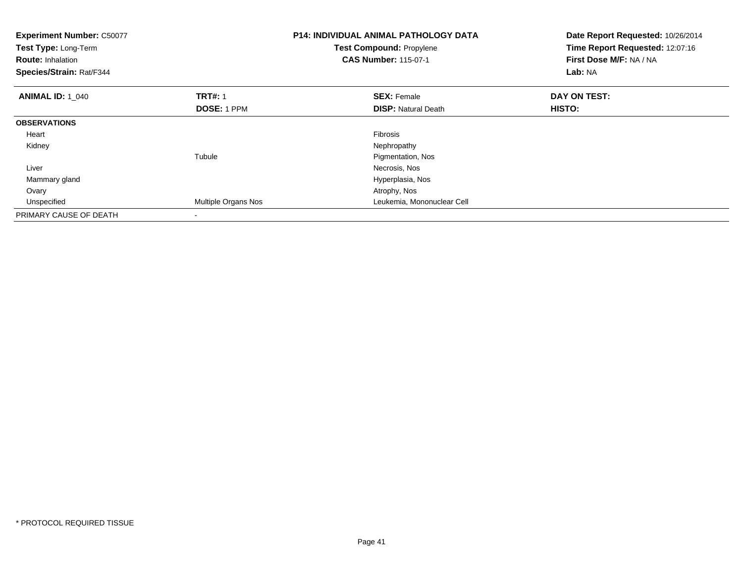**Experiment Number:** C50077
**Test Type:** Long-Term
**Route:** Inhalation
**Species/Strain:** Rat/F344

**P14: INDIVIDUAL ANIMAL PATHOLOGY DATA**
**Test Compound:** Propylene
**CAS Number:** 115-07-1

**Date Report Requested:** 10/26/2014
**Time Report Requested:** 12:07:16
**First Dose M/F:** NA / NA
**Lab:** NA

| **ANIMAL ID:** 1_040 | **TRT#:** 1 | **SEX:** Female | **DAY ON TEST:** |
|---|---|---|---|
| | **DOSE:** 1 PPM | **DISP:** Natural Death | **HISTO:** |
| **OBSERVATIONS** | | | |
| Heart | | Fibrosis | |
| Kidney | | Nephropathy | |
| | Tubule | Pigmentation, Nos | |
| Liver | | Necrosis, Nos | |
| Mammary gland | | Hyperplasia, Nos | |
| Ovary | | Atrophy, Nos | |
| Unspecified | Multiple Organs Nos | Leukemia, Mononuclear Cell | |
| PRIMARY CAUSE OF DEATH | - | | |

* PROTOCOL REQUIRED TISSUE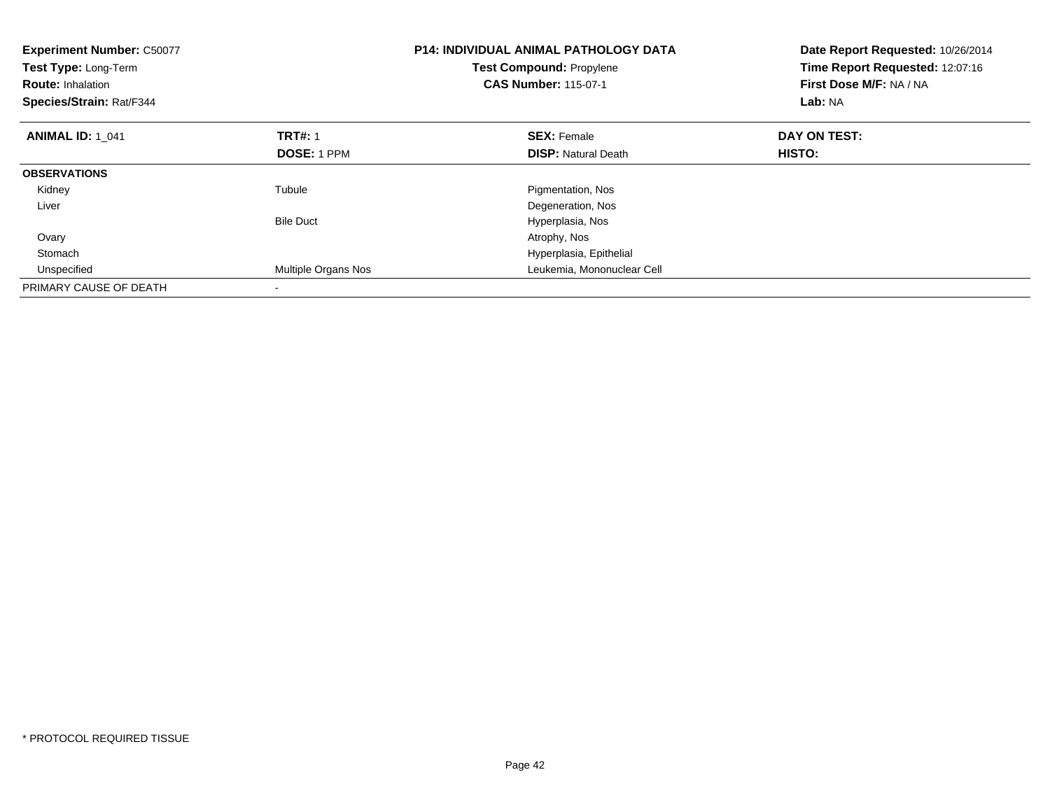**Experiment Number:** C50077
**Test Type:** Long-Term
**Route:** Inhalation
**Species/Strain:** Rat/F344

**P14: INDIVIDUAL ANIMAL PATHOLOGY DATA**
**Test Compound:** Propylene
**CAS Number:** 115-07-1

**Date Report Requested:** 10/26/2014
**Time Report Requested:** 12:07:16
**First Dose M/F:** NA / NA
**Lab:** NA

| **ANIMAL ID:** 1_041 | **TRT#:** 1<br>**DOSE:** 1 PPM | **SEX:** Female<br>**DISP:** Natural Death | **DAY ON TEST:**<br>**HISTO:** |
|---|---|---|---|
| **OBSERVATIONS** | | | |
| Kidney | Tubule | Pigmentation, Nos | |
| Liver | | Degeneration, Nos | |
| | Bile Duct | Hyperplasia, Nos | |
| Ovary | | Atrophy, Nos | |
| Stomach | | Hyperplasia, Epithelial | |
| Unspecified | Multiple Organs Nos | Leukemia, Mononuclear Cell | |
| PRIMARY CAUSE OF DEATH | - | | |

* PROTOCOL REQUIRED TISSUE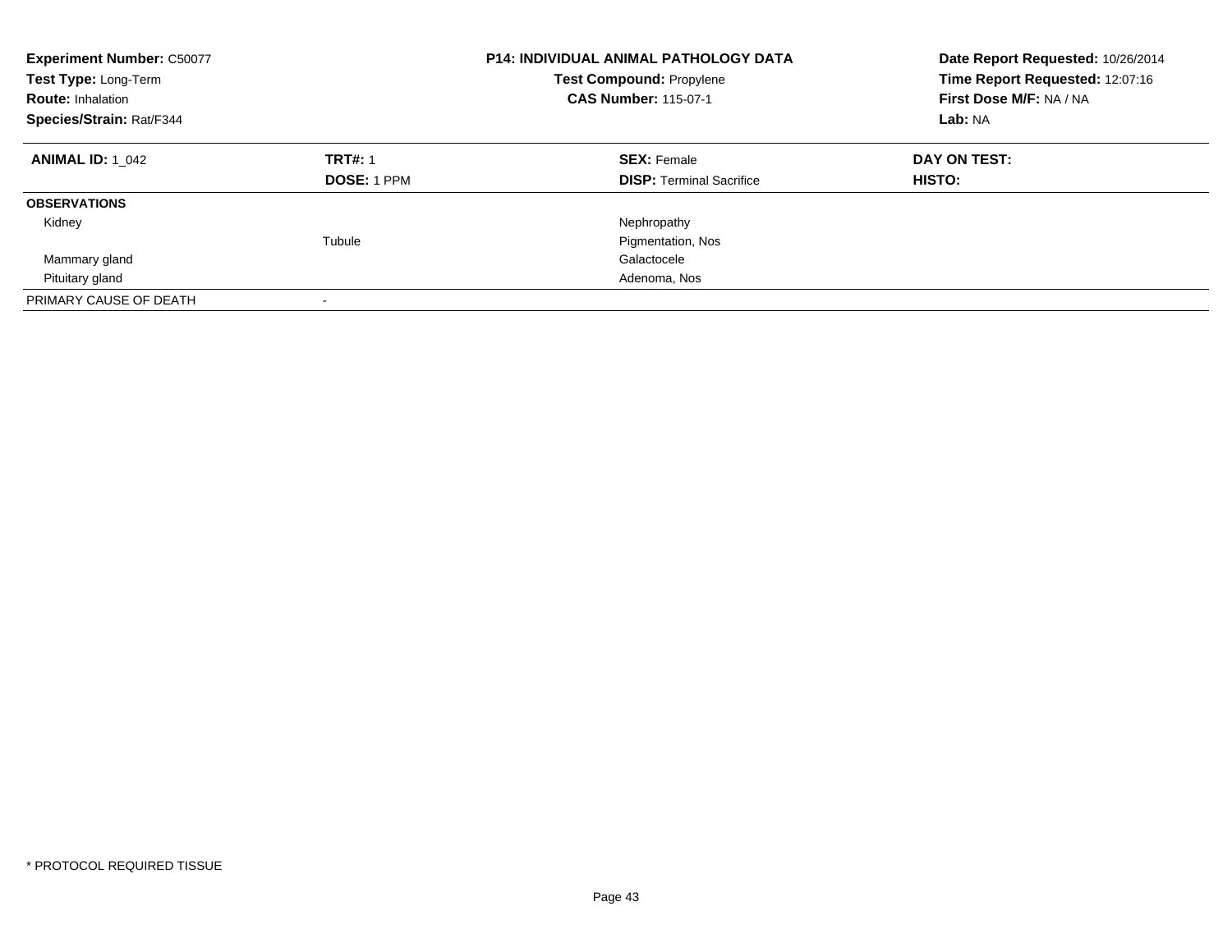**Experiment Number:** C50077
**Test Type:** Long-Term
**Route:** Inhalation
**Species/Strain:** Rat/F344

**P14: INDIVIDUAL ANIMAL PATHOLOGY DATA**
**Test Compound:** Propylene
**CAS Number:** 115-07-1

**Date Report Requested:** 10/26/2014
**Time Report Requested:** 12:07:16
**First Dose M/F:** NA / NA
**Lab:** NA

| **ANIMAL ID:** 1_042 | **TRT#:** 1 | **SEX:** Female | **DAY ON TEST:** |
|---|---|---|---|
| | **DOSE:** 1 PPM | **DISP:** Terminal Sacrifice | **HISTO:** |
| **OBSERVATIONS** | | | |
| Kidney | | Nephropathy | |
| | Tubule | Pigmentation, Nos | |
| Mammary gland | | Galactocele | |
| Pituitary gland | | Adenoma, Nos | |
| PRIMARY CAUSE OF DEATH | - | | |

* PROTOCOL REQUIRED TISSUE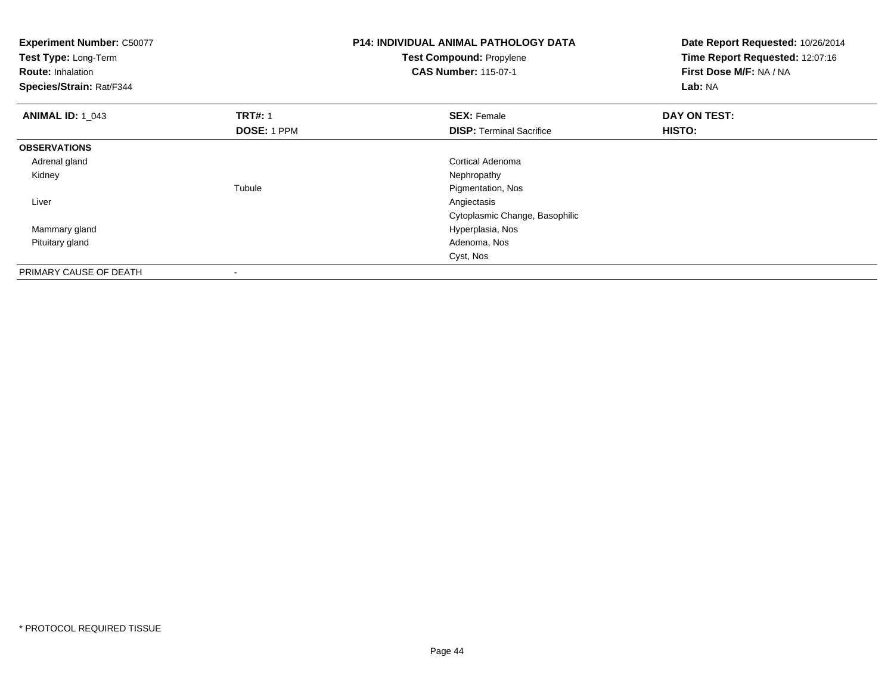**Experiment Number:** C50077
**Test Type:** Long-Term
**Route:** Inhalation
**Species/Strain:** Rat/F344

**P14: INDIVIDUAL ANIMAL PATHOLOGY DATA**
**Test Compound:** Propylene
**CAS Number:** 115-07-1

**Date Report Requested:** 10/26/2014
**Time Report Requested:** 12:07:16
**First Dose M/F:** NA / NA
**Lab:** NA

| **ANIMAL ID:** 1_043 | **TRT#:** 1 | **SEX:** Female | **DAY ON TEST:** |
|---|---|---|---|
| | **DOSE:** 1 PPM | **DISP:** Terminal Sacrifice | **HISTO:** |
| **OBSERVATIONS** | | | |
| Adrenal gland | | Cortical Adenoma | |
| Kidney | | Nephropathy | |
| | Tubule | Pigmentation, Nos | |
| Liver | | Angiectasis | |
| | | Cytoplasmic Change, Basophilic | |
| Mammary gland | | Hyperplasia, Nos | |
| Pituitary gland | | Adenoma, Nos | |
| | | Cyst, Nos | |
| PRIMARY CAUSE OF DEATH | - | | |

* PROTOCOL REQUIRED TISSUE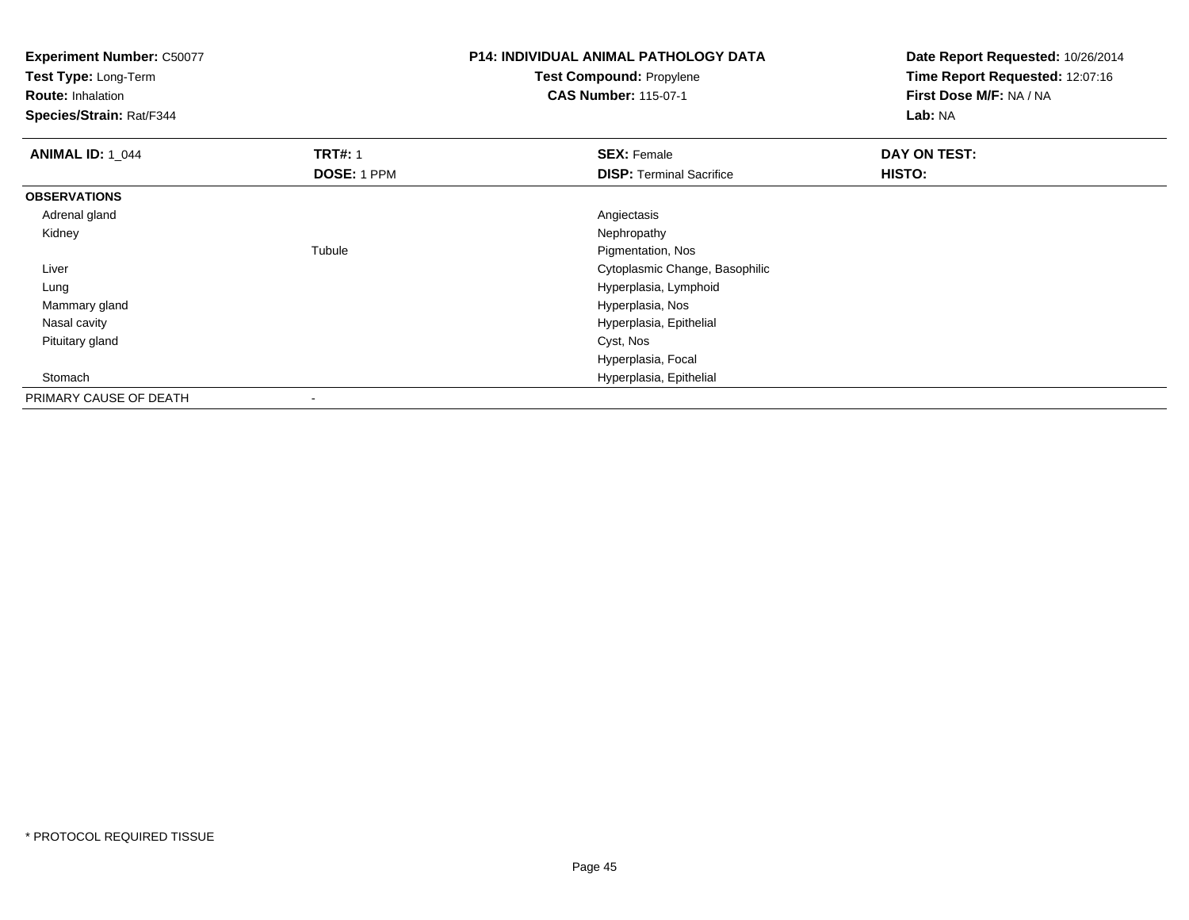**Experiment Number:** C50077
**Test Type:** Long-Term
**Route:** Inhalation
**Species/Strain:** Rat/F344

**P14: INDIVIDUAL ANIMAL PATHOLOGY DATA**
**Test Compound:** Propylene
**CAS Number:** 115-07-1

**Date Report Requested:** 10/26/2014
**Time Report Requested:** 12:07:16
**First Dose M/F:** NA / NA
**Lab:** NA

| **ANIMAL ID:** 1_044 | **TRT#:** 1 | **SEX:** Female | **DAY ON TEST:** |
|---|---|---|---|
| | **DOSE:** 1 PPM | **DISP:** Terminal Sacrifice | **HISTO:** |
| **OBSERVATIONS** | | | |
| Adrenal gland | | Angiectasis | |
| Kidney | | Nephropathy | |
| | Tubule | Pigmentation, Nos | |
| Liver | | Cytoplasmic Change, Basophilic | |
| Lung | | Hyperplasia, Lymphoid | |
| Mammary gland | | Hyperplasia, Nos | |
| Nasal cavity | | Hyperplasia, Epithelial | |
| Pituitary gland | | Cyst, Nos | |
| | | Hyperplasia, Focal | |
| Stomach | | Hyperplasia, Epithelial | |
| PRIMARY CAUSE OF DEATH | - | | |

* PROTOCOL REQUIRED TISSUE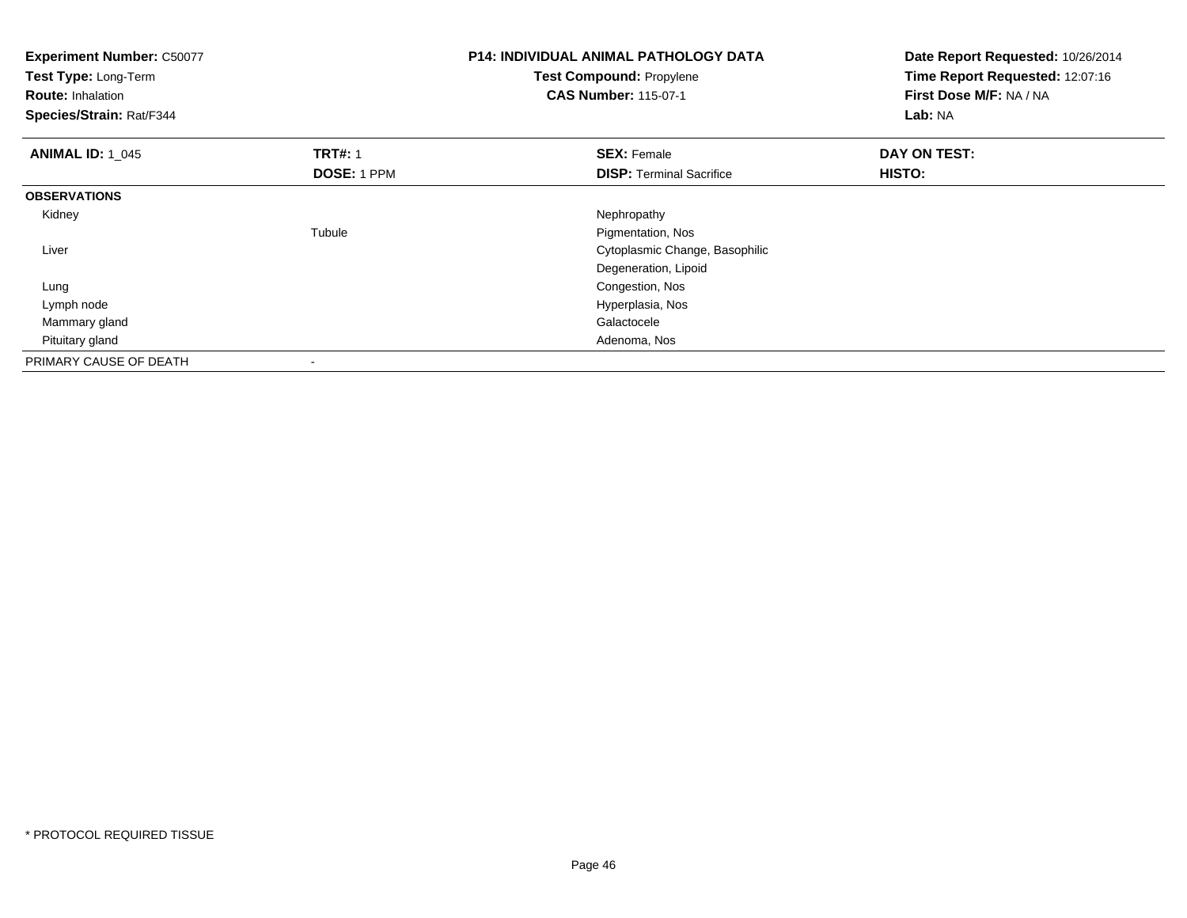**Experiment Number:** C50077
**Test Type:** Long-Term
**Route:** Inhalation
**Species/Strain:** Rat/F344

**P14: INDIVIDUAL ANIMAL PATHOLOGY DATA**
**Test Compound:** Propylene
**CAS Number:** 115-07-1

**Date Report Requested:** 10/26/2014
**Time Report Requested:** 12:07:16
**First Dose M/F:** NA / NA
**Lab:** NA

| **ANIMAL ID:** 1_045 | **TRT#:** 1 | **SEX:** Female | **DAY ON TEST:** |
|---|---|---|---|
| | **DOSE:** 1 PPM | **DISP:** Terminal Sacrifice | **HISTO:** |
| **OBSERVATIONS** | | | |
| Kidney | | Nephropathy | |
| | Tubule | Pigmentation, Nos | |
| Liver | | Cytoplasmic Change, Basophilic | |
| | | Degeneration, Lipoid | |
| Lung | | Congestion, Nos | |
| Lymph node | | Hyperplasia, Nos | |
| Mammary gland | | Galactocele | |
| Pituitary gland | | Adenoma, Nos | |
| PRIMARY CAUSE OF DEATH | - | | |

* PROTOCOL REQUIRED TISSUE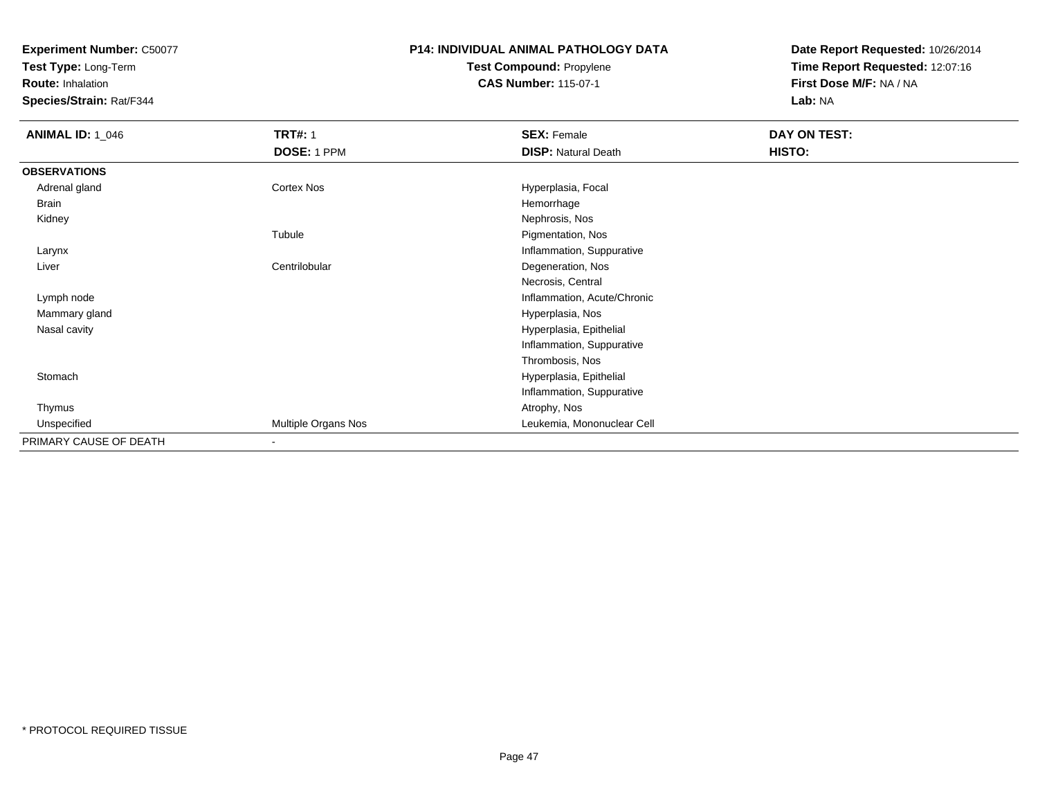**Experiment Number:** C50077
**Test Type:** Long-Term
**Route:** Inhalation
**Species/Strain:** Rat/F344

# P14: INDIVIDUAL ANIMAL PATHOLOGY DATA

**Test Compound:** Propylene
**CAS Number:** 115-07-1

**Date Report Requested:** 10/26/2014
**Time Report Requested:** 12:07:16
**First Dose M/F:** NA / NA
**Lab:** NA

| **ANIMAL ID:** 1_046 | **TRT#:** 1 | **SEX:** Female | **DAY ON TEST:** |
|---|---|---|---|
| | **DOSE:** 1 PPM | **DISP:** Natural Death | **HISTO:** |
| **OBSERVATIONS** | | | |
| Adrenal gland | Cortex Nos | Hyperplasia, Focal | |
| Brain | | Hemorrhage | |
| Kidney | | Nephrosis, Nos | |
| | Tubule | Pigmentation, Nos | |
| Larynx | | Inflammation, Suppurative | |
| Liver | Centrilobular | Degeneration, Nos | |
| | | Necrosis, Central | |
| Lymph node | | Inflammation, Acute/Chronic | |
| Mammary gland | | Hyperplasia, Nos | |
| Nasal cavity | | Hyperplasia, Epithelial | |
| | | Inflammation, Suppurative | |
| | | Thrombosis, Nos | |
| Stomach | | Hyperplasia, Epithelial | |
| | | Inflammation, Suppurative | |
| Thymus | | Atrophy, Nos | |
| Unspecified | Multiple Organs Nos | Leukemia, Mononuclear Cell | |
| PRIMARY CAUSE OF DEATH | - | | |

* PROTOCOL REQUIRED TISSUE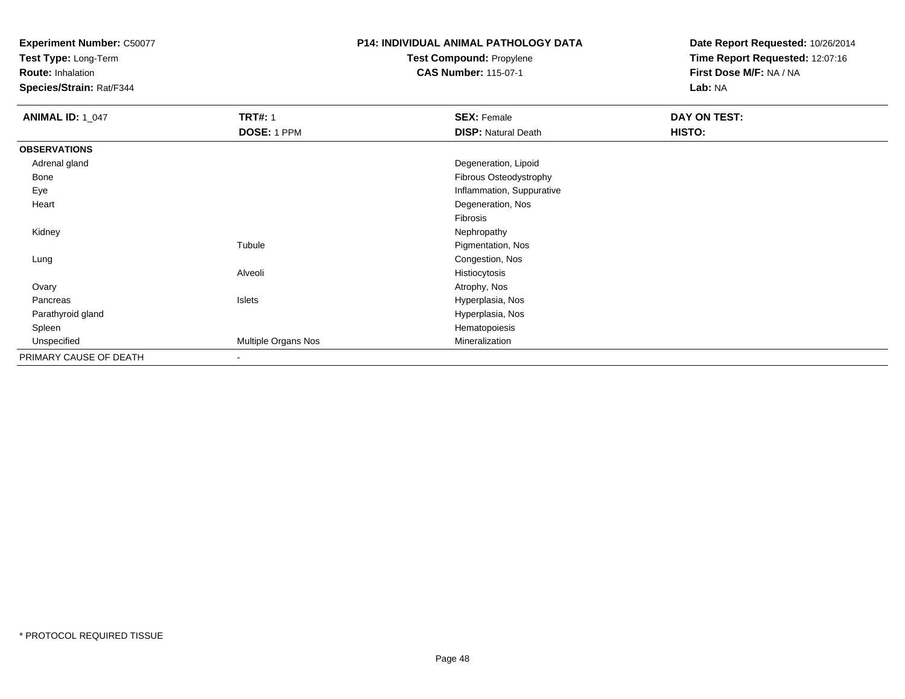**Experiment Number:** C50077
**Test Type:** Long-Term
**Route:** Inhalation
**Species/Strain:** Rat/F344

**P14: INDIVIDUAL ANIMAL PATHOLOGY DATA**
**Test Compound:** Propylene
**CAS Number:** 115-07-1

**Date Report Requested:** 10/26/2014
**Time Report Requested:** 12:07:16
**First Dose M/F:** NA / NA
**Lab:** NA

| **ANIMAL ID:** 1_047 | **TRT#:** 1 | **SEX:** Female | **DAY ON TEST:** |
|---|---|---|---|
| | **DOSE:** 1 PPM | **DISP:** Natural Death | **HISTO:** |
| **OBSERVATIONS** | | | |
| Adrenal gland | | Degeneration, Lipoid | |
| Bone | | Fibrous Osteodystrophy | |
| Eye | | Inflammation, Suppurative | |
| Heart | | Degeneration, Nos | |
| | | Fibrosis | |
| Kidney | | Nephropathy | |
| | Tubule | Pigmentation, Nos | |
| Lung | | Congestion, Nos | |
| | Alveoli | Histiocytosis | |
| Ovary | | Atrophy, Nos | |
| Pancreas | Islets | Hyperplasia, Nos | |
| Parathyroid gland | | Hyperplasia, Nos | |
| Spleen | | Hematopoiesis | |
| Unspecified | Multiple Organs Nos | Mineralization | |
| PRIMARY CAUSE OF DEATH | - | | |

* PROTOCOL REQUIRED TISSUE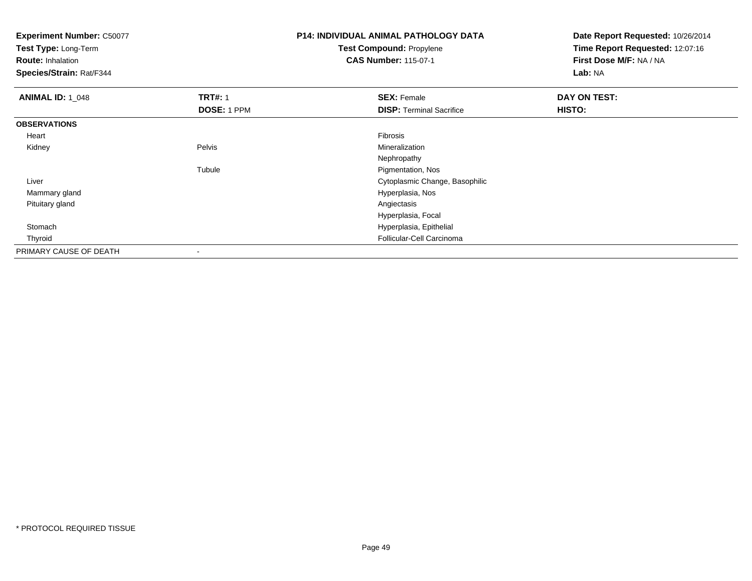**Experiment Number:** C50077
**Test Type:** Long-Term
**Route:** Inhalation
**Species/Strain:** Rat/F344

**P14: INDIVIDUAL ANIMAL PATHOLOGY DATA**
**Test Compound:** Propylene
**CAS Number:** 115-07-1

**Date Report Requested:** 10/26/2014
**Time Report Requested:** 12:07:16
**First Dose M/F:** NA / NA
**Lab:** NA

| **ANIMAL ID:** 1_048 | **TRT#:** 1 | **SEX:** Female | **DAY ON TEST:** |
|---|---|---|---|
| | **DOSE:** 1 PPM | **DISP:** Terminal Sacrifice | **HISTO:** |
| **OBSERVATIONS** | | | |
| Heart | | Fibrosis | |
| Kidney | Pelvis | Mineralization | |
| | | Nephropathy | |
| | Tubule | Pigmentation, Nos | |
| Liver | | Cytoplasmic Change, Basophilic | |
| Mammary gland | | Hyperplasia, Nos | |
| Pituitary gland | | Angiectasis | |
| | | Hyperplasia, Focal | |
| Stomach | | Hyperplasia, Epithelial | |
| Thyroid | | Follicular-Cell Carcinoma | |
| PRIMARY CAUSE OF DEATH | - | | |

\* PROTOCOL REQUIRED TISSUE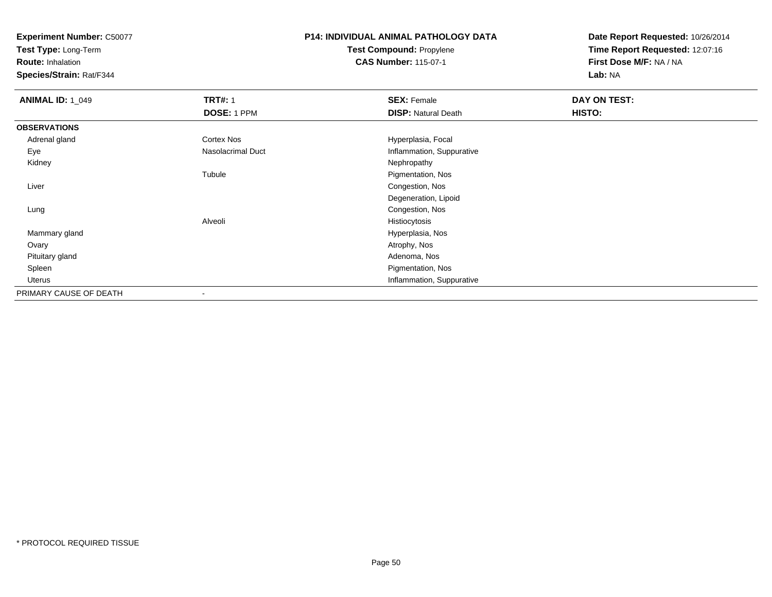**Experiment Number:** C50077
**Test Type:** Long-Term
**Route:** Inhalation
**Species/Strain:** Rat/F344

**P14: INDIVIDUAL ANIMAL PATHOLOGY DATA**
**Test Compound:** Propylene
**CAS Number:** 115-07-1

**Date Report Requested:** 10/26/2014
**Time Report Requested:** 12:07:16
**First Dose M/F:** NA / NA
**Lab:** NA

| **ANIMAL ID:** 1_049 | **TRT#:** 1 | **SEX:** Female | **DAY ON TEST:** |
|---|---|---|---|
| | **DOSE:** 1 PPM | **DISP:** Natural Death | **HISTO:** |
| **OBSERVATIONS** | | | |
| Adrenal gland | Cortex Nos | Hyperplasia, Focal | |
| Eye | Nasolacrimal Duct | Inflammation, Suppurative | |
| Kidney | | Nephropathy | |
| | Tubule | Pigmentation, Nos | |
| Liver | | Congestion, Nos | |
| | | Degeneration, Lipoid | |
| Lung | | Congestion, Nos | |
| | Alveoli | Histiocytosis | |
| Mammary gland | | Hyperplasia, Nos | |
| Ovary | | Atrophy, Nos | |
| Pituitary gland | | Adenoma, Nos | |
| Spleen | | Pigmentation, Nos | |
| Uterus | | Inflammation, Suppurative | |
| PRIMARY CAUSE OF DEATH | - | | |

\* PROTOCOL REQUIRED TISSUE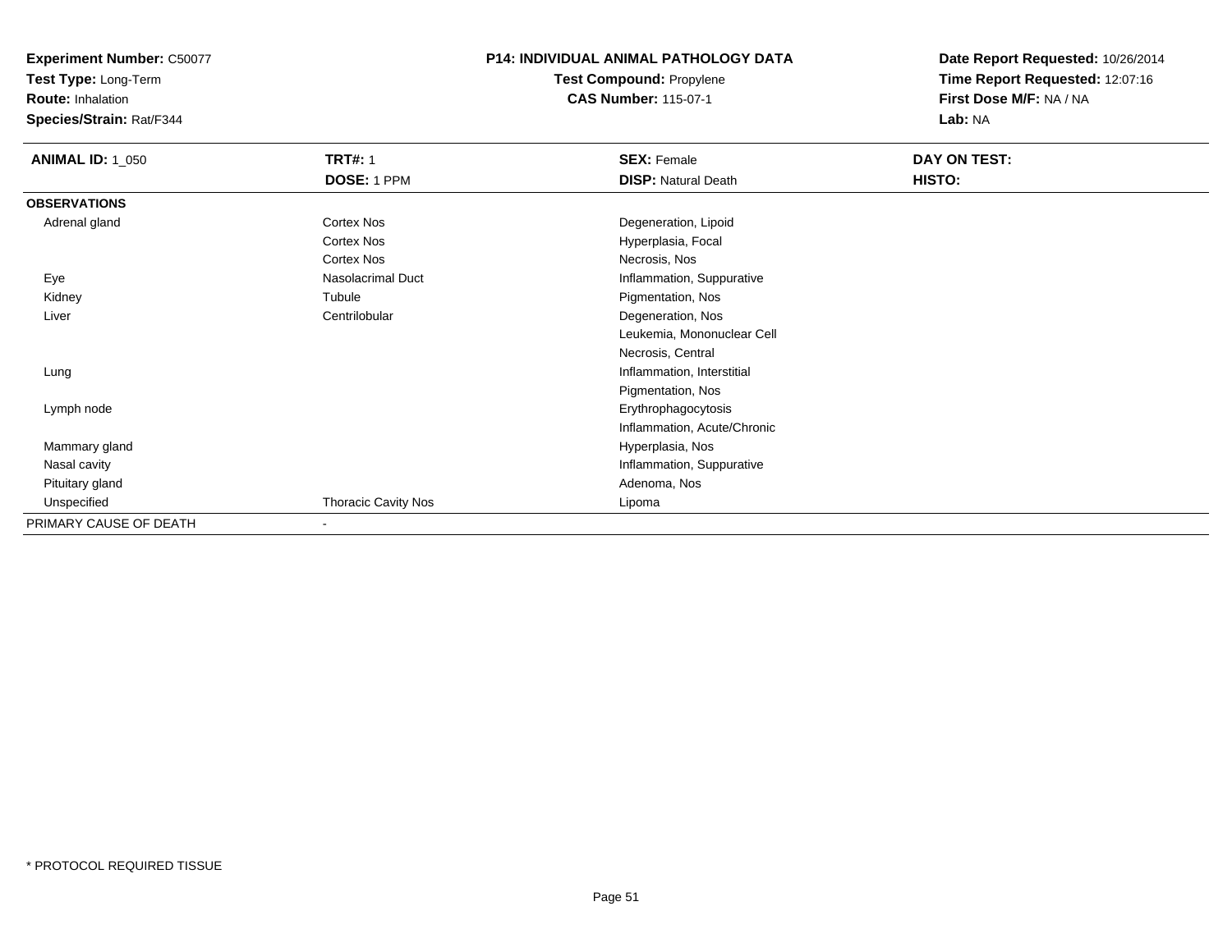**Experiment Number:** C50077
**Test Type:** Long-Term
**Route:** Inhalation
**Species/Strain:** Rat/F344

**P14: INDIVIDUAL ANIMAL PATHOLOGY DATA**
**Test Compound:** Propylene
**CAS Number:** 115-07-1

**Date Report Requested:** 10/26/2014
**Time Report Requested:** 12:07:16
**First Dose M/F:** NA / NA
**Lab:** NA

| **ANIMAL ID:** 1_050 | **TRT#:** 1 | **SEX:** Female | **DAY ON TEST:** |
|---|---|---|---|
| | **DOSE:** 1 PPM | **DISP:** Natural Death | **HISTO:** |
| **OBSERVATIONS** | | | |
| Adrenal gland | Cortex Nos | Degeneration, Lipoid | |
| | Cortex Nos | Hyperplasia, Focal | |
| | Cortex Nos | Necrosis, Nos | |
| Eye | Nasolacrimal Duct | Inflammation, Suppurative | |
| Kidney | Tubule | Pigmentation, Nos | |
| Liver | Centrilobular | Degeneration, Nos | |
| | | Leukemia, Mononuclear Cell | |
| | | Necrosis, Central | |
| Lung | | Inflammation, Interstitial | |
| | | Pigmentation, Nos | |
| Lymph node | | Erythrophagocytosis | |
| | | Inflammation, Acute/Chronic | |
| Mammary gland | | Hyperplasia, Nos | |
| Nasal cavity | | Inflammation, Suppurative | |
| Pituitary gland | | Adenoma, Nos | |
| Unspecified | Thoracic Cavity Nos | Lipoma | |
| PRIMARY CAUSE OF DEATH | - | | |

\* PROTOCOL REQUIRED TISSUE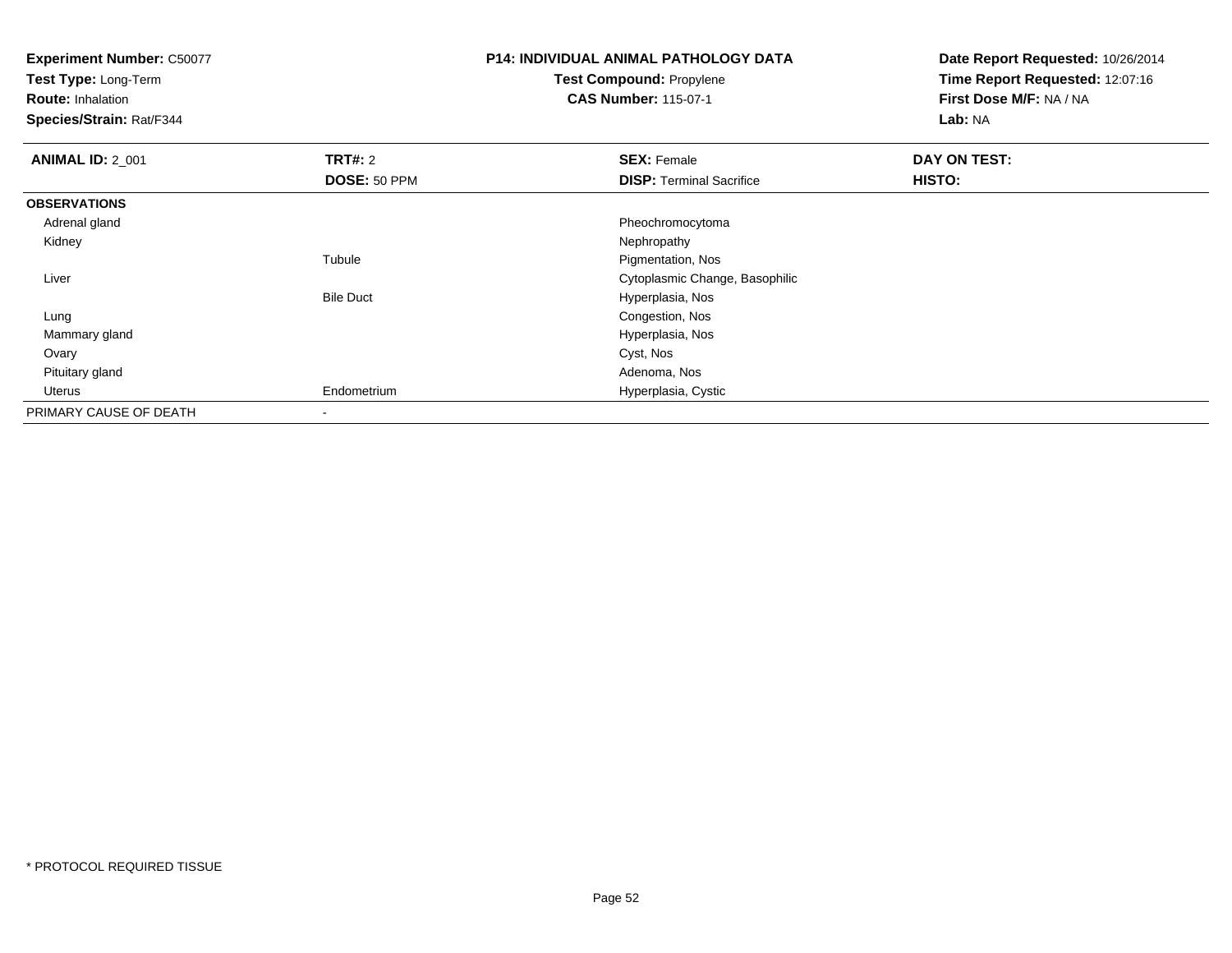**Experiment Number:** C50077
**Test Type:** Long-Term
**Route:** Inhalation
**Species/Strain:** Rat/F344

**P14: INDIVIDUAL ANIMAL PATHOLOGY DATA**
**Test Compound:** Propylene
**CAS Number:** 115-07-1

**Date Report Requested:** 10/26/2014
**Time Report Requested:** 12:07:16
**First Dose M/F:** NA / NA
**Lab:** NA

| **ANIMAL ID:** 2_001 | **TRT#:** 2 | **SEX:** Female | **DAY ON TEST:** |
|---|---|---|---|
| | **DOSE:** 50 PPM | **DISP:** Terminal Sacrifice | **HISTO:** |
| **OBSERVATIONS** | | | |
| Adrenal gland | | Pheochromocytoma | |
| Kidney | | Nephropathy | |
| | Tubule | Pigmentation, Nos | |
| Liver | | Cytoplasmic Change, Basophilic | |
| | Bile Duct | Hyperplasia, Nos | |
| Lung | | Congestion, Nos | |
| Mammary gland | | Hyperplasia, Nos | |
| Ovary | | Cyst, Nos | |
| Pituitary gland | | Adenoma, Nos | |
| Uterus | Endometrium | Hyperplasia, Cystic | |
| PRIMARY CAUSE OF DEATH | - | | |

* PROTOCOL REQUIRED TISSUE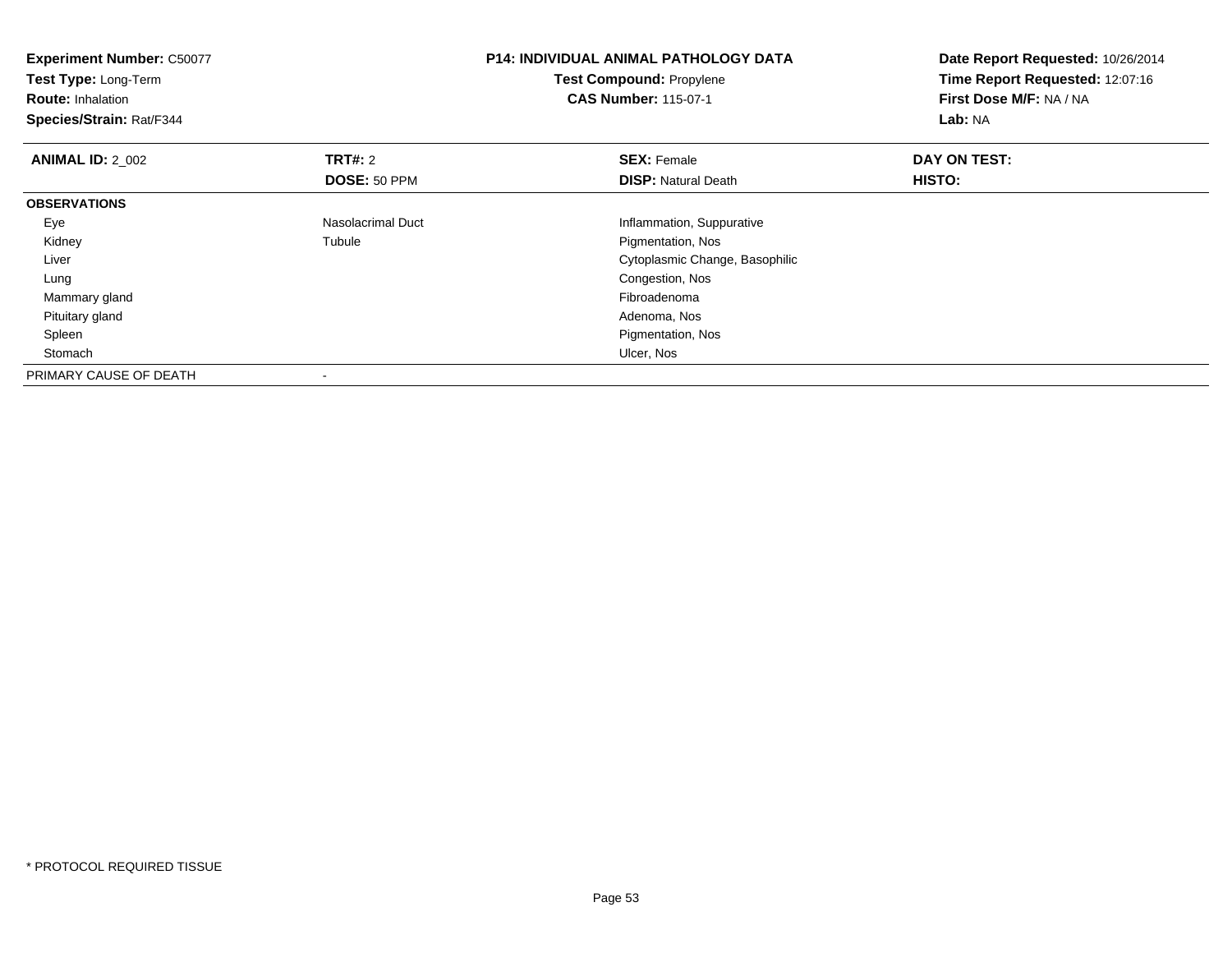**Experiment Number:** C50077
**Test Type:** Long-Term
**Route:** Inhalation
**Species/Strain:** Rat/F344

**P14: INDIVIDUAL ANIMAL PATHOLOGY DATA**
**Test Compound:** Propylene
**CAS Number:** 115-07-1

**Date Report Requested:** 10/26/2014
**Time Report Requested:** 12:07:16
**First Dose M/F:** NA / NA
**Lab:** NA

| **ANIMAL ID:** 2_002 | **TRT#:** 2 | **SEX:** Female | **DAY ON TEST:** |
|---|---|---|---|
| | **DOSE:** 50 PPM | **DISP:** Natural Death | **HISTO:** |
| **OBSERVATIONS** | | | |
| Eye | Nasolacrimal Duct | Inflammation, Suppurative | |
| Kidney | Tubule | Pigmentation, Nos | |
| Liver | | Cytoplasmic Change, Basophilic | |
| Lung | | Congestion, Nos | |
| Mammary gland | | Fibroadenoma | |
| Pituitary gland | | Adenoma, Nos | |
| Spleen | | Pigmentation, Nos | |
| Stomach | | Ulcer, Nos | |
| PRIMARY CAUSE OF DEATH | - | | |

* PROTOCOL REQUIRED TISSUE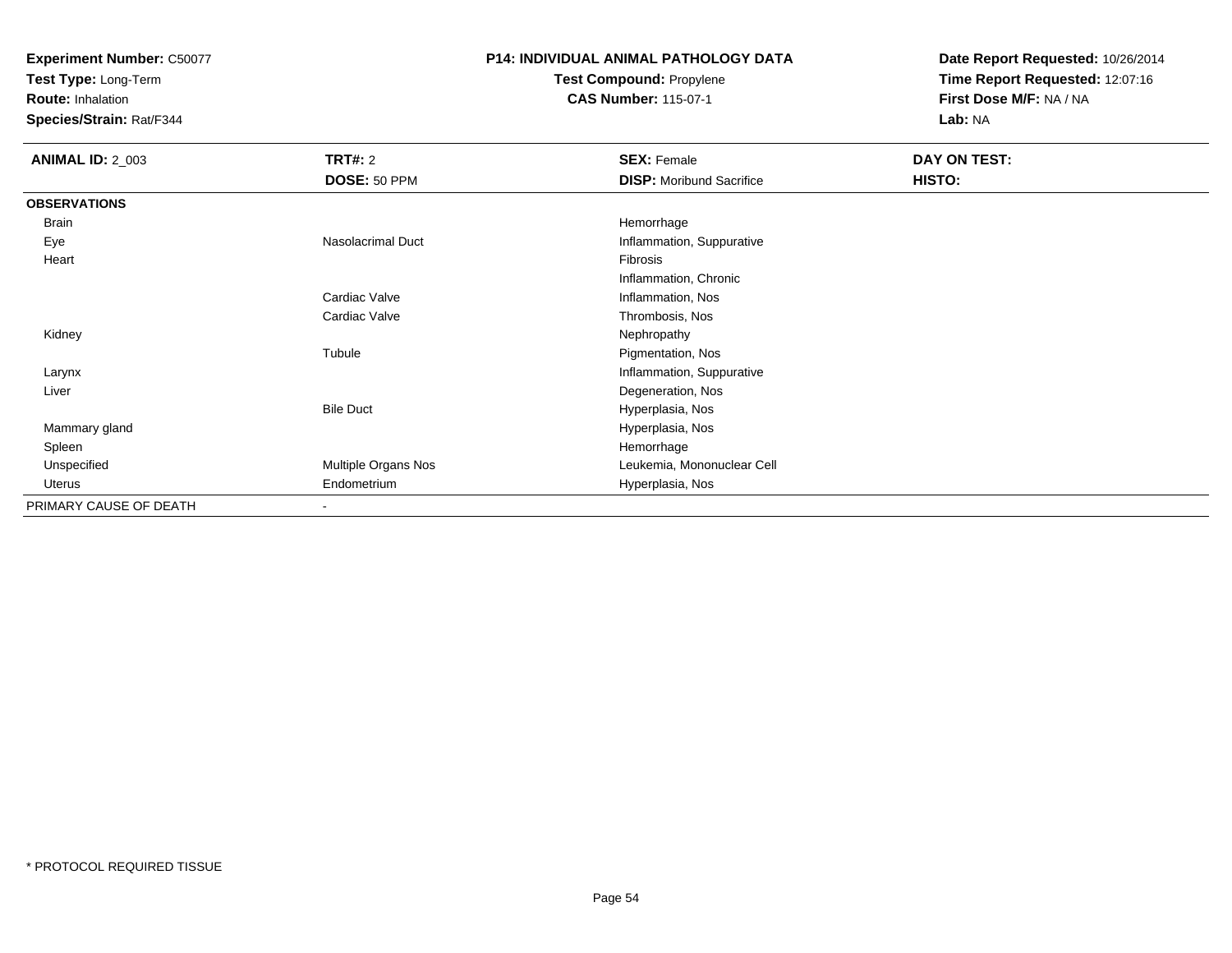**Experiment Number:** C50077
**Test Type:** Long-Term
**Route:** Inhalation
**Species/Strain:** Rat/F344

**P14: INDIVIDUAL ANIMAL PATHOLOGY DATA**
**Test Compound:** Propylene
**CAS Number:** 115-07-1

**Date Report Requested:** 10/26/2014
**Time Report Requested:** 12:07:16
**First Dose M/F:** NA / NA
**Lab:** NA

| **ANIMAL ID:** 2_003 | **TRT#:** 2 | **SEX:** Female | **DAY ON TEST:** |
|---|---|---|---|
| | **DOSE:** 50 PPM | **DISP:** Moribund Sacrifice | **HISTO:** |
| **OBSERVATIONS** | | | |
| Brain | | Hemorrhage | |
| Eye | Nasolacrimal Duct | Inflammation, Suppurative | |
| Heart | | Fibrosis | |
| | | Inflammation, Chronic | |
| | Cardiac Valve | Inflammation, Nos | |
| | Cardiac Valve | Thrombosis, Nos | |
| Kidney | | Nephropathy | |
| | Tubule | Pigmentation, Nos | |
| Larynx | | Inflammation, Suppurative | |
| Liver | | Degeneration, Nos | |
| | Bile Duct | Hyperplasia, Nos | |
| Mammary gland | | Hyperplasia, Nos | |
| Spleen | | Hemorrhage | |
| Unspecified | Multiple Organs Nos | Leukemia, Mononuclear Cell | |
| Uterus | Endometrium | Hyperplasia, Nos | |
| PRIMARY CAUSE OF DEATH | - | | |

* PROTOCOL REQUIRED TISSUE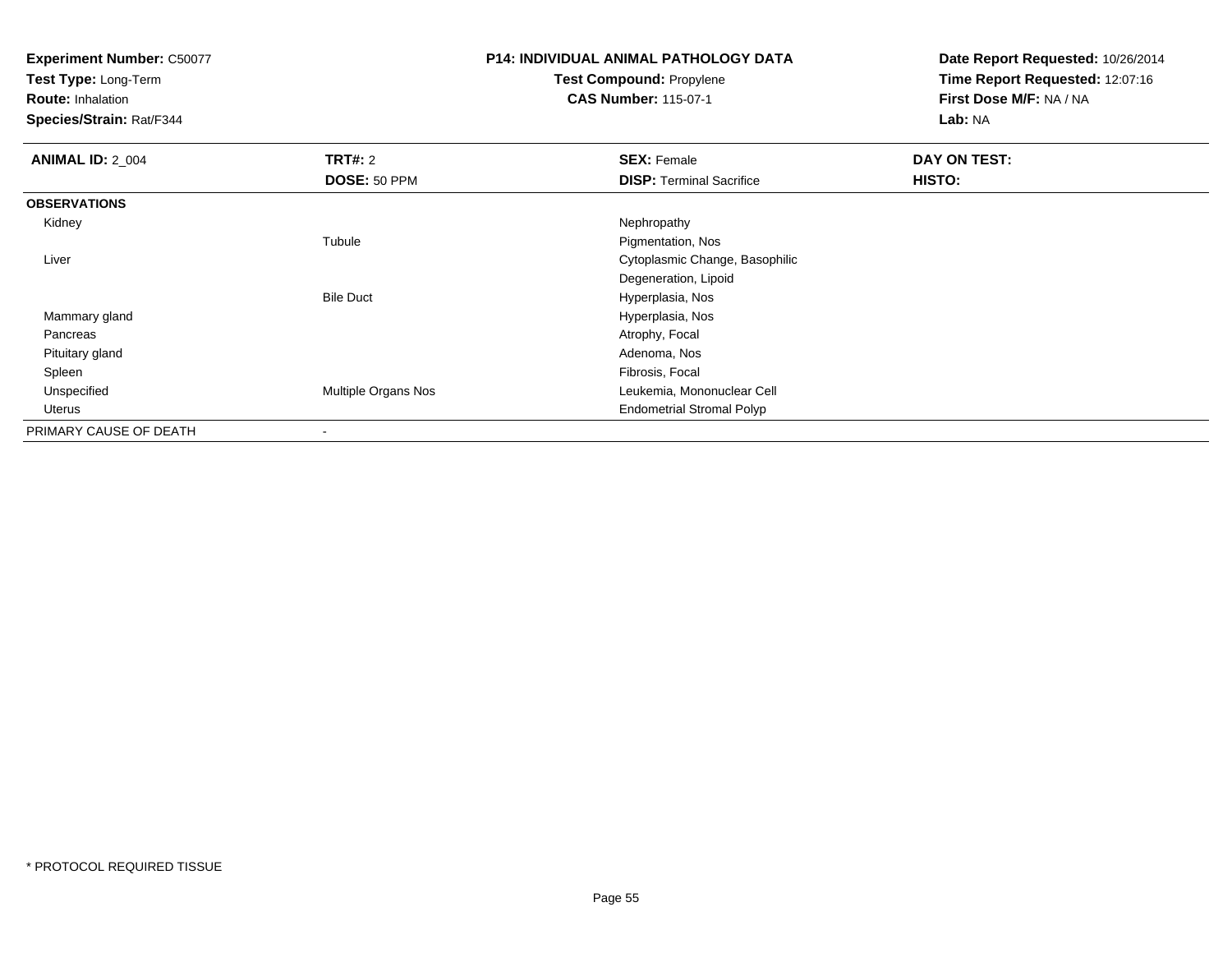**Experiment Number:** C50077
**Test Type:** Long-Term
**Route:** Inhalation
**Species/Strain:** Rat/F344

**P14: INDIVIDUAL ANIMAL PATHOLOGY DATA**
**Test Compound:** Propylene
**CAS Number:** 115-07-1

**Date Report Requested:** 10/26/2014
**Time Report Requested:** 12:07:16
**First Dose M/F:** NA / NA
**Lab:** NA

| **ANIMAL ID:** 2_004 | **TRT#:** 2 | **SEX:** Female | **DAY ON TEST:** |
|---|---|---|---|
| | **DOSE:** 50 PPM | **DISP:** Terminal Sacrifice | **HISTO:** |
| **OBSERVATIONS** | | | |
| Kidney | | Nephropathy | |
| | Tubule | Pigmentation, Nos | |
| Liver | | Cytoplasmic Change, Basophilic | |
| | | Degeneration, Lipoid | |
| | Bile Duct | Hyperplasia, Nos | |
| Mammary gland | | Hyperplasia, Nos | |
| Pancreas | | Atrophy, Focal | |
| Pituitary gland | | Adenoma, Nos | |
| Spleen | | Fibrosis, Focal | |
| Unspecified | Multiple Organs Nos | Leukemia, Mononuclear Cell | |
| Uterus | | Endometrial Stromal Polyp | |
| PRIMARY CAUSE OF DEATH | - | | |

* PROTOCOL REQUIRED TISSUE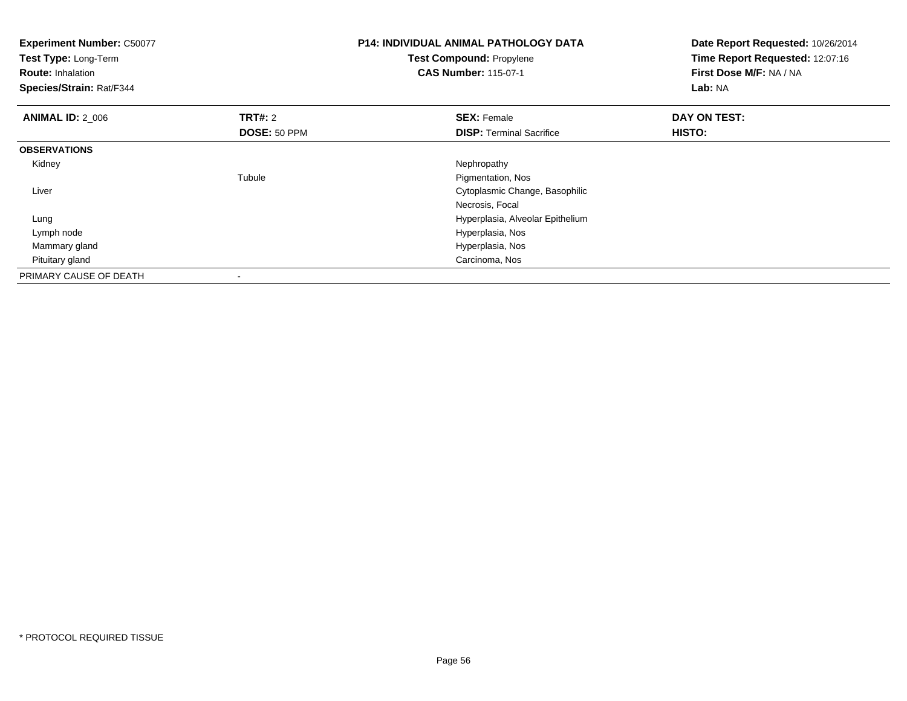**Experiment Number:** C50077
**Test Type:** Long-Term
**Route:** Inhalation
**Species/Strain:** Rat/F344

**P14: INDIVIDUAL ANIMAL PATHOLOGY DATA**
**Test Compound:** Propylene
**CAS Number:** 115-07-1

**Date Report Requested:** 10/26/2014
**Time Report Requested:** 12:07:16
**First Dose M/F:** NA / NA
**Lab:** NA

| **ANIMAL ID:** 2_006 | **TRT#:** 2 | **SEX:** Female | **DAY ON TEST:** |
|---|---|---|---|
| | **DOSE:** 50 PPM | **DISP:** Terminal Sacrifice | **HISTO:** |
| **OBSERVATIONS** | | | |
| Kidney | | Nephropathy | |
| | Tubule | Pigmentation, Nos | |
| Liver | | Cytoplasmic Change, Basophilic | |
| | | Necrosis, Focal | |
| Lung | | Hyperplasia, Alveolar Epithelium | |
| Lymph node | | Hyperplasia, Nos | |
| Mammary gland | | Hyperplasia, Nos | |
| Pituitary gland | | Carcinoma, Nos | |
| PRIMARY CAUSE OF DEATH | - | | |

* PROTOCOL REQUIRED TISSUE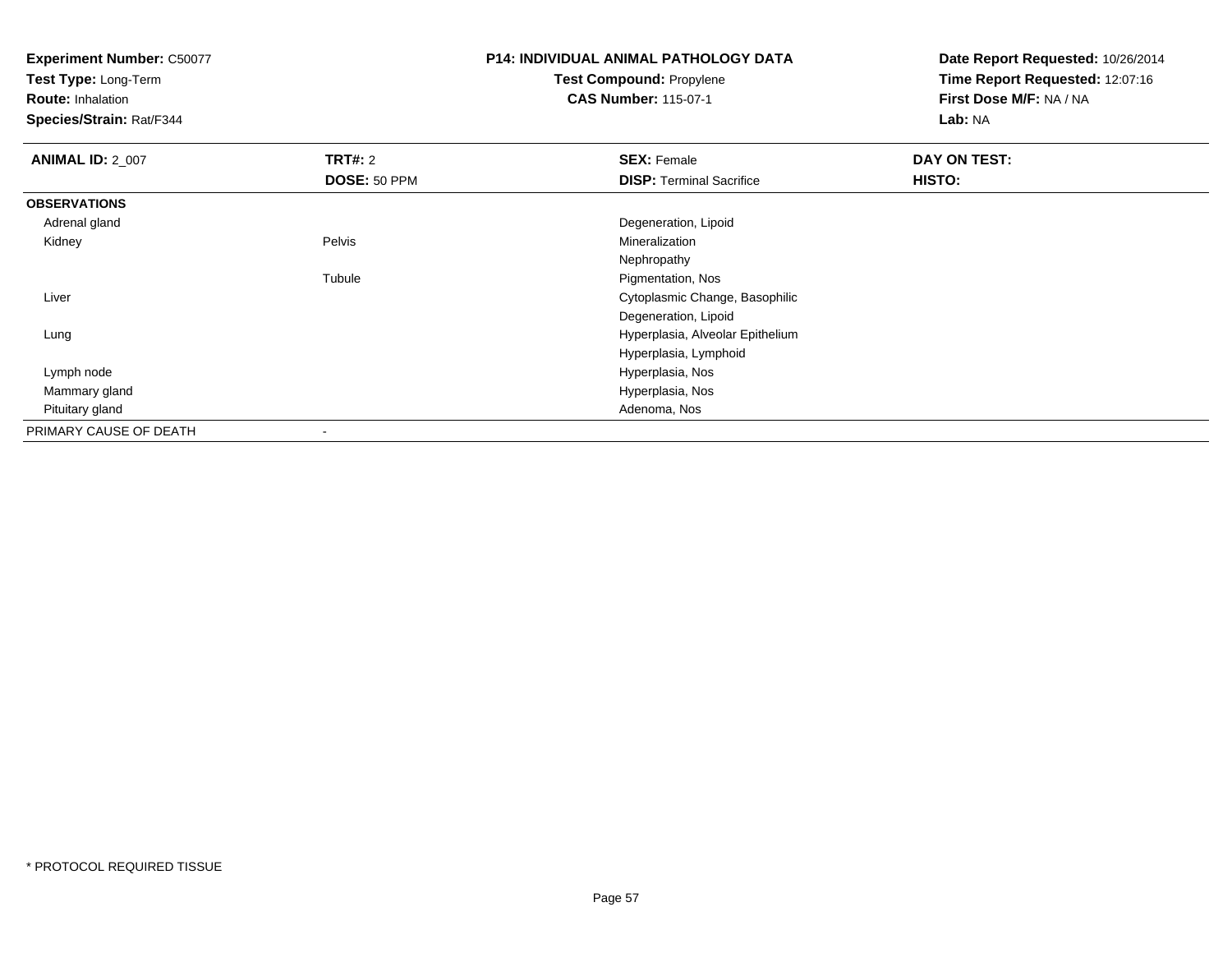**Experiment Number:** C50077
**Test Type:** Long-Term
**Route:** Inhalation
**Species/Strain:** Rat/F344

**P14: INDIVIDUAL ANIMAL PATHOLOGY DATA**
**Test Compound:** Propylene
**CAS Number:** 115-07-1

**Date Report Requested:** 10/26/2014
**Time Report Requested:** 12:07:16
**First Dose M/F:** NA / NA
**Lab:** NA

| **ANIMAL ID:** 2_007 | **TRT#:** 2 | **SEX:** Female | **DAY ON TEST:** |
|---|---|---|---|
| | **DOSE:** 50 PPM | **DISP:** Terminal Sacrifice | **HISTO:** |
| **OBSERVATIONS** | | | |
| Adrenal gland | | Degeneration, Lipoid | |
| Kidney | Pelvis | Mineralization | |
| | | Nephropathy | |
| | Tubule | Pigmentation, Nos | |
| Liver | | Cytoplasmic Change, Basophilic | |
| | | Degeneration, Lipoid | |
| Lung | | Hyperplasia, Alveolar Epithelium | |
| | | Hyperplasia, Lymphoid | |
| Lymph node | | Hyperplasia, Nos | |
| Mammary gland | | Hyperplasia, Nos | |
| Pituitary gland | | Adenoma, Nos | |
| PRIMARY CAUSE OF DEATH | - | | |

* PROTOCOL REQUIRED TISSUE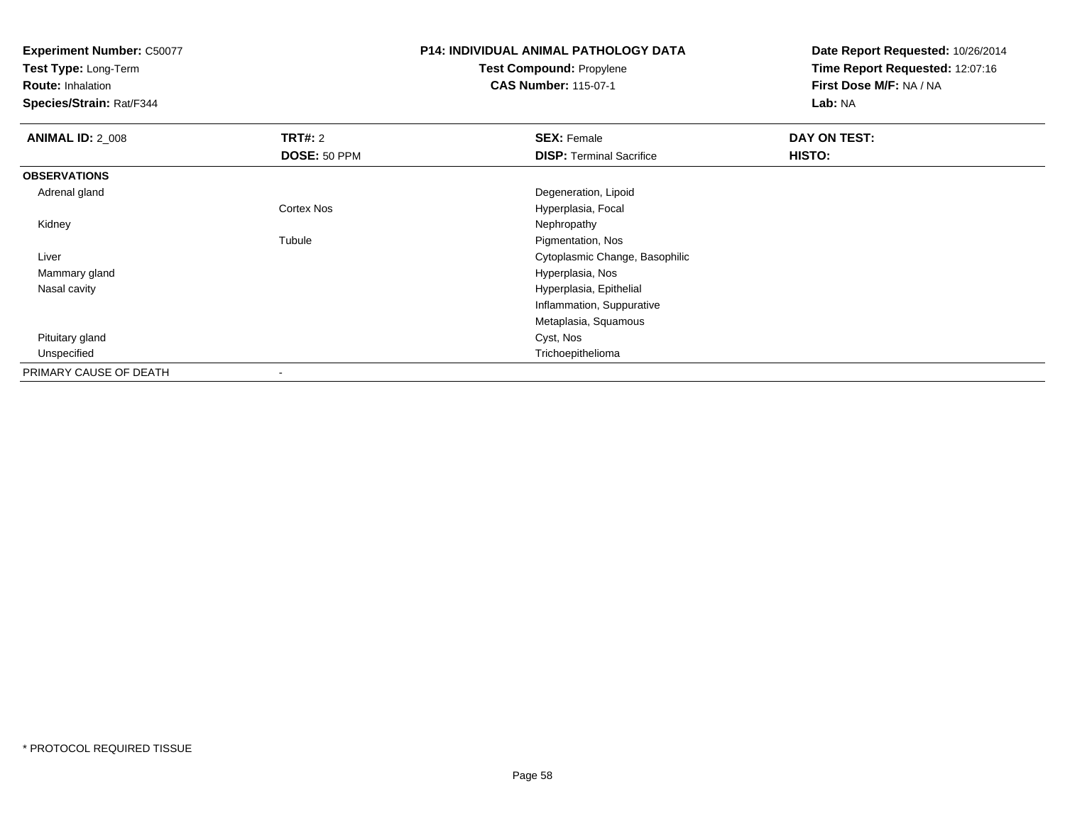**Experiment Number:** C50077
**Test Type:** Long-Term
**Route:** Inhalation
**Species/Strain:** Rat/F344

**P14: INDIVIDUAL ANIMAL PATHOLOGY DATA**
**Test Compound:** Propylene
**CAS Number:** 115-07-1

**Date Report Requested:** 10/26/2014
**Time Report Requested:** 12:07:16
**First Dose M/F:** NA / NA
**Lab:** NA

| **ANIMAL ID:** 2_008 | **TRT#:** 2 | **SEX:** Female | **DAY ON TEST:** |
|---|---|---|---|
| | **DOSE:** 50 PPM | **DISP:** Terminal Sacrifice | **HISTO:** |
| **OBSERVATIONS** | | | |
| Adrenal gland | | Degeneration, Lipoid | |
| | Cortex Nos | Hyperplasia, Focal | |
| Kidney | | Nephropathy | |
| | Tubule | Pigmentation, Nos | |
| Liver | | Cytoplasmic Change, Basophilic | |
| Mammary gland | | Hyperplasia, Nos | |
| Nasal cavity | | Hyperplasia, Epithelial | |
| | | Inflammation, Suppurative | |
| | | Metaplasia, Squamous | |
| Pituitary gland | | Cyst, Nos | |
| Unspecified | | Trichoepithelioma | |
| PRIMARY CAUSE OF DEATH | - | | |

* PROTOCOL REQUIRED TISSUE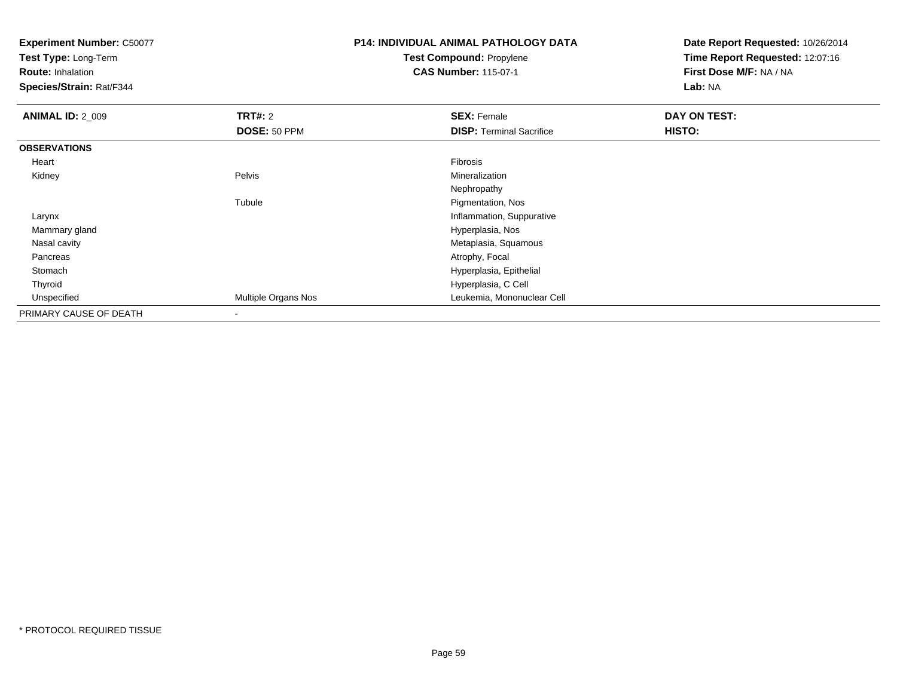**Experiment Number:** C50077
**Test Type:** Long-Term
**Route:** Inhalation
**Species/Strain:** Rat/F344

**P14: INDIVIDUAL ANIMAL PATHOLOGY DATA**
**Test Compound:** Propylene
**CAS Number:** 115-07-1

**Date Report Requested:** 10/26/2014
**Time Report Requested:** 12:07:16
**First Dose M/F:** NA / NA
**Lab:** NA

| **ANIMAL ID:** 2_009 | **TRT#:** 2 | **SEX:** Female | **DAY ON TEST:** |
|---|---|---|---|
| | **DOSE:** 50 PPM | **DISP:** Terminal Sacrifice | **HISTO:** |
| **OBSERVATIONS** | | | |
| Heart | | Fibrosis | |
| Kidney | Pelvis | Mineralization | |
| | | Nephropathy | |
| | Tubule | Pigmentation, Nos | |
| Larynx | | Inflammation, Suppurative | |
| Mammary gland | | Hyperplasia, Nos | |
| Nasal cavity | | Metaplasia, Squamous | |
| Pancreas | | Atrophy, Focal | |
| Stomach | | Hyperplasia, Epithelial | |
| Thyroid | | Hyperplasia, C Cell | |
| Unspecified | Multiple Organs Nos | Leukemia, Mononuclear Cell | |
| PRIMARY CAUSE OF DEATH | - | | |

* PROTOCOL REQUIRED TISSUE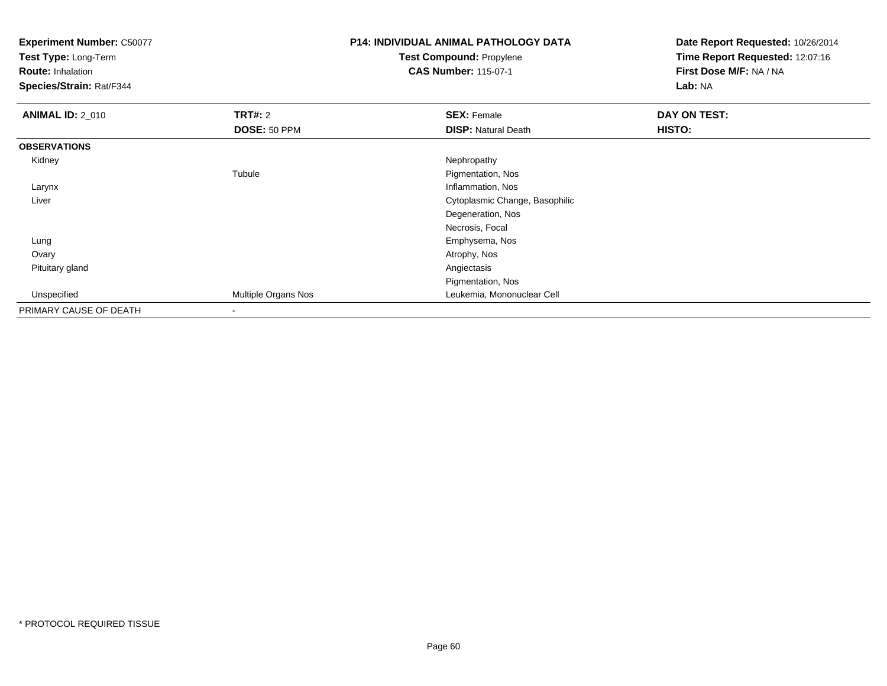**Experiment Number:** C50077
**Test Type:** Long-Term
**Route:** Inhalation
**Species/Strain:** Rat/F344

**P14: INDIVIDUAL ANIMAL PATHOLOGY DATA**
**Test Compound:** Propylene
**CAS Number:** 115-07-1

**Date Report Requested:** 10/26/2014
**Time Report Requested:** 12:07:16
**First Dose M/F:** NA / NA
**Lab:** NA

| **ANIMAL ID:** 2_010 | **TRT#:** 2 | **SEX:** Female | **DAY ON TEST:** |
|---|---|---|---|
| | **DOSE:** 50 PPM | **DISP:** Natural Death | **HISTO:** |
| **OBSERVATIONS** | | | |
| Kidney | | Nephropathy | |
| | Tubule | Pigmentation, Nos | |
| Larynx | | Inflammation, Nos | |
| Liver | | Cytoplasmic Change, Basophilic | |
| | | Degeneration, Nos | |
| | | Necrosis, Focal | |
| Lung | | Emphysema, Nos | |
| Ovary | | Atrophy, Nos | |
| Pituitary gland | | Angiectasis | |
| | | Pigmentation, Nos | |
| Unspecified | Multiple Organs Nos | Leukemia, Mononuclear Cell | |
| PRIMARY CAUSE OF DEATH | - | | |

* PROTOCOL REQUIRED TISSUE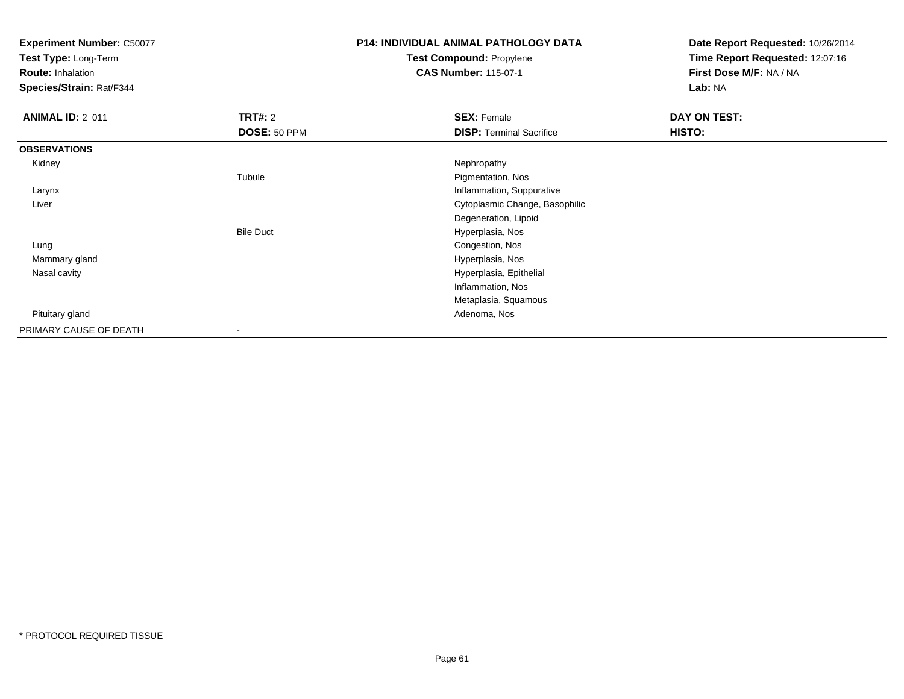**Experiment Number:** C50077
**Test Type:** Long-Term
**Route:** Inhalation
**Species/Strain:** Rat/F344

**P14: INDIVIDUAL ANIMAL PATHOLOGY DATA**
**Test Compound:** Propylene
**CAS Number:** 115-07-1

**Date Report Requested:** 10/26/2014
**Time Report Requested:** 12:07:16
**First Dose M/F:** NA / NA
**Lab:** NA

| **ANIMAL ID:** 2_011 | **TRT#:** 2 | **SEX:** Female | **DAY ON TEST:** |
|---|---|---|---|
| | **DOSE:** 50 PPM | **DISP:** Terminal Sacrifice | **HISTO:** |
| **OBSERVATIONS** | | | |
| Kidney | | Nephropathy | |
| | Tubule | Pigmentation, Nos | |
| Larynx | | Inflammation, Suppurative | |
| Liver | | Cytoplasmic Change, Basophilic | |
| | | Degeneration, Lipoid | |
| | Bile Duct | Hyperplasia, Nos | |
| Lung | | Congestion, Nos | |
| Mammary gland | | Hyperplasia, Nos | |
| Nasal cavity | | Hyperplasia, Epithelial | |
| | | Inflammation, Nos | |
| | | Metaplasia, Squamous | |
| Pituitary gland | | Adenoma, Nos | |
| PRIMARY CAUSE OF DEATH | - | | |

* PROTOCOL REQUIRED TISSUE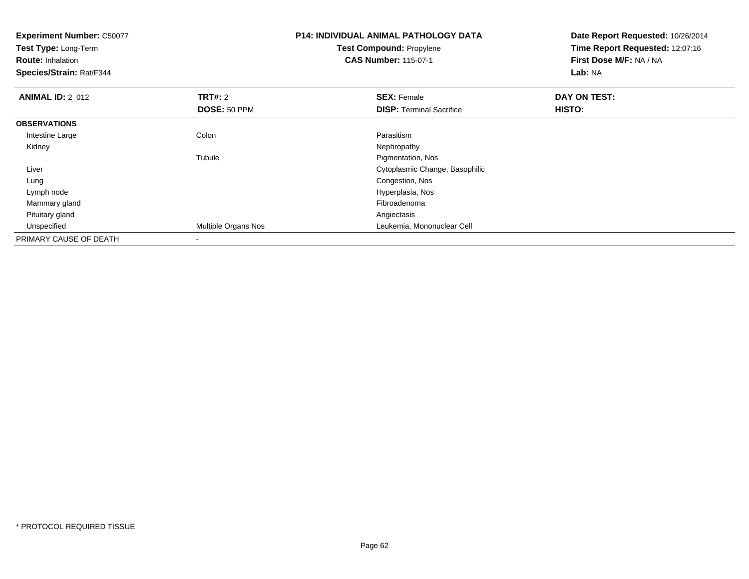**Experiment Number:** C50077
**Test Type:** Long-Term
**Route:** Inhalation
**Species/Strain:** Rat/F344

**P14: INDIVIDUAL ANIMAL PATHOLOGY DATA**
**Test Compound:** Propylene
**CAS Number:** 115-07-1

**Date Report Requested:** 10/26/2014
**Time Report Requested:** 12:07:16
**First Dose M/F:** NA / NA
**Lab:** NA

| **ANIMAL ID:** 2_012 | **TRT#:** 2 | **SEX:** Female | **DAY ON TEST:** |
|---|---|---|---|
| | **DOSE:** 50 PPM | **DISP:** Terminal Sacrifice | **HISTO:** |
| **OBSERVATIONS** | | | |
| Intestine Large | Colon | Parasitism | |
| Kidney | | Nephropathy | |
| | Tubule | Pigmentation, Nos | |
| Liver | | Cytoplasmic Change, Basophilic | |
| Lung | | Congestion, Nos | |
| Lymph node | | Hyperplasia, Nos | |
| Mammary gland | | Fibroadenoma | |
| Pituitary gland | | Angiectasis | |
| Unspecified | Multiple Organs Nos | Leukemia, Mononuclear Cell | |
| PRIMARY CAUSE OF DEATH | - | | |

* PROTOCOL REQUIRED TISSUE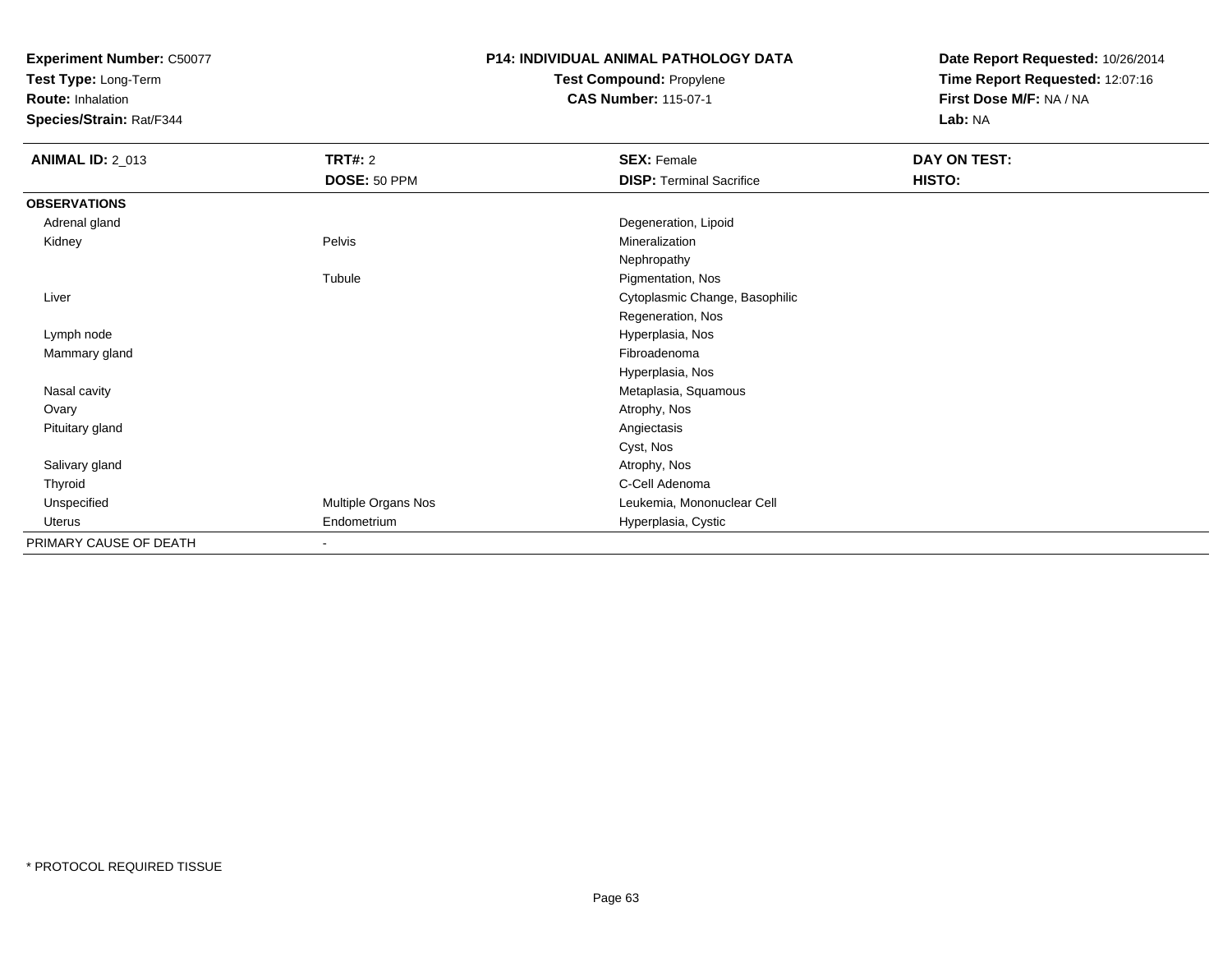**Experiment Number:** C50077
**Test Type:** Long-Term
**Route:** Inhalation
**Species/Strain:** Rat/F344

**P14: INDIVIDUAL ANIMAL PATHOLOGY DATA**
**Test Compound:** Propylene
**CAS Number:** 115-07-1

**Date Report Requested:** 10/26/2014
**Time Report Requested:** 12:07:16
**First Dose M/F:** NA / NA
**Lab:** NA

| **ANIMAL ID:** 2_013 | **TRT#:** 2 | **SEX:** Female | **DAY ON TEST:** |
|---|---|---|---|
| | **DOSE:** 50 PPM | **DISP:** Terminal Sacrifice | **HISTO:** |
| **OBSERVATIONS** | | | |
| Adrenal gland | | Degeneration, Lipoid | |
| Kidney | Pelvis | Mineralization | |
| | | Nephropathy | |
| | Tubule | Pigmentation, Nos | |
| Liver | | Cytoplasmic Change, Basophilic | |
| | | Regeneration, Nos | |
| Lymph node | | Hyperplasia, Nos | |
| Mammary gland | | Fibroadenoma | |
| | | Hyperplasia, Nos | |
| Nasal cavity | | Metaplasia, Squamous | |
| Ovary | | Atrophy, Nos | |
| Pituitary gland | | Angiectasis | |
| | | Cyst, Nos | |
| Salivary gland | | Atrophy, Nos | |
| Thyroid | | C-Cell Adenoma | |
| Unspecified | Multiple Organs Nos | Leukemia, Mononuclear Cell | |
| Uterus | Endometrium | Hyperplasia, Cystic | |
| PRIMARY CAUSE OF DEATH | - | | |

\* PROTOCOL REQUIRED TISSUE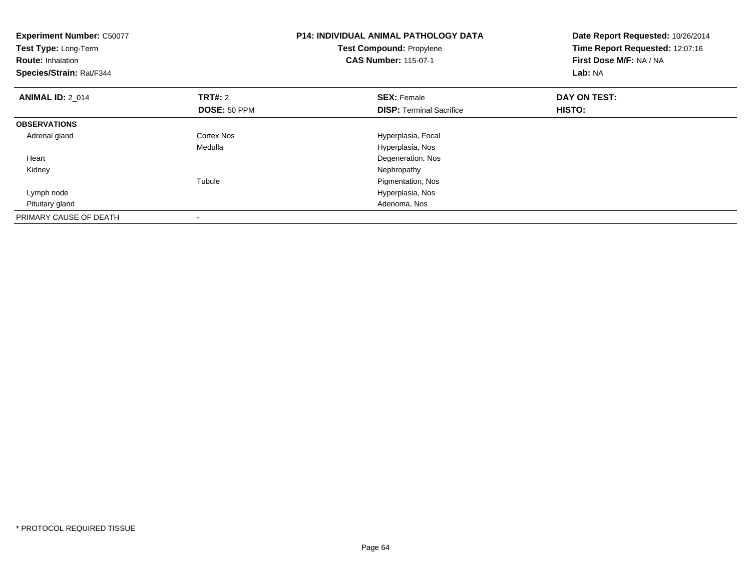**Experiment Number:** C50077
**Test Type:** Long-Term
**Route:** Inhalation
**Species/Strain:** Rat/F344

**P14: INDIVIDUAL ANIMAL PATHOLOGY DATA**
**Test Compound:** Propylene
**CAS Number:** 115-07-1

**Date Report Requested:** 10/26/2014
**Time Report Requested:** 12:07:16
**First Dose M/F:** NA / NA
**Lab:** NA

| **ANIMAL ID:** 2_014 | **TRT#:** 2 | **SEX:** Female | **DAY ON TEST:** |
|---|---|---|---|
| | **DOSE:** 50 PPM | **DISP:** Terminal Sacrifice | **HISTO:** |
| **OBSERVATIONS** | | | |
| Adrenal gland | Cortex Nos | Hyperplasia, Focal | |
| | Medulla | Hyperplasia, Nos | |
| Heart | | Degeneration, Nos | |
| Kidney | | Nephropathy | |
| | Tubule | Pigmentation, Nos | |
| Lymph node | | Hyperplasia, Nos | |
| Pituitary gland | | Adenoma, Nos | |
| PRIMARY CAUSE OF DEATH | - | | |

* PROTOCOL REQUIRED TISSUE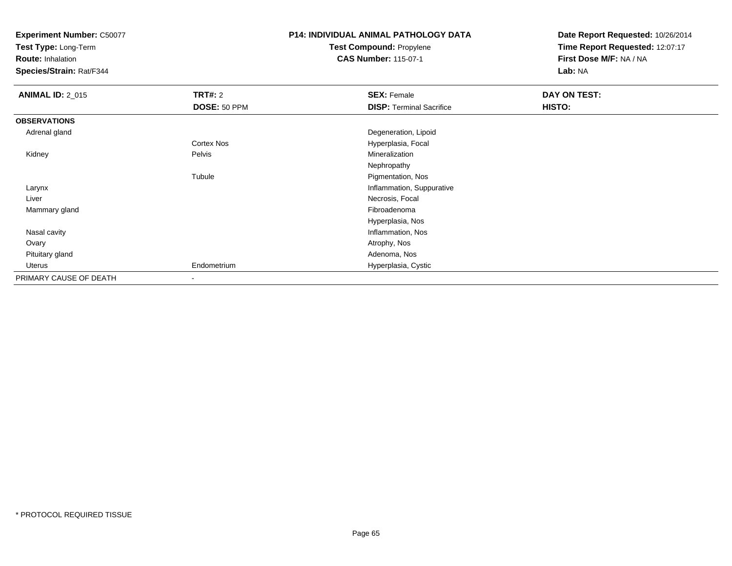**Experiment Number:** C50077
**Test Type:** Long-Term
**Route:** Inhalation
**Species/Strain:** Rat/F344

**P14: INDIVIDUAL ANIMAL PATHOLOGY DATA**
**Test Compound:** Propylene
**CAS Number:** 115-07-1

**Date Report Requested:** 10/26/2014
**Time Report Requested:** 12:07:17
**First Dose M/F:** NA / NA
**Lab:** NA

| **ANIMAL ID:** 2_015 | **TRT#:** 2 | **SEX:** Female | **DAY ON TEST:** |
|---|---|---|---|
| | **DOSE:** 50 PPM | **DISP:** Terminal Sacrifice | **HISTO:** |
| **OBSERVATIONS** | | | |
| Adrenal gland | | Degeneration, Lipoid | |
| | Cortex Nos | Hyperplasia, Focal | |
| Kidney | Pelvis | Mineralization | |
| | | Nephropathy | |
| | Tubule | Pigmentation, Nos | |
| Larynx | | Inflammation, Suppurative | |
| Liver | | Necrosis, Focal | |
| Mammary gland | | Fibroadenoma | |
| | | Hyperplasia, Nos | |
| Nasal cavity | | Inflammation, Nos | |
| Ovary | | Atrophy, Nos | |
| Pituitary gland | | Adenoma, Nos | |
| Uterus | Endometrium | Hyperplasia, Cystic | |
| PRIMARY CAUSE OF DEATH | - | | |

* PROTOCOL REQUIRED TISSUE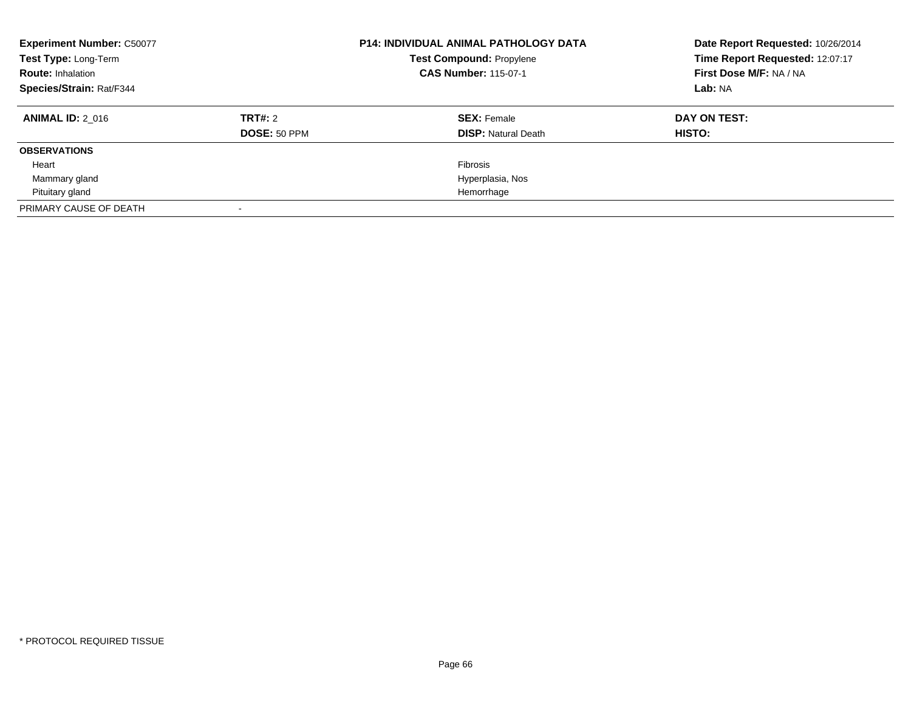**Experiment Number:** C50077
**Test Type:** Long-Term
**Route:** Inhalation
**Species/Strain:** Rat/F344

**P14: INDIVIDUAL ANIMAL PATHOLOGY DATA**
**Test Compound:** Propylene
**CAS Number:** 115-07-1

**Date Report Requested:** 10/26/2014
**Time Report Requested:** 12:07:17
**First Dose M/F:** NA / NA
**Lab:** NA

| **ANIMAL ID:** 2_016 | **TRT#:** 2 | **SEX:** Female | **DAY ON TEST:** |
|---|---|---|---|
| | **DOSE:** 50 PPM | **DISP:** Natural Death | **HISTO:** |
| **OBSERVATIONS** | | | |
| Heart | | Fibrosis | |
| Mammary gland | | Hyperplasia, Nos | |
| Pituitary gland | | Hemorrhage | |
| PRIMARY CAUSE OF DEATH | - | | |

* PROTOCOL REQUIRED TISSUE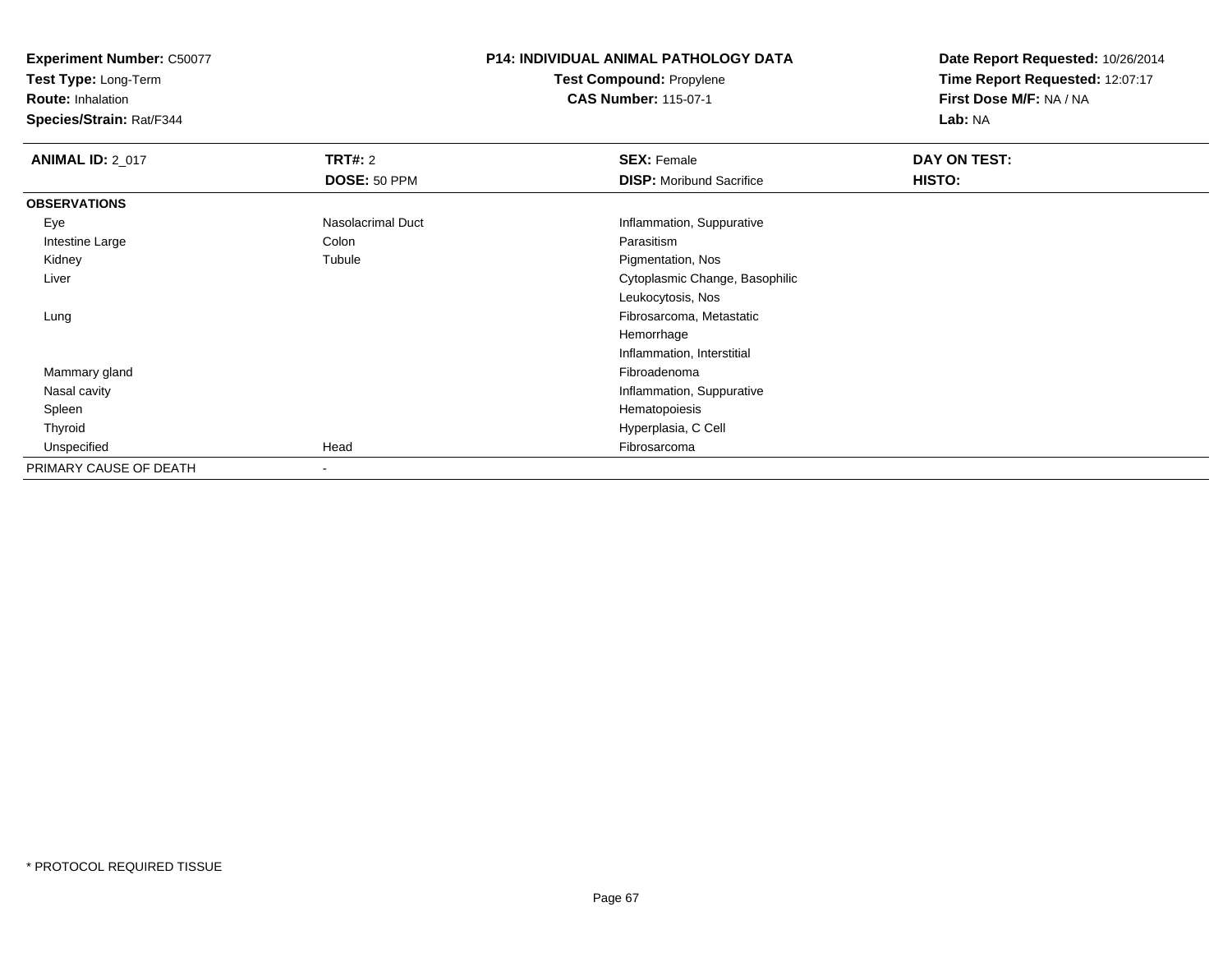**Experiment Number:** C50077
**Test Type:** Long-Term
**Route:** Inhalation
**Species/Strain:** Rat/F344

**P14: INDIVIDUAL ANIMAL PATHOLOGY DATA**
**Test Compound:** Propylene
**CAS Number:** 115-07-1

**Date Report Requested:** 10/26/2014
**Time Report Requested:** 12:07:17
**First Dose M/F:** NA / NA
**Lab:** NA

| **ANIMAL ID:** 2_017 | **TRT#:** 2 | **SEX:** Female | **DAY ON TEST:** |
|---|---|---|---|
| | **DOSE:** 50 PPM | **DISP:** Moribund Sacrifice | **HISTO:** |
| **OBSERVATIONS** | | | |
| Eye | Nasolacrimal Duct | Inflammation, Suppurative | |
| Intestine Large | Colon | Parasitism | |
| Kidney | Tubule | Pigmentation, Nos | |
| Liver | | Cytoplasmic Change, Basophilic | |
| | | Leukocytosis, Nos | |
| Lung | | Fibrosarcoma, Metastatic | |
| | | Hemorrhage | |
| | | Inflammation, Interstitial | |
| Mammary gland | | Fibroadenoma | |
| Nasal cavity | | Inflammation, Suppurative | |
| Spleen | | Hematopoiesis | |
| Thyroid | | Hyperplasia, C Cell | |
| Unspecified | Head | Fibrosarcoma | |
| PRIMARY CAUSE OF DEATH | - | | |

* PROTOCOL REQUIRED TISSUE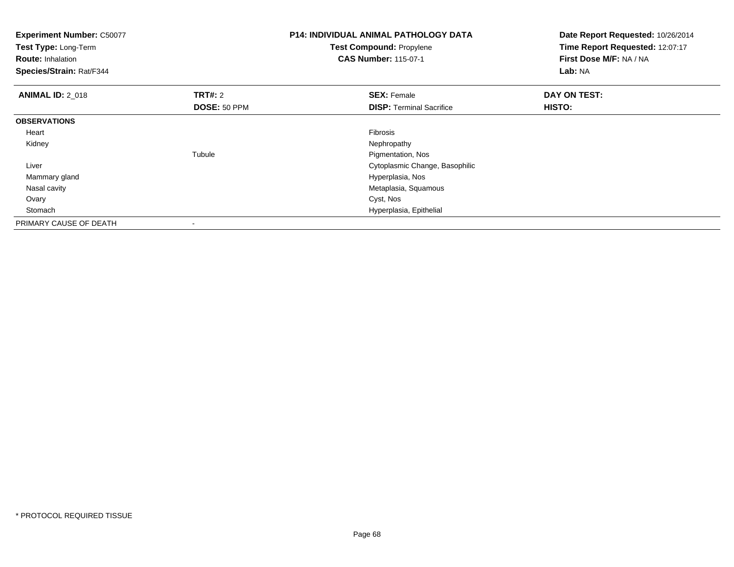**Experiment Number:** C50077
**Test Type:** Long-Term
**Route:** Inhalation
**Species/Strain:** Rat/F344

**P14: INDIVIDUAL ANIMAL PATHOLOGY DATA**
**Test Compound:** Propylene
**CAS Number:** 115-07-1

**Date Report Requested:** 10/26/2014
**Time Report Requested:** 12:07:17
**First Dose M/F:** NA / NA
**Lab:** NA

| **ANIMAL ID:** 2_018 | **TRT#:** 2 | **SEX:** Female | **DAY ON TEST:** |
|---|---|---|---|
| | **DOSE:** 50 PPM | **DISP:** Terminal Sacrifice | **HISTO:** |
| **OBSERVATIONS** | | | |
| Heart | | Fibrosis | |
| Kidney | | Nephropathy | |
| | Tubule | Pigmentation, Nos | |
| Liver | | Cytoplasmic Change, Basophilic | |
| Mammary gland | | Hyperplasia, Nos | |
| Nasal cavity | | Metaplasia, Squamous | |
| Ovary | | Cyst, Nos | |
| Stomach | | Hyperplasia, Epithelial | |
| PRIMARY CAUSE OF DEATH | - | | |

* PROTOCOL REQUIRED TISSUE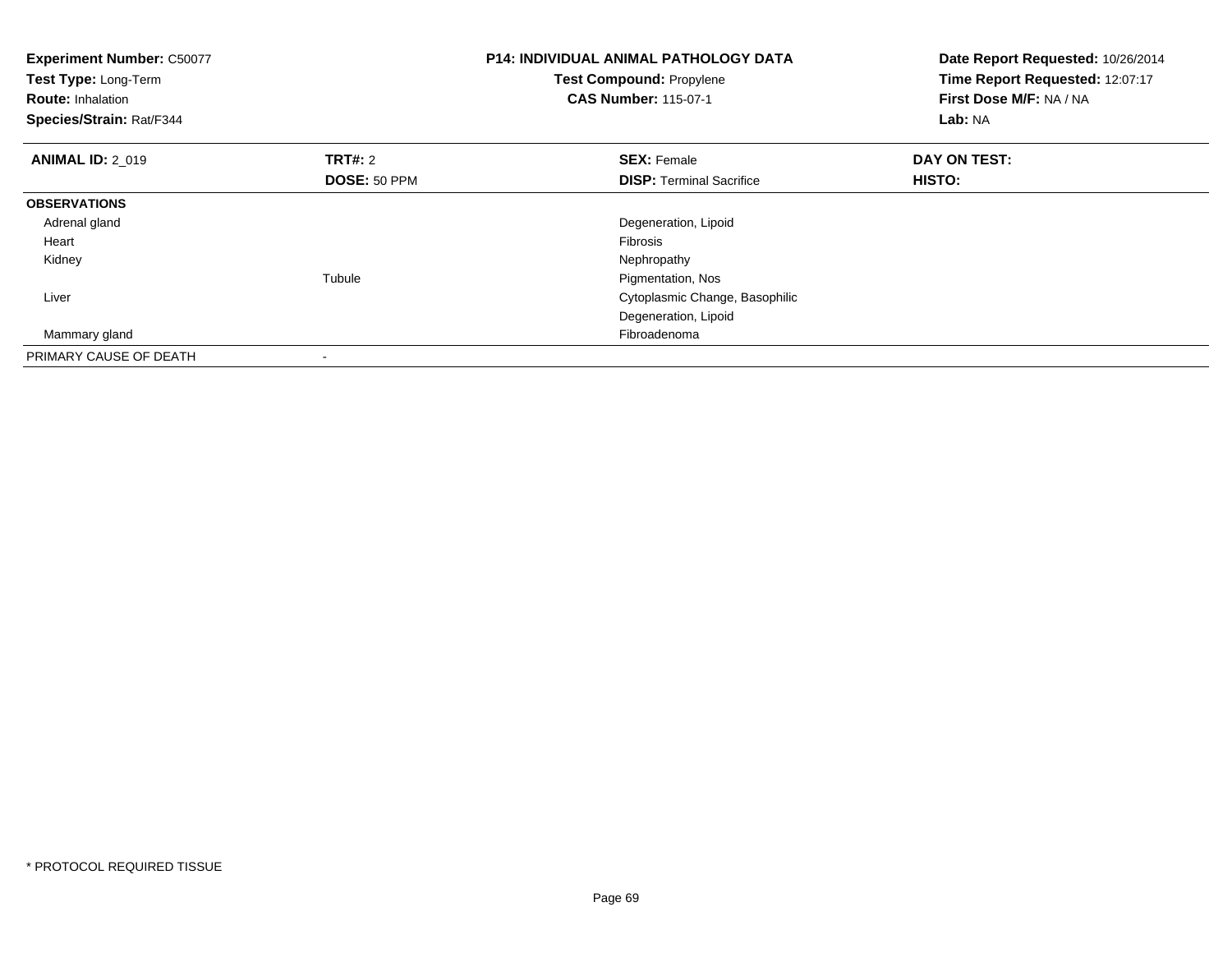**Experiment Number:** C50077
**Test Type:** Long-Term
**Route:** Inhalation
**Species/Strain:** Rat/F344

**P14: INDIVIDUAL ANIMAL PATHOLOGY DATA**
**Test Compound:** Propylene
**CAS Number:** 115-07-1

**Date Report Requested:** 10/26/2014
**Time Report Requested:** 12:07:17
**First Dose M/F:** NA / NA
**Lab:** NA

| **ANIMAL ID:** 2_019 | **TRT#:** 2 | **SEX:** Female | **DAY ON TEST:** |
|---|---|---|---|
| | **DOSE:** 50 PPM | **DISP:** Terminal Sacrifice | **HISTO:** |
| **OBSERVATIONS** | | | |
| Adrenal gland | | Degeneration, Lipoid | |
| Heart | | Fibrosis | |
| Kidney | | Nephropathy | |
| | Tubule | Pigmentation, Nos | |
| Liver | | Cytoplasmic Change, Basophilic | |
| | | Degeneration, Lipoid | |
| Mammary gland | | Fibroadenoma | |
| PRIMARY CAUSE OF DEATH | - | | |

* PROTOCOL REQUIRED TISSUE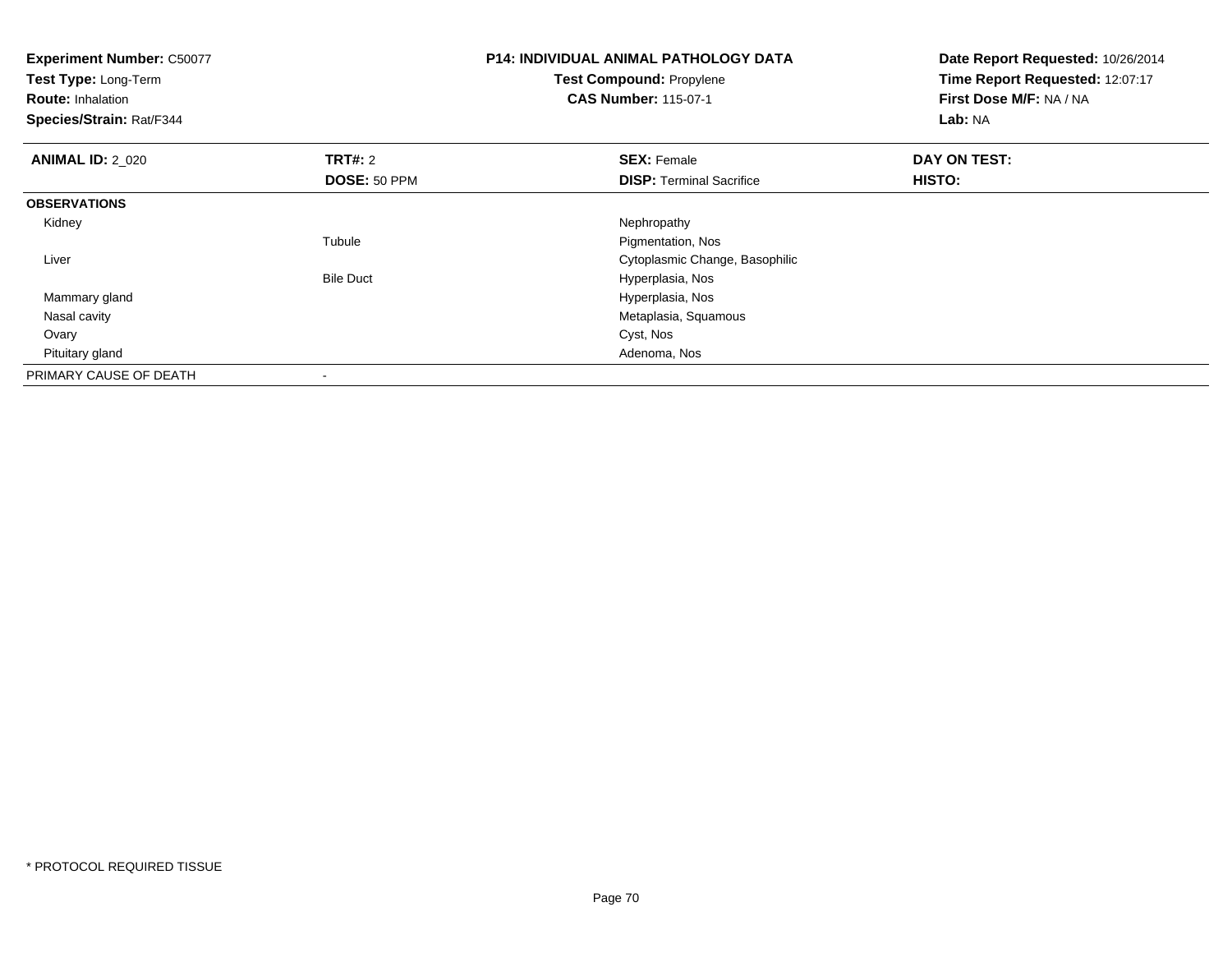**Experiment Number:** C50077
**Test Type:** Long-Term
**Route:** Inhalation
**Species/Strain:** Rat/F344

**P14: INDIVIDUAL ANIMAL PATHOLOGY DATA**
**Test Compound:** Propylene
**CAS Number:** 115-07-1

**Date Report Requested:** 10/26/2014
**Time Report Requested:** 12:07:17
**First Dose M/F:** NA / NA
**Lab:** NA

| **ANIMAL ID:** 2_020 | **TRT#:** 2 | **SEX:** Female | **DAY ON TEST:** |
|---|---|---|---|
| | **DOSE:** 50 PPM | **DISP:** Terminal Sacrifice | **HISTO:** |
| **OBSERVATIONS** | | | |
| Kidney | | Nephropathy | |
| | Tubule | Pigmentation, Nos | |
| Liver | | Cytoplasmic Change, Basophilic | |
| | Bile Duct | Hyperplasia, Nos | |
| Mammary gland | | Hyperplasia, Nos | |
| Nasal cavity | | Metaplasia, Squamous | |
| Ovary | | Cyst, Nos | |
| Pituitary gland | | Adenoma, Nos | |
| PRIMARY CAUSE OF DEATH | - | | |

* PROTOCOL REQUIRED TISSUE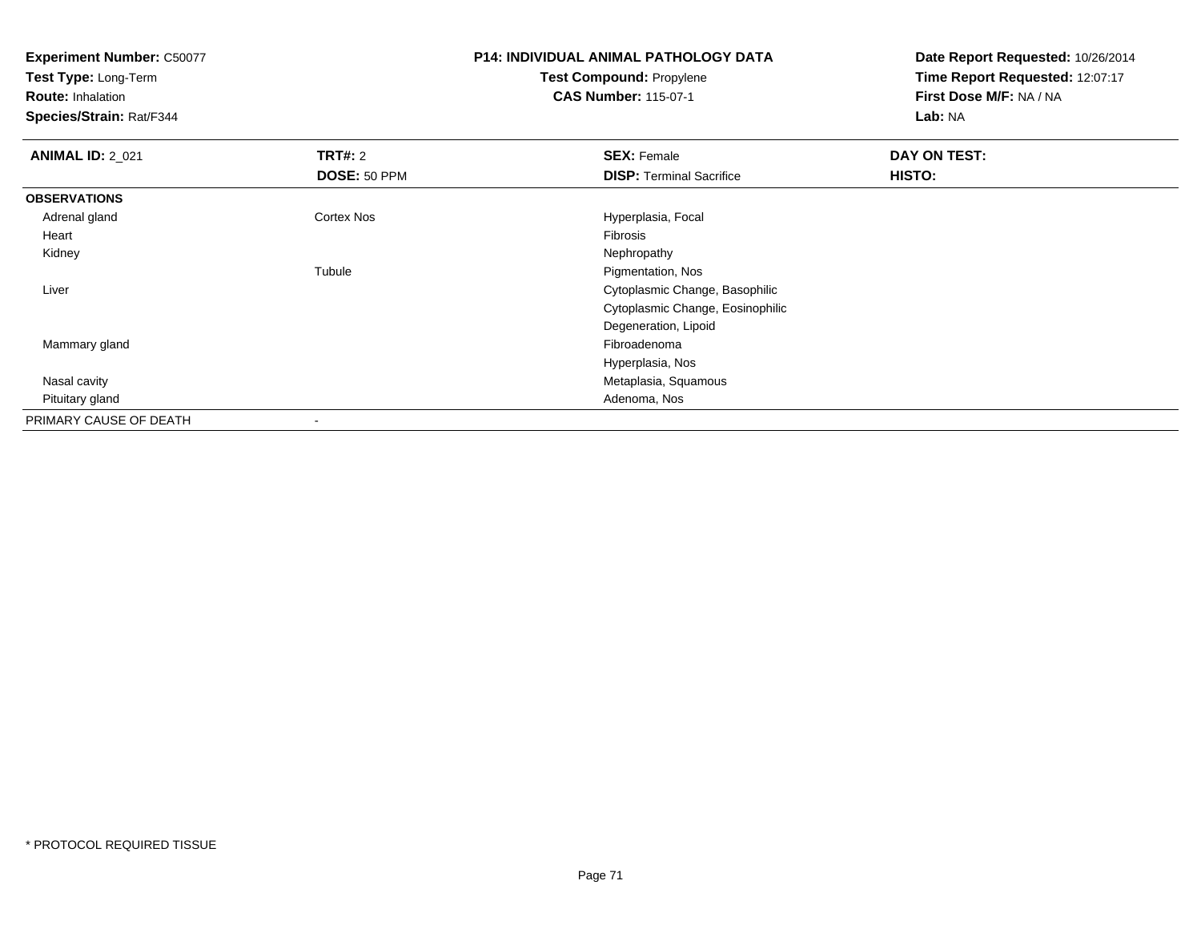**Experiment Number:** C50077
**Test Type:** Long-Term
**Route:** Inhalation
**Species/Strain:** Rat/F344

**P14: INDIVIDUAL ANIMAL PATHOLOGY DATA**
**Test Compound:** Propylene
**CAS Number:** 115-07-1

**Date Report Requested:** 10/26/2014
**Time Report Requested:** 12:07:17
**First Dose M/F:** NA / NA
**Lab:** NA

| **ANIMAL ID:** 2_021 | **TRT#:** 2 | **SEX:** Female | **DAY ON TEST:** |
|---|---|---|---|
| | **DOSE:** 50 PPM | **DISP:** Terminal Sacrifice | **HISTO:** |
| **OBSERVATIONS** | | | |
| Adrenal gland | Cortex Nos | Hyperplasia, Focal | |
| Heart | | Fibrosis | |
| Kidney | | Nephropathy | |
| | Tubule | Pigmentation, Nos | |
| Liver | | Cytoplasmic Change, Basophilic | |
| | | Cytoplasmic Change, Eosinophilic | |
| | | Degeneration, Lipoid | |
| Mammary gland | | Fibroadenoma | |
| | | Hyperplasia, Nos | |
| Nasal cavity | | Metaplasia, Squamous | |
| Pituitary gland | | Adenoma, Nos | |
| PRIMARY CAUSE OF DEATH | - | | |

* PROTOCOL REQUIRED TISSUE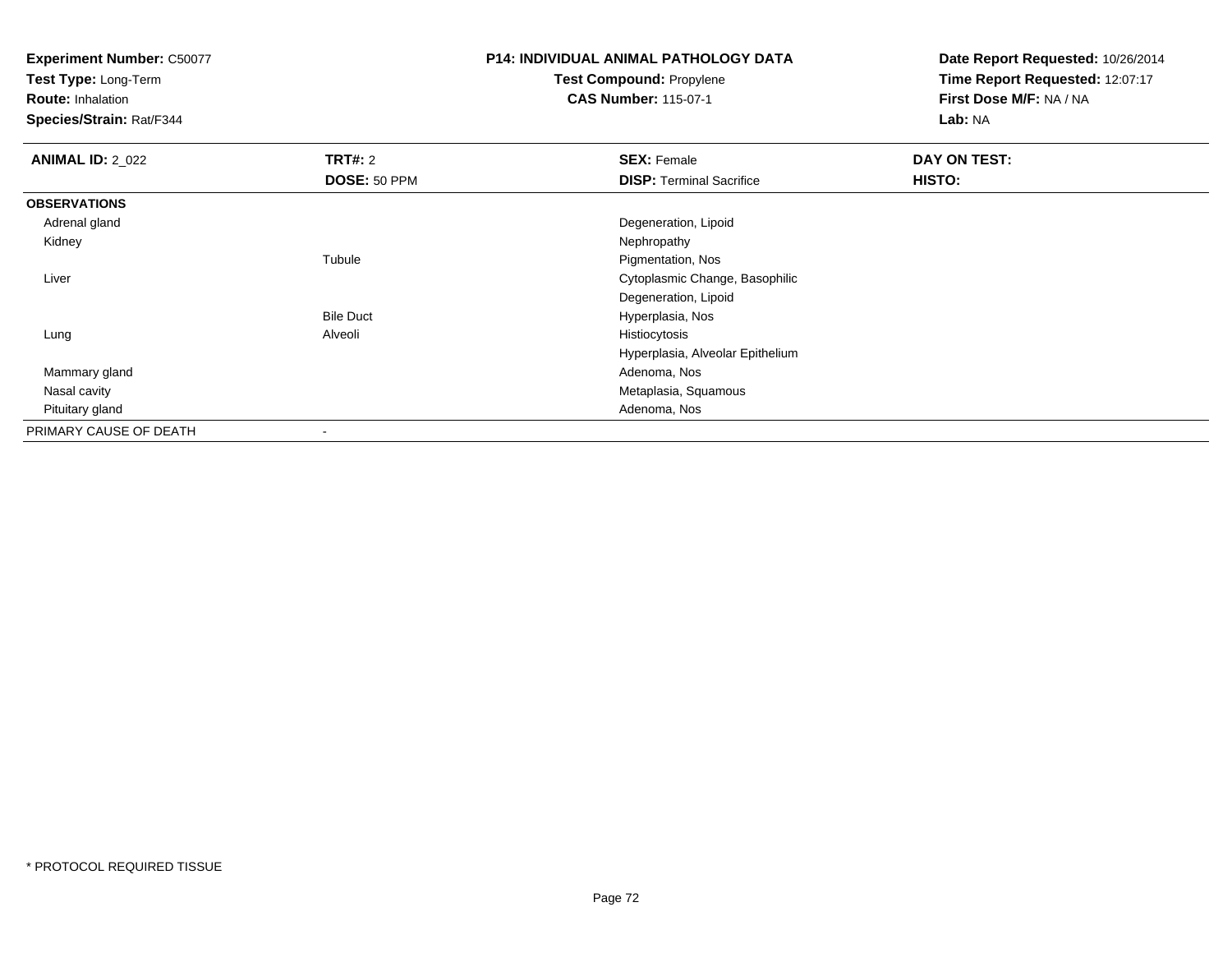**Experiment Number:** C50077
**Test Type:** Long-Term
**Route:** Inhalation
**Species/Strain:** Rat/F344

**P14: INDIVIDUAL ANIMAL PATHOLOGY DATA**
**Test Compound:** Propylene
**CAS Number:** 115-07-1

**Date Report Requested:** 10/26/2014
**Time Report Requested:** 12:07:17
**First Dose M/F:** NA / NA
**Lab:** NA

| **ANIMAL ID:** 2_022 | **TRT#:** 2 | **SEX:** Female | **DAY ON TEST:** |
|---|---|---|---|
| | **DOSE:** 50 PPM | **DISP:** Terminal Sacrifice | **HISTO:** |
| **OBSERVATIONS** | | | |
| Adrenal gland | | Degeneration, Lipoid | |
| Kidney | | Nephropathy | |
| | Tubule | Pigmentation, Nos | |
| Liver | | Cytoplasmic Change, Basophilic | |
| | | Degeneration, Lipoid | |
| | Bile Duct | Hyperplasia, Nos | |
| Lung | Alveoli | Histiocytosis | |
| | | Hyperplasia, Alveolar Epithelium | |
| Mammary gland | | Adenoma, Nos | |
| Nasal cavity | | Metaplasia, Squamous | |
| Pituitary gland | | Adenoma, Nos | |
| PRIMARY CAUSE OF DEATH | - | | |

* PROTOCOL REQUIRED TISSUE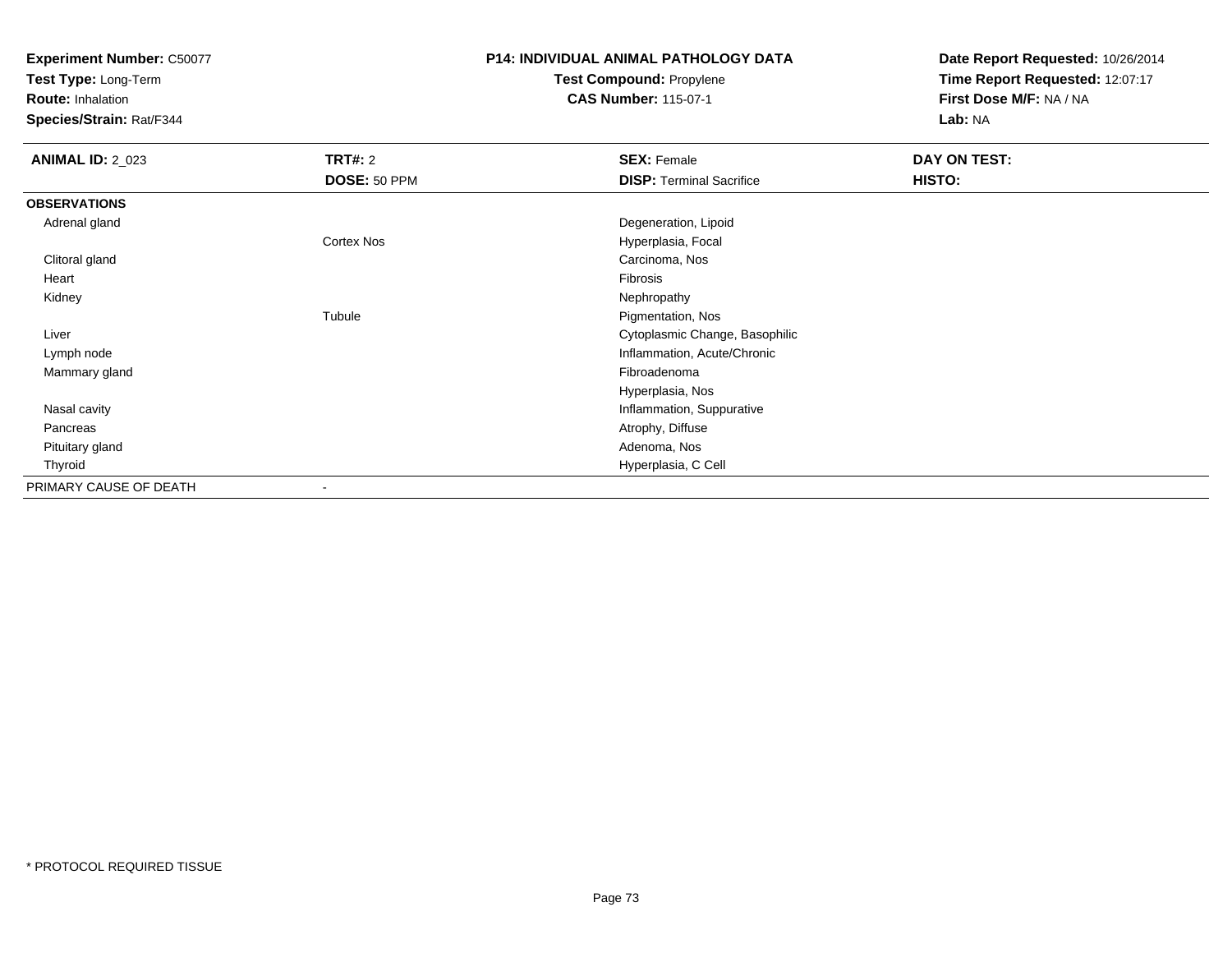**Experiment Number:** C50077
**Test Type:** Long-Term
**Route:** Inhalation
**Species/Strain:** Rat/F344

**P14: INDIVIDUAL ANIMAL PATHOLOGY DATA**
**Test Compound:** Propylene
**CAS Number:** 115-07-1

**Date Report Requested:** 10/26/2014
**Time Report Requested:** 12:07:17
**First Dose M/F:** NA / NA
**Lab:** NA

| **ANIMAL ID:** 2_023 | **TRT#:** 2 | **SEX:** Female | **DAY ON TEST:** |
|---|---|---|---|
| | **DOSE:** 50 PPM | **DISP:** Terminal Sacrifice | **HISTO:** |
| **OBSERVATIONS** | | | |
| Adrenal gland | | Degeneration, Lipoid | |
| | Cortex Nos | Hyperplasia, Focal | |
| Clitoral gland | | Carcinoma, Nos | |
| Heart | | Fibrosis | |
| Kidney | | Nephropathy | |
| | Tubule | Pigmentation, Nos | |
| Liver | | Cytoplasmic Change, Basophilic | |
| Lymph node | | Inflammation, Acute/Chronic | |
| Mammary gland | | Fibroadenoma | |
| | | Hyperplasia, Nos | |
| Nasal cavity | | Inflammation, Suppurative | |
| Pancreas | | Atrophy, Diffuse | |
| Pituitary gland | | Adenoma, Nos | |
| Thyroid | | Hyperplasia, C Cell | |
| PRIMARY CAUSE OF DEATH | - | | |

\* PROTOCOL REQUIRED TISSUE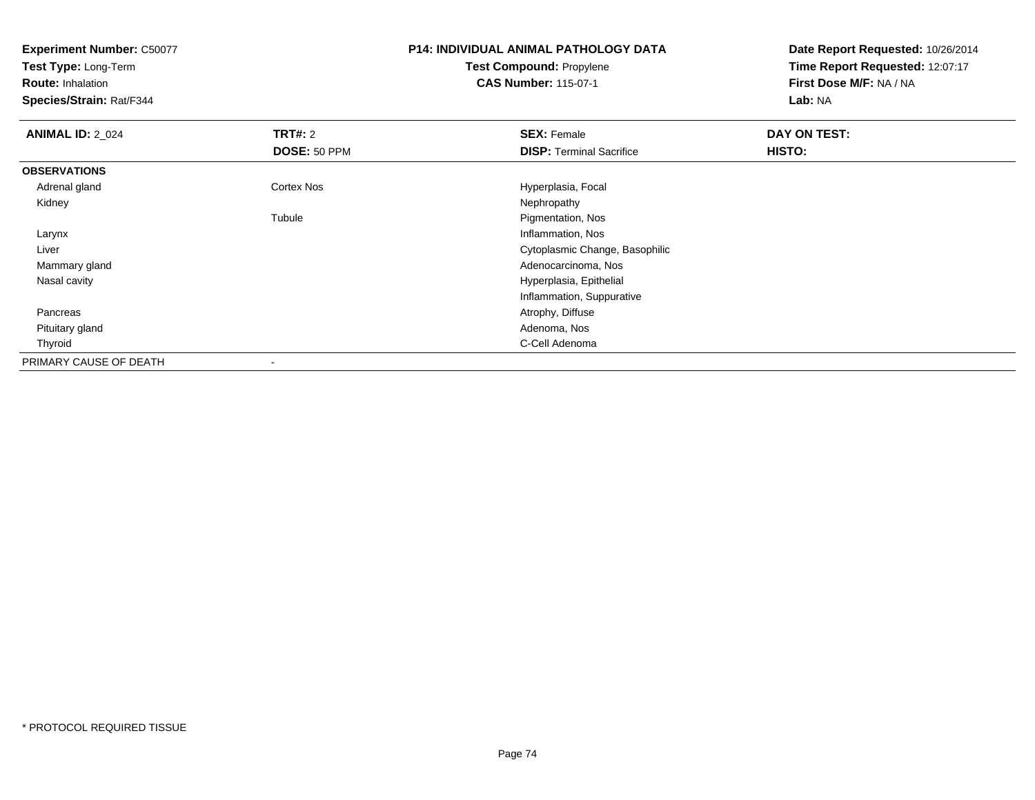**Experiment Number:** C50077
**Test Type:** Long-Term
**Route:** Inhalation
**Species/Strain:** Rat/F344

**P14: INDIVIDUAL ANIMAL PATHOLOGY DATA**
**Test Compound:** Propylene
**CAS Number:** 115-07-1

**Date Report Requested:** 10/26/2014
**Time Report Requested:** 12:07:17
**First Dose M/F:** NA / NA
**Lab:** NA

| **ANIMAL ID:** 2_024 | **TRT#:** 2 | **SEX:** Female | **DAY ON TEST:** |
|---|---|---|---|
| | **DOSE:** 50 PPM | **DISP:** Terminal Sacrifice | **HISTO:** |
| **OBSERVATIONS** | | | |
| Adrenal gland | Cortex Nos | Hyperplasia, Focal | |
| Kidney | | Nephropathy | |
| | Tubule | Pigmentation, Nos | |
| Larynx | | Inflammation, Nos | |
| Liver | | Cytoplasmic Change, Basophilic | |
| Mammary gland | | Adenocarcinoma, Nos | |
| Nasal cavity | | Hyperplasia, Epithelial | |
| | | Inflammation, Suppurative | |
| Pancreas | | Atrophy, Diffuse | |
| Pituitary gland | | Adenoma, Nos | |
| Thyroid | | C-Cell Adenoma | |
| PRIMARY CAUSE OF DEATH | - | | |

* PROTOCOL REQUIRED TISSUE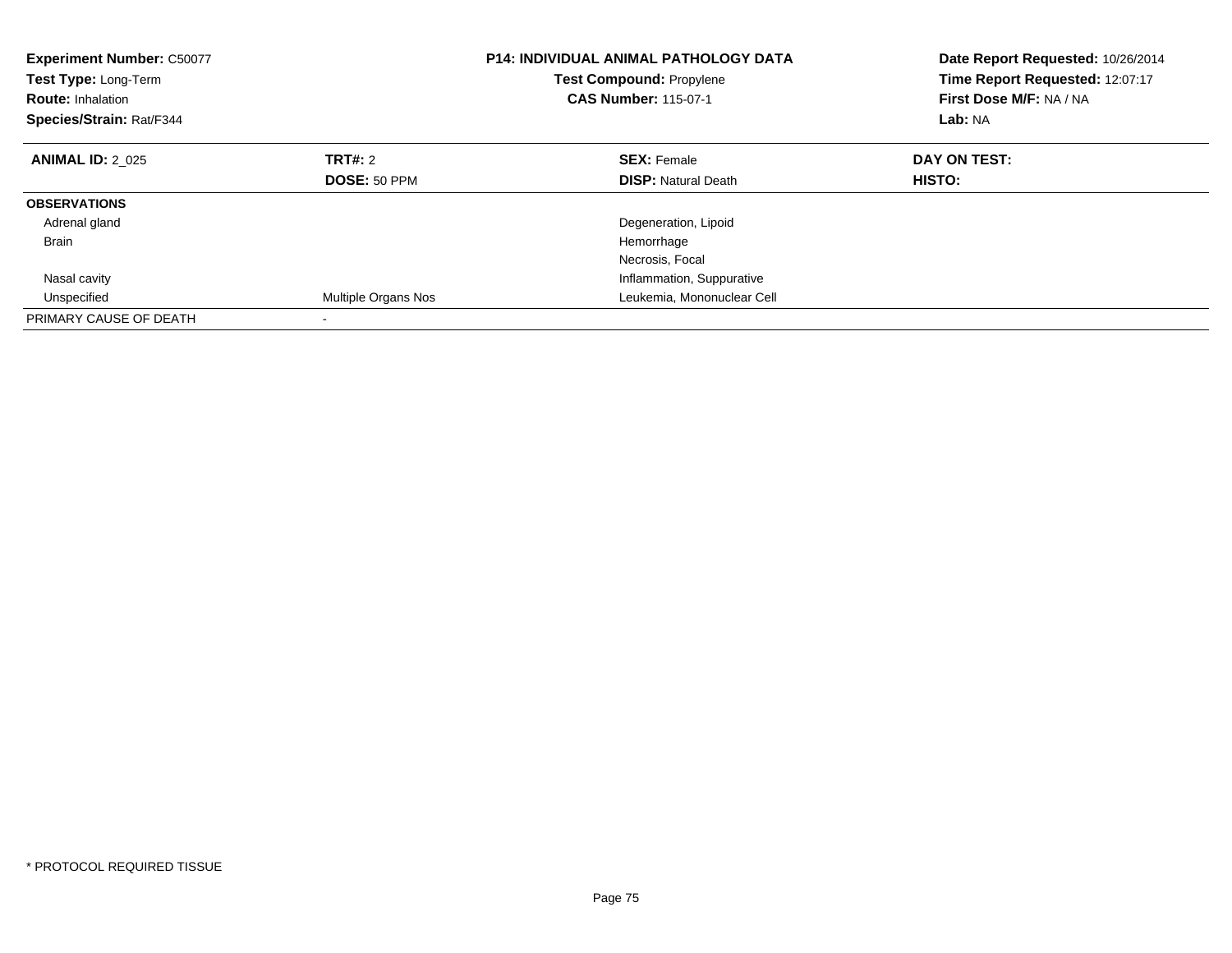**Experiment Number:** C50077
**Test Type:** Long-Term
**Route:** Inhalation
**Species/Strain:** Rat/F344

**P14: INDIVIDUAL ANIMAL PATHOLOGY DATA**
**Test Compound:** Propylene
**CAS Number:** 115-07-1

**Date Report Requested:** 10/26/2014
**Time Report Requested:** 12:07:17
**First Dose M/F:** NA / NA
**Lab:** NA

| **ANIMAL ID:** 2_025 | **TRT#:** 2 | **SEX:** Female | **DAY ON TEST:** |
|---|---|---|---|
| | **DOSE:** 50 PPM | **DISP:** Natural Death | **HISTO:** |
| **OBSERVATIONS** | | | |
| Adrenal gland | | Degeneration, Lipoid | |
| Brain | | Hemorrhage | |
| | | Necrosis, Focal | |
| Nasal cavity | | Inflammation, Suppurative | |
| Unspecified | Multiple Organs Nos | Leukemia, Mononuclear Cell | |
| PRIMARY CAUSE OF DEATH | - | | |

* PROTOCOL REQUIRED TISSUE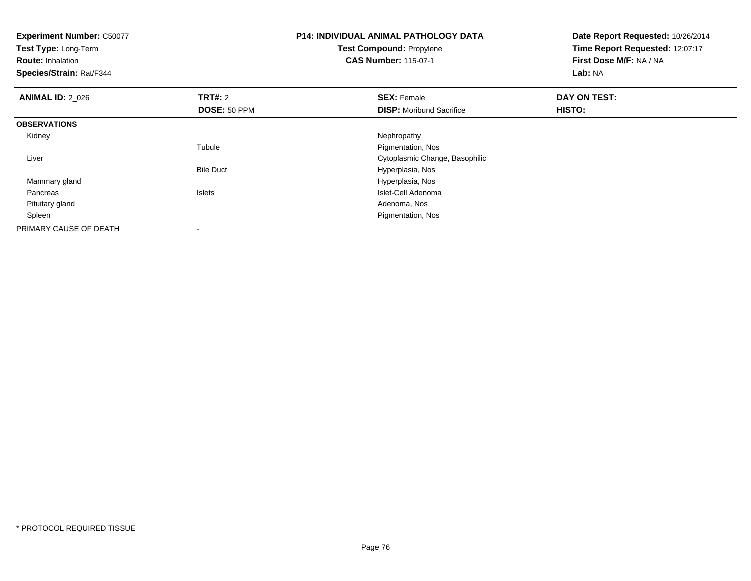**Experiment Number:** C50077
**Test Type:** Long-Term
**Route:** Inhalation
**Species/Strain:** Rat/F344

**P14: INDIVIDUAL ANIMAL PATHOLOGY DATA**
**Test Compound:** Propylene
**CAS Number:** 115-07-1

**Date Report Requested:** 10/26/2014
**Time Report Requested:** 12:07:17
**First Dose M/F:** NA / NA
**Lab:** NA

| **ANIMAL ID:** 2_026 | **TRT#:** 2 | **SEX:** Female | **DAY ON TEST:** |
|---|---|---|---|
| | **DOSE:** 50 PPM | **DISP:** Moribund Sacrifice | **HISTO:** |
| **OBSERVATIONS** | | | |
| Kidney | | Nephropathy | |
| | Tubule | Pigmentation, Nos | |
| Liver | | Cytoplasmic Change, Basophilic | |
| | Bile Duct | Hyperplasia, Nos | |
| Mammary gland | | Hyperplasia, Nos | |
| Pancreas | Islets | Islet-Cell Adenoma | |
| Pituitary gland | | Adenoma, Nos | |
| Spleen | | Pigmentation, Nos | |
| PRIMARY CAUSE OF DEATH | - | | |

\* PROTOCOL REQUIRED TISSUE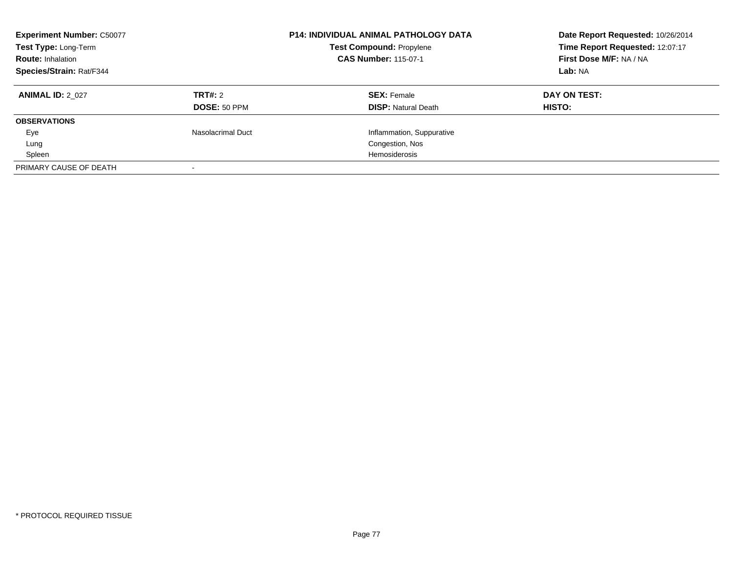**Experiment Number:** C50077
**Test Type:** Long-Term
**Route:** Inhalation
**Species/Strain:** Rat/F344

**P14: INDIVIDUAL ANIMAL PATHOLOGY DATA**
**Test Compound:** Propylene
**CAS Number:** 115-07-1

**Date Report Requested:** 10/26/2014
**Time Report Requested:** 12:07:17
**First Dose M/F:** NA / NA
**Lab:** NA

| **ANIMAL ID:** 2_027 | **TRT#:** 2 | **SEX:** Female | **DAY ON TEST:** |
|---|---|---|---|
| | **DOSE:** 50 PPM | **DISP:** Natural Death | **HISTO:** |
| **OBSERVATIONS** | | | |
| Eye | Nasolacrimal Duct | Inflammation, Suppurative | |
| Lung | | Congestion, Nos | |
| Spleen | | Hemosiderosis | |
| PRIMARY CAUSE OF DEATH | - | | |

* PROTOCOL REQUIRED TISSUE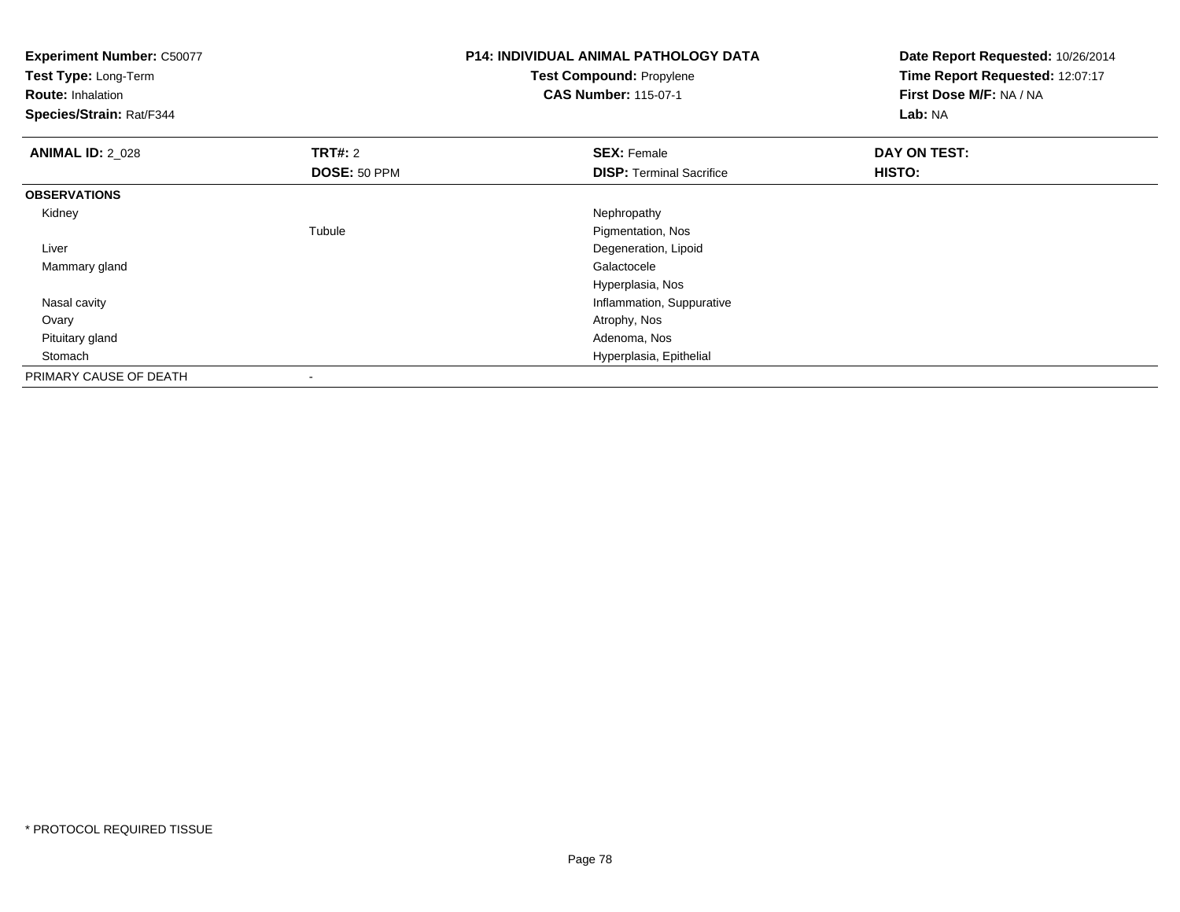**Experiment Number:** C50077
**Test Type:** Long-Term
**Route:** Inhalation
**Species/Strain:** Rat/F344

**P14: INDIVIDUAL ANIMAL PATHOLOGY DATA**
**Test Compound:** Propylene
**CAS Number:** 115-07-1

**Date Report Requested:** 10/26/2014
**Time Report Requested:** 12:07:17
**First Dose M/F:** NA / NA
**Lab:** NA

| **ANIMAL ID:** 2_028 | **TRT#:** 2 | **SEX:** Female | **DAY ON TEST:** |
|---|---|---|---|
| | **DOSE:** 50 PPM | **DISP:** Terminal Sacrifice | **HISTO:** |
| **OBSERVATIONS** | | | |
| Kidney | | Nephropathy | |
| | Tubule | Pigmentation, Nos | |
| Liver | | Degeneration, Lipoid | |
| Mammary gland | | Galactocele | |
| | | Hyperplasia, Nos | |
| Nasal cavity | | Inflammation, Suppurative | |
| Ovary | | Atrophy, Nos | |
| Pituitary gland | | Adenoma, Nos | |
| Stomach | | Hyperplasia, Epithelial | |
| PRIMARY CAUSE OF DEATH | - | | |

* PROTOCOL REQUIRED TISSUE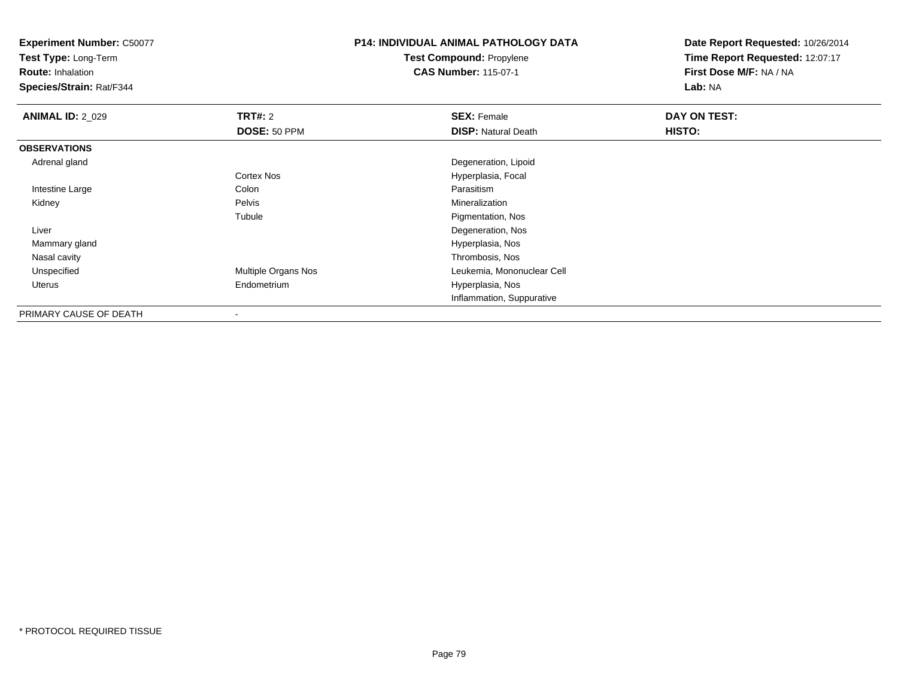**Experiment Number:** C50077
**Test Type:** Long-Term
**Route:** Inhalation
**Species/Strain:** Rat/F344

**P14: INDIVIDUAL ANIMAL PATHOLOGY DATA**
**Test Compound:** Propylene
**CAS Number:** 115-07-1

**Date Report Requested:** 10/26/2014
**Time Report Requested:** 12:07:17
**First Dose M/F:** NA / NA
**Lab:** NA

| **ANIMAL ID:** 2_029 | **TRT#:** 2 | **SEX:** Female | **DAY ON TEST:** |
|---|---|---|---|
| | **DOSE:** 50 PPM | **DISP:** Natural Death | **HISTO:** |
| **OBSERVATIONS** | | | |
| Adrenal gland | | Degeneration, Lipoid | |
| | Cortex Nos | Hyperplasia, Focal | |
| Intestine Large | Colon | Parasitism | |
| Kidney | Pelvis | Mineralization | |
| | Tubule | Pigmentation, Nos | |
| Liver | | Degeneration, Nos | |
| Mammary gland | | Hyperplasia, Nos | |
| Nasal cavity | | Thrombosis, Nos | |
| Unspecified | Multiple Organs Nos | Leukemia, Mononuclear Cell | |
| Uterus | Endometrium | Hyperplasia, Nos | |
| | | Inflammation, Suppurative | |
| PRIMARY CAUSE OF DEATH | - | | |

* PROTOCOL REQUIRED TISSUE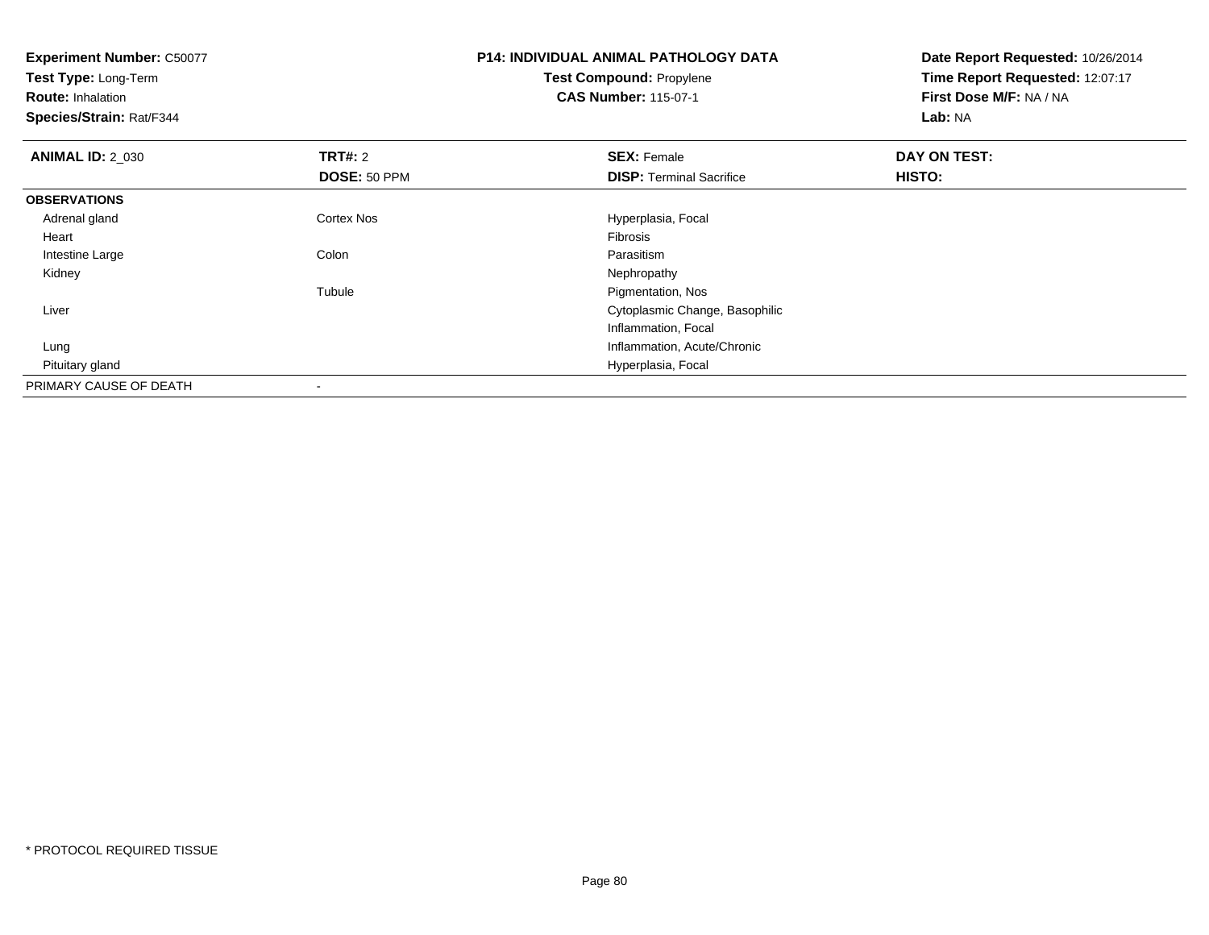**Experiment Number:** C50077
**Test Type:** Long-Term
**Route:** Inhalation
**Species/Strain:** Rat/F344

**P14: INDIVIDUAL ANIMAL PATHOLOGY DATA**
**Test Compound:** Propylene
**CAS Number:** 115-07-1

**Date Report Requested:** 10/26/2014
**Time Report Requested:** 12:07:17
**First Dose M/F:** NA / NA
**Lab:** NA

| **ANIMAL ID:** 2_030 | **TRT#:** 2 | **SEX:** Female | **DAY ON TEST:** |
|---|---|---|---|
| | **DOSE:** 50 PPM | **DISP:** Terminal Sacrifice | **HISTO:** |
| **OBSERVATIONS** | | | |
| Adrenal gland | Cortex Nos | Hyperplasia, Focal | |
| Heart | | Fibrosis | |
| Intestine Large | Colon | Parasitism | |
| Kidney | | Nephropathy | |
| | Tubule | Pigmentation, Nos | |
| Liver | | Cytoplasmic Change, Basophilic | |
| | | Inflammation, Focal | |
| Lung | | Inflammation, Acute/Chronic | |
| Pituitary gland | | Hyperplasia, Focal | |
| PRIMARY CAUSE OF DEATH | - | | |

* PROTOCOL REQUIRED TISSUE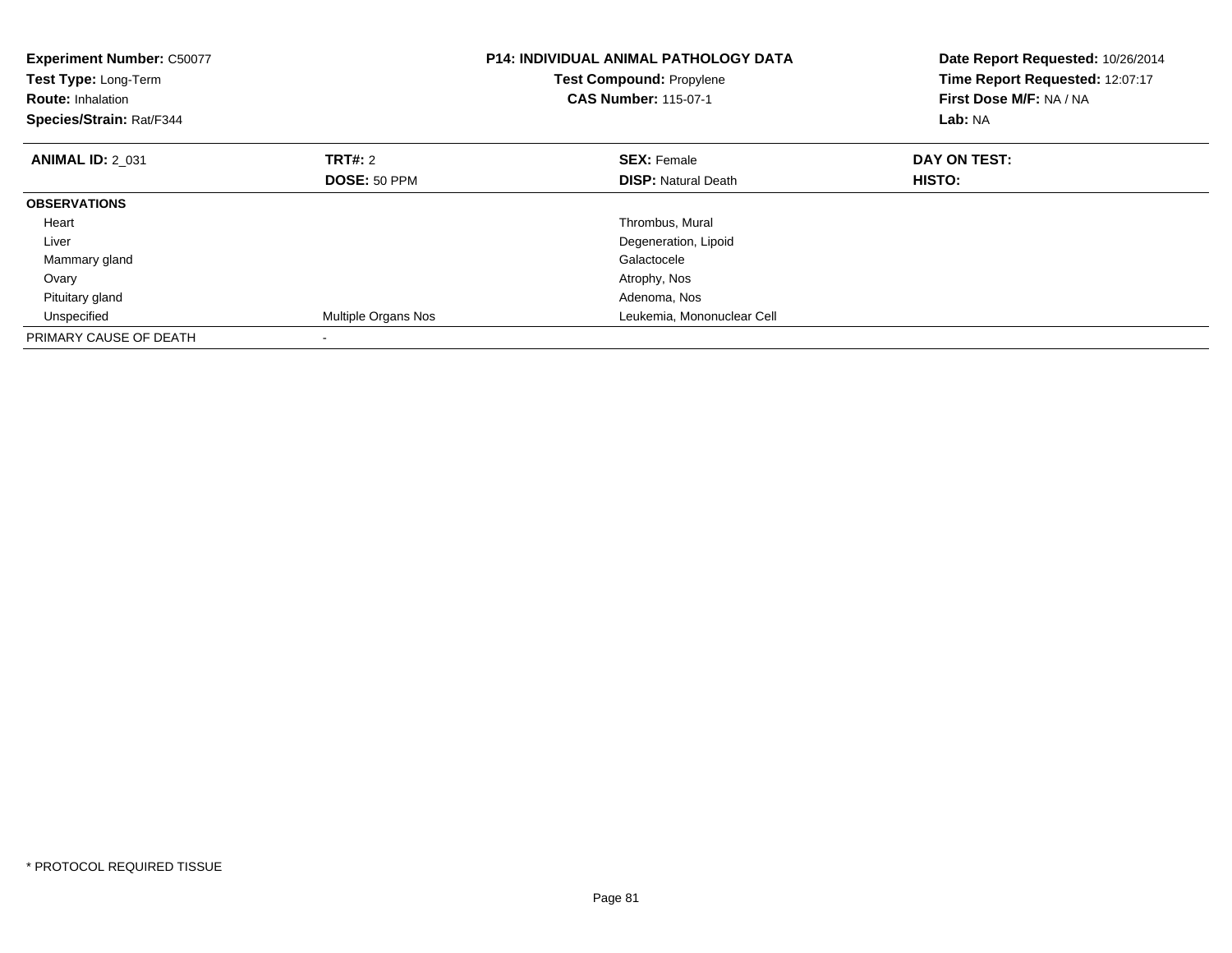**Experiment Number:** C50077
**Test Type:** Long-Term
**Route:** Inhalation
**Species/Strain:** Rat/F344

**P14: INDIVIDUAL ANIMAL PATHOLOGY DATA**
**Test Compound:** Propylene
**CAS Number:** 115-07-1

**Date Report Requested:** 10/26/2014
**Time Report Requested:** 12:07:17
**First Dose M/F:** NA / NA
**Lab:** NA

| **ANIMAL ID:** 2_031 | **TRT#:** 2 | **SEX:** Female | **DAY ON TEST:** |
|---|---|---|---|
| | **DOSE:** 50 PPM | **DISP:** Natural Death | **HISTO:** |
| **OBSERVATIONS** | | | |
| Heart | | Thrombus, Mural | |
| Liver | | Degeneration, Lipoid | |
| Mammary gland | | Galactocele | |
| Ovary | | Atrophy, Nos | |
| Pituitary gland | | Adenoma, Nos | |
| Unspecified | Multiple Organs Nos | Leukemia, Mononuclear Cell | |
| PRIMARY CAUSE OF DEATH | - | | |

* PROTOCOL REQUIRED TISSUE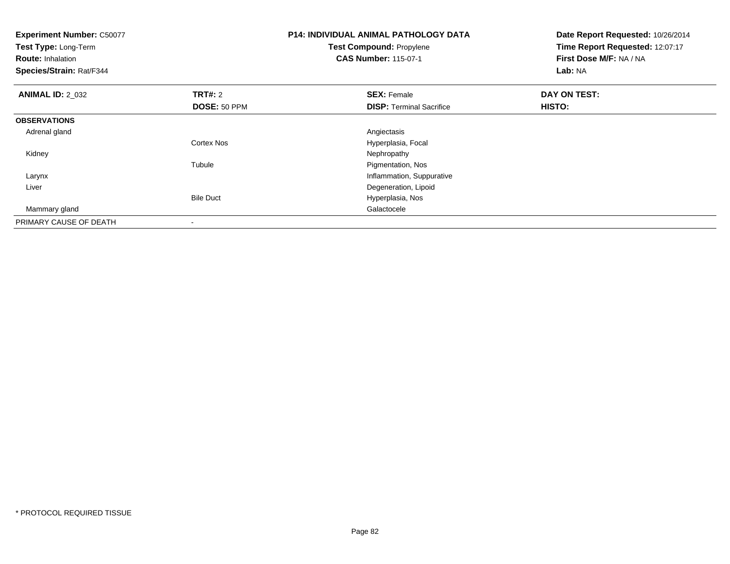**Experiment Number:** C50077
**Test Type:** Long-Term
**Route:** Inhalation
**Species/Strain:** Rat/F344

**P14: INDIVIDUAL ANIMAL PATHOLOGY DATA**
**Test Compound:** Propylene
**CAS Number:** 115-07-1

**Date Report Requested:** 10/26/2014
**Time Report Requested:** 12:07:17
**First Dose M/F:** NA / NA
**Lab:** NA

| **ANIMAL ID:** 2_032 | **TRT#:** 2 | **SEX:** Female | **DAY ON TEST:** |
|---|---|---|---|
| | **DOSE:** 50 PPM | **DISP:** Terminal Sacrifice | **HISTO:** |
| **OBSERVATIONS** | | | |
| Adrenal gland | | Angiectasis | |
| | Cortex Nos | Hyperplasia, Focal | |
| Kidney | | Nephropathy | |
| | Tubule | Pigmentation, Nos | |
| Larynx | | Inflammation, Suppurative | |
| Liver | | Degeneration, Lipoid | |
| | Bile Duct | Hyperplasia, Nos | |
| Mammary gland | | Galactocele | |
| PRIMARY CAUSE OF DEATH | - | | |

* PROTOCOL REQUIRED TISSUE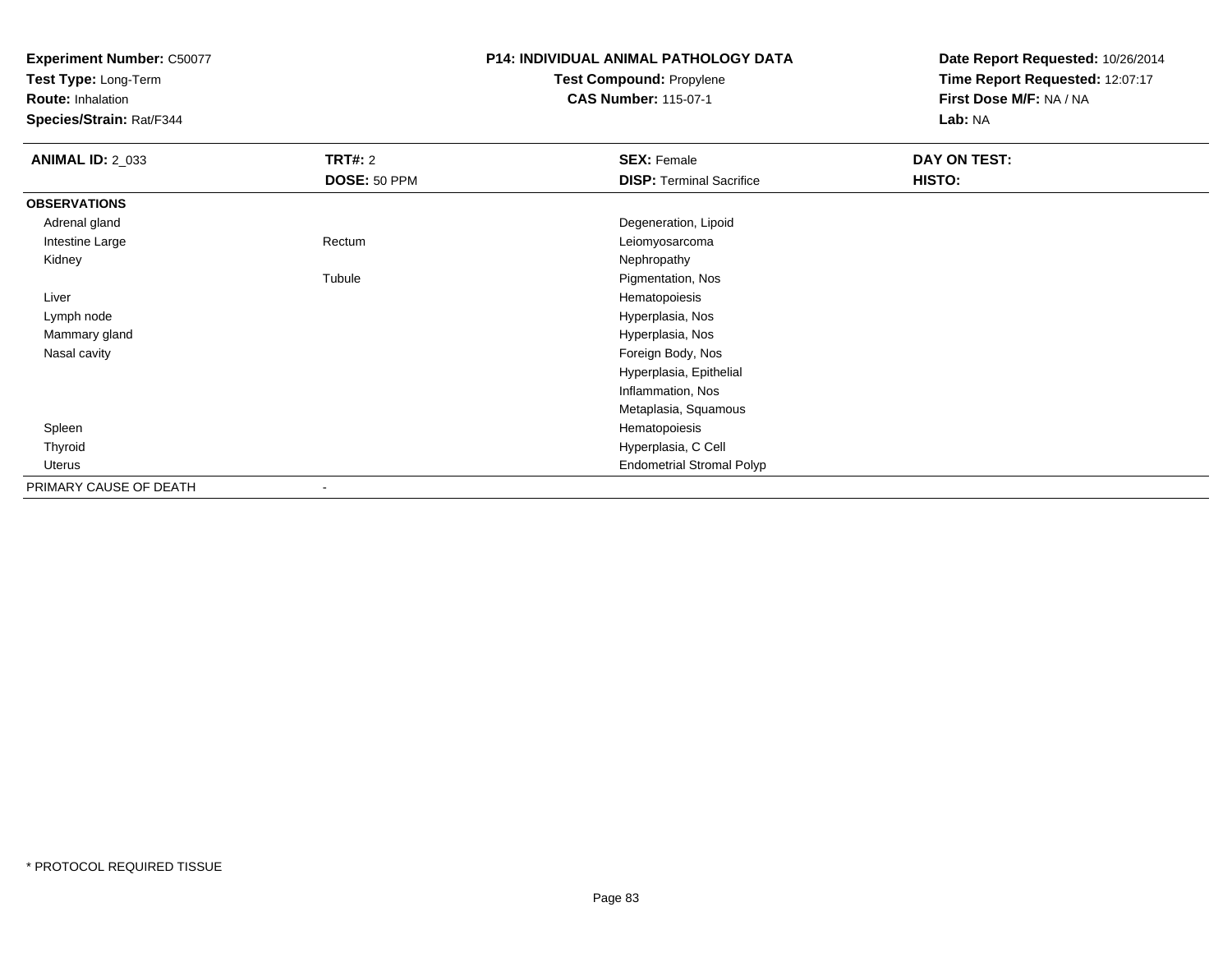**Experiment Number:** C50077
**Test Type:** Long-Term
**Route:** Inhalation
**Species/Strain:** Rat/F344

**P14: INDIVIDUAL ANIMAL PATHOLOGY DATA**
**Test Compound:** Propylene
**CAS Number:** 115-07-1

**Date Report Requested:** 10/26/2014
**Time Report Requested:** 12:07:17
**First Dose M/F:** NA / NA
**Lab:** NA

| **ANIMAL ID:** 2_033 | **TRT#:** 2 | **SEX:** Female | **DAY ON TEST:** |
|---|---|---|---|
| | **DOSE:** 50 PPM | **DISP:** Terminal Sacrifice | **HISTO:** |
| **OBSERVATIONS** | | | |
| Adrenal gland | | Degeneration, Lipoid | |
| Intestine Large | Rectum | Leiomyosarcoma | |
| Kidney | | Nephropathy | |
| | Tubule | Pigmentation, Nos | |
| Liver | | Hematopoiesis | |
| Lymph node | | Hyperplasia, Nos | |
| Mammary gland | | Hyperplasia, Nos | |
| Nasal cavity | | Foreign Body, Nos | |
| | | Hyperplasia, Epithelial | |
| | | Inflammation, Nos | |
| | | Metaplasia, Squamous | |
| Spleen | | Hematopoiesis | |
| Thyroid | | Hyperplasia, C Cell | |
| Uterus | | Endometrial Stromal Polyp | |
| PRIMARY CAUSE OF DEATH | - | | |

* PROTOCOL REQUIRED TISSUE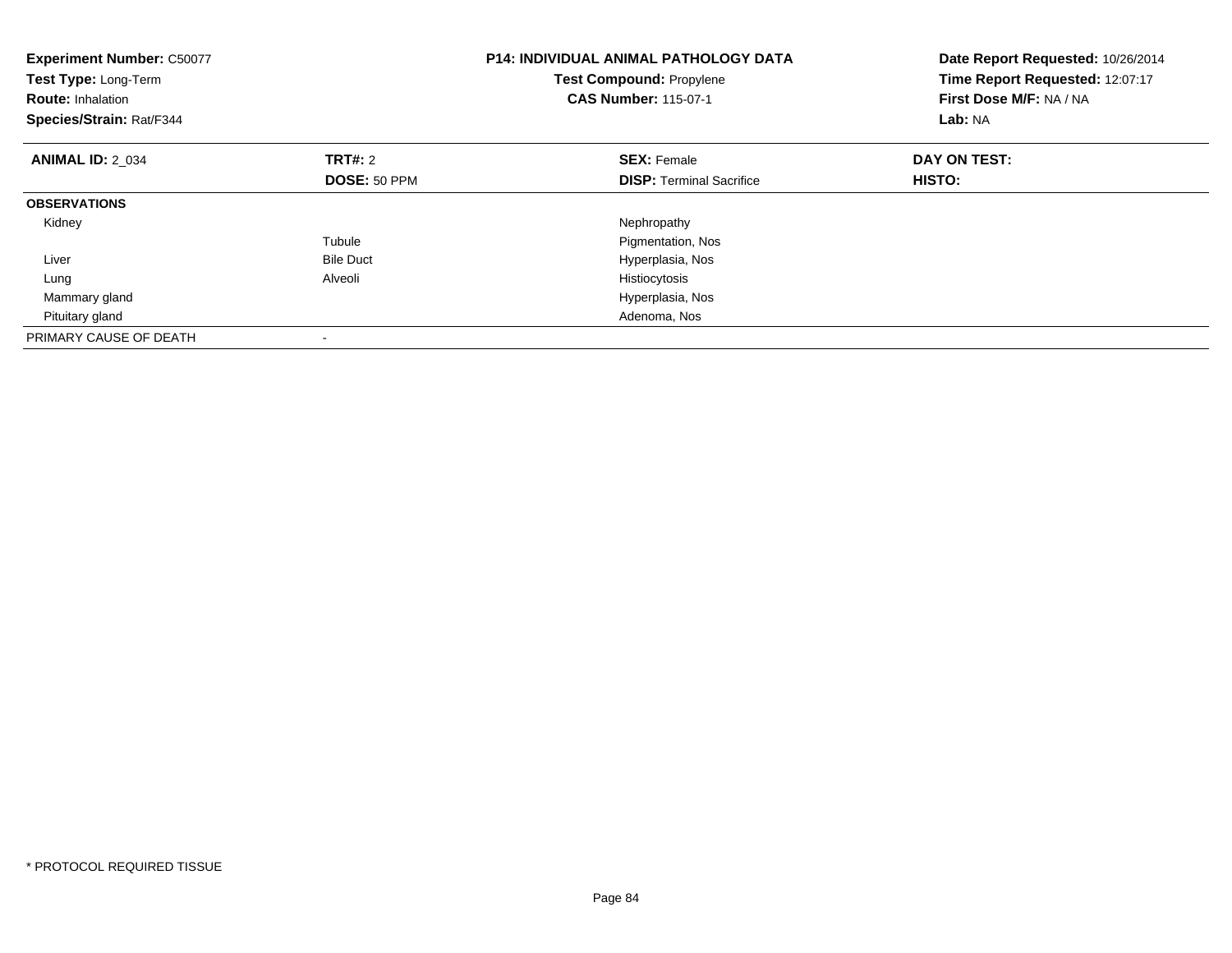**Experiment Number:** C50077
**Test Type:** Long-Term
**Route:** Inhalation
**Species/Strain:** Rat/F344

**P14: INDIVIDUAL ANIMAL PATHOLOGY DATA**
**Test Compound:** Propylene
**CAS Number:** 115-07-1

**Date Report Requested:** 10/26/2014
**Time Report Requested:** 12:07:17
**First Dose M/F:** NA / NA
**Lab:** NA

| **ANIMAL ID:** 2_034 | **TRT#:** 2 | **SEX:** Female | **DAY ON TEST:** |
|---|---|---|---|
| | **DOSE:** 50 PPM | **DISP:** Terminal Sacrifice | **HISTO:** |
| **OBSERVATIONS** | | | |
| Kidney | | Nephropathy | |
| | Tubule | Pigmentation, Nos | |
| Liver | Bile Duct | Hyperplasia, Nos | |
| Lung | Alveoli | Histiocytosis | |
| Mammary gland | | Hyperplasia, Nos | |
| Pituitary gland | | Adenoma, Nos | |
| PRIMARY CAUSE OF DEATH | - | | |

* PROTOCOL REQUIRED TISSUE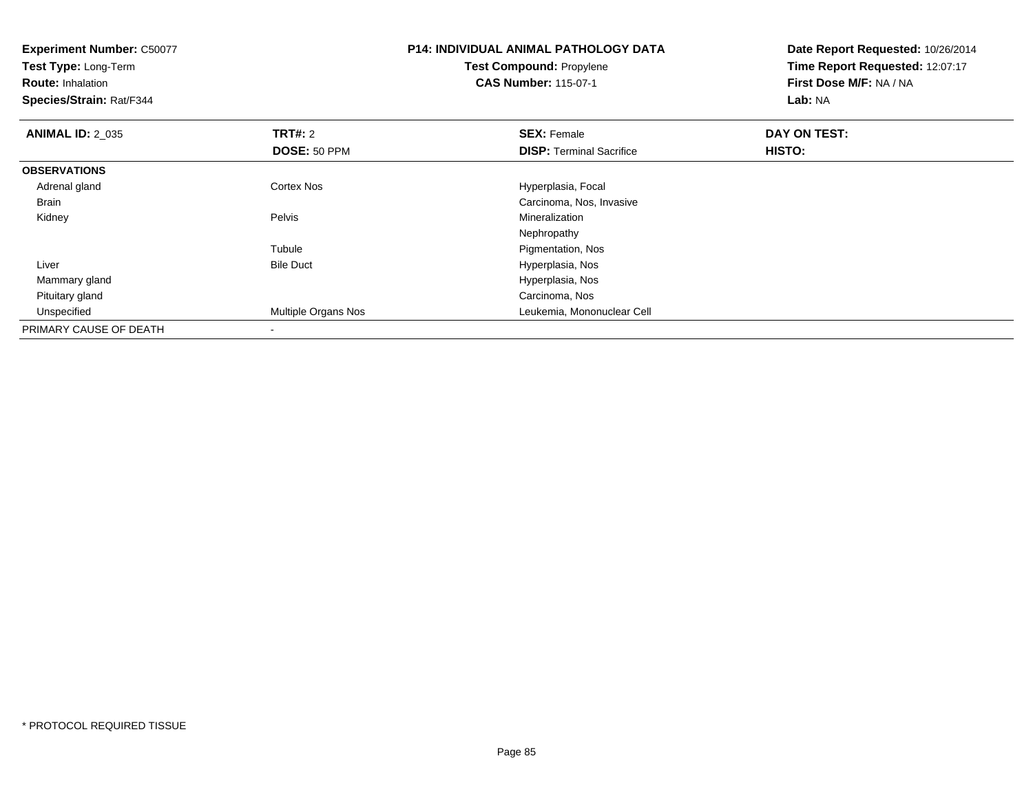**Experiment Number:** C50077
**Test Type:** Long-Term
**Route:** Inhalation
**Species/Strain:** Rat/F344

**P14: INDIVIDUAL ANIMAL PATHOLOGY DATA**
**Test Compound:** Propylene
**CAS Number:** 115-07-1

**Date Report Requested:** 10/26/2014
**Time Report Requested:** 12:07:17
**First Dose M/F:** NA / NA
**Lab:** NA

| **ANIMAL ID:** 2_035 | **TRT#:** 2 | **SEX:** Female | **DAY ON TEST:** |
|---|---|---|---|
| | **DOSE:** 50 PPM | **DISP:** Terminal Sacrifice | **HISTO:** |
| **OBSERVATIONS** | | | |
| Adrenal gland | Cortex Nos | Hyperplasia, Focal | |
| Brain | | Carcinoma, Nos, Invasive | |
| Kidney | Pelvis | Mineralization | |
| | | Nephropathy | |
| | Tubule | Pigmentation, Nos | |
| Liver | Bile Duct | Hyperplasia, Nos | |
| Mammary gland | | Hyperplasia, Nos | |
| Pituitary gland | | Carcinoma, Nos | |
| Unspecified | Multiple Organs Nos | Leukemia, Mononuclear Cell | |
| PRIMARY CAUSE OF DEATH | - | | |

* PROTOCOL REQUIRED TISSUE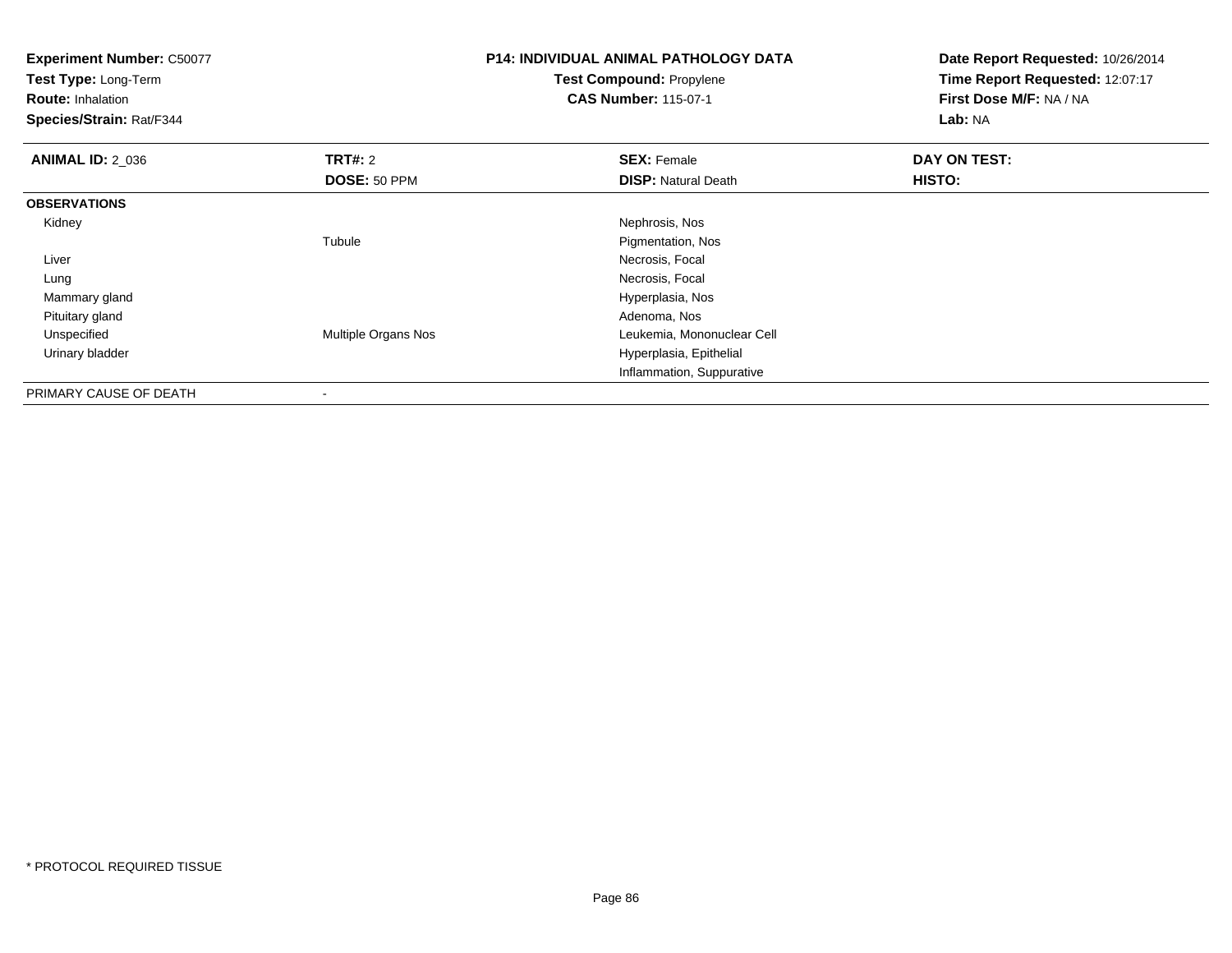**Experiment Number:** C50077
**Test Type:** Long-Term
**Route:** Inhalation
**Species/Strain:** Rat/F344

**P14: INDIVIDUAL ANIMAL PATHOLOGY DATA**
**Test Compound:** Propylene
**CAS Number:** 115-07-1

**Date Report Requested:** 10/26/2014
**Time Report Requested:** 12:07:17
**First Dose M/F:** NA / NA
**Lab:** NA

| **ANIMAL ID:** 2_036 | **TRT#:** 2 | **SEX:** Female | **DAY ON TEST:** |
|---|---|---|---|
| | **DOSE:** 50 PPM | **DISP:** Natural Death | **HISTO:** |
| **OBSERVATIONS** | | | |
| Kidney | | Nephrosis, Nos | |
| | Tubule | Pigmentation, Nos | |
| Liver | | Necrosis, Focal | |
| Lung | | Necrosis, Focal | |
| Mammary gland | | Hyperplasia, Nos | |
| Pituitary gland | | Adenoma, Nos | |
| Unspecified | Multiple Organs Nos | Leukemia, Mononuclear Cell | |
| Urinary bladder | | Hyperplasia, Epithelial | |
| | | Inflammation, Suppurative | |
| PRIMARY CAUSE OF DEATH | - | | |

* PROTOCOL REQUIRED TISSUE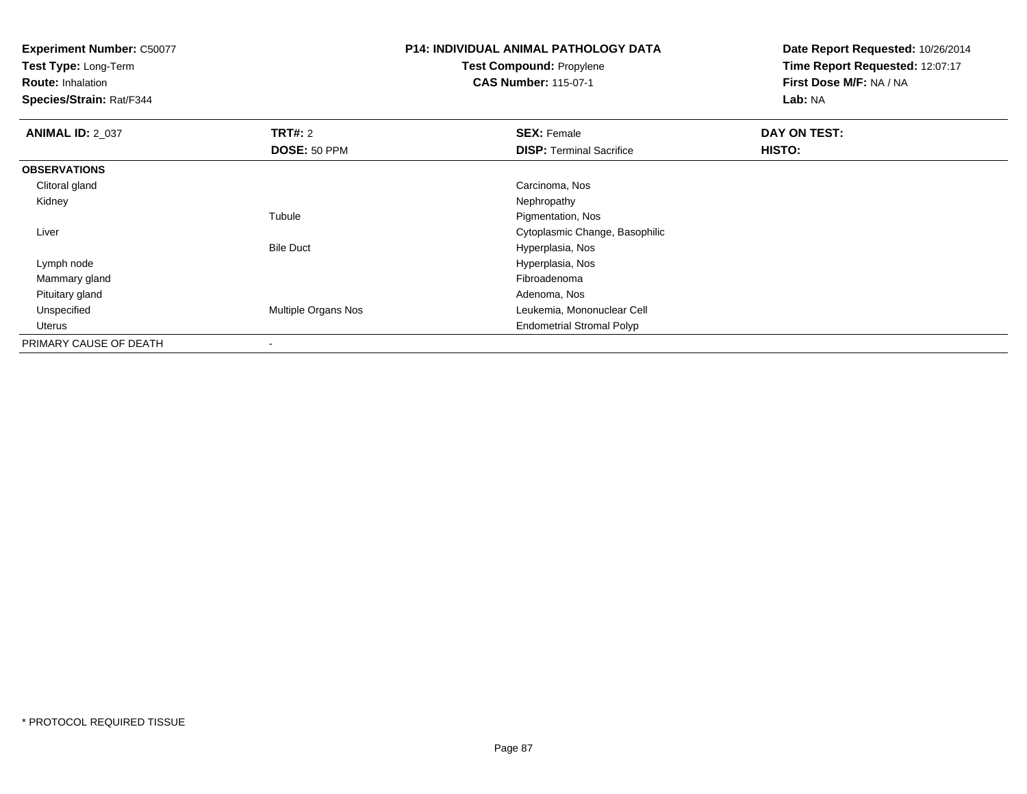**Experiment Number:** C50077
**Test Type:** Long-Term
**Route:** Inhalation
**Species/Strain:** Rat/F344

**P14: INDIVIDUAL ANIMAL PATHOLOGY DATA**
**Test Compound:** Propylene
**CAS Number:** 115-07-1

**Date Report Requested:** 10/26/2014
**Time Report Requested:** 12:07:17
**First Dose M/F:** NA / NA
**Lab:** NA

| **ANIMAL ID:** 2_037 | **TRT#:** 2 | **SEX:** Female | **DAY ON TEST:** |
|---|---|---|---|
| | **DOSE:** 50 PPM | **DISP:** Terminal Sacrifice | **HISTO:** |
| **OBSERVATIONS** | | | |
| Clitoral gland | | Carcinoma, Nos | |
| Kidney | | Nephropathy | |
| | Tubule | Pigmentation, Nos | |
| Liver | | Cytoplasmic Change, Basophilic | |
| | Bile Duct | Hyperplasia, Nos | |
| Lymph node | | Hyperplasia, Nos | |
| Mammary gland | | Fibroadenoma | |
| Pituitary gland | | Adenoma, Nos | |
| Unspecified | Multiple Organs Nos | Leukemia, Mononuclear Cell | |
| Uterus | | Endometrial Stromal Polyp | |
| PRIMARY CAUSE OF DEATH | - | | |

* PROTOCOL REQUIRED TISSUE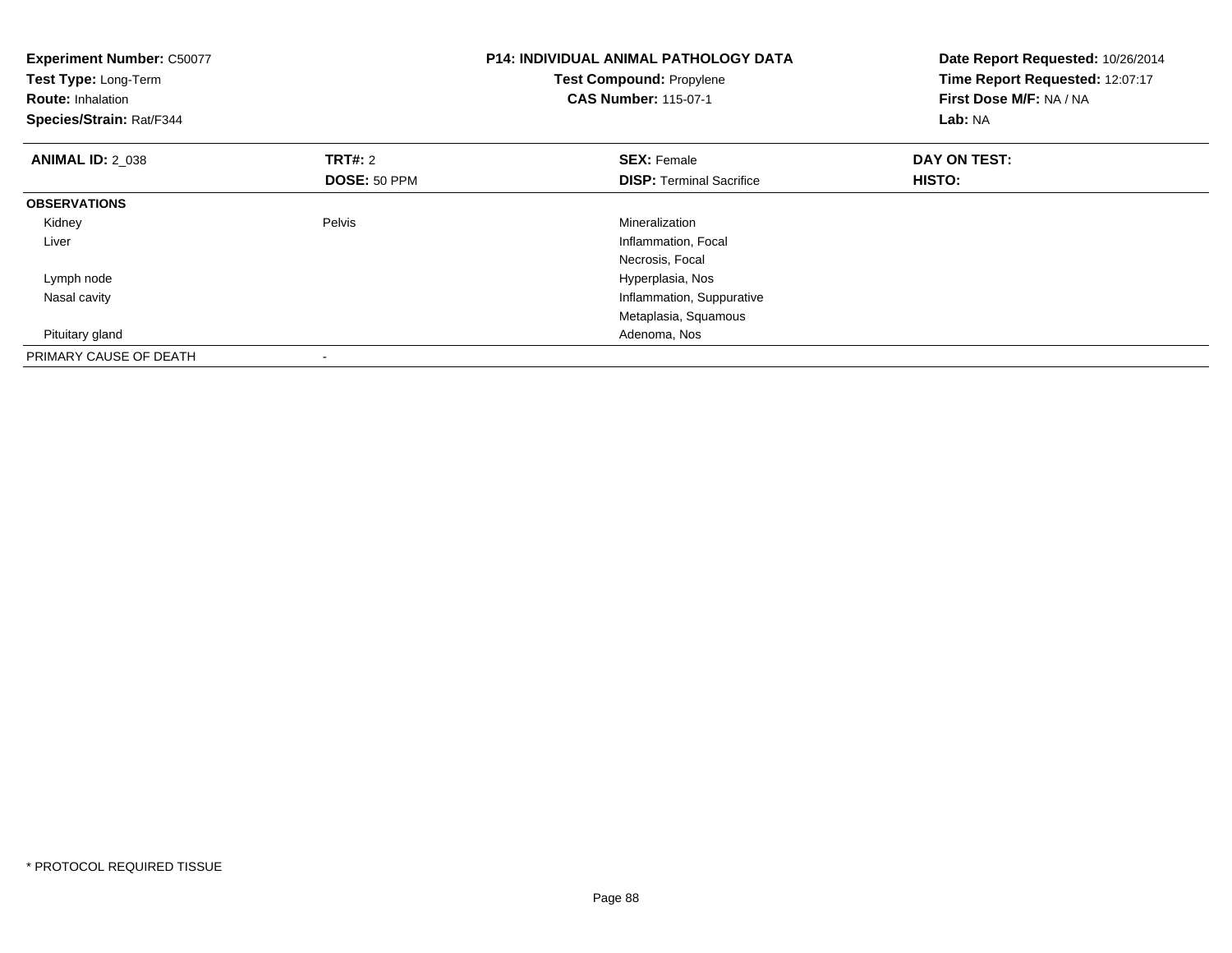**Experiment Number:** C50077
**Test Type:** Long-Term
**Route:** Inhalation
**Species/Strain:** Rat/F344

**P14: INDIVIDUAL ANIMAL PATHOLOGY DATA**
**Test Compound:** Propylene
**CAS Number:** 115-07-1

**Date Report Requested:** 10/26/2014
**Time Report Requested:** 12:07:17
**First Dose M/F:** NA / NA
**Lab:** NA

| **ANIMAL ID:** 2_038 | **TRT#:** 2 | **SEX:** Female | **DAY ON TEST:** |
|---|---|---|---|
| | **DOSE:** 50 PPM | **DISP:** Terminal Sacrifice | **HISTO:** |
| **OBSERVATIONS** | | | |
| Kidney | Pelvis | Mineralization | |
| Liver | | Inflammation, Focal | |
| | | Necrosis, Focal | |
| Lymph node | | Hyperplasia, Nos | |
| Nasal cavity | | Inflammation, Suppurative | |
| | | Metaplasia, Squamous | |
| Pituitary gland | | Adenoma, Nos | |
| PRIMARY CAUSE OF DEATH | - | | |

* PROTOCOL REQUIRED TISSUE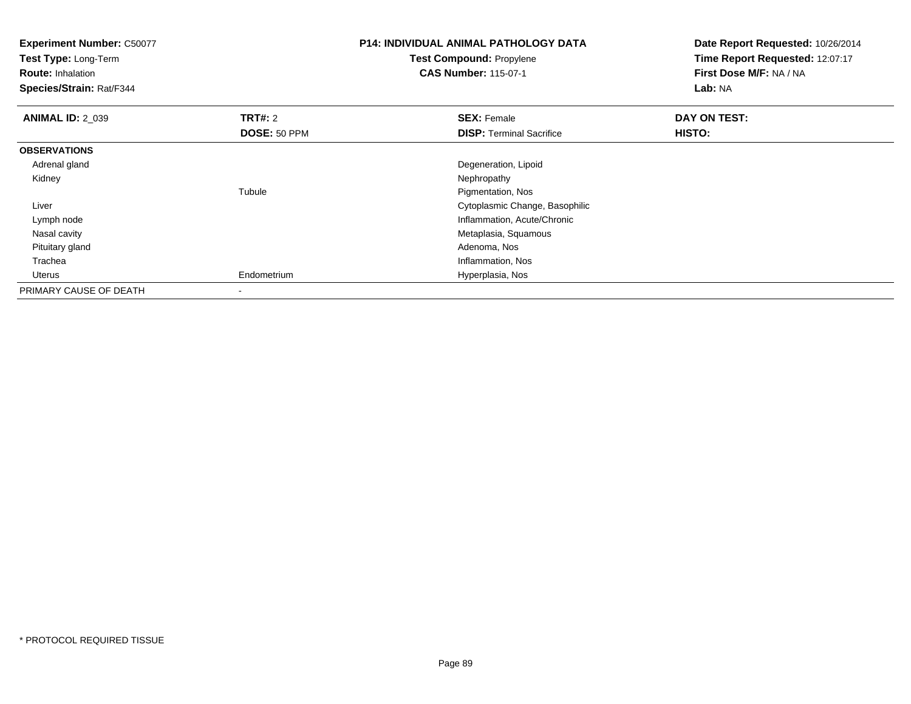**Experiment Number:** C50077
**Test Type:** Long-Term
**Route:** Inhalation
**Species/Strain:** Rat/F344

**P14: INDIVIDUAL ANIMAL PATHOLOGY DATA**
**Test Compound:** Propylene
**CAS Number:** 115-07-1

**Date Report Requested:** 10/26/2014
**Time Report Requested:** 12:07:17
**First Dose M/F:** NA / NA
**Lab:** NA

| **ANIMAL ID:** 2_039 | **TRT#:** 2 | **SEX:** Female | **DAY ON TEST:** |
|---|---|---|---|
| | **DOSE:** 50 PPM | **DISP:** Terminal Sacrifice | **HISTO:** |
| **OBSERVATIONS** | | | |
| Adrenal gland | | Degeneration, Lipoid | |
| Kidney | | Nephropathy | |
| | Tubule | Pigmentation, Nos | |
| Liver | | Cytoplasmic Change, Basophilic | |
| Lymph node | | Inflammation, Acute/Chronic | |
| Nasal cavity | | Metaplasia, Squamous | |
| Pituitary gland | | Adenoma, Nos | |
| Trachea | | Inflammation, Nos | |
| Uterus | Endometrium | Hyperplasia, Nos | |
| PRIMARY CAUSE OF DEATH | - | | |

* PROTOCOL REQUIRED TISSUE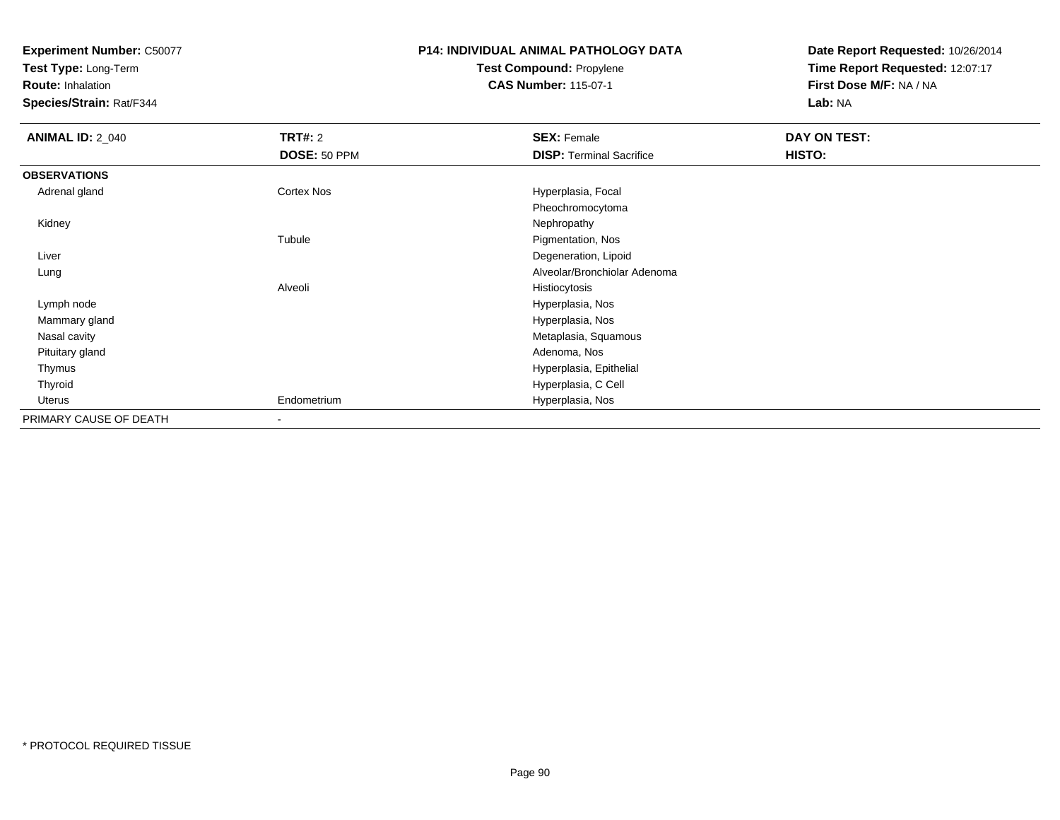**Experiment Number:** C50077
**Test Type:** Long-Term
**Route:** Inhalation
**Species/Strain:** Rat/F344

**P14: INDIVIDUAL ANIMAL PATHOLOGY DATA**
**Test Compound:** Propylene
**CAS Number:** 115-07-1

**Date Report Requested:** 10/26/2014
**Time Report Requested:** 12:07:17
**First Dose M/F:** NA / NA
**Lab:** NA

| **ANIMAL ID:** 2_040 | **TRT#:** 2 | **SEX:** Female | **DAY ON TEST:** |
|---|---|---|---|
| | **DOSE:** 50 PPM | **DISP:** Terminal Sacrifice | **HISTO:** |
| **OBSERVATIONS** | | | |
| Adrenal gland | Cortex Nos | Hyperplasia, Focal | |
| | | Pheochromocytoma | |
| Kidney | | Nephropathy | |
| | Tubule | Pigmentation, Nos | |
| Liver | | Degeneration, Lipoid | |
| Lung | | Alveolar/Bronchiolar Adenoma | |
| | Alveoli | Histiocytosis | |
| Lymph node | | Hyperplasia, Nos | |
| Mammary gland | | Hyperplasia, Nos | |
| Nasal cavity | | Metaplasia, Squamous | |
| Pituitary gland | | Adenoma, Nos | |
| Thymus | | Hyperplasia, Epithelial | |
| Thyroid | | Hyperplasia, C Cell | |
| Uterus | Endometrium | Hyperplasia, Nos | |
| PRIMARY CAUSE OF DEATH | - | | |

* PROTOCOL REQUIRED TISSUE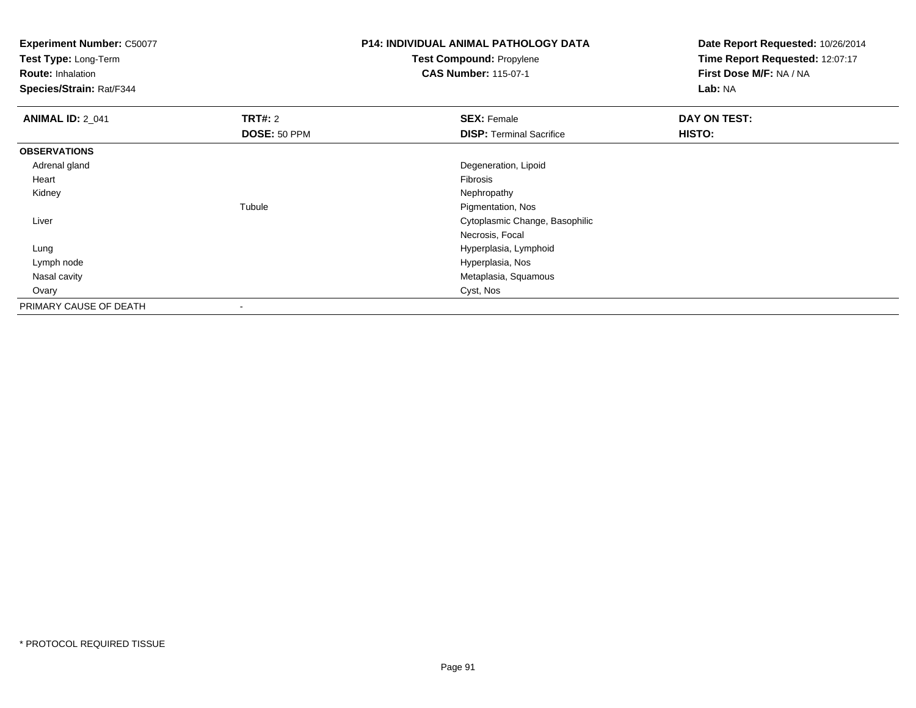**Experiment Number:** C50077
**Test Type:** Long-Term
**Route:** Inhalation
**Species/Strain:** Rat/F344

**P14: INDIVIDUAL ANIMAL PATHOLOGY DATA**
**Test Compound:** Propylene
**CAS Number:** 115-07-1

**Date Report Requested:** 10/26/2014
**Time Report Requested:** 12:07:17
**First Dose M/F:** NA / NA
**Lab:** NA

| **ANIMAL ID:** 2_041 | **TRT#:** 2<br>**DOSE:** 50 PPM | **SEX:** Female<br>**DISP:** Terminal Sacrifice | **DAY ON TEST:**<br>**HISTO:** |
|---|---|---|---|
| **OBSERVATIONS** | | | |
| Adrenal gland | | Degeneration, Lipoid | |
| Heart | | Fibrosis | |
| Kidney | | Nephropathy | |
| | Tubule | Pigmentation, Nos | |
| Liver | | Cytoplasmic Change, Basophilic | |
| | | Necrosis, Focal | |
| Lung | | Hyperplasia, Lymphoid | |
| Lymph node | | Hyperplasia, Nos | |
| Nasal cavity | | Metaplasia, Squamous | |
| Ovary | | Cyst, Nos | |
| PRIMARY CAUSE OF DEATH | - | | |

* PROTOCOL REQUIRED TISSUE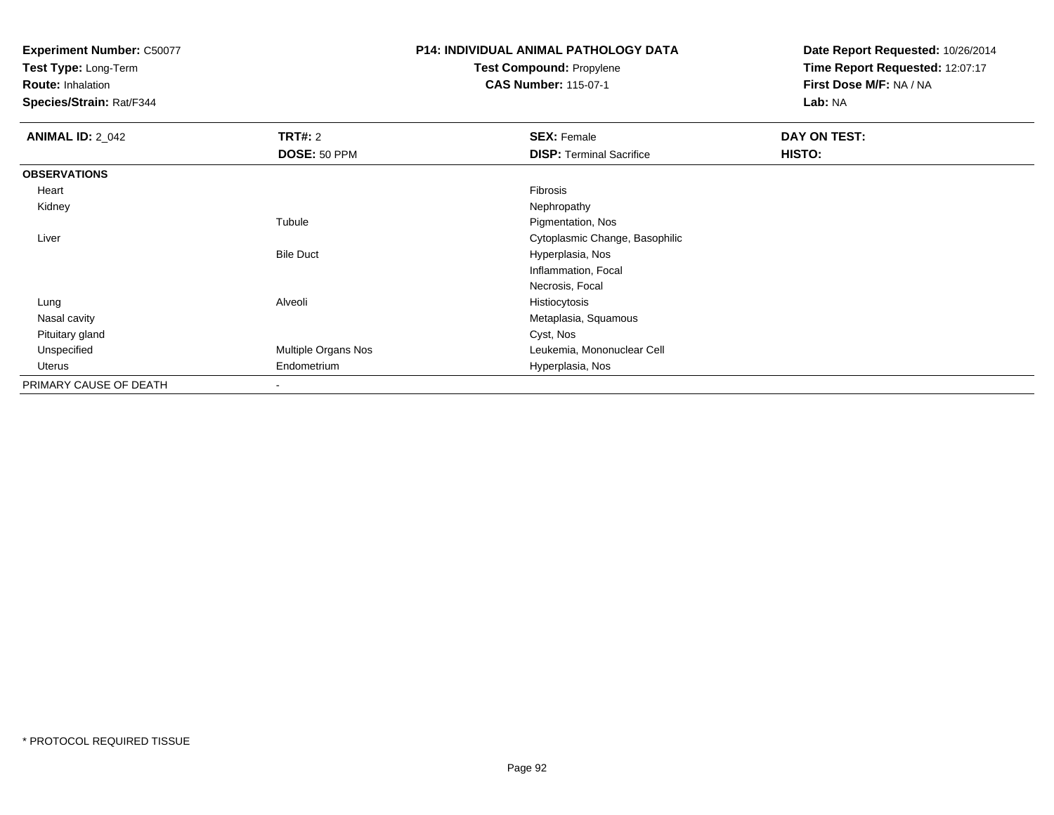**Experiment Number:** C50077
**Test Type:** Long-Term
**Route:** Inhalation
**Species/Strain:** Rat/F344

**P14: INDIVIDUAL ANIMAL PATHOLOGY DATA**
**Test Compound:** Propylene
**CAS Number:** 115-07-1

**Date Report Requested:** 10/26/2014
**Time Report Requested:** 12:07:17
**First Dose M/F:** NA / NA
**Lab:** NA

| **ANIMAL ID:** 2_042 | **TRT#:** 2 | **SEX:** Female | **DAY ON TEST:** |
|---|---|---|---|
| | **DOSE:** 50 PPM | **DISP:** Terminal Sacrifice | **HISTO:** |
| **OBSERVATIONS** | | | |
| Heart | | Fibrosis | |
| Kidney | | Nephropathy | |
| | Tubule | Pigmentation, Nos | |
| Liver | | Cytoplasmic Change, Basophilic | |
| | Bile Duct | Hyperplasia, Nos | |
| | | Inflammation, Focal | |
| | | Necrosis, Focal | |
| Lung | Alveoli | Histiocytosis | |
| Nasal cavity | | Metaplasia, Squamous | |
| Pituitary gland | | Cyst, Nos | |
| Unspecified | Multiple Organs Nos | Leukemia, Mononuclear Cell | |
| Uterus | Endometrium | Hyperplasia, Nos | |
| PRIMARY CAUSE OF DEATH | - | | |

* PROTOCOL REQUIRED TISSUE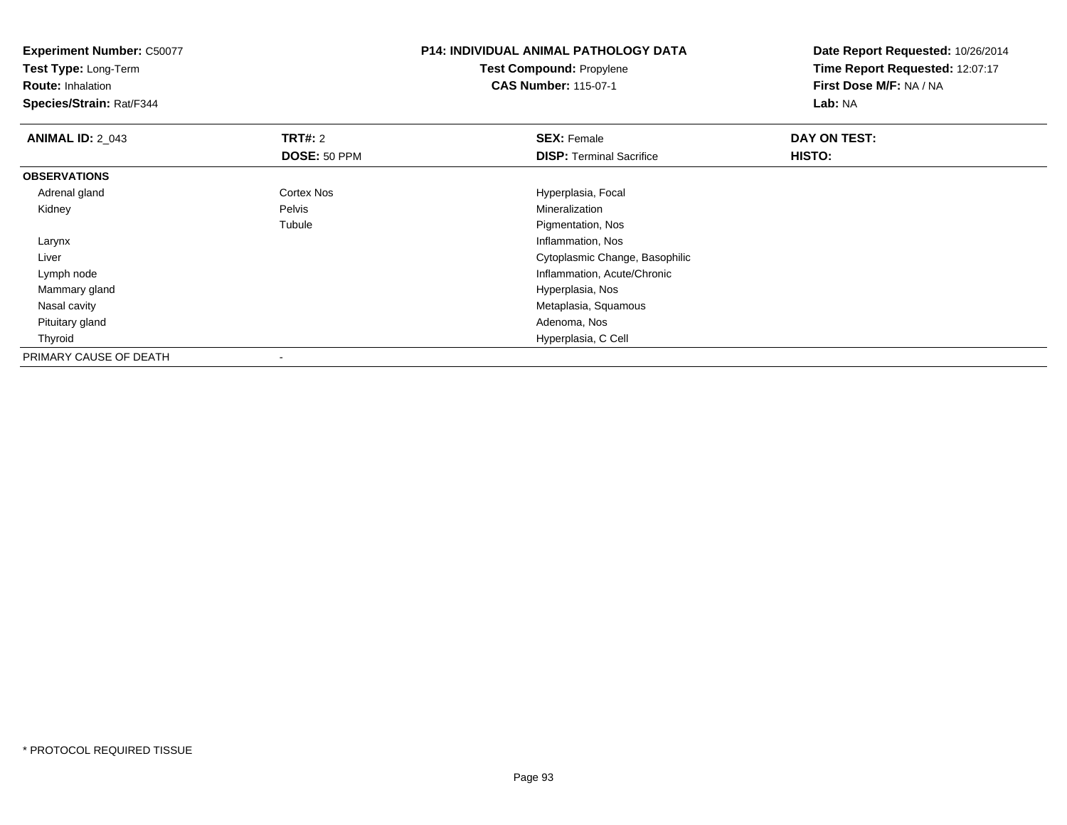**Experiment Number:** C50077
**Test Type:** Long-Term
**Route:** Inhalation
**Species/Strain:** Rat/F344

**P14: INDIVIDUAL ANIMAL PATHOLOGY DATA**
**Test Compound:** Propylene
**CAS Number:** 115-07-1

**Date Report Requested:** 10/26/2014
**Time Report Requested:** 12:07:17
**First Dose M/F:** NA / NA
**Lab:** NA

| **ANIMAL ID:** 2_043 | **TRT#:** 2 | **SEX:** Female | **DAY ON TEST:** |
|---|---|---|---|
| | **DOSE:** 50 PPM | **DISP:** Terminal Sacrifice | **HISTO:** |
| **OBSERVATIONS** | | | |
| Adrenal gland | Cortex Nos | Hyperplasia, Focal | |
| Kidney | Pelvis | Mineralization | |
| | Tubule | Pigmentation, Nos | |
| Larynx | | Inflammation, Nos | |
| Liver | | Cytoplasmic Change, Basophilic | |
| Lymph node | | Inflammation, Acute/Chronic | |
| Mammary gland | | Hyperplasia, Nos | |
| Nasal cavity | | Metaplasia, Squamous | |
| Pituitary gland | | Adenoma, Nos | |
| Thyroid | | Hyperplasia, C Cell | |
| PRIMARY CAUSE OF DEATH | - | | |

* PROTOCOL REQUIRED TISSUE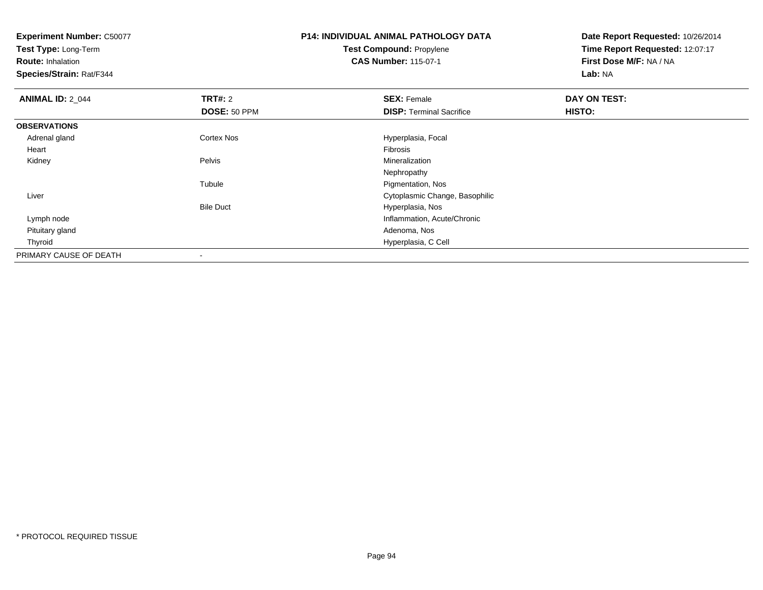**Experiment Number:** C50077
**Test Type:** Long-Term
**Route:** Inhalation
**Species/Strain:** Rat/F344

## P14: INDIVIDUAL ANIMAL PATHOLOGY DATA

**Test Compound:** Propylene
**CAS Number:** 115-07-1

**Date Report Requested:** 10/26/2014
**Time Report Requested:** 12:07:17
**First Dose M/F:** NA / NA
**Lab:** NA

| **ANIMAL ID:** 2_044 | **TRT#:** 2 | **SEX:** Female | **DAY ON TEST:** |
|---|---|---|---|
| | **DOSE:** 50 PPM | **DISP:** Terminal Sacrifice | **HISTO:** |
| **OBSERVATIONS** | | | |
| Adrenal gland | Cortex Nos | Hyperplasia, Focal | |
| Heart | | Fibrosis | |
| Kidney | Pelvis | Mineralization | |
| | | Nephropathy | |
| | Tubule | Pigmentation, Nos | |
| Liver | | Cytoplasmic Change, Basophilic | |
| | Bile Duct | Hyperplasia, Nos | |
| Lymph node | | Inflammation, Acute/Chronic | |
| Pituitary gland | | Adenoma, Nos | |
| Thyroid | | Hyperplasia, C Cell | |
| PRIMARY CAUSE OF DEATH | - | | |

* PROTOCOL REQUIRED TISSUE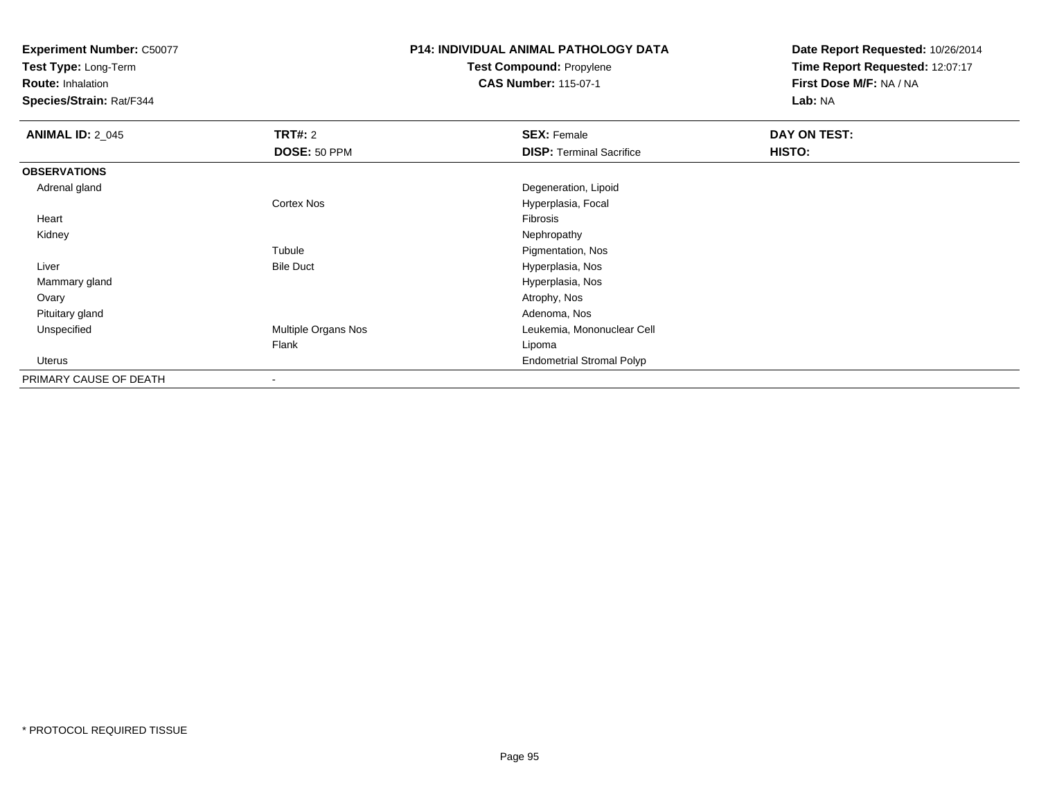**Experiment Number:** C50077
**Test Type:** Long-Term
**Route:** Inhalation
**Species/Strain:** Rat/F344

**P14: INDIVIDUAL ANIMAL PATHOLOGY DATA**
**Test Compound:** Propylene
**CAS Number:** 115-07-1

**Date Report Requested:** 10/26/2014
**Time Report Requested:** 12:07:17
**First Dose M/F:** NA / NA
**Lab:** NA

| **ANIMAL ID:** 2_045 | **TRT#:** 2 | **SEX:** Female | **DAY ON TEST:** |
|---|---|---|---|
| | **DOSE:** 50 PPM | **DISP:** Terminal Sacrifice | **HISTO:** |
| **OBSERVATIONS** | | | |
| Adrenal gland | | Degeneration, Lipoid | |
| | Cortex Nos | Hyperplasia, Focal | |
| Heart | | Fibrosis | |
| Kidney | | Nephropathy | |
| | Tubule | Pigmentation, Nos | |
| Liver | Bile Duct | Hyperplasia, Nos | |
| Mammary gland | | Hyperplasia, Nos | |
| Ovary | | Atrophy, Nos | |
| Pituitary gland | | Adenoma, Nos | |
| Unspecified | Multiple Organs Nos | Leukemia, Mononuclear Cell | |
| | Flank | Lipoma | |
| Uterus | | Endometrial Stromal Polyp | |
| PRIMARY CAUSE OF DEATH | - | | |

* PROTOCOL REQUIRED TISSUE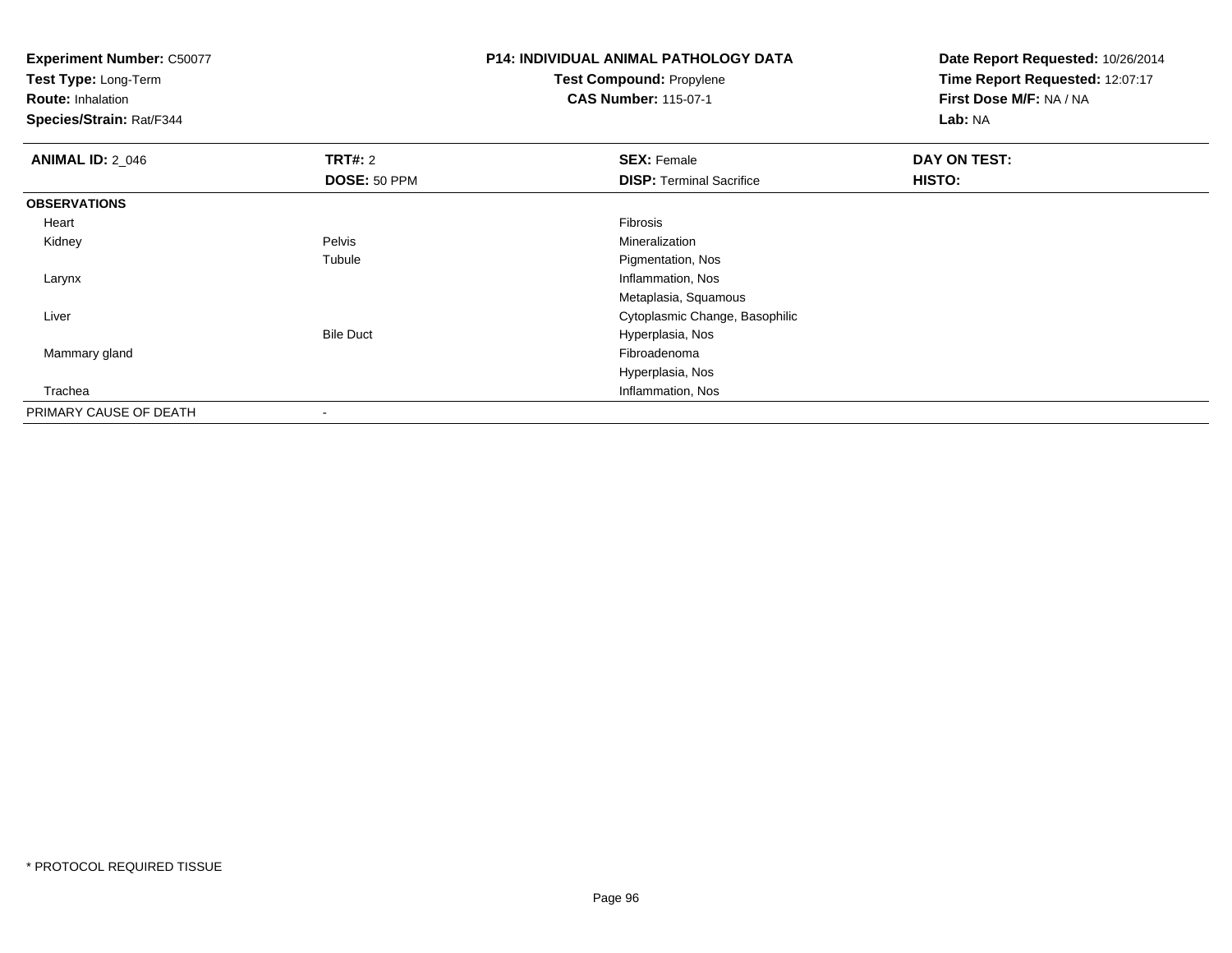**Experiment Number:** C50077
**Test Type:** Long-Term
**Route:** Inhalation
**Species/Strain:** Rat/F344

**P14: INDIVIDUAL ANIMAL PATHOLOGY DATA**
**Test Compound:** Propylene
**CAS Number:** 115-07-1

**Date Report Requested:** 10/26/2014
**Time Report Requested:** 12:07:17
**First Dose M/F:** NA / NA
**Lab:** NA

| **ANIMAL ID:** 2_046 | **TRT#:** 2 | **SEX:** Female | **DAY ON TEST:** |
|---|---|---|---|
| | **DOSE:** 50 PPM | **DISP:** Terminal Sacrifice | **HISTO:** |
| **OBSERVATIONS** | | | |
| Heart | | Fibrosis | |
| Kidney | Pelvis | Mineralization | |
| | Tubule | Pigmentation, Nos | |
| Larynx | | Inflammation, Nos | |
| | | Metaplasia, Squamous | |
| Liver | | Cytoplasmic Change, Basophilic | |
| | Bile Duct | Hyperplasia, Nos | |
| Mammary gland | | Fibroadenoma | |
| | | Hyperplasia, Nos | |
| Trachea | | Inflammation, Nos | |
| PRIMARY CAUSE OF DEATH | - | | |

* PROTOCOL REQUIRED TISSUE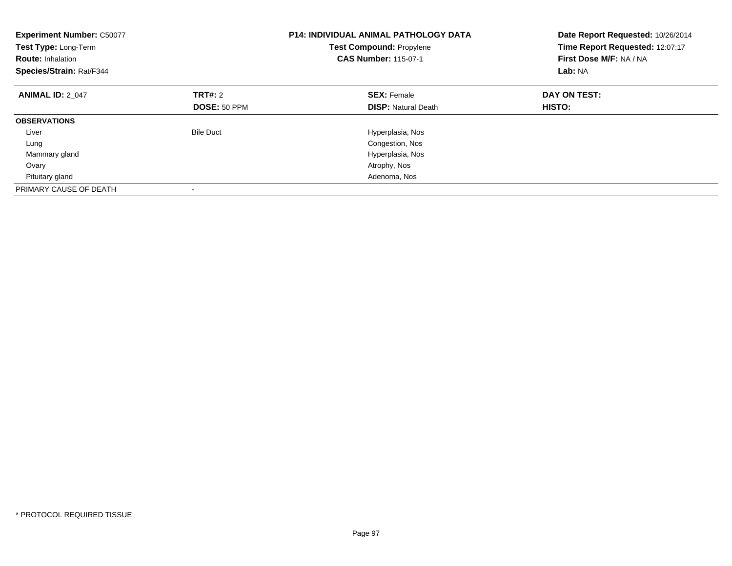**Experiment Number:** C50077
**Test Type:** Long-Term
**Route:** Inhalation
**Species/Strain:** Rat/F344

**P14: INDIVIDUAL ANIMAL PATHOLOGY DATA**
**Test Compound:** Propylene
**CAS Number:** 115-07-1

**Date Report Requested:** 10/26/2014
**Time Report Requested:** 12:07:17
**First Dose M/F:** NA / NA
**Lab:** NA

| **ANIMAL ID:** 2_047 | **TRT#:** 2 | **SEX:** Female | **DAY ON TEST:** |
|---|---|---|---|
| | **DOSE:** 50 PPM | **DISP:** Natural Death | **HISTO:** |
| **OBSERVATIONS** | | | |
| Liver | Bile Duct | Hyperplasia, Nos | |
| Lung | | Congestion, Nos | |
| Mammary gland | | Hyperplasia, Nos | |
| Ovary | | Atrophy, Nos | |
| Pituitary gland | | Adenoma, Nos | |
| PRIMARY CAUSE OF DEATH | - | | |

* PROTOCOL REQUIRED TISSUE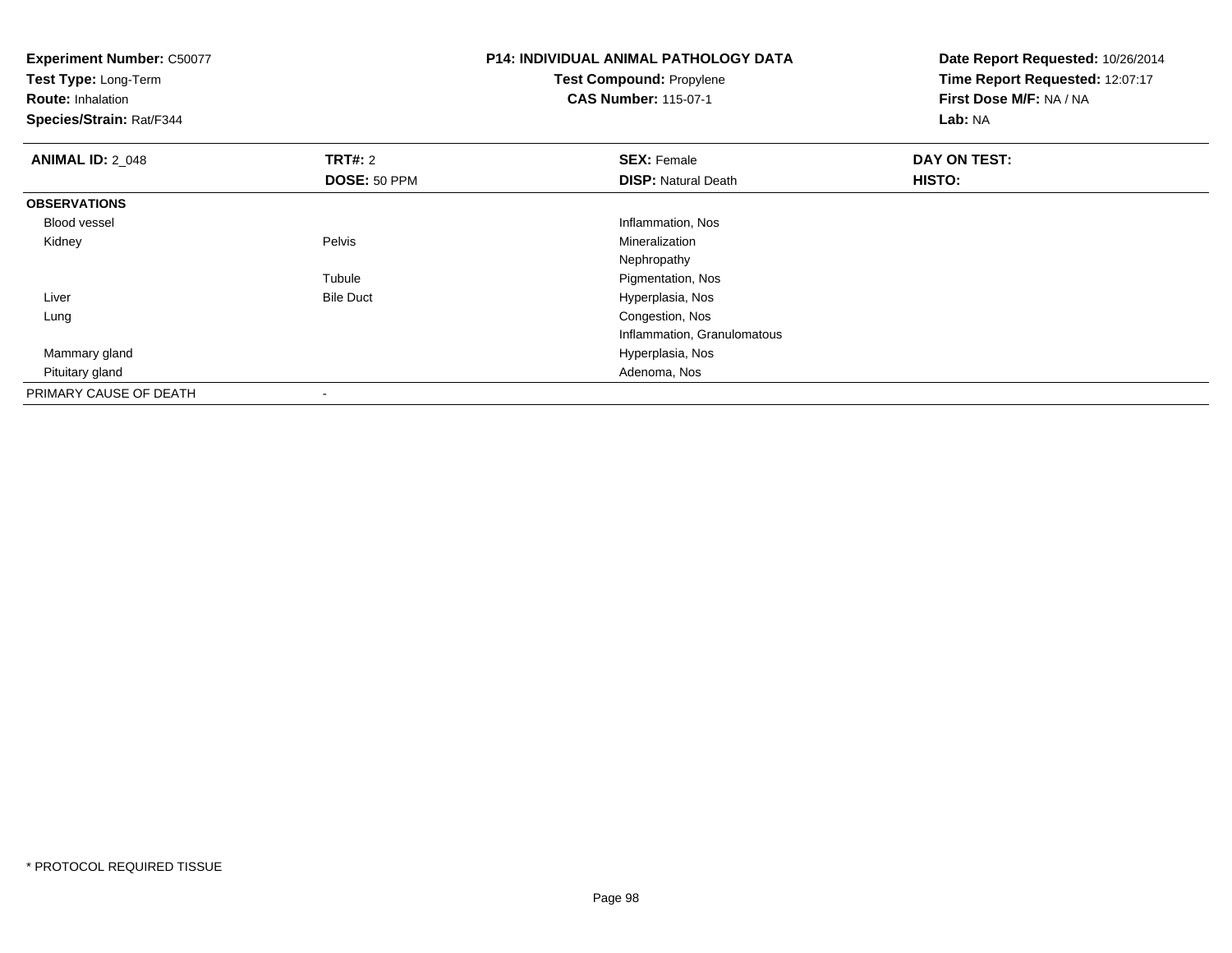**Experiment Number:** C50077
**Test Type:** Long-Term
**Route:** Inhalation
**Species/Strain:** Rat/F344

**P14: INDIVIDUAL ANIMAL PATHOLOGY DATA**
**Test Compound:** Propylene
**CAS Number:** 115-07-1

**Date Report Requested:** 10/26/2014
**Time Report Requested:** 12:07:17
**First Dose M/F:** NA / NA
**Lab:** NA

| **ANIMAL ID:** 2_048 | **TRT#:** 2 | **SEX:** Female | **DAY ON TEST:** |
|---|---|---|---|
| | **DOSE:** 50 PPM | **DISP:** Natural Death | **HISTO:** |
| **OBSERVATIONS** | | | |
| Blood vessel | | Inflammation, Nos | |
| Kidney | Pelvis | Mineralization | |
| | | Nephropathy | |
| | Tubule | Pigmentation, Nos | |
| Liver | Bile Duct | Hyperplasia, Nos | |
| Lung | | Congestion, Nos | |
| | | Inflammation, Granulomatous | |
| Mammary gland | | Hyperplasia, Nos | |
| Pituitary gland | | Adenoma, Nos | |
| PRIMARY CAUSE OF DEATH | - | | |

* PROTOCOL REQUIRED TISSUE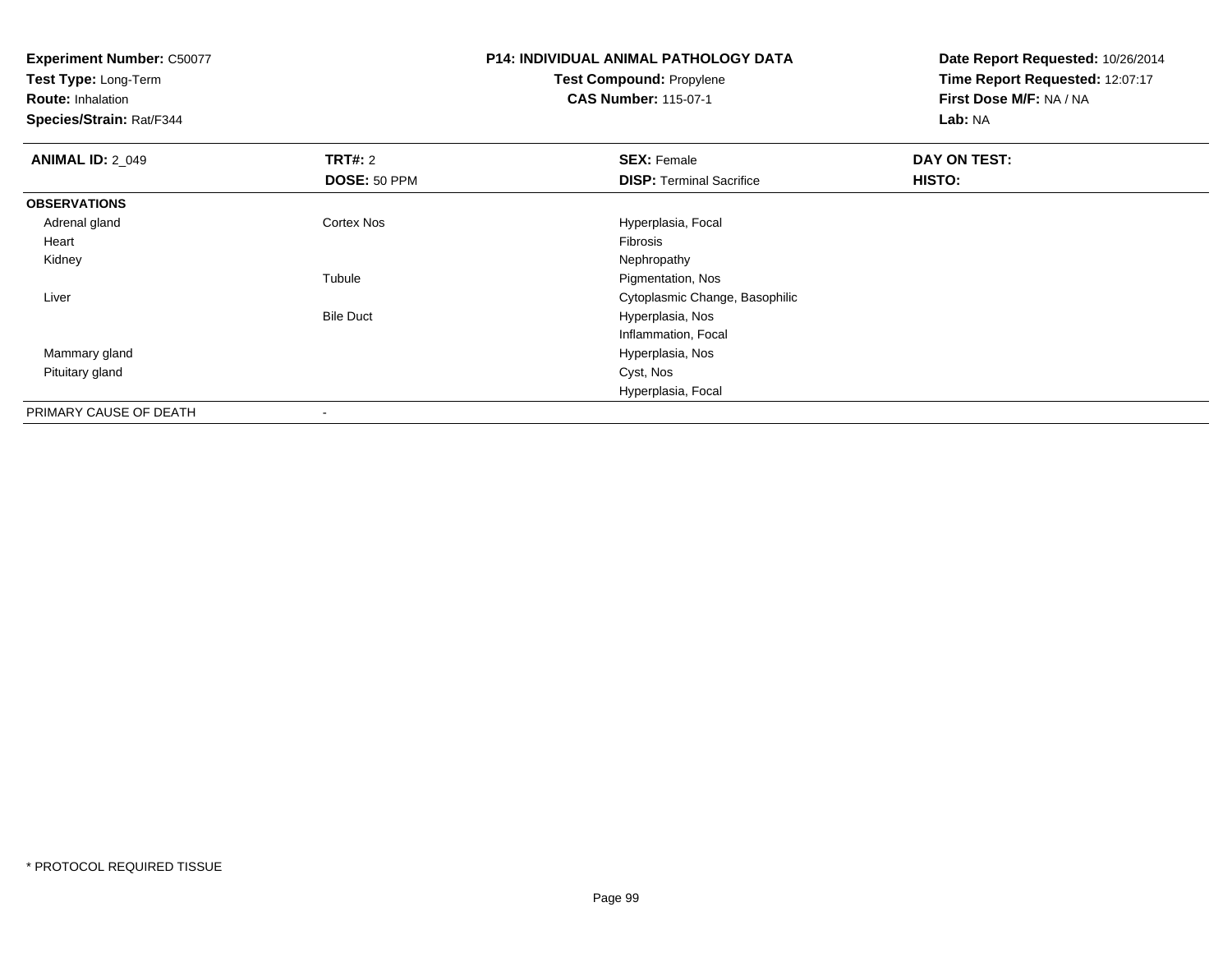**Experiment Number:** C50077
**Test Type:** Long-Term
**Route:** Inhalation
**Species/Strain:** Rat/F344

**P14: INDIVIDUAL ANIMAL PATHOLOGY DATA**
**Test Compound:** Propylene
**CAS Number:** 115-07-1

**Date Report Requested:** 10/26/2014
**Time Report Requested:** 12:07:17
**First Dose M/F:** NA / NA
**Lab:** NA

| **ANIMAL ID:** 2_049 | **TRT#:** 2 | **SEX:** Female | **DAY ON TEST:** |
|---|---|---|---|
| | **DOSE:** 50 PPM | **DISP:** Terminal Sacrifice | **HISTO:** |
| **OBSERVATIONS** | | | |
| Adrenal gland | Cortex Nos | Hyperplasia, Focal | |
| Heart | | Fibrosis | |
| Kidney | | Nephropathy | |
| | Tubule | Pigmentation, Nos | |
| Liver | | Cytoplasmic Change, Basophilic | |
| | Bile Duct | Hyperplasia, Nos | |
| | | Inflammation, Focal | |
| Mammary gland | | Hyperplasia, Nos | |
| Pituitary gland | | Cyst, Nos | |
| | | Hyperplasia, Focal | |
| PRIMARY CAUSE OF DEATH | - | | |

* PROTOCOL REQUIRED TISSUE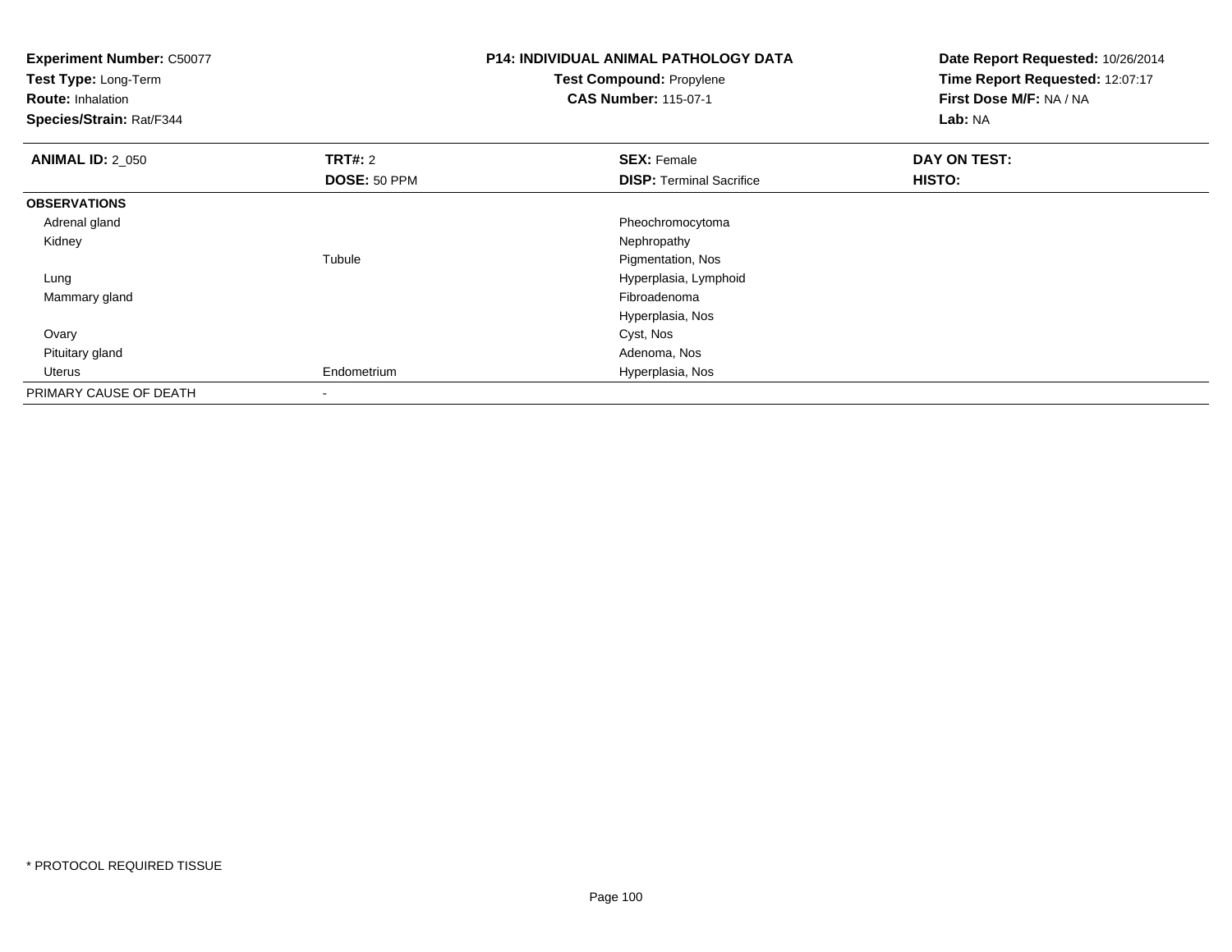**Experiment Number:** C50077
**Test Type:** Long-Term
**Route:** Inhalation
**Species/Strain:** Rat/F344

**P14: INDIVIDUAL ANIMAL PATHOLOGY DATA**
**Test Compound:** Propylene
**CAS Number:** 115-07-1

**Date Report Requested:** 10/26/2014
**Time Report Requested:** 12:07:17
**First Dose M/F:** NA / NA
**Lab:** NA

| **ANIMAL ID:** 2_050 | **TRT#:** 2 | **SEX:** Female | **DAY ON TEST:** |
|---|---|---|---|
| | **DOSE:** 50 PPM | **DISP:** Terminal Sacrifice | **HISTO:** |
| **OBSERVATIONS** | | | |
| Adrenal gland | | Pheochromocytoma | |
| Kidney | | Nephropathy | |
| | Tubule | Pigmentation, Nos | |
| Lung | | Hyperplasia, Lymphoid | |
| Mammary gland | | Fibroadenoma | |
| | | Hyperplasia, Nos | |
| Ovary | | Cyst, Nos | |
| Pituitary gland | | Adenoma, Nos | |
| Uterus | Endometrium | Hyperplasia, Nos | |
| PRIMARY CAUSE OF DEATH | - | | |

* PROTOCOL REQUIRED TISSUE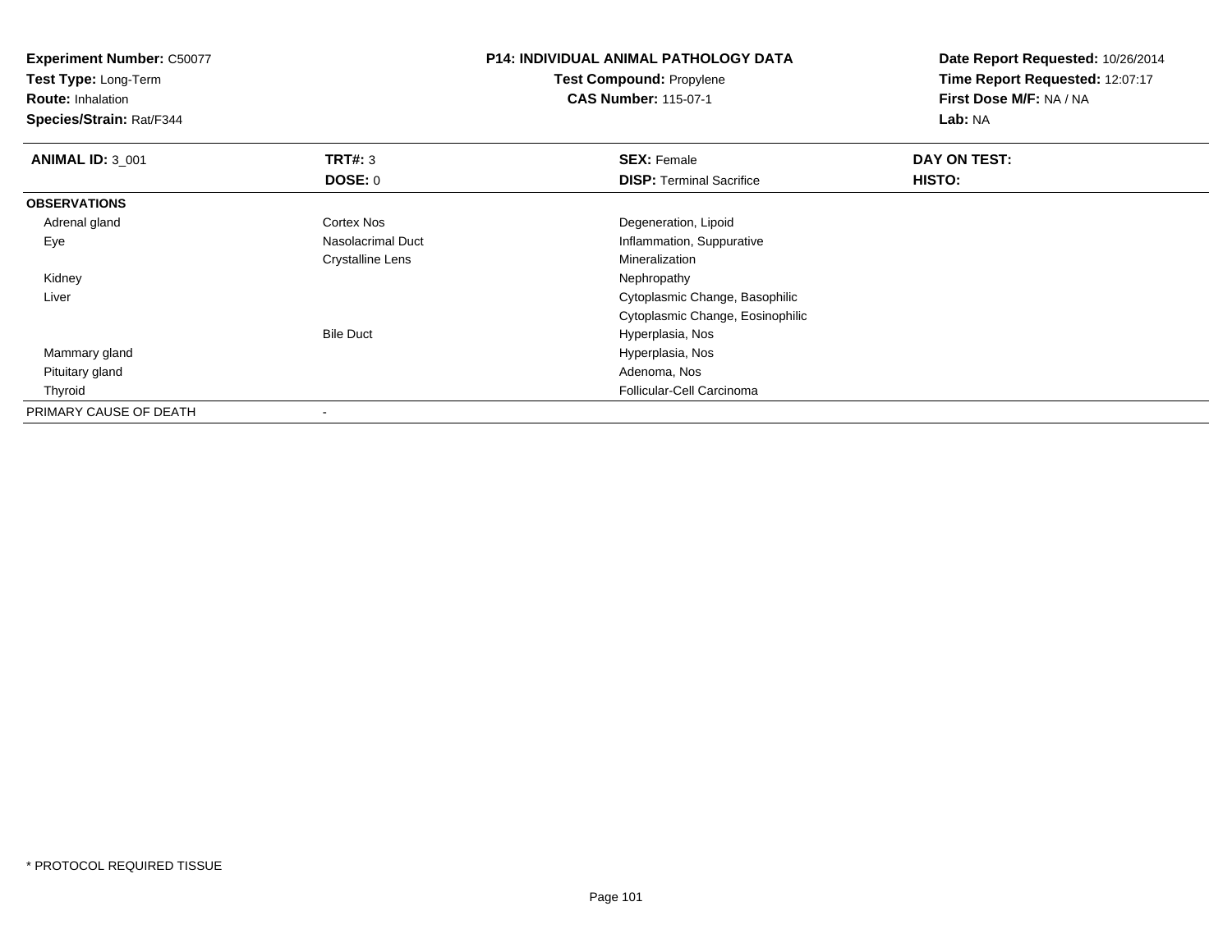**Experiment Number:** C50077
**Test Type:** Long-Term
**Route:** Inhalation
**Species/Strain:** Rat/F344

**P14: INDIVIDUAL ANIMAL PATHOLOGY DATA**
**Test Compound:** Propylene
**CAS Number:** 115-07-1

**Date Report Requested:** 10/26/2014
**Time Report Requested:** 12:07:17
**First Dose M/F:** NA / NA
**Lab:** NA

| ANIMAL ID: 3_001 | TRT#: 3 | SEX: Female | DAY ON TEST: |
|---|---|---|---|
| | DOSE: 0 | DISP: Terminal Sacrifice | HISTO: |
| **OBSERVATIONS** | | | |
| Adrenal gland | Cortex Nos | Degeneration, Lipoid | |
| Eye | Nasolacrimal Duct | Inflammation, Suppurative | |
| | Crystalline Lens | Mineralization | |
| Kidney | | Nephropathy | |
| Liver | | Cytoplasmic Change, Basophilic | |
| | | Cytoplasmic Change, Eosinophilic | |
| | Bile Duct | Hyperplasia, Nos | |
| Mammary gland | | Hyperplasia, Nos | |
| Pituitary gland | | Adenoma, Nos | |
| Thyroid | | Follicular-Cell Carcinoma | |
| PRIMARY CAUSE OF DEATH | - | | |

* PROTOCOL REQUIRED TISSUE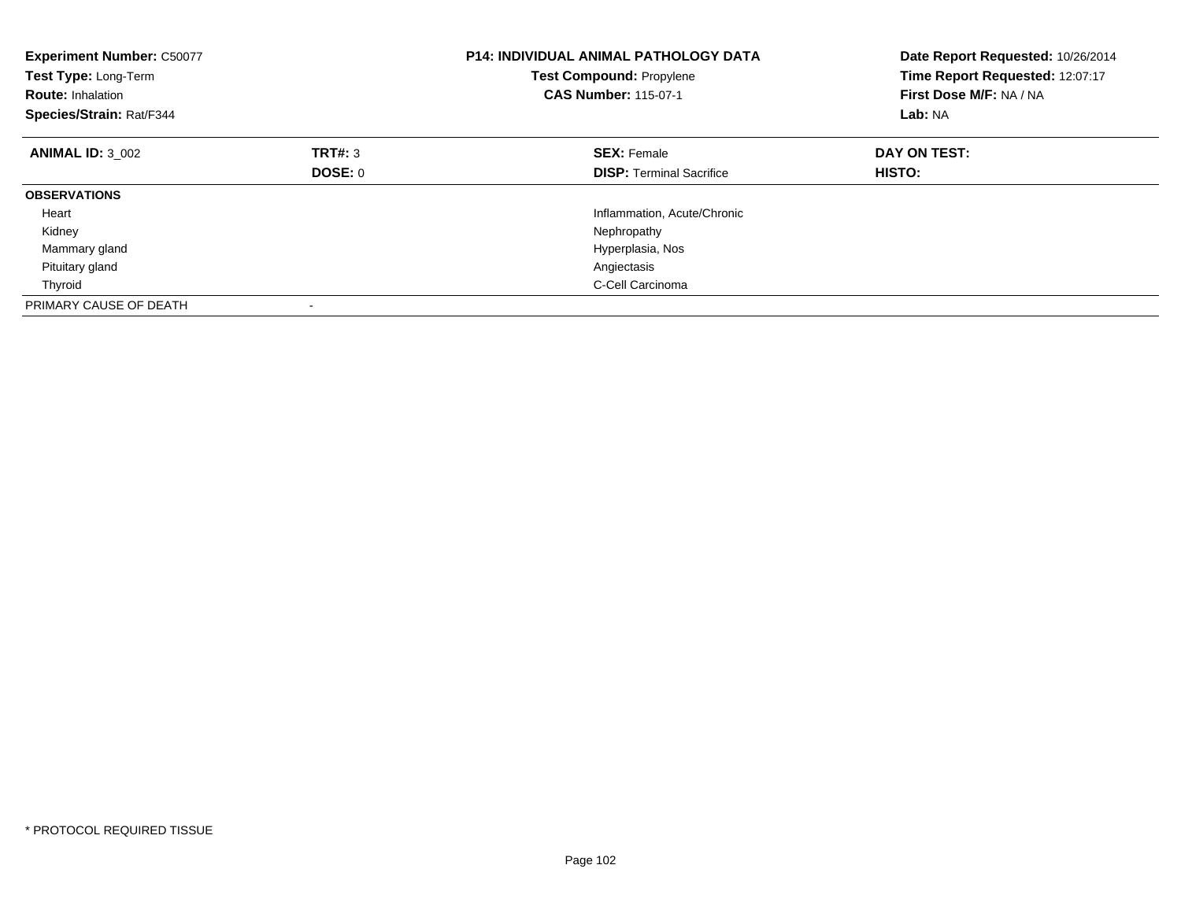**Experiment Number:** C50077
**Test Type:** Long-Term
**Route:** Inhalation
**Species/Strain:** Rat/F344

**P14: INDIVIDUAL ANIMAL PATHOLOGY DATA**
**Test Compound:** Propylene
**CAS Number:** 115-07-1

**Date Report Requested:** 10/26/2014
**Time Report Requested:** 12:07:17
**First Dose M/F:** NA / NA
**Lab:** NA

| **ANIMAL ID:** 3_002 | **TRT#:** 3 | **SEX:** Female | **DAY ON TEST:** |
|---|---|---|---|
| | **DOSE:** 0 | **DISP:** Terminal Sacrifice | **HISTO:** |
| **OBSERVATIONS** | | | |
| Heart | | Inflammation, Acute/Chronic | |
| Kidney | | Nephropathy | |
| Mammary gland | | Hyperplasia, Nos | |
| Pituitary gland | | Angiectasis | |
| Thyroid | | C-Cell Carcinoma | |
| PRIMARY CAUSE OF DEATH | - | | |

* PROTOCOL REQUIRED TISSUE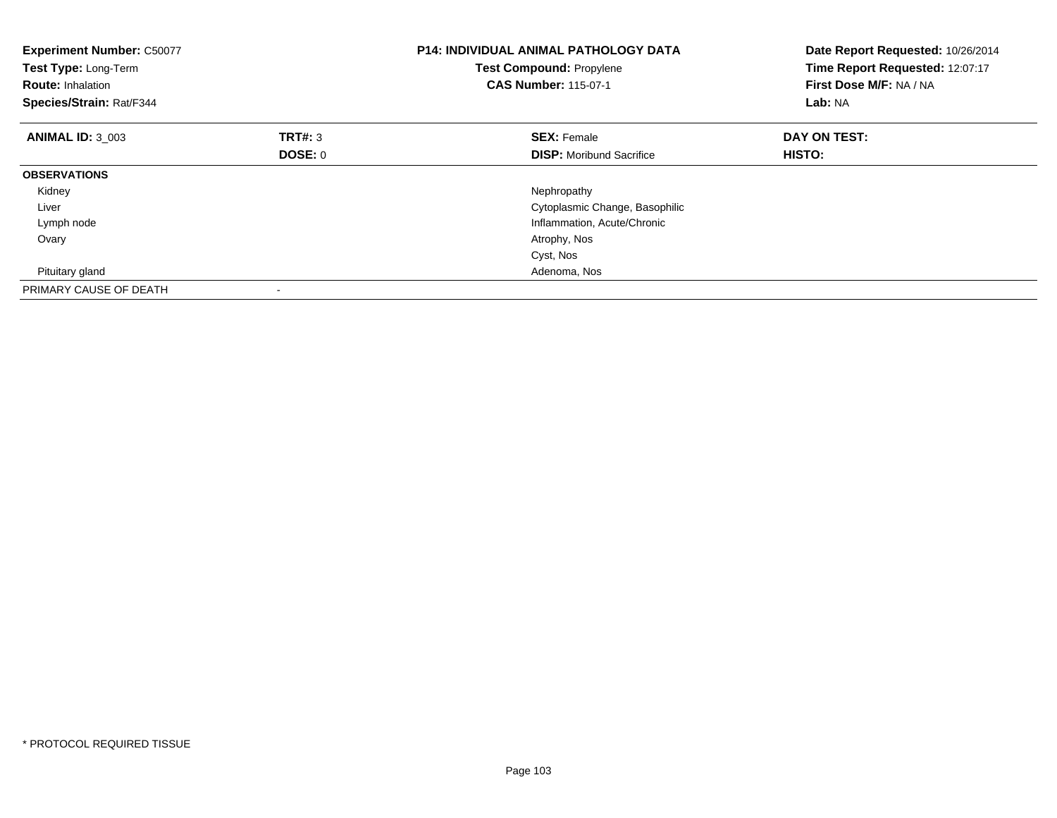**Experiment Number:** C50077
**Test Type:** Long-Term
**Route:** Inhalation
**Species/Strain:** Rat/F344

**P14: INDIVIDUAL ANIMAL PATHOLOGY DATA**
**Test Compound:** Propylene
**CAS Number:** 115-07-1

**Date Report Requested:** 10/26/2014
**Time Report Requested:** 12:07:17
**First Dose M/F:** NA / NA
**Lab:** NA

| **ANIMAL ID:** 3_003 | **TRT#:** 3 | **SEX:** Female | **DAY ON TEST:** |
|---|---|---|---|
| | **DOSE:** 0 | **DISP:** Moribund Sacrifice | **HISTO:** |
| **OBSERVATIONS** | | | |
| Kidney | | Nephropathy | |
| Liver | | Cytoplasmic Change, Basophilic | |
| Lymph node | | Inflammation, Acute/Chronic | |
| Ovary | | Atrophy, Nos | |
| | | Cyst, Nos | |
| Pituitary gland | | Adenoma, Nos | |
| PRIMARY CAUSE OF DEATH | - | | |

* PROTOCOL REQUIRED TISSUE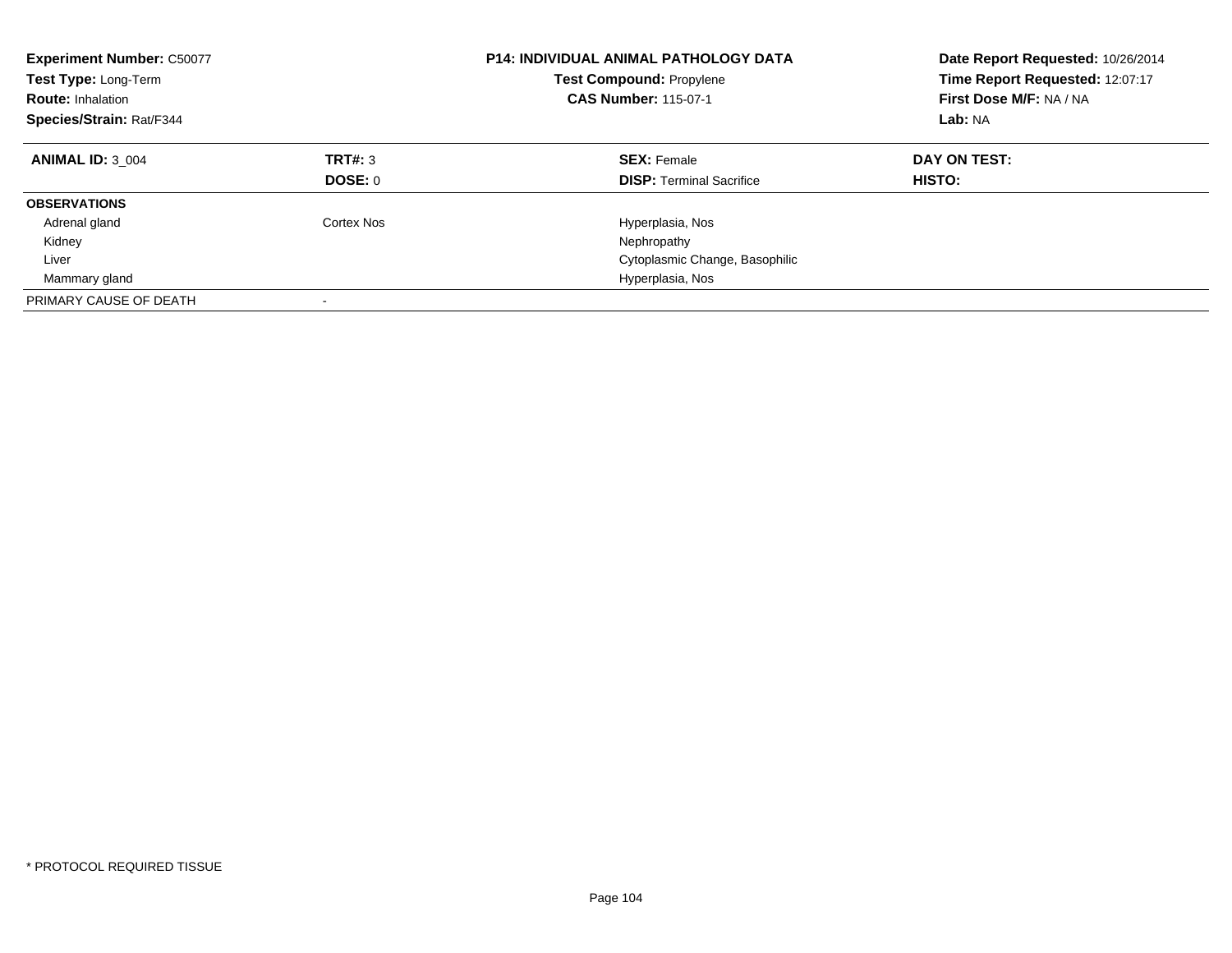**Experiment Number:** C50077
**Test Type:** Long-Term
**Route:** Inhalation
**Species/Strain:** Rat/F344

**P14: INDIVIDUAL ANIMAL PATHOLOGY DATA**
**Test Compound:** Propylene
**CAS Number:** 115-07-1

**Date Report Requested:** 10/26/2014
**Time Report Requested:** 12:07:17
**First Dose M/F:** NA / NA
**Lab:** NA

| **ANIMAL ID:** 3_004 | **TRT#:** 3 | **SEX:** Female | **DAY ON TEST:** |
|---|---|---|---|
| | **DOSE:** 0 | **DISP:** Terminal Sacrifice | **HISTO:** |
| **OBSERVATIONS** | | | |
| Adrenal gland | Cortex Nos | Hyperplasia, Nos | |
| Kidney | | Nephropathy | |
| Liver | | Cytoplasmic Change, Basophilic | |
| Mammary gland | | Hyperplasia, Nos | |
| PRIMARY CAUSE OF DEATH | - | | |

* PROTOCOL REQUIRED TISSUE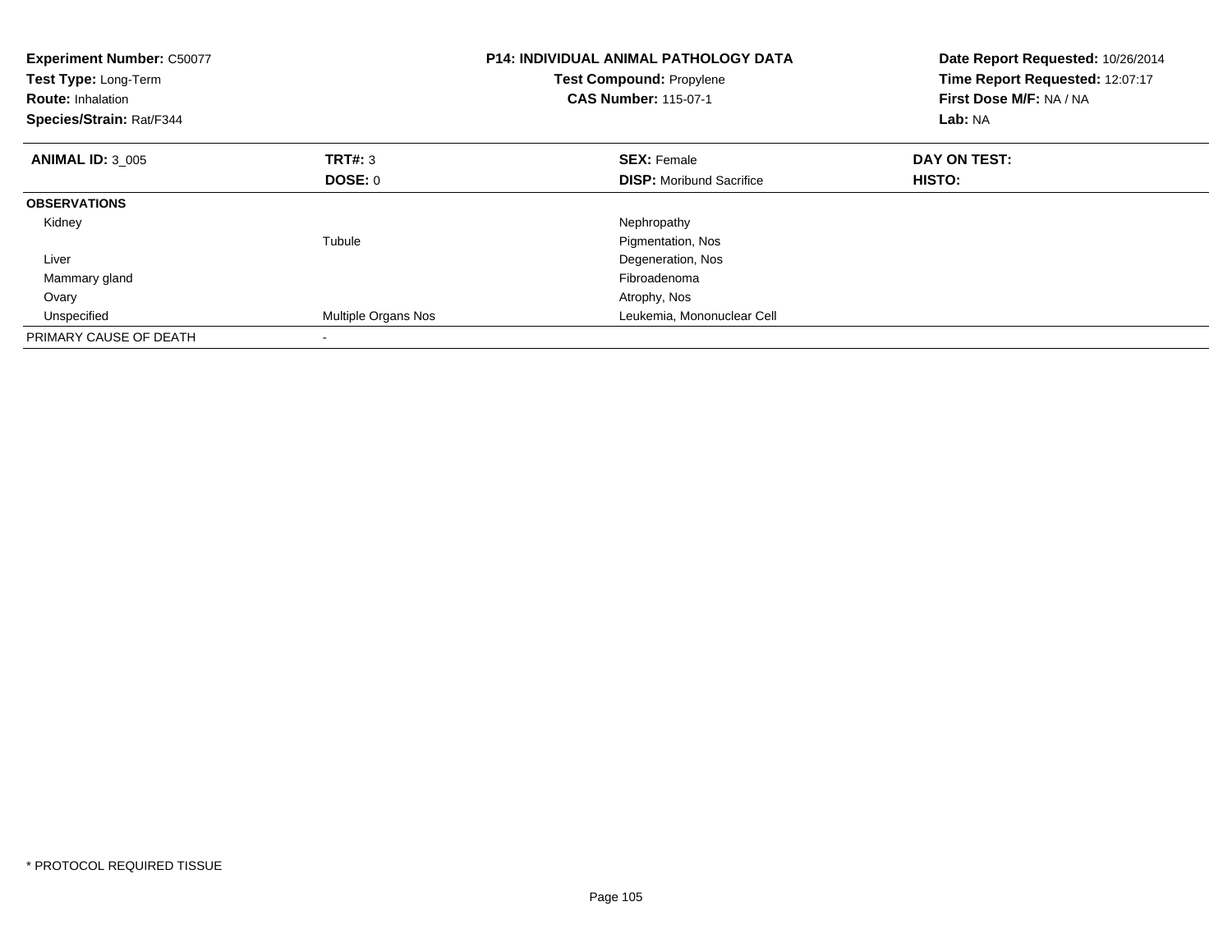**Experiment Number:** C50077
**Test Type:** Long-Term
**Route:** Inhalation
**Species/Strain:** Rat/F344

**P14: INDIVIDUAL ANIMAL PATHOLOGY DATA**
**Test Compound:** Propylene
**CAS Number:** 115-07-1

**Date Report Requested:** 10/26/2014
**Time Report Requested:** 12:07:17
**First Dose M/F:** NA / NA
**Lab:** NA

| **ANIMAL ID:** 3_005 | **TRT#:** 3 | **SEX:** Female | **DAY ON TEST:** |
|---|---|---|---|
| | **DOSE:** 0 | **DISP:** Moribund Sacrifice | **HISTO:** |
| **OBSERVATIONS** | | | |
| Kidney | | Nephropathy | |
| | Tubule | Pigmentation, Nos | |
| Liver | | Degeneration, Nos | |
| Mammary gland | | Fibroadenoma | |
| Ovary | | Atrophy, Nos | |
| Unspecified | Multiple Organs Nos | Leukemia, Mononuclear Cell | |
| PRIMARY CAUSE OF DEATH | - | | |

* PROTOCOL REQUIRED TISSUE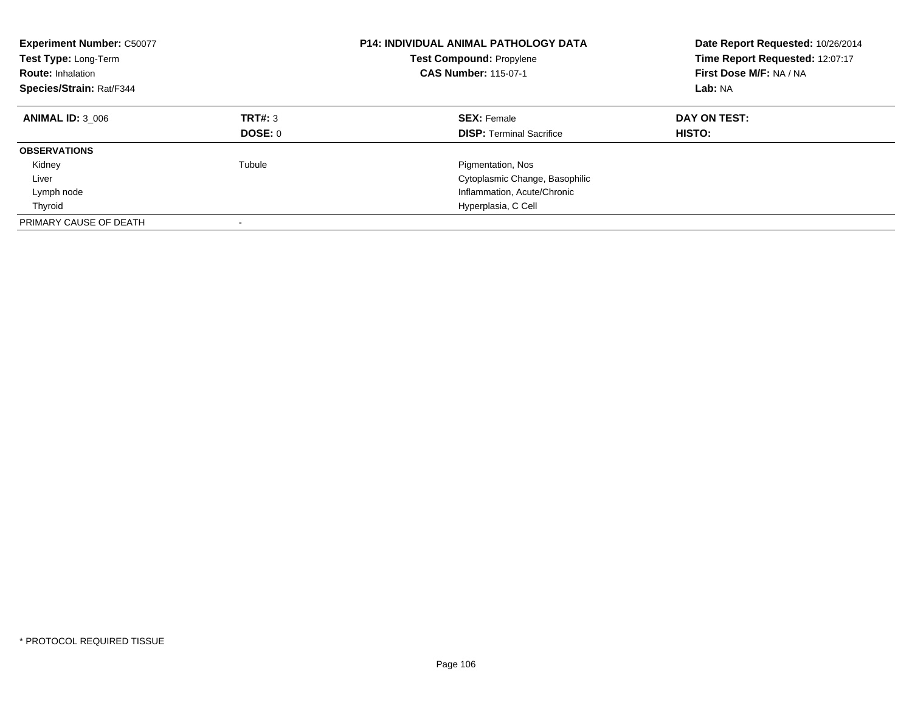**Experiment Number:** C50077
**Test Type:** Long-Term
**Route:** Inhalation
**Species/Strain:** Rat/F344

**P14: INDIVIDUAL ANIMAL PATHOLOGY DATA**
**Test Compound:** Propylene
**CAS Number:** 115-07-1

**Date Report Requested:** 10/26/2014
**Time Report Requested:** 12:07:17
**First Dose M/F:** NA / NA
**Lab:** NA

| **ANIMAL ID:** 3_006 | **TRT#:** 3 | **SEX:** Female | **DAY ON TEST:** |
|---|---|---|---|
| | **DOSE:** 0 | **DISP:** Terminal Sacrifice | **HISTO:** |
| **OBSERVATIONS** | | | |
| Kidney | Tubule | Pigmentation, Nos | |
| Liver | | Cytoplasmic Change, Basophilic | |
| Lymph node | | Inflammation, Acute/Chronic | |
| Thyroid | | Hyperplasia, C Cell | |
| PRIMARY CAUSE OF DEATH | - | | |

* PROTOCOL REQUIRED TISSUE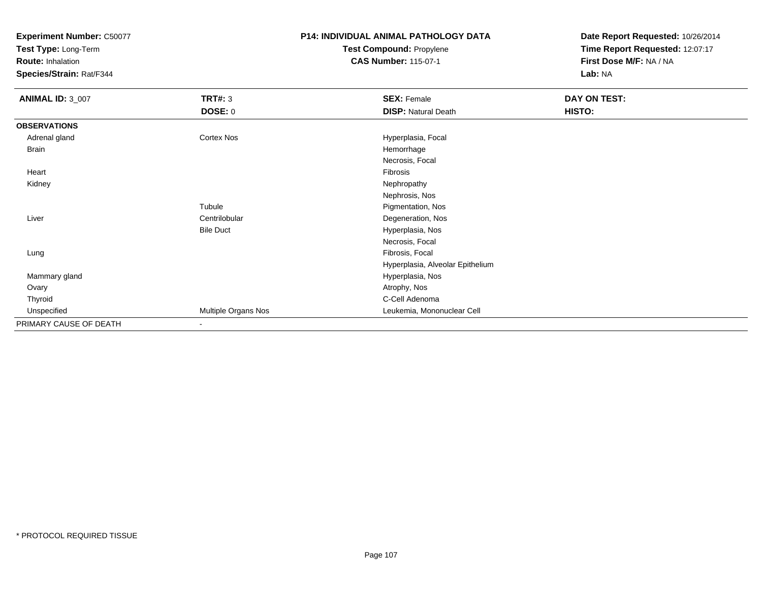**Experiment Number:** C50077
**Test Type:** Long-Term
**Route:** Inhalation
**Species/Strain:** Rat/F344

**P14: INDIVIDUAL ANIMAL PATHOLOGY DATA**
**Test Compound:** Propylene
**CAS Number:** 115-07-1

**Date Report Requested:** 10/26/2014
**Time Report Requested:** 12:07:17
**First Dose M/F:** NA / NA
**Lab:** NA

| **ANIMAL ID:** 3_007 | **TRT#:** 3 | **SEX:** Female | **DAY ON TEST:** |
|---|---|---|---|
| | **DOSE:** 0 | **DISP:** Natural Death | **HISTO:** |
| **OBSERVATIONS** | | | |
| Adrenal gland | Cortex Nos | Hyperplasia, Focal | |
| Brain | | Hemorrhage | |
| | | Necrosis, Focal | |
| Heart | | Fibrosis | |
| Kidney | | Nephropathy | |
| | | Nephrosis, Nos | |
| | Tubule | Pigmentation, Nos | |
| Liver | Centrilobular | Degeneration, Nos | |
| | Bile Duct | Hyperplasia, Nos | |
| | | Necrosis, Focal | |
| Lung | | Fibrosis, Focal | |
| | | Hyperplasia, Alveolar Epithelium | |
| Mammary gland | | Hyperplasia, Nos | |
| Ovary | | Atrophy, Nos | |
| Thyroid | | C-Cell Adenoma | |
| Unspecified | Multiple Organs Nos | Leukemia, Mononuclear Cell | |
| PRIMARY CAUSE OF DEATH | - | | |

* PROTOCOL REQUIRED TISSUE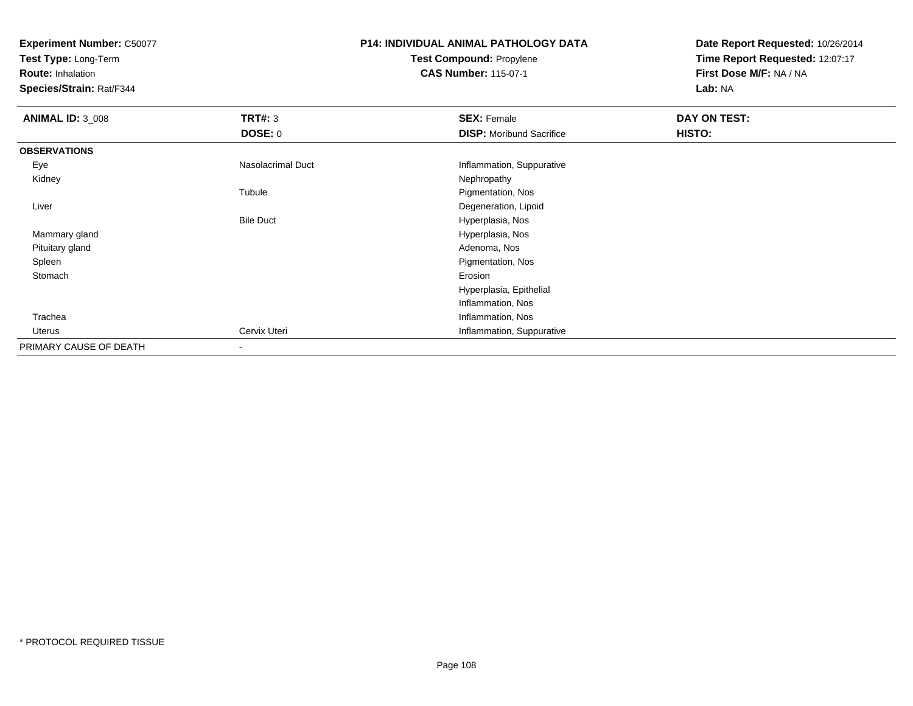**Experiment Number:** C50077
**Test Type:** Long-Term
**Route:** Inhalation
**Species/Strain:** Rat/F344

**P14: INDIVIDUAL ANIMAL PATHOLOGY DATA**
**Test Compound:** Propylene
**CAS Number:** 115-07-1

**Date Report Requested:** 10/26/2014
**Time Report Requested:** 12:07:17
**First Dose M/F:** NA / NA
**Lab:** NA

| **ANIMAL ID:** 3_008 | **TRT#:** 3 | **SEX:** Female | **DAY ON TEST:** |
|---|---|---|---|
| | **DOSE:** 0 | **DISP:** Moribund Sacrifice | **HISTO:** |
| **OBSERVATIONS** | | | |
| Eye | Nasolacrimal Duct | Inflammation, Suppurative | |
| Kidney | | Nephropathy | |
| | Tubule | Pigmentation, Nos | |
| Liver | | Degeneration, Lipoid | |
| | Bile Duct | Hyperplasia, Nos | |
| Mammary gland | | Hyperplasia, Nos | |
| Pituitary gland | | Adenoma, Nos | |
| Spleen | | Pigmentation, Nos | |
| Stomach | | Erosion | |
| | | Hyperplasia, Epithelial | |
| | | Inflammation, Nos | |
| Trachea | | Inflammation, Nos | |
| Uterus | Cervix Uteri | Inflammation, Suppurative | |
| PRIMARY CAUSE OF DEATH | - | | |

* PROTOCOL REQUIRED TISSUE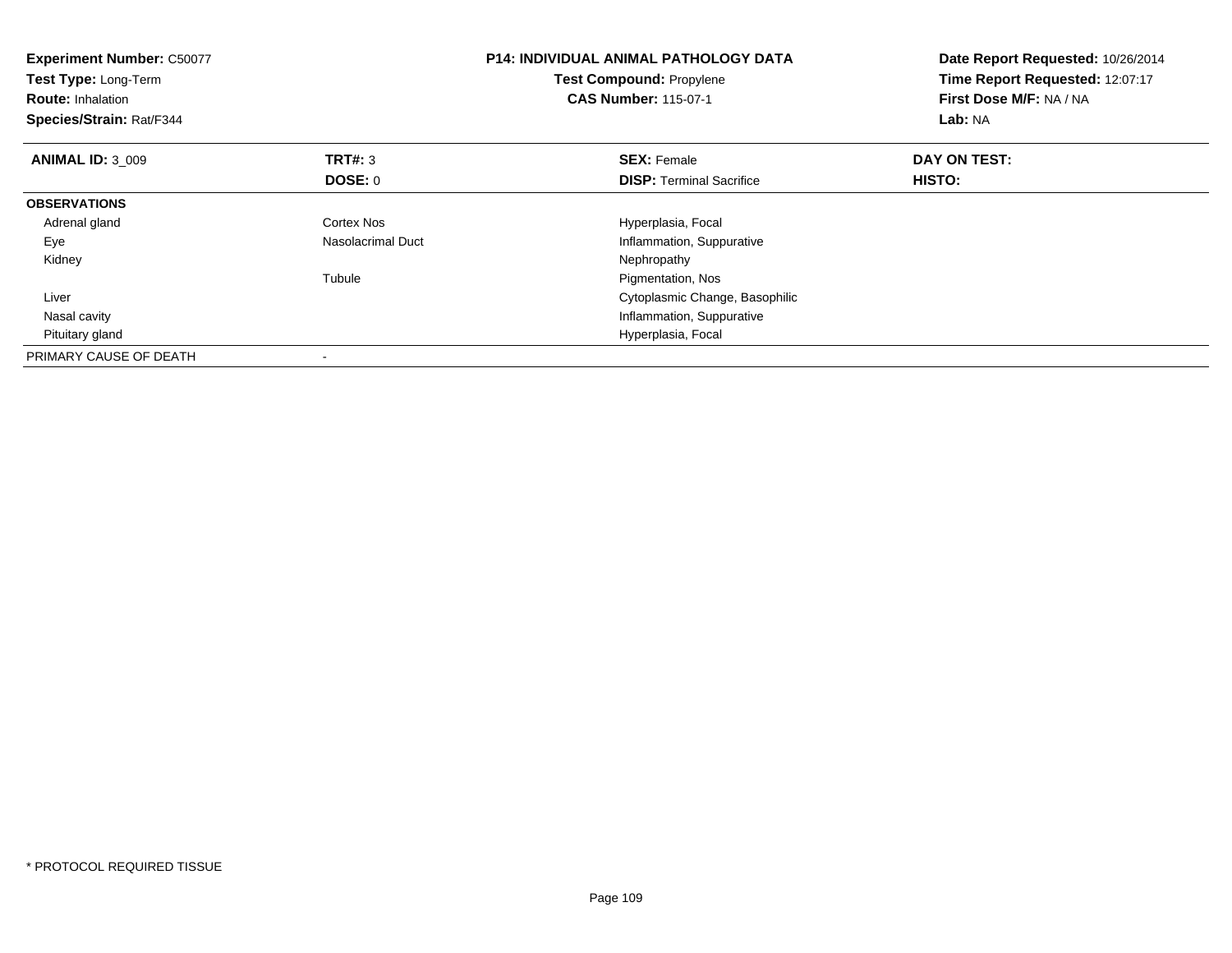**Experiment Number:** C50077
**Test Type:** Long-Term
**Route:** Inhalation
**Species/Strain:** Rat/F344

**P14: INDIVIDUAL ANIMAL PATHOLOGY DATA**
**Test Compound:** Propylene
**CAS Number:** 115-07-1

**Date Report Requested:** 10/26/2014
**Time Report Requested:** 12:07:17
**First Dose M/F:** NA / NA
**Lab:** NA

| **ANIMAL ID:** 3_009 | **TRT#:** 3 | **SEX:** Female | **DAY ON TEST:** |
|---|---|---|---|
| | **DOSE:** 0 | **DISP:** Terminal Sacrifice | **HISTO:** |
| **OBSERVATIONS** | | | |
| Adrenal gland | Cortex Nos | Hyperplasia, Focal | |
| Eye | Nasolacrimal Duct | Inflammation, Suppurative | |
| Kidney | | Nephropathy | |
| | Tubule | Pigmentation, Nos | |
| Liver | | Cytoplasmic Change, Basophilic | |
| Nasal cavity | | Inflammation, Suppurative | |
| Pituitary gland | | Hyperplasia, Focal | |
| PRIMARY CAUSE OF DEATH | - | | |

* PROTOCOL REQUIRED TISSUE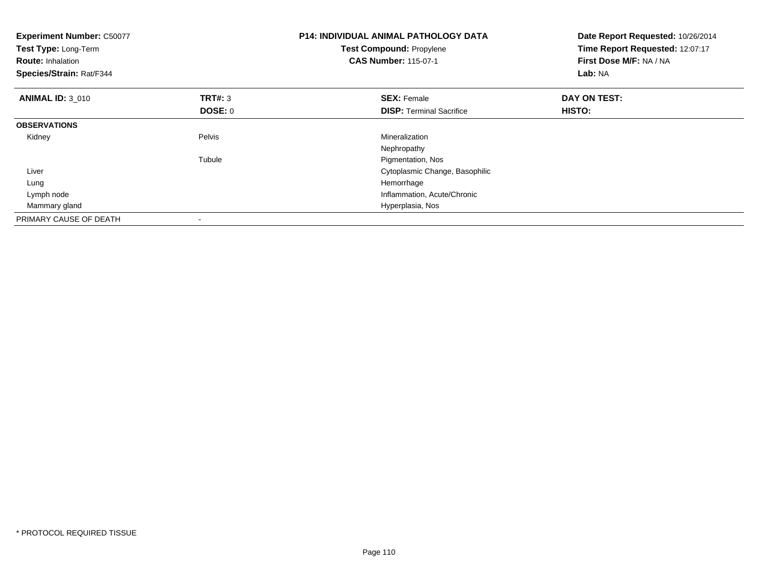**Experiment Number:** C50077
**Test Type:** Long-Term
**Route:** Inhalation
**Species/Strain:** Rat/F344

**P14: INDIVIDUAL ANIMAL PATHOLOGY DATA**
**Test Compound:** Propylene
**CAS Number:** 115-07-1

**Date Report Requested:** 10/26/2014
**Time Report Requested:** 12:07:17
**First Dose M/F:** NA / NA
**Lab:** NA

| **ANIMAL ID:** 3_010 | **TRT#:** 3 | **SEX:** Female | **DAY ON TEST:** |
|---|---|---|---|
| | **DOSE:** 0 | **DISP:** Terminal Sacrifice | **HISTO:** |
| **OBSERVATIONS** | | | |
| Kidney | Pelvis | Mineralization | |
| | | Nephropathy | |
| | Tubule | Pigmentation, Nos | |
| Liver | | Cytoplasmic Change, Basophilic | |
| Lung | | Hemorrhage | |
| Lymph node | | Inflammation, Acute/Chronic | |
| Mammary gland | | Hyperplasia, Nos | |
| PRIMARY CAUSE OF DEATH | - | | |

* PROTOCOL REQUIRED TISSUE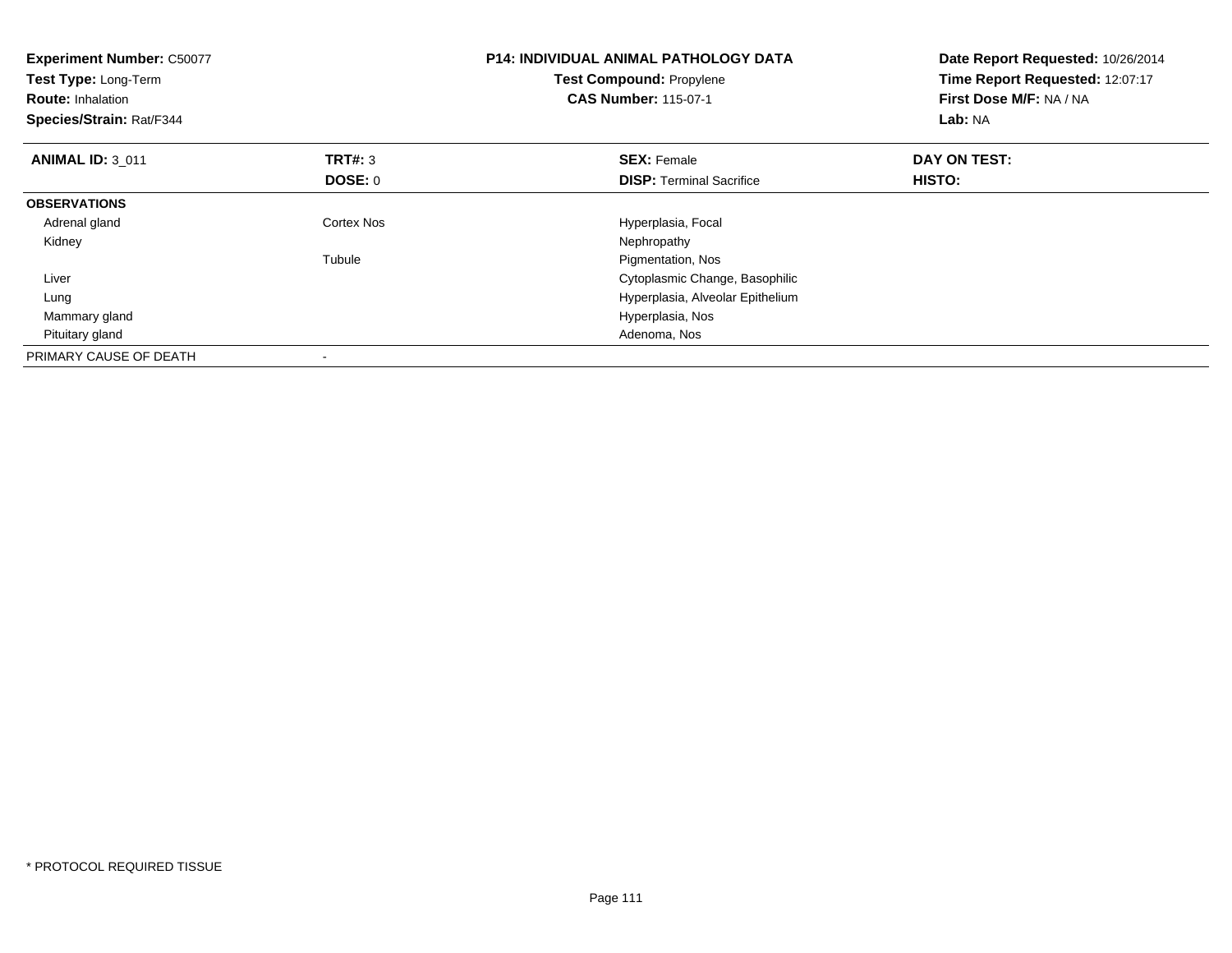**Experiment Number:** C50077
**Test Type:** Long-Term
**Route:** Inhalation
**Species/Strain:** Rat/F344

**P14: INDIVIDUAL ANIMAL PATHOLOGY DATA**
**Test Compound:** Propylene
**CAS Number:** 115-07-1

**Date Report Requested:** 10/26/2014
**Time Report Requested:** 12:07:17
**First Dose M/F:** NA / NA
**Lab:** NA

| **ANIMAL ID:** 3_011 | **TRT#:** 3 | **SEX:** Female | **DAY ON TEST:** |
|---|---|---|---|
| | **DOSE:** 0 | **DISP:** Terminal Sacrifice | **HISTO:** |
| **OBSERVATIONS** | | | |
| Adrenal gland | Cortex Nos | Hyperplasia, Focal | |
| Kidney | | Nephropathy | |
| | Tubule | Pigmentation, Nos | |
| Liver | | Cytoplasmic Change, Basophilic | |
| Lung | | Hyperplasia, Alveolar Epithelium | |
| Mammary gland | | Hyperplasia, Nos | |
| Pituitary gland | | Adenoma, Nos | |
| PRIMARY CAUSE OF DEATH | - | | |

* PROTOCOL REQUIRED TISSUE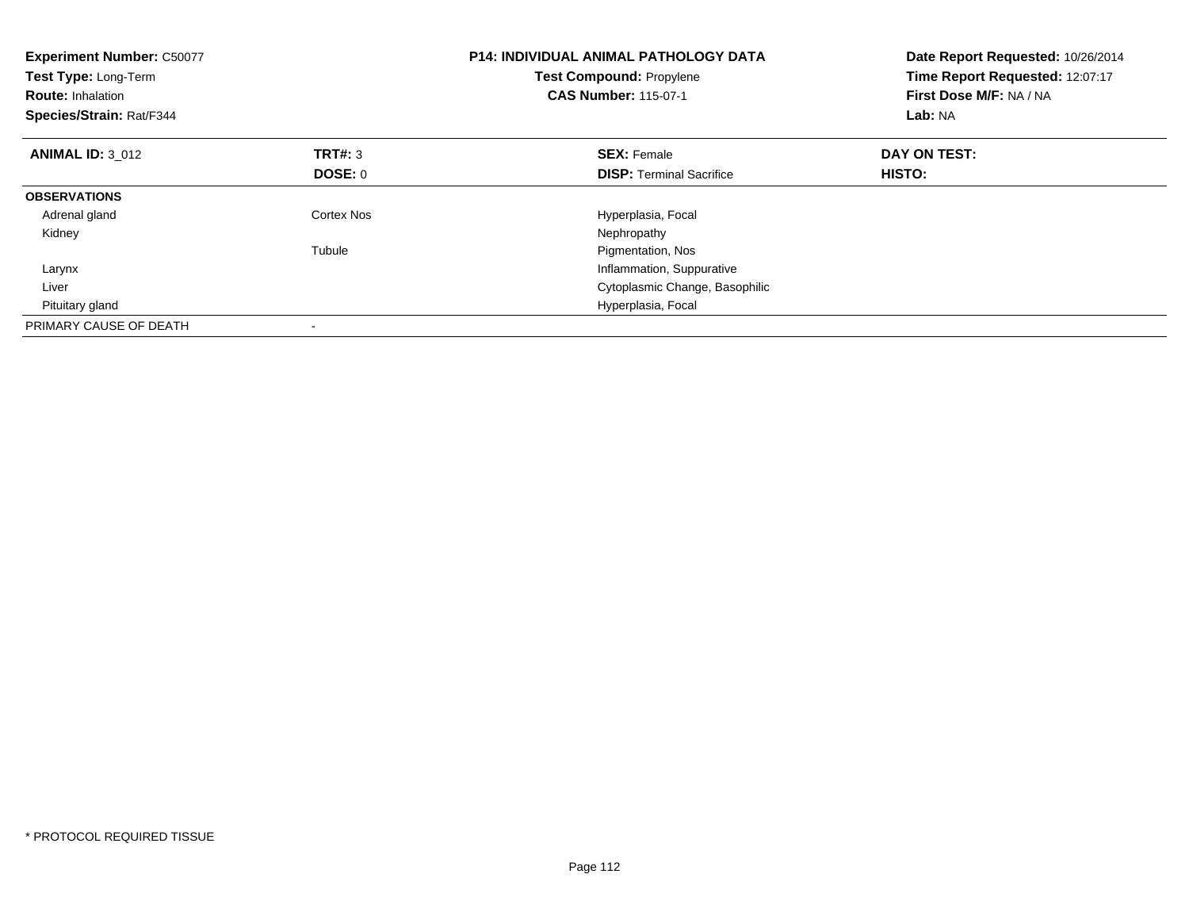**Experiment Number:** C50077
**Test Type:** Long-Term
**Route:** Inhalation
**Species/Strain:** Rat/F344

**P14: INDIVIDUAL ANIMAL PATHOLOGY DATA**
**Test Compound:** Propylene
**CAS Number:** 115-07-1

**Date Report Requested:** 10/26/2014
**Time Report Requested:** 12:07:17
**First Dose M/F:** NA / NA
**Lab:** NA

| **ANIMAL ID:** 3_012 | **TRT#:** 3 | **SEX:** Female | **DAY ON TEST:** |
|---|---|---|---|
| | **DOSE:** 0 | **DISP:** Terminal Sacrifice | **HISTO:** |
| **OBSERVATIONS** | | | |
| Adrenal gland | Cortex Nos | Hyperplasia, Focal | |
| Kidney | | Nephropathy | |
| | Tubule | Pigmentation, Nos | |
| Larynx | | Inflammation, Suppurative | |
| Liver | | Cytoplasmic Change, Basophilic | |
| Pituitary gland | | Hyperplasia, Focal | |
| PRIMARY CAUSE OF DEATH | - | | |

* PROTOCOL REQUIRED TISSUE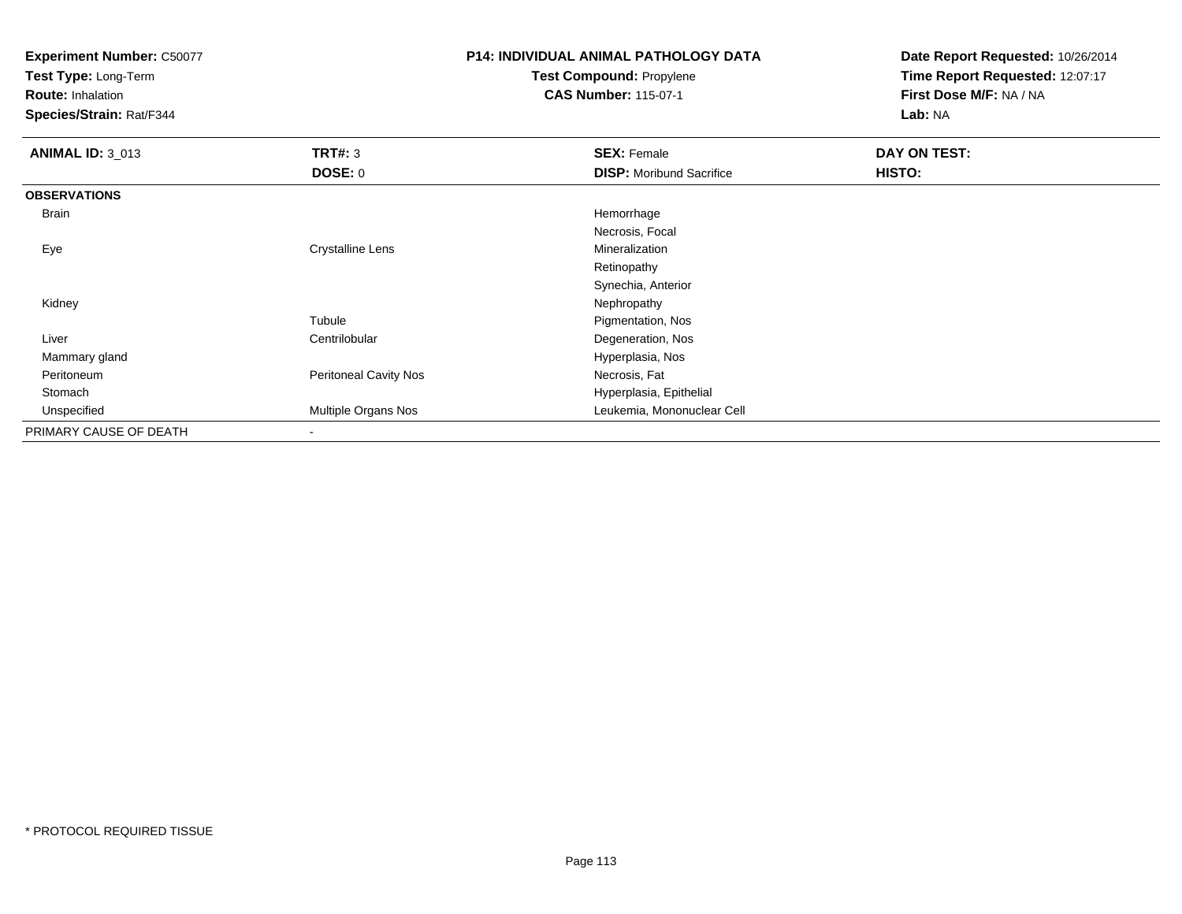**Experiment Number:** C50077
**Test Type:** Long-Term
**Route:** Inhalation
**Species/Strain:** Rat/F344

**P14: INDIVIDUAL ANIMAL PATHOLOGY DATA**
**Test Compound:** Propylene
**CAS Number:** 115-07-1

**Date Report Requested:** 10/26/2014
**Time Report Requested:** 12:07:17
**First Dose M/F:** NA / NA
**Lab:** NA

| **ANIMAL ID:** 3_013 | **TRT#:** 3 | **SEX:** Female | **DAY ON TEST:** |
|---|---|---|---|
| | **DOSE:** 0 | **DISP:** Moribund Sacrifice | **HISTO:** |
| **OBSERVATIONS** | | | |
| Brain | | Hemorrhage | |
| | | Necrosis, Focal | |
| Eye | Crystalline Lens | Mineralization | |
| | | Retinopathy | |
| | | Synechia, Anterior | |
| Kidney | | Nephropathy | |
| | Tubule | Pigmentation, Nos | |
| Liver | Centrilobular | Degeneration, Nos | |
| Mammary gland | | Hyperplasia, Nos | |
| Peritoneum | Peritoneal Cavity Nos | Necrosis, Fat | |
| Stomach | | Hyperplasia, Epithelial | |
| Unspecified | Multiple Organs Nos | Leukemia, Mononuclear Cell | |
| PRIMARY CAUSE OF DEATH | - | | |

* PROTOCOL REQUIRED TISSUE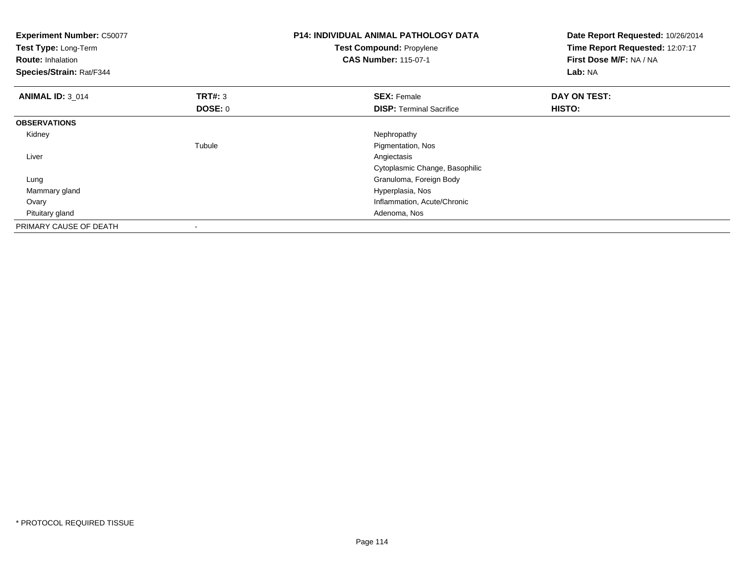**Experiment Number:** C50077
**Test Type:** Long-Term
**Route:** Inhalation
**Species/Strain:** Rat/F344

**P14: INDIVIDUAL ANIMAL PATHOLOGY DATA**
**Test Compound:** Propylene
**CAS Number:** 115-07-1

**Date Report Requested:** 10/26/2014
**Time Report Requested:** 12:07:17
**First Dose M/F:** NA / NA
**Lab:** NA

| **ANIMAL ID:** 3_014 | **TRT#:** 3 | **SEX:** Female | **DAY ON TEST:** |
|---|---|---|---|
| | **DOSE:** 0 | **DISP:** Terminal Sacrifice | **HISTO:** |
| **OBSERVATIONS** | | | |
| Kidney | | Nephropathy | |
| | Tubule | Pigmentation, Nos | |
| Liver | | Angiectasis | |
| | | Cytoplasmic Change, Basophilic | |
| Lung | | Granuloma, Foreign Body | |
| Mammary gland | | Hyperplasia, Nos | |
| Ovary | | Inflammation, Acute/Chronic | |
| Pituitary gland | | Adenoma, Nos | |
| PRIMARY CAUSE OF DEATH | - | | |

* PROTOCOL REQUIRED TISSUE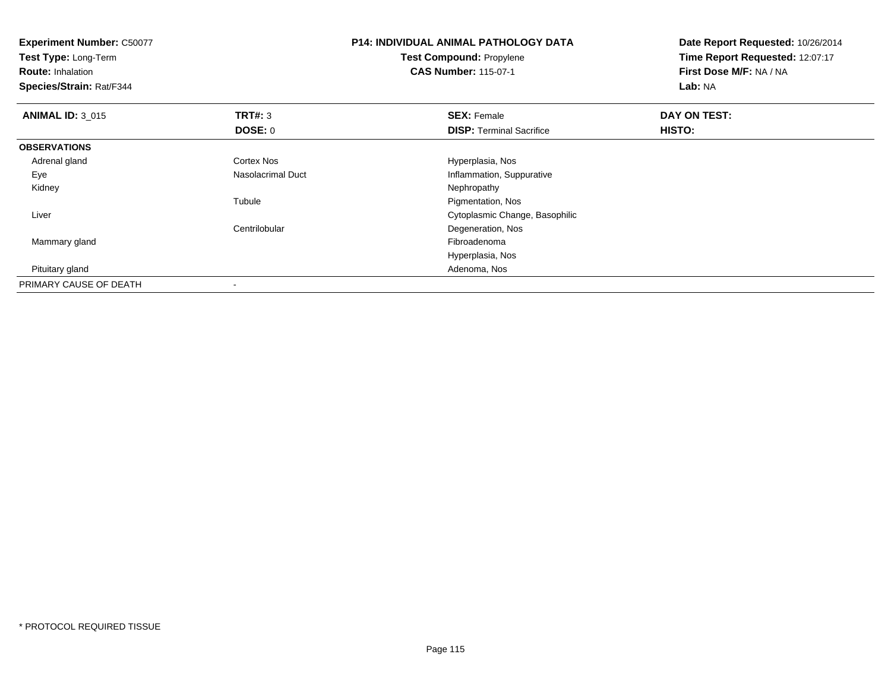**Experiment Number:** C50077
**Test Type:** Long-Term
**Route:** Inhalation
**Species/Strain:** Rat/F344

**P14: INDIVIDUAL ANIMAL PATHOLOGY DATA**
**Test Compound:** Propylene
**CAS Number:** 115-07-1

**Date Report Requested:** 10/26/2014
**Time Report Requested:** 12:07:17
**First Dose M/F:** NA / NA
**Lab:** NA

| **ANIMAL ID:** 3_015 | **TRT#:** 3 | **SEX:** Female | **DAY ON TEST:** |
|---|---|---|---|
| | **DOSE:** 0 | **DISP:** Terminal Sacrifice | **HISTO:** |
| **OBSERVATIONS** | | | |
| Adrenal gland | Cortex Nos | Hyperplasia, Nos | |
| Eye | Nasolacrimal Duct | Inflammation, Suppurative | |
| Kidney | | Nephropathy | |
| | Tubule | Pigmentation, Nos | |
| Liver | | Cytoplasmic Change, Basophilic | |
| | Centrilobular | Degeneration, Nos | |
| Mammary gland | | Fibroadenoma | |
| | | Hyperplasia, Nos | |
| Pituitary gland | | Adenoma, Nos | |
| PRIMARY CAUSE OF DEATH | - | | |

* PROTOCOL REQUIRED TISSUE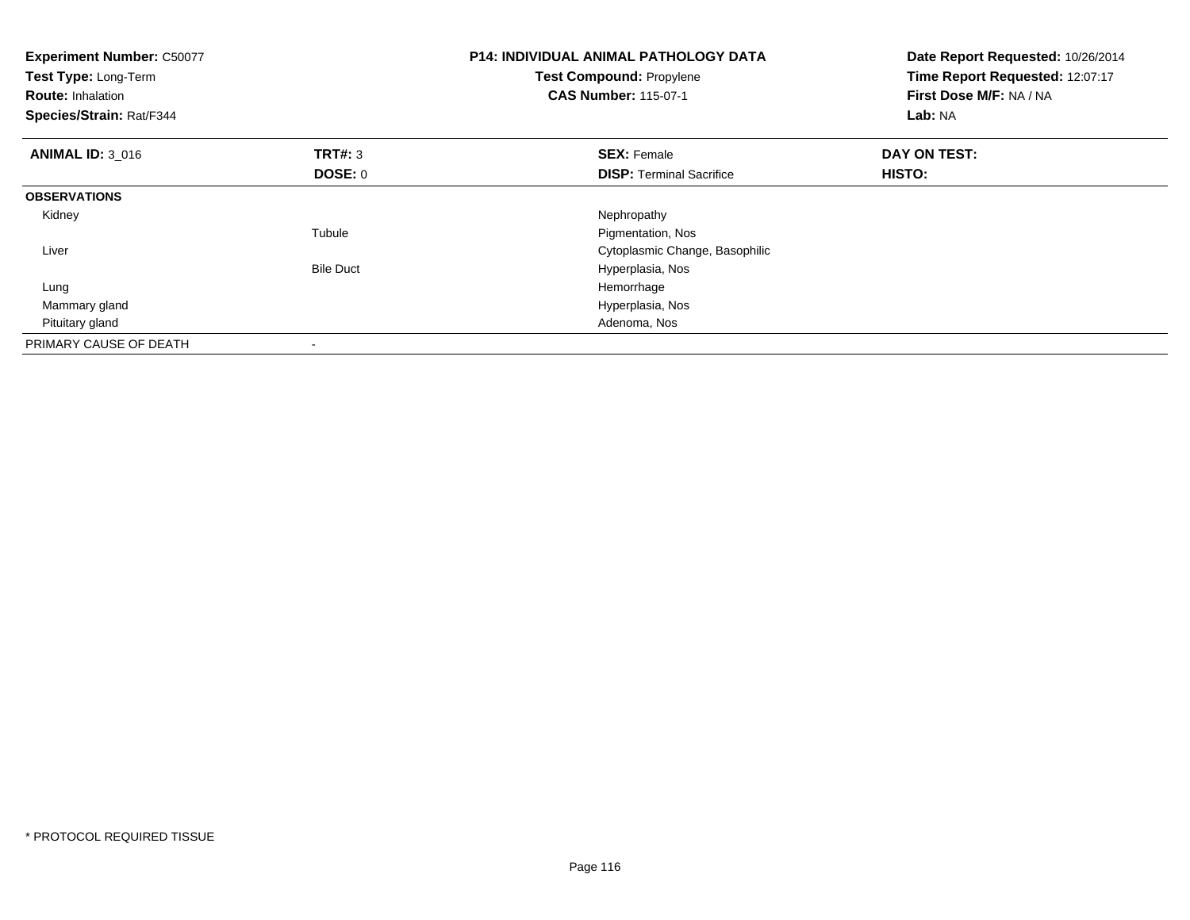**Experiment Number:** C50077
**Test Type:** Long-Term
**Route:** Inhalation
**Species/Strain:** Rat/F344

**P14: INDIVIDUAL ANIMAL PATHOLOGY DATA**
**Test Compound:** Propylene
**CAS Number:** 115-07-1

**Date Report Requested:** 10/26/2014
**Time Report Requested:** 12:07:17
**First Dose M/F:** NA / NA
**Lab:** NA

| **ANIMAL ID:** 3_016 | **TRT#:** 3 | **SEX:** Female | **DAY ON TEST:** |
|---|---|---|---|
| | **DOSE:** 0 | **DISP:** Terminal Sacrifice | **HISTO:** |
| **OBSERVATIONS** | | | |
| Kidney | | Nephropathy | |
| | Tubule | Pigmentation, Nos | |
| Liver | | Cytoplasmic Change, Basophilic | |
| | Bile Duct | Hyperplasia, Nos | |
| Lung | | Hemorrhage | |
| Mammary gland | | Hyperplasia, Nos | |
| Pituitary gland | | Adenoma, Nos | |
| PRIMARY CAUSE OF DEATH | - | | |

* PROTOCOL REQUIRED TISSUE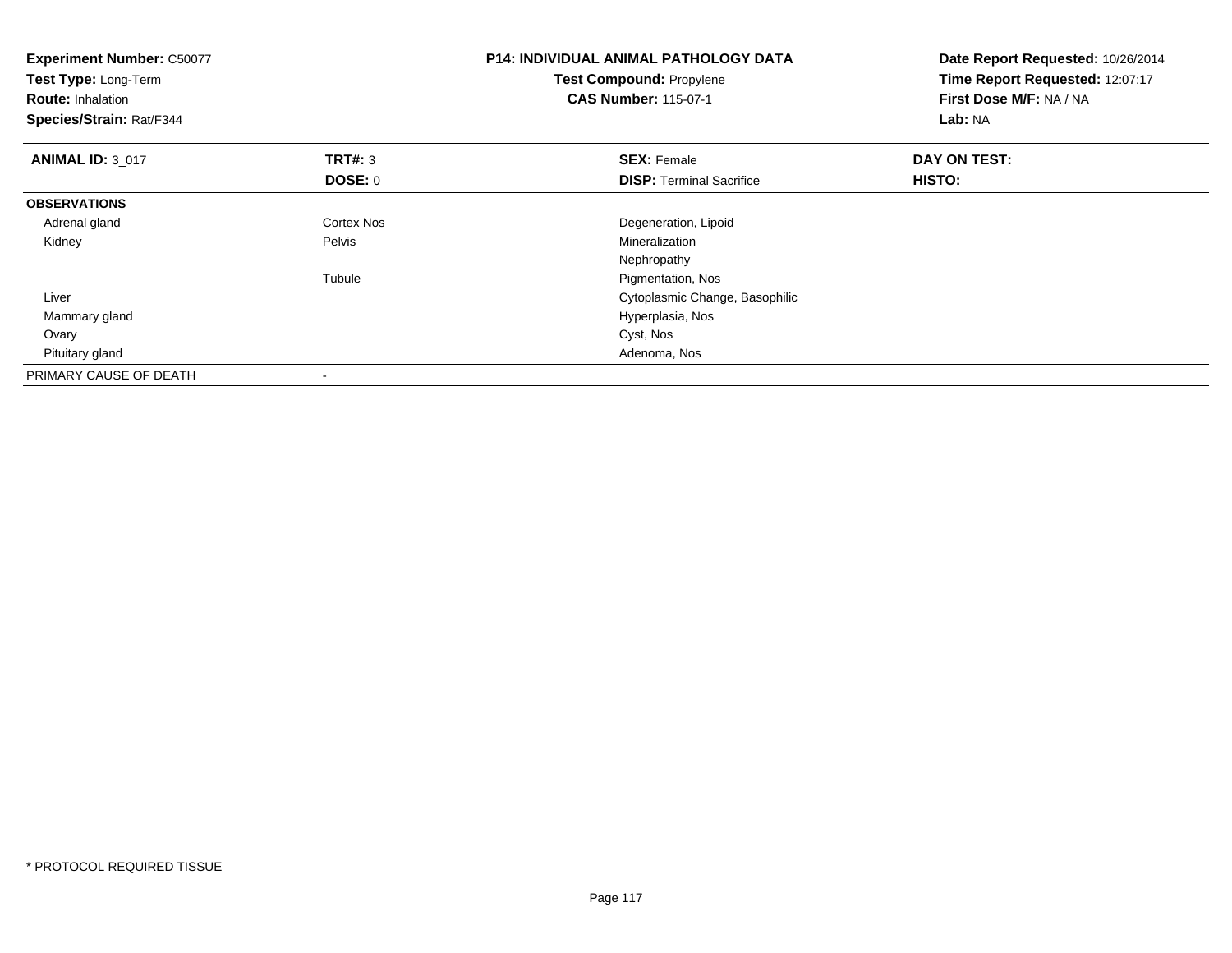**Experiment Number:** C50077
**Test Type:** Long-Term
**Route:** Inhalation
**Species/Strain:** Rat/F344

**P14: INDIVIDUAL ANIMAL PATHOLOGY DATA**
**Test Compound:** Propylene
**CAS Number:** 115-07-1

**Date Report Requested:** 10/26/2014
**Time Report Requested:** 12:07:17
**First Dose M/F:** NA / NA
**Lab:** NA

| **ANIMAL ID:** 3_017 | **TRT#:** 3 | **SEX:** Female | **DAY ON TEST:** |
|---|---|---|---|
| | **DOSE:** 0 | **DISP:** Terminal Sacrifice | **HISTO:** |
| **OBSERVATIONS** | | | |
| Adrenal gland | Cortex Nos | Degeneration, Lipoid | |
| Kidney | Pelvis | Mineralization | |
| | | Nephropathy | |
| | Tubule | Pigmentation, Nos | |
| Liver | | Cytoplasmic Change, Basophilic | |
| Mammary gland | | Hyperplasia, Nos | |
| Ovary | | Cyst, Nos | |
| Pituitary gland | | Adenoma, Nos | |
| PRIMARY CAUSE OF DEATH | - | | |

\* PROTOCOL REQUIRED TISSUE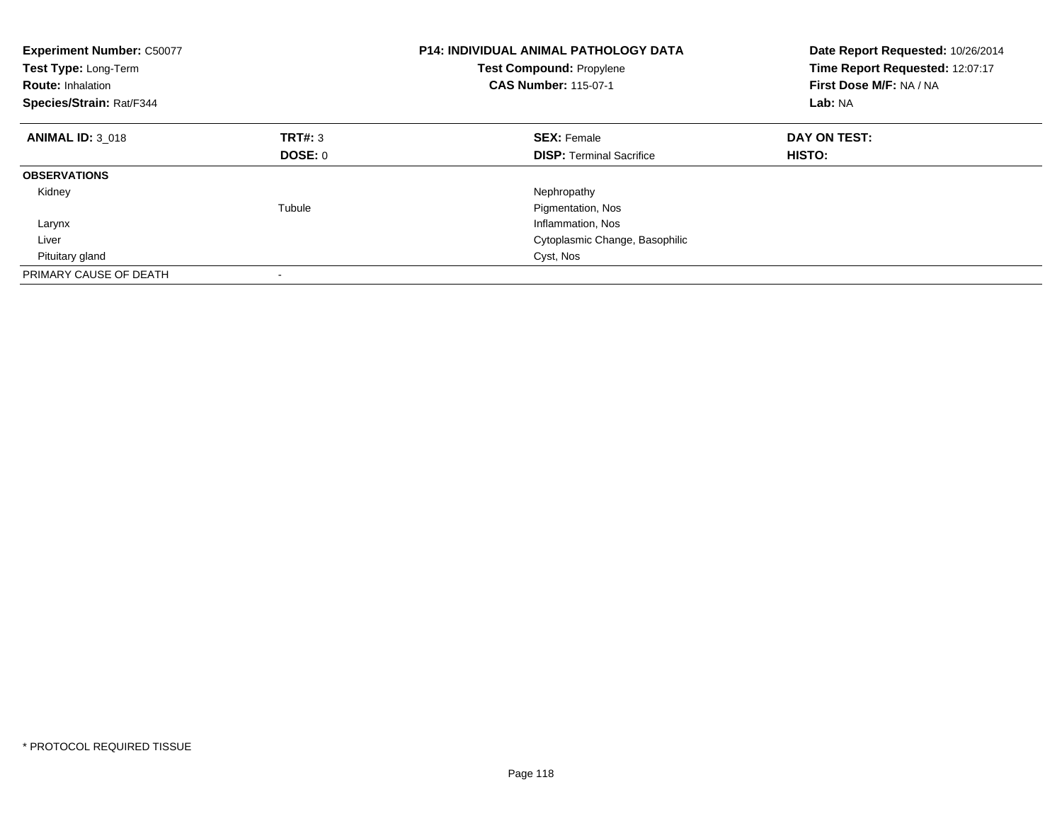**Experiment Number:** C50077
**Test Type:** Long-Term
**Route:** Inhalation
**Species/Strain:** Rat/F344

**P14: INDIVIDUAL ANIMAL PATHOLOGY DATA**
**Test Compound:** Propylene
**CAS Number:** 115-07-1

**Date Report Requested:** 10/26/2014
**Time Report Requested:** 12:07:17
**First Dose M/F:** NA / NA
**Lab:** NA

| **ANIMAL ID:** 3_018 | **TRT#:** 3 | **SEX:** Female | **DAY ON TEST:** |
|---|---|---|---|
| | **DOSE:** 0 | **DISP:** Terminal Sacrifice | **HISTO:** |
| **OBSERVATIONS** | | | |
| Kidney | | Nephropathy | |
| | Tubule | Pigmentation, Nos | |
| Larynx | | Inflammation, Nos | |
| Liver | | Cytoplasmic Change, Basophilic | |
| Pituitary gland | | Cyst, Nos | |
| PRIMARY CAUSE OF DEATH | - | | |

* PROTOCOL REQUIRED TISSUE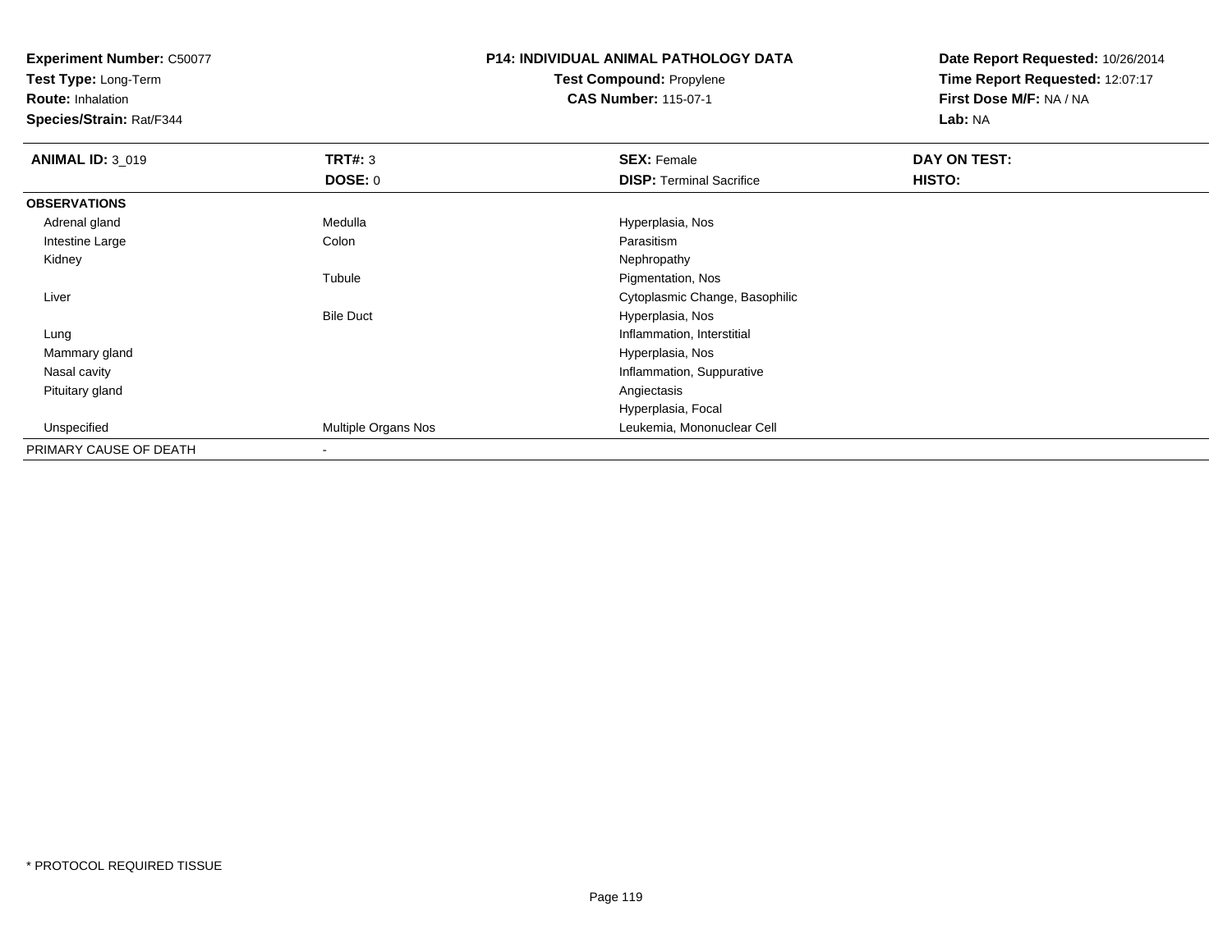**Experiment Number:** C50077
**Test Type:** Long-Term
**Route:** Inhalation
**Species/Strain:** Rat/F344

**P14: INDIVIDUAL ANIMAL PATHOLOGY DATA**
**Test Compound:** Propylene
**CAS Number:** 115-07-1

**Date Report Requested:** 10/26/2014
**Time Report Requested:** 12:07:17
**First Dose M/F:** NA / NA
**Lab:** NA

| **ANIMAL ID:** 3_019 | **TRT#:** 3 | **SEX:** Female | **DAY ON TEST:** |
|---|---|---|---|
| | **DOSE:** 0 | **DISP:** Terminal Sacrifice | **HISTO:** |
| **OBSERVATIONS** | | | |
| Adrenal gland | Medulla | Hyperplasia, Nos | |
| Intestine Large | Colon | Parasitism | |
| Kidney | | Nephropathy | |
| | Tubule | Pigmentation, Nos | |
| Liver | | Cytoplasmic Change, Basophilic | |
| | Bile Duct | Hyperplasia, Nos | |
| Lung | | Inflammation, Interstitial | |
| Mammary gland | | Hyperplasia, Nos | |
| Nasal cavity | | Inflammation, Suppurative | |
| Pituitary gland | | Angiectasis | |
| | | Hyperplasia, Focal | |
| Unspecified | Multiple Organs Nos | Leukemia, Mononuclear Cell | |
| PRIMARY CAUSE OF DEATH | - | | |

* PROTOCOL REQUIRED TISSUE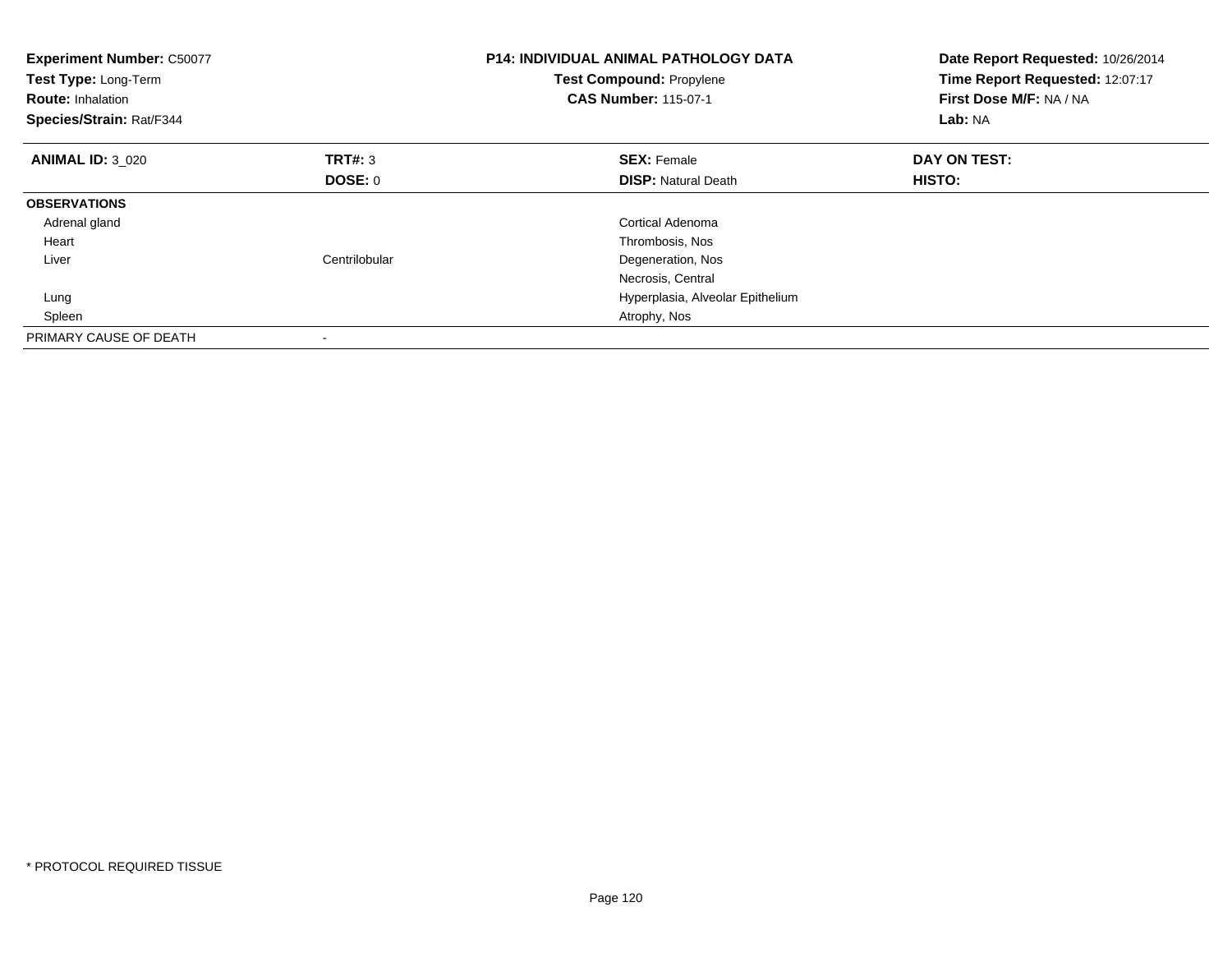**Experiment Number:** C50077
**Test Type:** Long-Term
**Route:** Inhalation
**Species/Strain:** Rat/F344

**P14: INDIVIDUAL ANIMAL PATHOLOGY DATA**
**Test Compound:** Propylene
**CAS Number:** 115-07-1

**Date Report Requested:** 10/26/2014
**Time Report Requested:** 12:07:17
**First Dose M/F:** NA / NA
**Lab:** NA

| **ANIMAL ID:** 3_020 | **TRT#:** 3 | **SEX:** Female | **DAY ON TEST:** |
|---|---|---|---|
| | **DOSE:** 0 | **DISP:** Natural Death | **HISTO:** |
| **OBSERVATIONS** | | | |
| Adrenal gland | | Cortical Adenoma | |
| Heart | | Thrombosis, Nos | |
| Liver | Centrilobular | Degeneration, Nos | |
| | | Necrosis, Central | |
| Lung | | Hyperplasia, Alveolar Epithelium | |
| Spleen | | Atrophy, Nos | |
| PRIMARY CAUSE OF DEATH | - | | |

* PROTOCOL REQUIRED TISSUE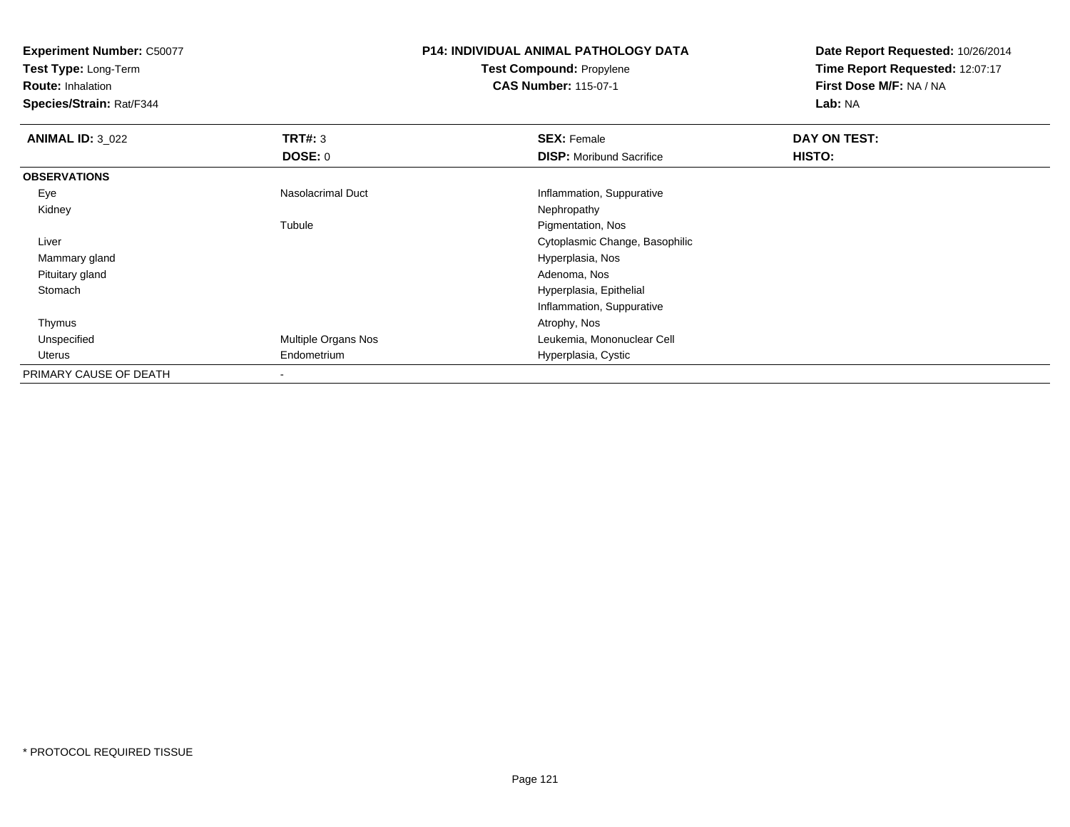**Experiment Number:** C50077
**Test Type:** Long-Term
**Route:** Inhalation
**Species/Strain:** Rat/F344

**P14: INDIVIDUAL ANIMAL PATHOLOGY DATA**
**Test Compound:** Propylene
**CAS Number:** 115-07-1

**Date Report Requested:** 10/26/2014
**Time Report Requested:** 12:07:17
**First Dose M/F:** NA / NA
**Lab:** NA

| **ANIMAL ID:** 3_022 | **TRT#:** 3 | **SEX:** Female | **DAY ON TEST:** |
|---|---|---|---|
| | **DOSE:** 0 | **DISP:** Moribund Sacrifice | **HISTO:** |
| **OBSERVATIONS** | | | |
| Eye | Nasolacrimal Duct | Inflammation, Suppurative | |
| Kidney | | Nephropathy | |
| | Tubule | Pigmentation, Nos | |
| Liver | | Cytoplasmic Change, Basophilic | |
| Mammary gland | | Hyperplasia, Nos | |
| Pituitary gland | | Adenoma, Nos | |
| Stomach | | Hyperplasia, Epithelial | |
| | | Inflammation, Suppurative | |
| Thymus | | Atrophy, Nos | |
| Unspecified | Multiple Organs Nos | Leukemia, Mononuclear Cell | |
| Uterus | Endometrium | Hyperplasia, Cystic | |
| PRIMARY CAUSE OF DEATH | - | | |

* PROTOCOL REQUIRED TISSUE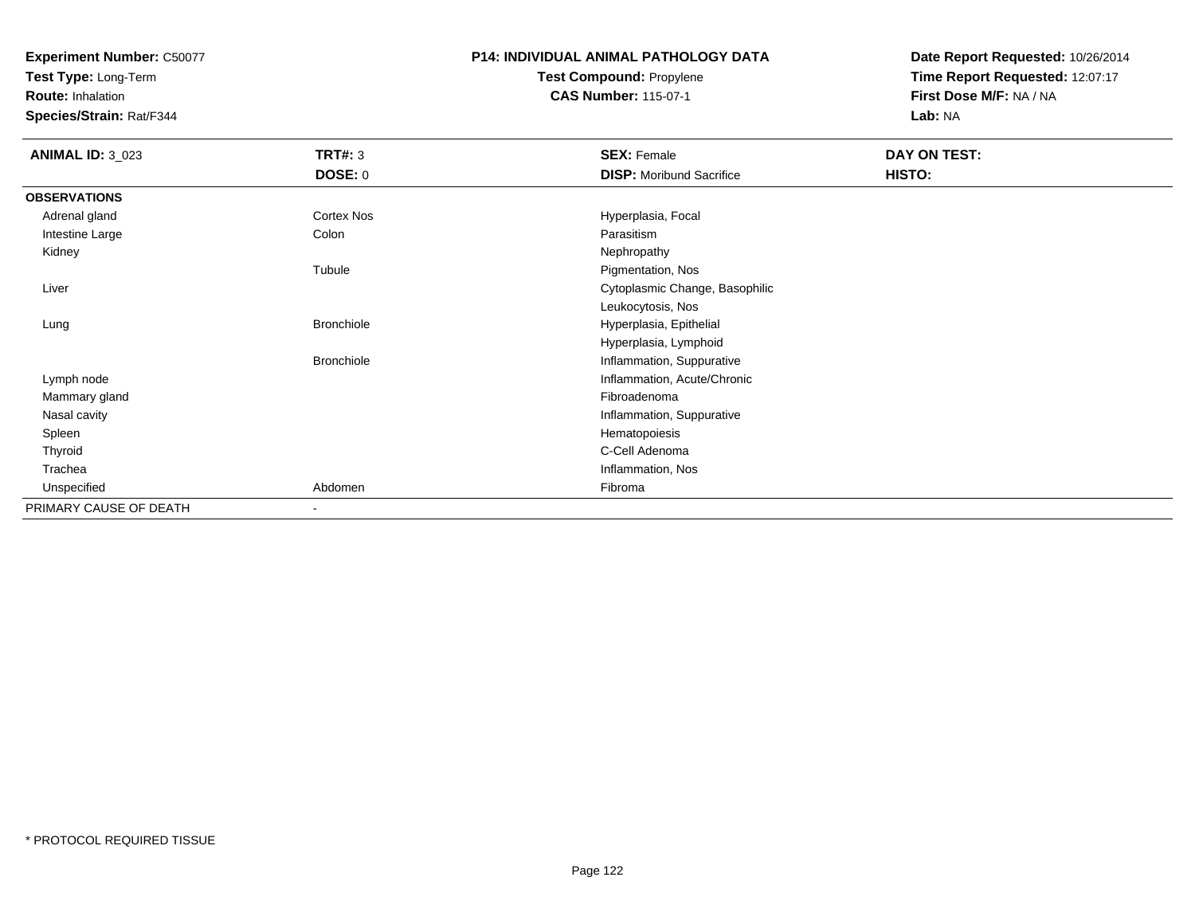**Experiment Number:** C50077
**Test Type:** Long-Term
**Route:** Inhalation
**Species/Strain:** Rat/F344

**P14: INDIVIDUAL ANIMAL PATHOLOGY DATA**
**Test Compound:** Propylene
**CAS Number:** 115-07-1

**Date Report Requested:** 10/26/2014
**Time Report Requested:** 12:07:17
**First Dose M/F:** NA / NA
**Lab:** NA

| **ANIMAL ID:** 3_023 | **TRT#:** 3 | **SEX:** Female | **DAY ON TEST:** |
|---|---|---|---|
| | **DOSE:** 0 | **DISP:** Moribund Sacrifice | **HISTO:** |
| **OBSERVATIONS** | | | |
| Adrenal gland | Cortex Nos | Hyperplasia, Focal | |
| Intestine Large | Colon | Parasitism | |
| Kidney | | Nephropathy | |
| | Tubule | Pigmentation, Nos | |
| Liver | | Cytoplasmic Change, Basophilic | |
| | | Leukocytosis, Nos | |
| Lung | Bronchiole | Hyperplasia, Epithelial | |
| | | Hyperplasia, Lymphoid | |
| | Bronchiole | Inflammation, Suppurative | |
| Lymph node | | Inflammation, Acute/Chronic | |
| Mammary gland | | Fibroadenoma | |
| Nasal cavity | | Inflammation, Suppurative | |
| Spleen | | Hematopoiesis | |
| Thyroid | | C-Cell Adenoma | |
| Trachea | | Inflammation, Nos | |
| Unspecified | Abdomen | Fibroma | |
| PRIMARY CAUSE OF DEATH | - | | |

* PROTOCOL REQUIRED TISSUE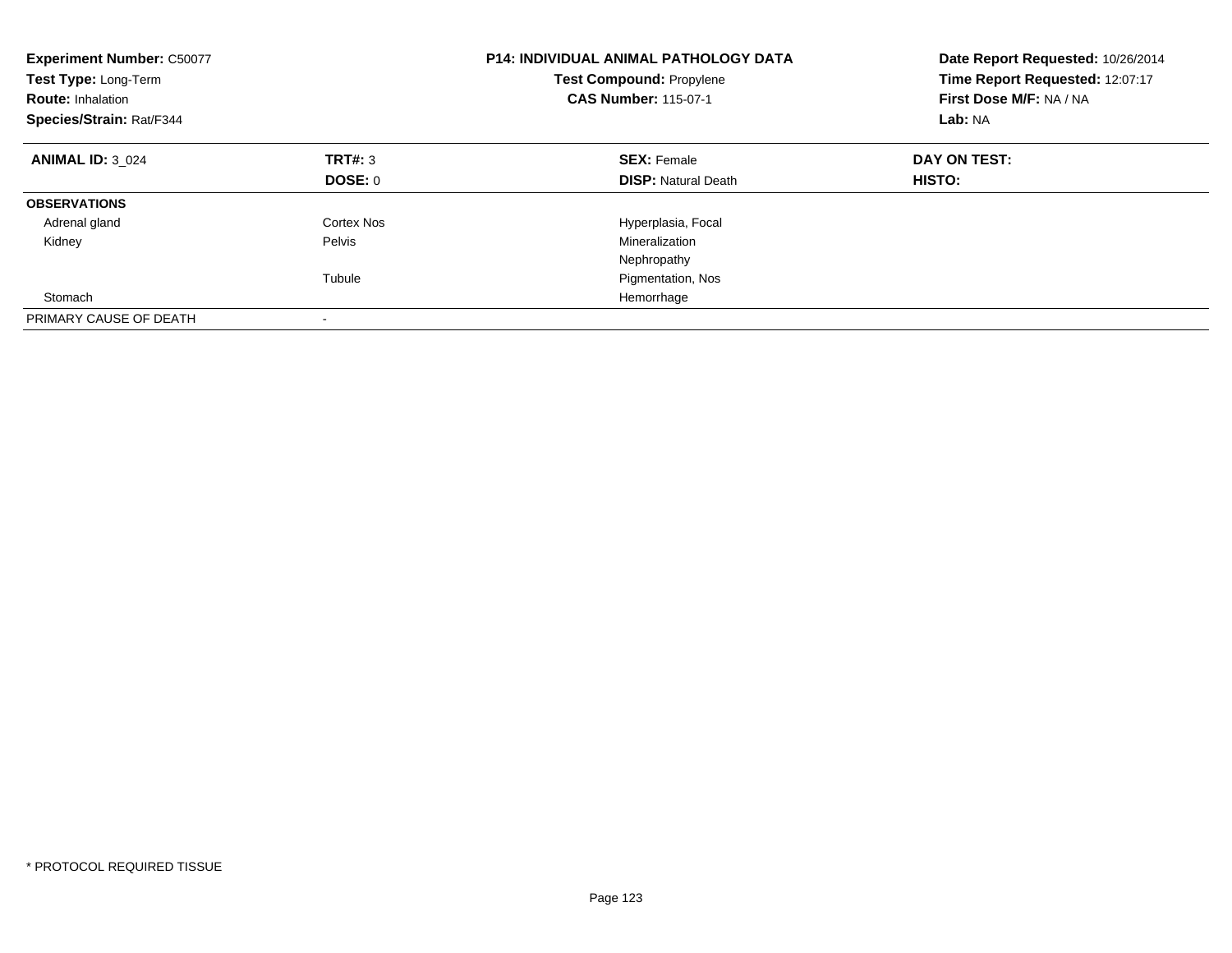**Experiment Number:** C50077
**Test Type:** Long-Term
**Route:** Inhalation
**Species/Strain:** Rat/F344

**P14: INDIVIDUAL ANIMAL PATHOLOGY DATA**
**Test Compound:** Propylene
**CAS Number:** 115-07-1

**Date Report Requested:** 10/26/2014
**Time Report Requested:** 12:07:17
**First Dose M/F:** NA / NA
**Lab:** NA

| **ANIMAL ID:** 3_024 | **TRT#:** 3 | **SEX:** Female | **DAY ON TEST:** |
|---|---|---|---|
| | **DOSE:** 0 | **DISP:** Natural Death | **HISTO:** |
| **OBSERVATIONS** | | | |
| Adrenal gland | Cortex Nos | Hyperplasia, Focal | |
| Kidney | Pelvis | Mineralization | |
| | | Nephropathy | |
| | Tubule | Pigmentation, Nos | |
| Stomach | | Hemorrhage | |
| PRIMARY CAUSE OF DEATH | - | | |

* PROTOCOL REQUIRED TISSUE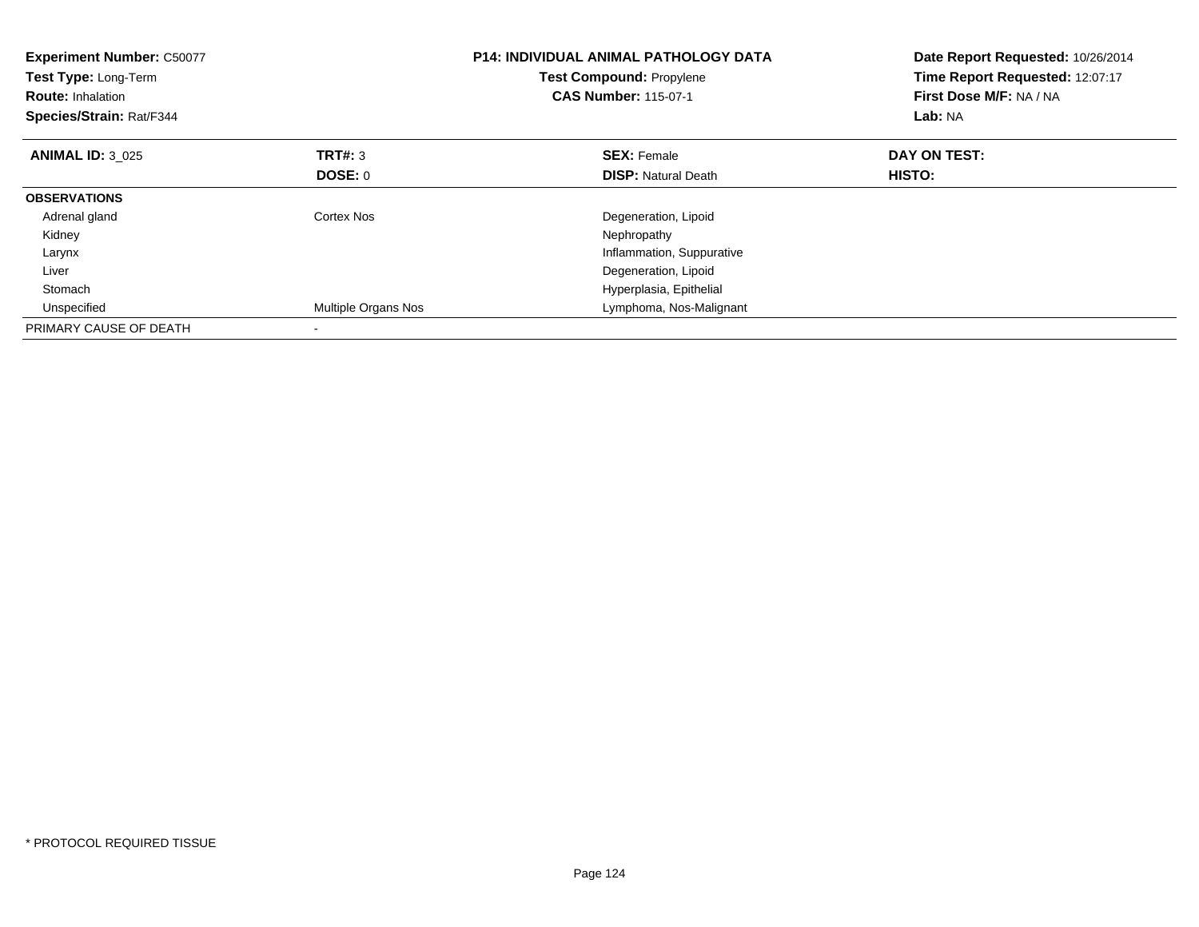**Experiment Number:** C50077
**Test Type:** Long-Term
**Route:** Inhalation
**Species/Strain:** Rat/F344

**P14: INDIVIDUAL ANIMAL PATHOLOGY DATA**
**Test Compound:** Propylene
**CAS Number:** 115-07-1

**Date Report Requested:** 10/26/2014
**Time Report Requested:** 12:07:17
**First Dose M/F:** NA / NA
**Lab:** NA

| **ANIMAL ID:** 3_025 | **TRT#:** 3 | **SEX:** Female | **DAY ON TEST:** |
|---|---|---|---|
| | **DOSE:** 0 | **DISP:** Natural Death | **HISTO:** |
| **OBSERVATIONS** | | | |
| Adrenal gland | Cortex Nos | Degeneration, Lipoid | |
| Kidney | | Nephropathy | |
| Larynx | | Inflammation, Suppurative | |
| Liver | | Degeneration, Lipoid | |
| Stomach | | Hyperplasia, Epithelial | |
| Unspecified | Multiple Organs Nos | Lymphoma, Nos-Malignant | |
| PRIMARY CAUSE OF DEATH | - | | |

* PROTOCOL REQUIRED TISSUE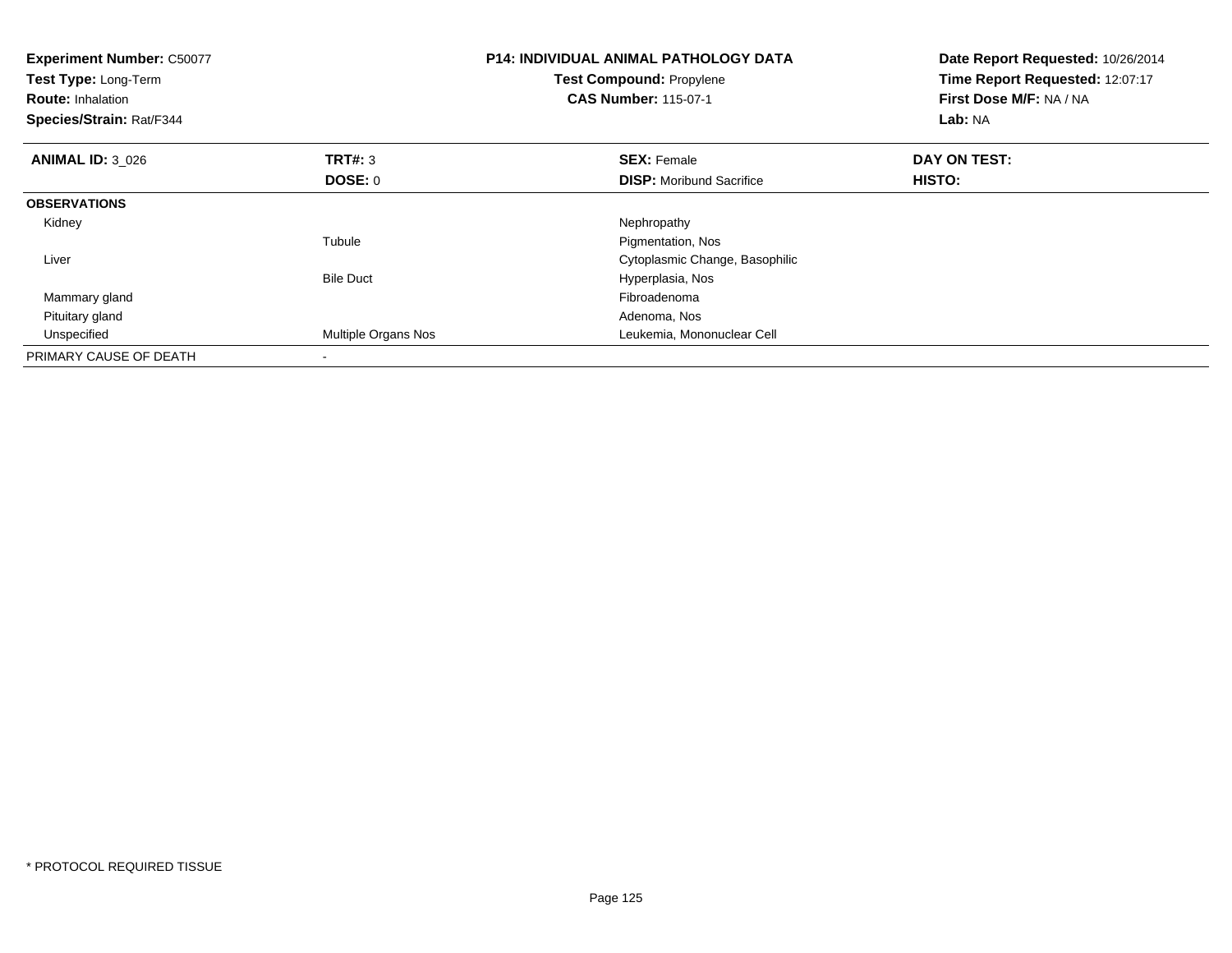**Experiment Number:** C50077
**Test Type:** Long-Term
**Route:** Inhalation
**Species/Strain:** Rat/F344

**P14: INDIVIDUAL ANIMAL PATHOLOGY DATA**
**Test Compound:** Propylene
**CAS Number:** 115-07-1

**Date Report Requested:** 10/26/2014
**Time Report Requested:** 12:07:17
**First Dose M/F:** NA / NA
**Lab:** NA

| **ANIMAL ID:** 3_026 | **TRT#:** 3 | **SEX:** Female | **DAY ON TEST:** |
|---|---|---|---|
| | **DOSE:** 0 | **DISP:** Moribund Sacrifice | **HISTO:** |
| **OBSERVATIONS** | | | |
| Kidney | | Nephropathy | |
| | Tubule | Pigmentation, Nos | |
| Liver | | Cytoplasmic Change, Basophilic | |
| | Bile Duct | Hyperplasia, Nos | |
| Mammary gland | | Fibroadenoma | |
| Pituitary gland | | Adenoma, Nos | |
| Unspecified | Multiple Organs Nos | Leukemia, Mononuclear Cell | |
| PRIMARY CAUSE OF DEATH | - | | |

* PROTOCOL REQUIRED TISSUE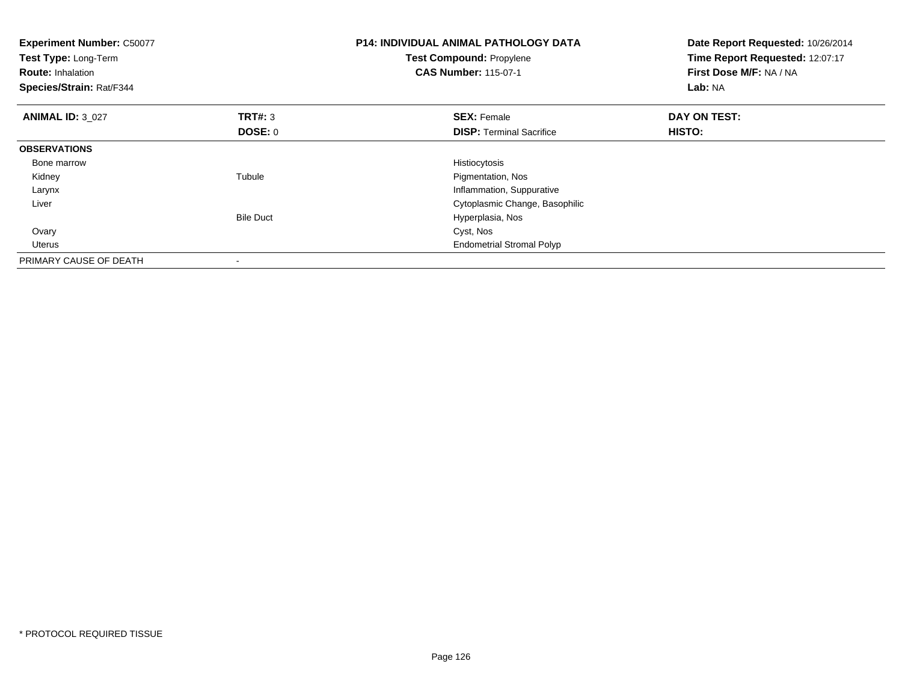**Experiment Number:** C50077
**Test Type:** Long-Term
**Route:** Inhalation
**Species/Strain:** Rat/F344

**P14: INDIVIDUAL ANIMAL PATHOLOGY DATA**
**Test Compound:** Propylene
**CAS Number:** 115-07-1

**Date Report Requested:** 10/26/2014
**Time Report Requested:** 12:07:17
**First Dose M/F:** NA / NA
**Lab:** NA

| **ANIMAL ID:** 3_027 | **TRT#:** 3 | **SEX:** Female | **DAY ON TEST:** |
|---|---|---|---|
| | **DOSE:** 0 | **DISP:** Terminal Sacrifice | **HISTO:** |
| **OBSERVATIONS** | | | |
| Bone marrow | | Histiocytosis | |
| Kidney | Tubule | Pigmentation, Nos | |
| Larynx | | Inflammation, Suppurative | |
| Liver | | Cytoplasmic Change, Basophilic | |
| | Bile Duct | Hyperplasia, Nos | |
| Ovary | | Cyst, Nos | |
| Uterus | | Endometrial Stromal Polyp | |
| PRIMARY CAUSE OF DEATH | - | | |

* PROTOCOL REQUIRED TISSUE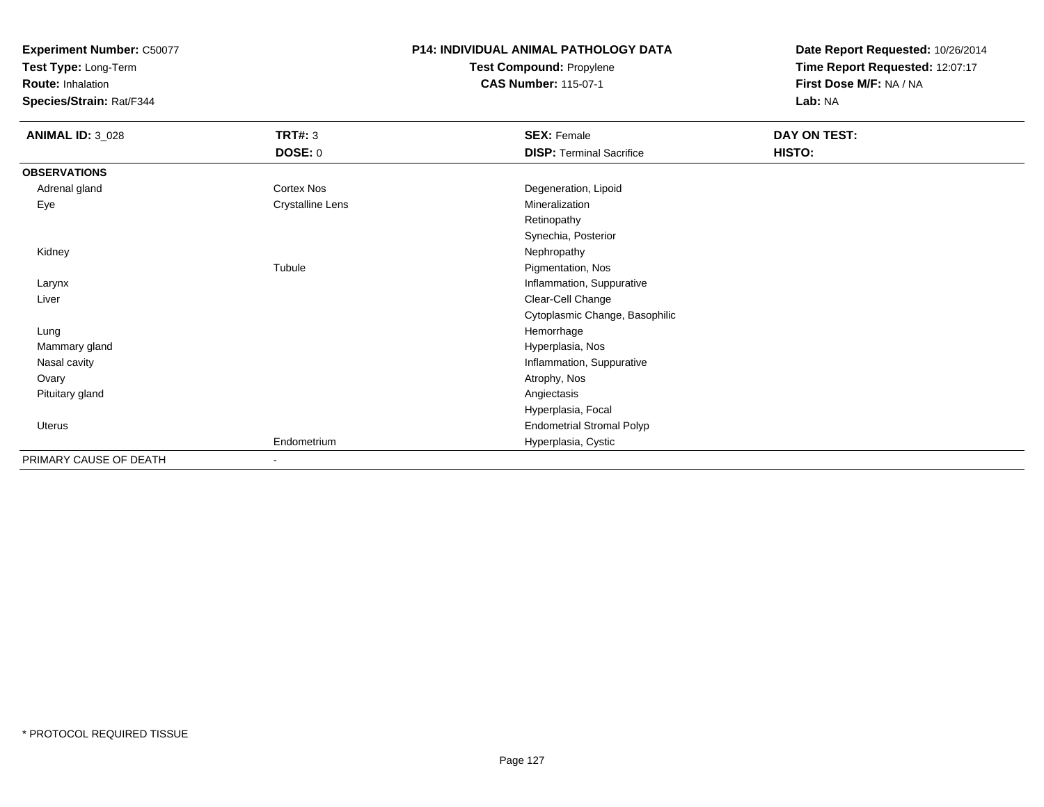**Experiment Number:** C50077
**Test Type:** Long-Term
**Route:** Inhalation
**Species/Strain:** Rat/F344

**P14: INDIVIDUAL ANIMAL PATHOLOGY DATA**
**Test Compound:** Propylene
**CAS Number:** 115-07-1

**Date Report Requested:** 10/26/2014
**Time Report Requested:** 12:07:17
**First Dose M/F:** NA / NA
**Lab:** NA

| **ANIMAL ID:** 3_028 | **TRT#:** 3 | **SEX:** Female | **DAY ON TEST:** |
|---|---|---|---|
| | **DOSE:** 0 | **DISP:** Terminal Sacrifice | **HISTO:** |
| **OBSERVATIONS** | | | |
| Adrenal gland | Cortex Nos | Degeneration, Lipoid | |
| Eye | Crystalline Lens | Mineralization | |
| | | Retinopathy | |
| | | Synechia, Posterior | |
| Kidney | | Nephropathy | |
| | Tubule | Pigmentation, Nos | |
| Larynx | | Inflammation, Suppurative | |
| Liver | | Clear-Cell Change | |
| | | Cytoplasmic Change, Basophilic | |
| Lung | | Hemorrhage | |
| Mammary gland | | Hyperplasia, Nos | |
| Nasal cavity | | Inflammation, Suppurative | |
| Ovary | | Atrophy, Nos | |
| Pituitary gland | | Angiectasis | |
| | | Hyperplasia, Focal | |
| Uterus | | Endometrial Stromal Polyp | |
| | Endometrium | Hyperplasia, Cystic | |
| PRIMARY CAUSE OF DEATH | - | | |

* PROTOCOL REQUIRED TISSUE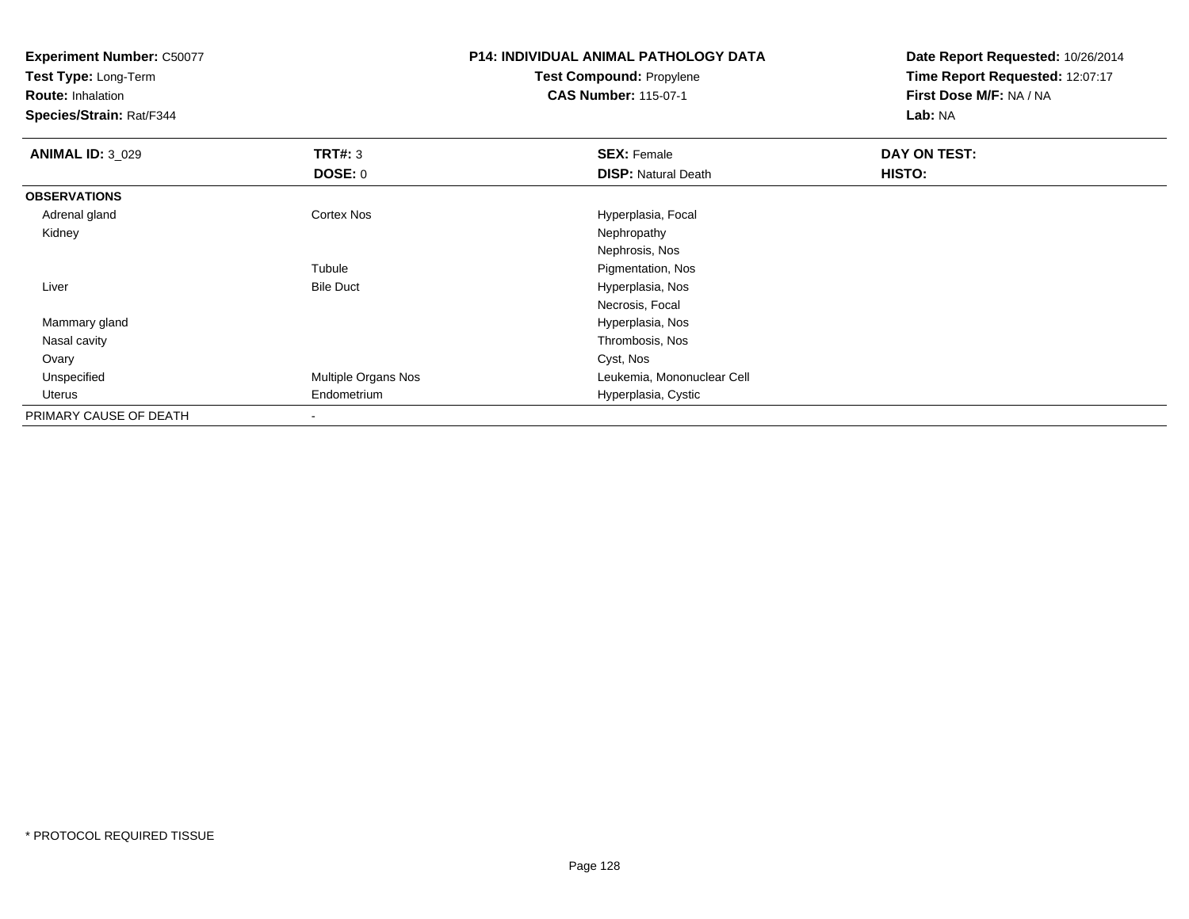**Experiment Number:** C50077
**Test Type:** Long-Term
**Route:** Inhalation
**Species/Strain:** Rat/F344

**P14: INDIVIDUAL ANIMAL PATHOLOGY DATA**
**Test Compound:** Propylene
**CAS Number:** 115-07-1

**Date Report Requested:** 10/26/2014
**Time Report Requested:** 12:07:17
**First Dose M/F:** NA / NA
**Lab:** NA

| **ANIMAL ID:** 3_029 | **TRT#:** 3 | **SEX:** Female | **DAY ON TEST:** |
|---|---|---|---|
| | **DOSE:** 0 | **DISP:** Natural Death | **HISTO:** |
| **OBSERVATIONS** | | | |
| Adrenal gland | Cortex Nos | Hyperplasia, Focal | |
| Kidney | | Nephropathy | |
| | | Nephrosis, Nos | |
| | Tubule | Pigmentation, Nos | |
| Liver | Bile Duct | Hyperplasia, Nos | |
| | | Necrosis, Focal | |
| Mammary gland | | Hyperplasia, Nos | |
| Nasal cavity | | Thrombosis, Nos | |
| Ovary | | Cyst, Nos | |
| Unspecified | Multiple Organs Nos | Leukemia, Mononuclear Cell | |
| Uterus | Endometrium | Hyperplasia, Cystic | |
| PRIMARY CAUSE OF DEATH | - | | |

* PROTOCOL REQUIRED TISSUE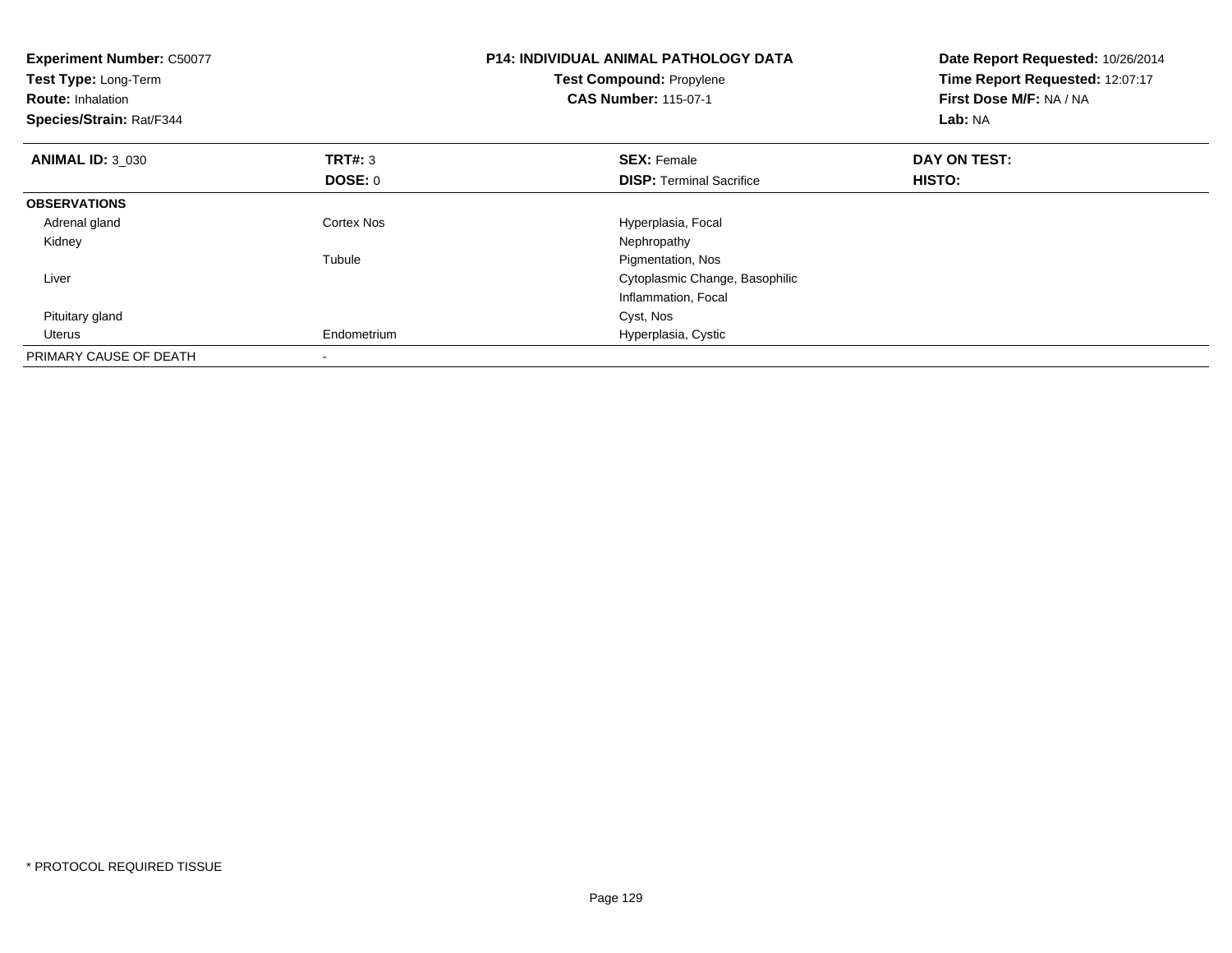**Experiment Number:** C50077
**Test Type:** Long-Term
**Route:** Inhalation
**Species/Strain:** Rat/F344

**P14: INDIVIDUAL ANIMAL PATHOLOGY DATA**
**Test Compound:** Propylene
**CAS Number:** 115-07-1

**Date Report Requested:** 10/26/2014
**Time Report Requested:** 12:07:17
**First Dose M/F:** NA / NA
**Lab:** NA

| **ANIMAL ID:** 3_030 | **TRT#:** 3 | **SEX:** Female | **DAY ON TEST:** |
|---|---|---|---|
| | **DOSE:** 0 | **DISP:** Terminal Sacrifice | **HISTO:** |
| **OBSERVATIONS** | | | |
| Adrenal gland | Cortex Nos | Hyperplasia, Focal | |
| Kidney | | Nephropathy | |
| | Tubule | Pigmentation, Nos | |
| Liver | | Cytoplasmic Change, Basophilic | |
| | | Inflammation, Focal | |
| Pituitary gland | | Cyst, Nos | |
| Uterus | Endometrium | Hyperplasia, Cystic | |
| PRIMARY CAUSE OF DEATH | - | | |

* PROTOCOL REQUIRED TISSUE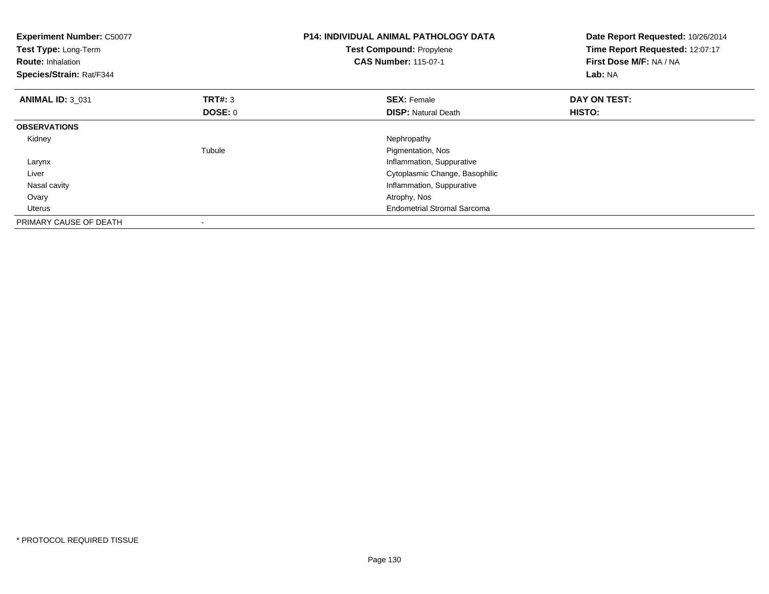**Experiment Number:** C50077
**Test Type:** Long-Term
**Route:** Inhalation
**Species/Strain:** Rat/F344

**P14: INDIVIDUAL ANIMAL PATHOLOGY DATA**
**Test Compound:** Propylene
**CAS Number:** 115-07-1

**Date Report Requested:** 10/26/2014
**Time Report Requested:** 12:07:17
**First Dose M/F:** NA / NA
**Lab:** NA

| **ANIMAL ID:** 3_031 | **TRT#:** 3 | **SEX:** Female | **DAY ON TEST:** |
|---|---|---|---|
| | **DOSE:** 0 | **DISP:** Natural Death | **HISTO:** |
| **OBSERVATIONS** | | | |
| Kidney | | Nephropathy | |
| | Tubule | Pigmentation, Nos | |
| Larynx | | Inflammation, Suppurative | |
| Liver | | Cytoplasmic Change, Basophilic | |
| Nasal cavity | | Inflammation, Suppurative | |
| Ovary | | Atrophy, Nos | |
| Uterus | | Endometrial Stromal Sarcoma | |
| PRIMARY CAUSE OF DEATH | - | | |

* PROTOCOL REQUIRED TISSUE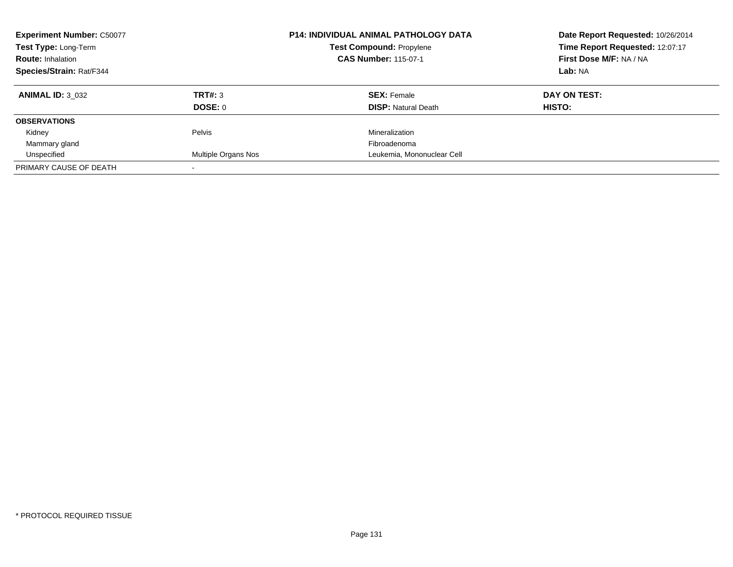**Experiment Number:** C50077
**Test Type:** Long-Term
**Route:** Inhalation
**Species/Strain:** Rat/F344

**P14: INDIVIDUAL ANIMAL PATHOLOGY DATA**
**Test Compound:** Propylene
**CAS Number:** 115-07-1

**Date Report Requested:** 10/26/2014
**Time Report Requested:** 12:07:17
**First Dose M/F:** NA / NA
**Lab:** NA

| **ANIMAL ID:** 3_032 | **TRT#:** 3 | **SEX:** Female | **DAY ON TEST:** |
|---|---|---|---|
| | **DOSE:** 0 | **DISP:** Natural Death | **HISTO:** |
| **OBSERVATIONS** | | | |
| Kidney | Pelvis | Mineralization | |
| Mammary gland | | Fibroadenoma | |
| Unspecified | Multiple Organs Nos | Leukemia, Mononuclear Cell | |
| PRIMARY CAUSE OF DEATH | - | | |

* PROTOCOL REQUIRED TISSUE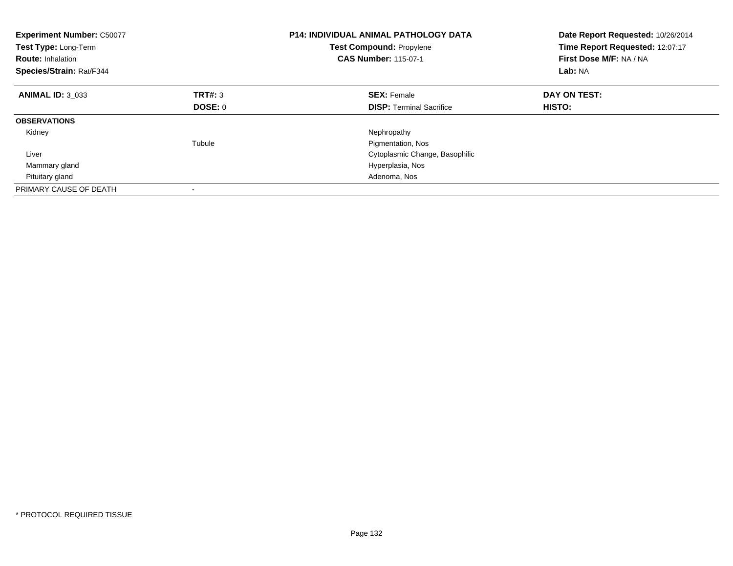**Experiment Number:** C50077
**Test Type:** Long-Term
**Route:** Inhalation
**Species/Strain:** Rat/F344

**P14: INDIVIDUAL ANIMAL PATHOLOGY DATA**
**Test Compound:** Propylene
**CAS Number:** 115-07-1

**Date Report Requested:** 10/26/2014
**Time Report Requested:** 12:07:17
**First Dose M/F:** NA / NA
**Lab:** NA

| **ANIMAL ID:** 3_033 | **TRT#:** 3 | **SEX:** Female | **DAY ON TEST:** |
|---|---|---|---|
| | **DOSE:** 0 | **DISP:** Terminal Sacrifice | **HISTO:** |
| **OBSERVATIONS** | | | |
| Kidney | | Nephropathy | |
| | Tubule | Pigmentation, Nos | |
| Liver | | Cytoplasmic Change, Basophilic | |
| Mammary gland | | Hyperplasia, Nos | |
| Pituitary gland | | Adenoma, Nos | |
| PRIMARY CAUSE OF DEATH | - | | |

* PROTOCOL REQUIRED TISSUE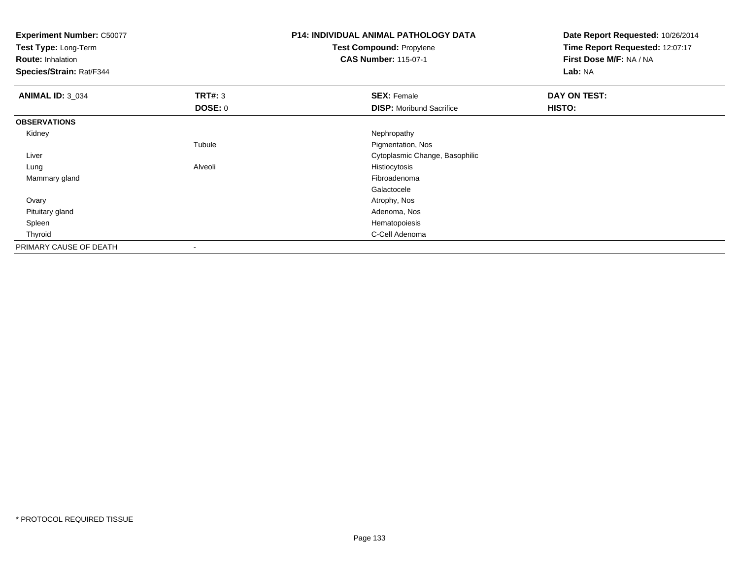**Experiment Number:** C50077
**Test Type:** Long-Term
**Route:** Inhalation
**Species/Strain:** Rat/F344

**P14: INDIVIDUAL ANIMAL PATHOLOGY DATA**
**Test Compound:** Propylene
**CAS Number:** 115-07-1

**Date Report Requested:** 10/26/2014
**Time Report Requested:** 12:07:17
**First Dose M/F:** NA / NA
**Lab:** NA

| **ANIMAL ID:** 3_034 | **TRT#:** 3 | **SEX:** Female | **DAY ON TEST:** |
|---|---|---|---|
| | **DOSE:** 0 | **DISP:** Moribund Sacrifice | **HISTO:** |
| **OBSERVATIONS** | | | |
| Kidney | | Nephropathy | |
| | Tubule | Pigmentation, Nos | |
| Liver | | Cytoplasmic Change, Basophilic | |
| Lung | Alveoli | Histiocytosis | |
| Mammary gland | | Fibroadenoma | |
| | | Galactocele | |
| Ovary | | Atrophy, Nos | |
| Pituitary gland | | Adenoma, Nos | |
| Spleen | | Hematopoiesis | |
| Thyroid | | C-Cell Adenoma | |
| PRIMARY CAUSE OF DEATH | - | | |

* PROTOCOL REQUIRED TISSUE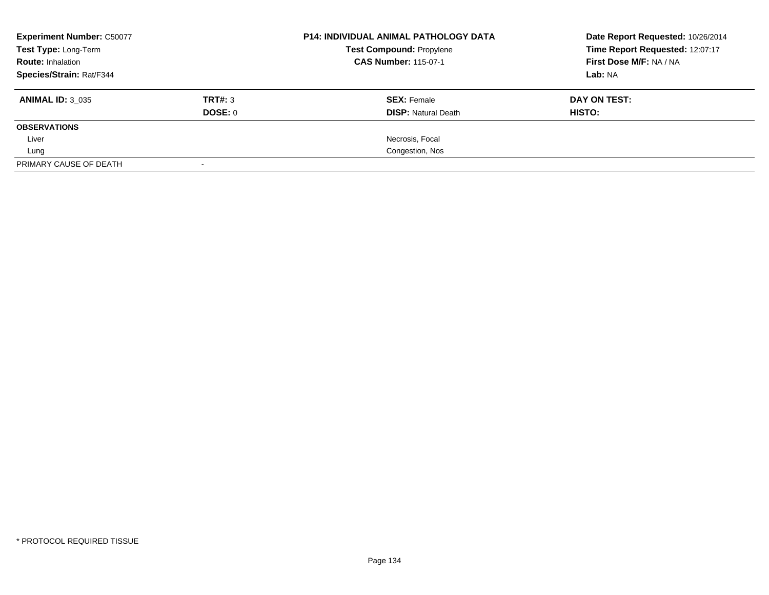| **Experiment Number:** C50077 | | **P14: INDIVIDUAL ANIMAL PATHOLOGY DATA** | **Date Report Requested:** 10/26/2014 |
|---|---|---|---|
| **Test Type:** Long-Term | | **Test Compound:** Propylene | **Time Report Requested:** 12:07:17 |
| **Route:** Inhalation | | **CAS Number:** 115-07-1 | **First Dose M/F:** NA / NA |
| **Species/Strain:** Rat/F344 | | | **Lab:** NA |

| **ANIMAL ID:** 3_035 | **TRT#:** 3 | **SEX:** Female | **DAY ON TEST:** |
|---|---|---|---|
| | **DOSE:** 0 | **DISP:** Natural Death | **HISTO:** |
| **OBSERVATIONS** | | | |
| Liver | | Necrosis, Focal | |
| Lung | | Congestion, Nos | |
| PRIMARY CAUSE OF DEATH | - | | |

* PROTOCOL REQUIRED TISSUE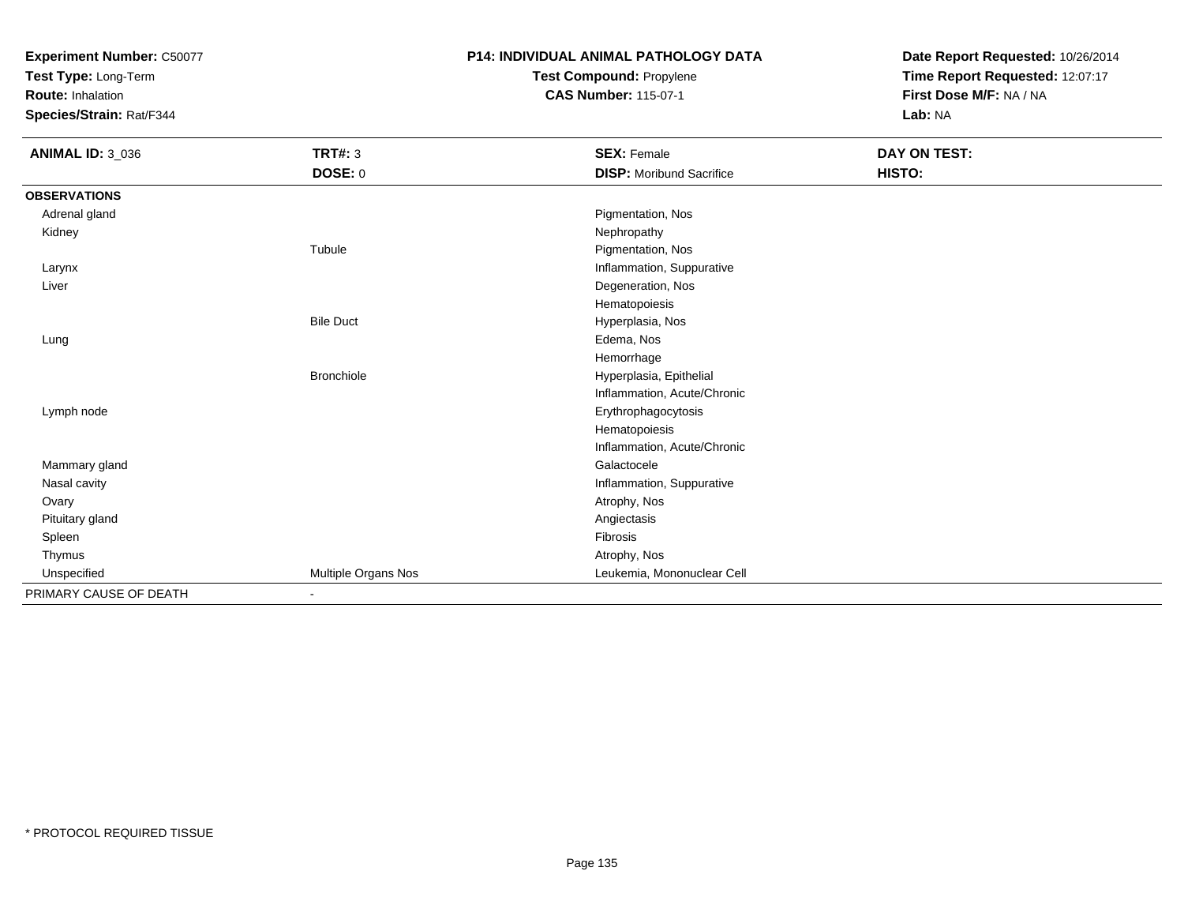**Experiment Number:** C50077
**Test Type:** Long-Term
**Route:** Inhalation
**Species/Strain:** Rat/F344

**P14: INDIVIDUAL ANIMAL PATHOLOGY DATA**
**Test Compound:** Propylene
**CAS Number:** 115-07-1

**Date Report Requested:** 10/26/2014
**Time Report Requested:** 12:07:17
**First Dose M/F:** NA / NA
**Lab:** NA

| **ANIMAL ID:** 3_036 | **TRT#:** 3 | **SEX:** Female | **DAY ON TEST:** |
|---|---|---|---|
| | **DOSE:** 0 | **DISP:** Moribund Sacrifice | **HISTO:** |
| **OBSERVATIONS** | | | |
| Adrenal gland | | Pigmentation, Nos | |
| Kidney | | Nephropathy | |
| | Tubule | Pigmentation, Nos | |
| Larynx | | Inflammation, Suppurative | |
| Liver | | Degeneration, Nos | |
| | | Hematopoiesis | |
| | Bile Duct | Hyperplasia, Nos | |
| Lung | | Edema, Nos | |
| | | Hemorrhage | |
| | Bronchiole | Hyperplasia, Epithelial | |
| | | Inflammation, Acute/Chronic | |
| Lymph node | | Erythrophagocytosis | |
| | | Hematopoiesis | |
| | | Inflammation, Acute/Chronic | |
| Mammary gland | | Galactocele | |
| Nasal cavity | | Inflammation, Suppurative | |
| Ovary | | Atrophy, Nos | |
| Pituitary gland | | Angiectasis | |
| Spleen | | Fibrosis | |
| Thymus | | Atrophy, Nos | |
| Unspecified | Multiple Organs Nos | Leukemia, Mononuclear Cell | |
| PRIMARY CAUSE OF DEATH | - | | |

\* PROTOCOL REQUIRED TISSUE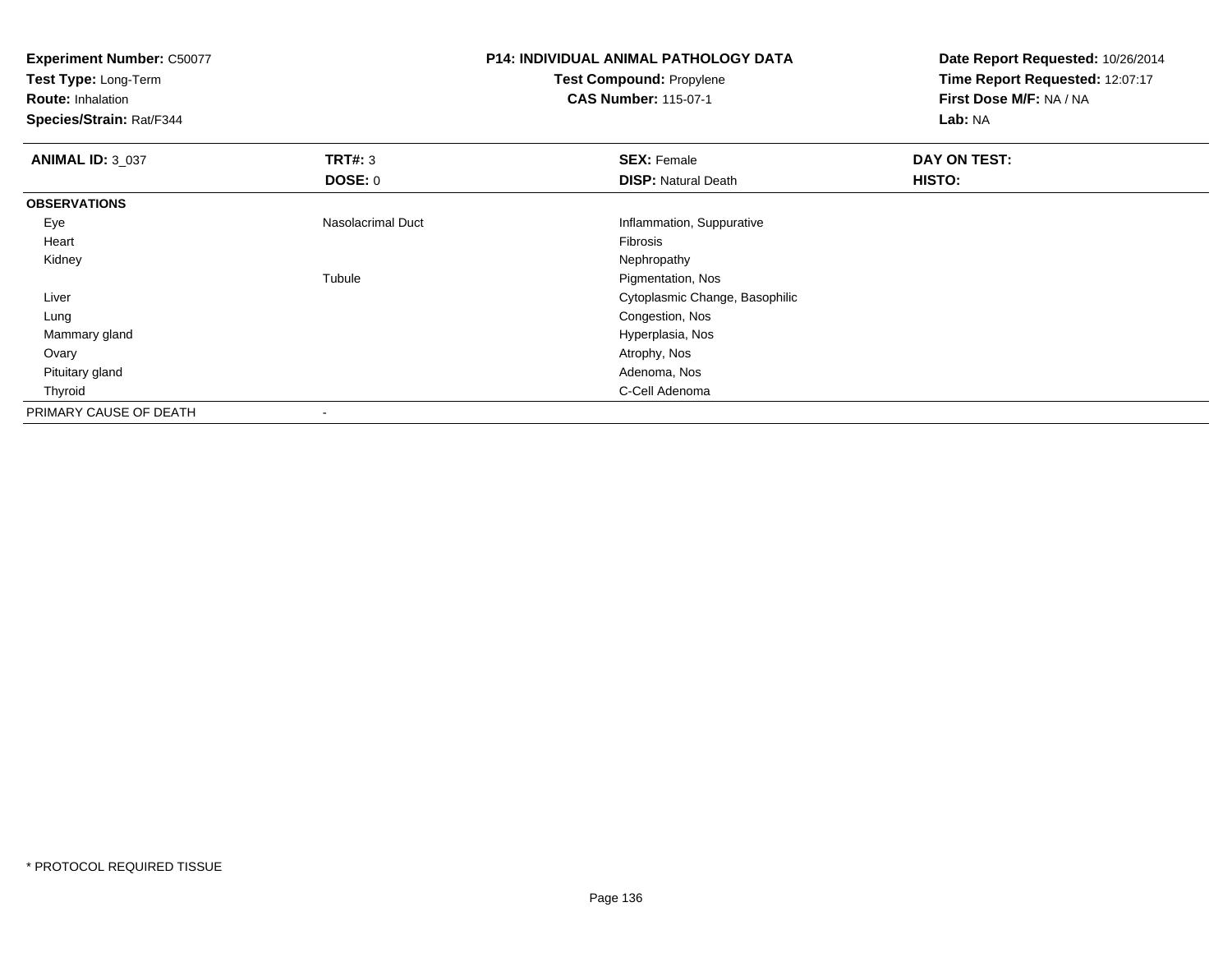**Experiment Number:** C50077
**Test Type:** Long-Term
**Route:** Inhalation
**Species/Strain:** Rat/F344

**P14: INDIVIDUAL ANIMAL PATHOLOGY DATA**
**Test Compound:** Propylene
**CAS Number:** 115-07-1

**Date Report Requested:** 10/26/2014
**Time Report Requested:** 12:07:17
**First Dose M/F:** NA / NA
**Lab:** NA

| **ANIMAL ID:** 3_037 | **TRT#:** 3 | **SEX:** Female | **DAY ON TEST:** |
|---|---|---|---|
| | **DOSE:** 0 | **DISP:** Natural Death | **HISTO:** |
| **OBSERVATIONS** | | | |
| Eye | Nasolacrimal Duct | Inflammation, Suppurative | |
| Heart | | Fibrosis | |
| Kidney | | Nephropathy | |
| | Tubule | Pigmentation, Nos | |
| Liver | | Cytoplasmic Change, Basophilic | |
| Lung | | Congestion, Nos | |
| Mammary gland | | Hyperplasia, Nos | |
| Ovary | | Atrophy, Nos | |
| Pituitary gland | | Adenoma, Nos | |
| Thyroid | | C-Cell Adenoma | |
| PRIMARY CAUSE OF DEATH | - | | |

\* PROTOCOL REQUIRED TISSUE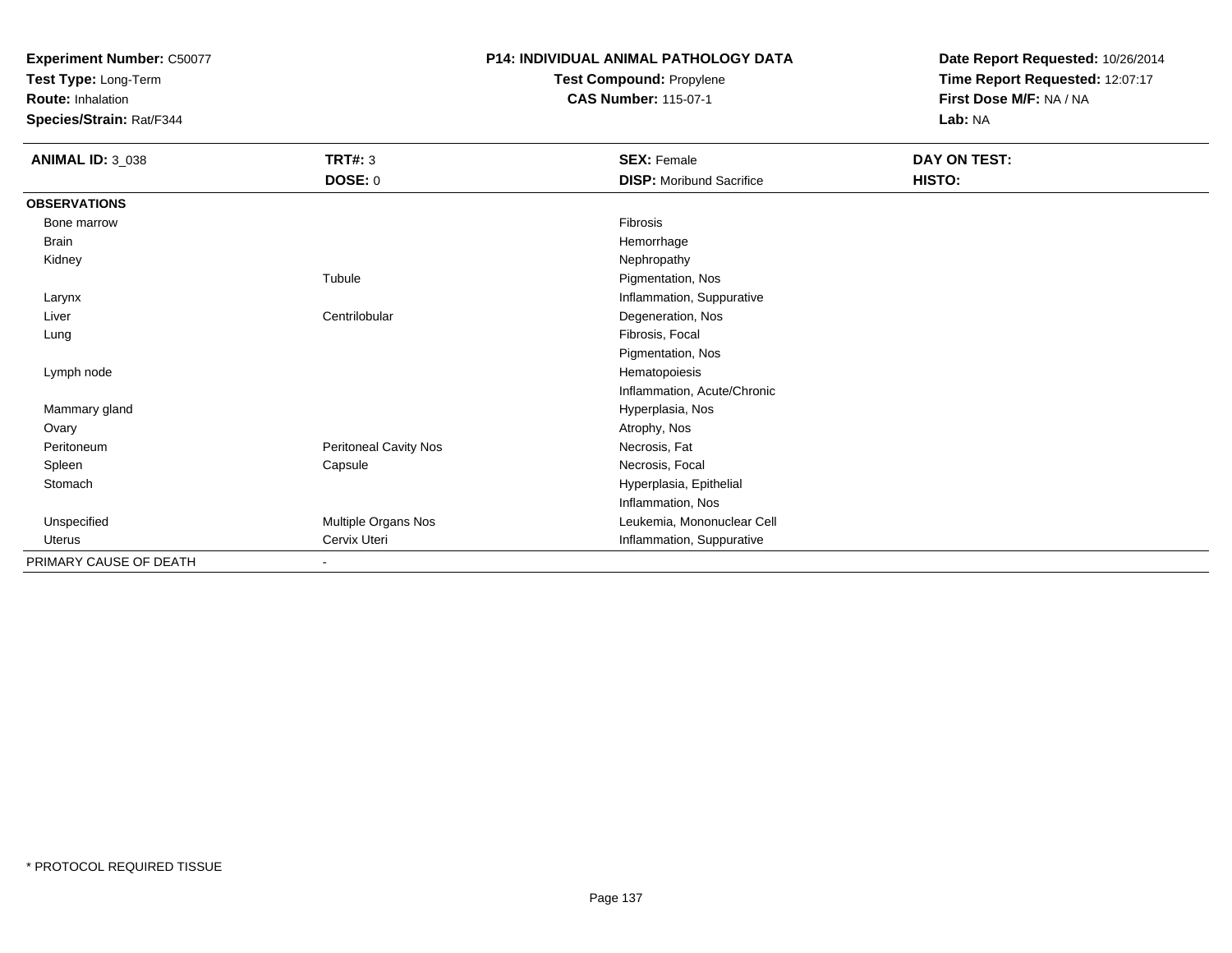**Experiment Number:** C50077
**Test Type:** Long-Term
**Route:** Inhalation
**Species/Strain:** Rat/F344

**P14: INDIVIDUAL ANIMAL PATHOLOGY DATA**
**Test Compound:** Propylene
**CAS Number:** 115-07-1

**Date Report Requested:** 10/26/2014
**Time Report Requested:** 12:07:17
**First Dose M/F:** NA / NA
**Lab:** NA

| **ANIMAL ID:** 3_038 | **TRT#:** 3 | **SEX:** Female | **DAY ON TEST:** |
|---|---|---|---|
| | **DOSE:** 0 | **DISP:** Moribund Sacrifice | **HISTO:** |
| **OBSERVATIONS** | | | |
| Bone marrow | | Fibrosis | |
| Brain | | Hemorrhage | |
| Kidney | | Nephropathy | |
| | Tubule | Pigmentation, Nos | |
| Larynx | | Inflammation, Suppurative | |
| Liver | Centrilobular | Degeneration, Nos | |
| Lung | | Fibrosis, Focal | |
| | | Pigmentation, Nos | |
| Lymph node | | Hematopoiesis | |
| | | Inflammation, Acute/Chronic | |
| Mammary gland | | Hyperplasia, Nos | |
| Ovary | | Atrophy, Nos | |
| Peritoneum | Peritoneal Cavity Nos | Necrosis, Fat | |
| Spleen | Capsule | Necrosis, Focal | |
| Stomach | | Hyperplasia, Epithelial | |
| | | Inflammation, Nos | |
| Unspecified | Multiple Organs Nos | Leukemia, Mononuclear Cell | |
| Uterus | Cervix Uteri | Inflammation, Suppurative | |
| PRIMARY CAUSE OF DEATH | - | | |

* PROTOCOL REQUIRED TISSUE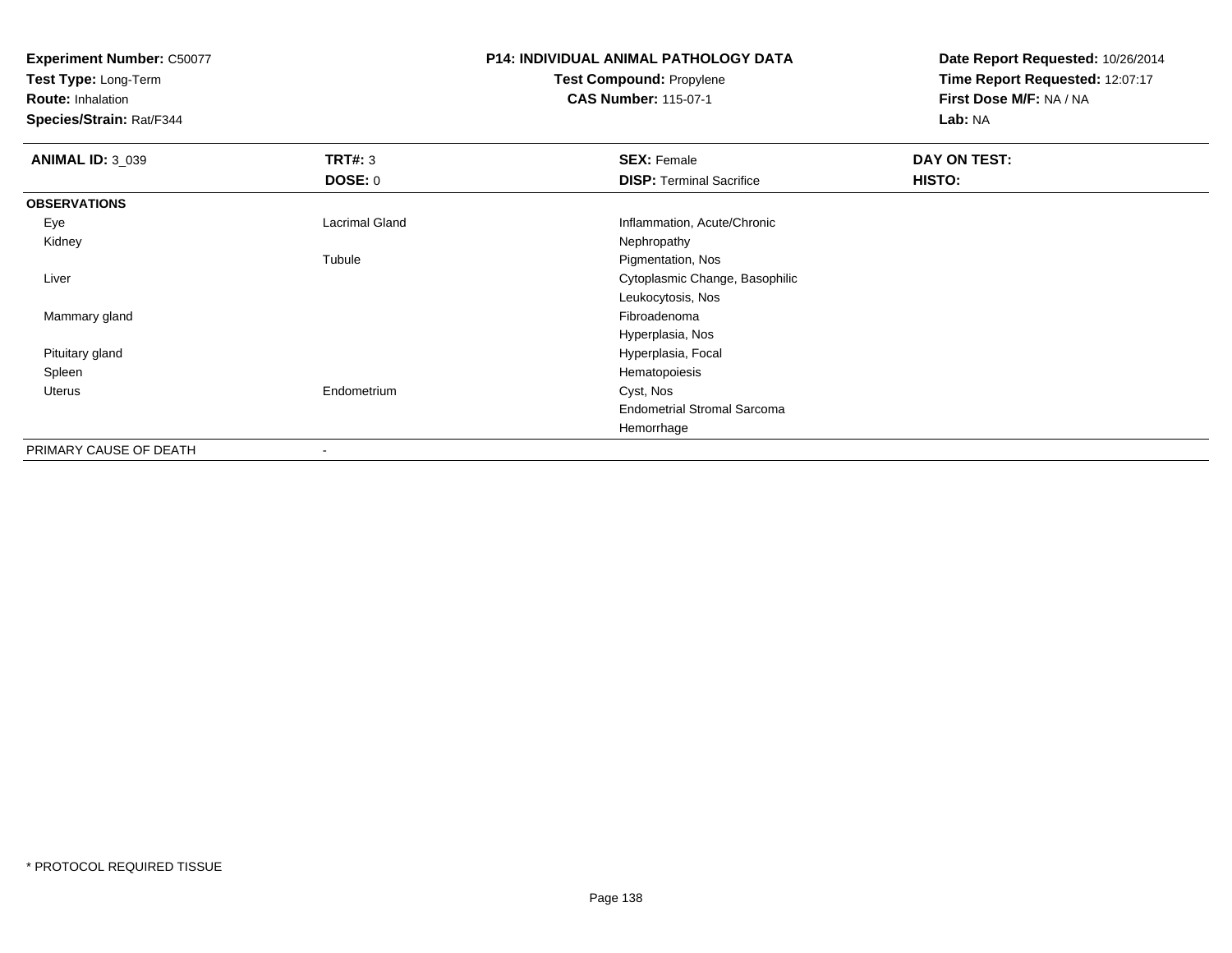**Experiment Number:** C50077
**Test Type:** Long-Term
**Route:** Inhalation
**Species/Strain:** Rat/F344

**P14: INDIVIDUAL ANIMAL PATHOLOGY DATA**
**Test Compound:** Propylene
**CAS Number:** 115-07-1

**Date Report Requested:** 10/26/2014
**Time Report Requested:** 12:07:17
**First Dose M/F:** NA / NA
**Lab:** NA

| **ANIMAL ID:** 3_039 | **TRT#:** 3 | **SEX:** Female | **DAY ON TEST:** |
|---|---|---|---|
| | **DOSE:** 0 | **DISP:** Terminal Sacrifice | **HISTO:** |
| **OBSERVATIONS** | | | |
| Eye | Lacrimal Gland | Inflammation, Acute/Chronic | |
| Kidney | | Nephropathy | |
| | Tubule | Pigmentation, Nos | |
| Liver | | Cytoplasmic Change, Basophilic | |
| | | Leukocytosis, Nos | |
| Mammary gland | | Fibroadenoma | |
| | | Hyperplasia, Nos | |
| Pituitary gland | | Hyperplasia, Focal | |
| Spleen | | Hematopoiesis | |
| Uterus | Endometrium | Cyst, Nos | |
| | | Endometrial Stromal Sarcoma | |
| | | Hemorrhage | |
| PRIMARY CAUSE OF DEATH | - | | |

* PROTOCOL REQUIRED TISSUE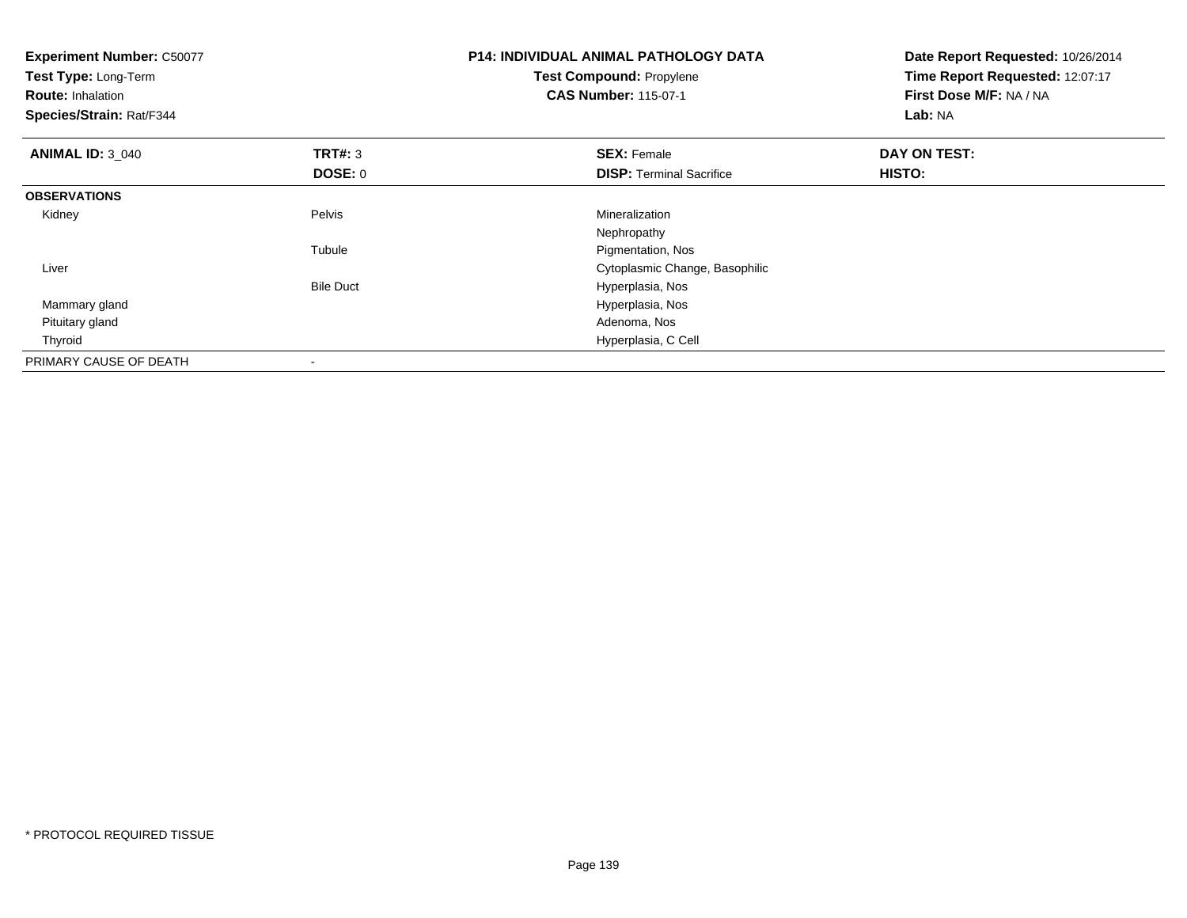**Experiment Number:** C50077
**Test Type:** Long-Term
**Route:** Inhalation
**Species/Strain:** Rat/F344

**P14: INDIVIDUAL ANIMAL PATHOLOGY DATA**
**Test Compound:** Propylene
**CAS Number:** 115-07-1

**Date Report Requested:** 10/26/2014
**Time Report Requested:** 12:07:17
**First Dose M/F:** NA / NA
**Lab:** NA

| **ANIMAL ID:** 3_040 | **TRT#:** 3 | **SEX:** Female | **DAY ON TEST:** |
|---|---|---|---|
| | **DOSE:** 0 | **DISP:** Terminal Sacrifice | **HISTO:** |
| **OBSERVATIONS** | | | |
| Kidney | Pelvis | Mineralization | |
| | | Nephropathy | |
| | Tubule | Pigmentation, Nos | |
| Liver | | Cytoplasmic Change, Basophilic | |
| | Bile Duct | Hyperplasia, Nos | |
| Mammary gland | | Hyperplasia, Nos | |
| Pituitary gland | | Adenoma, Nos | |
| Thyroid | | Hyperplasia, C Cell | |
| PRIMARY CAUSE OF DEATH | - | | |

* PROTOCOL REQUIRED TISSUE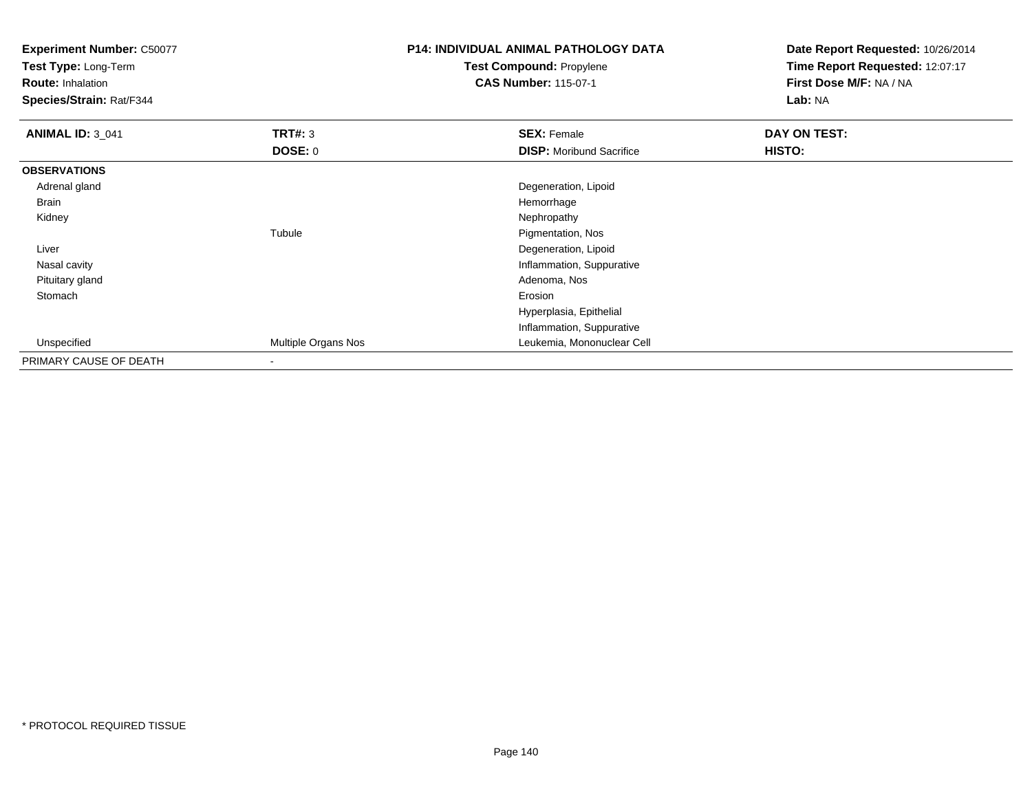**Experiment Number:** C50077
**Test Type:** Long-Term
**Route:** Inhalation
**Species/Strain:** Rat/F344

**P14: INDIVIDUAL ANIMAL PATHOLOGY DATA**
**Test Compound:** Propylene
**CAS Number:** 115-07-1

**Date Report Requested:** 10/26/2014
**Time Report Requested:** 12:07:17
**First Dose M/F:** NA / NA
**Lab:** NA

| **ANIMAL ID:** 3_041 | **TRT#:** 3 | **SEX:** Female | **DAY ON TEST:** |
|---|---|---|---|
| | **DOSE:** 0 | **DISP:** Moribund Sacrifice | **HISTO:** |
| **OBSERVATIONS** | | | |
| Adrenal gland | | Degeneration, Lipoid | |
| Brain | | Hemorrhage | |
| Kidney | | Nephropathy | |
| | Tubule | Pigmentation, Nos | |
| Liver | | Degeneration, Lipoid | |
| Nasal cavity | | Inflammation, Suppurative | |
| Pituitary gland | | Adenoma, Nos | |
| Stomach | | Erosion | |
| | | Hyperplasia, Epithelial | |
| | | Inflammation, Suppurative | |
| Unspecified | Multiple Organs Nos | Leukemia, Mononuclear Cell | |
| PRIMARY CAUSE OF DEATH | - | | |

* PROTOCOL REQUIRED TISSUE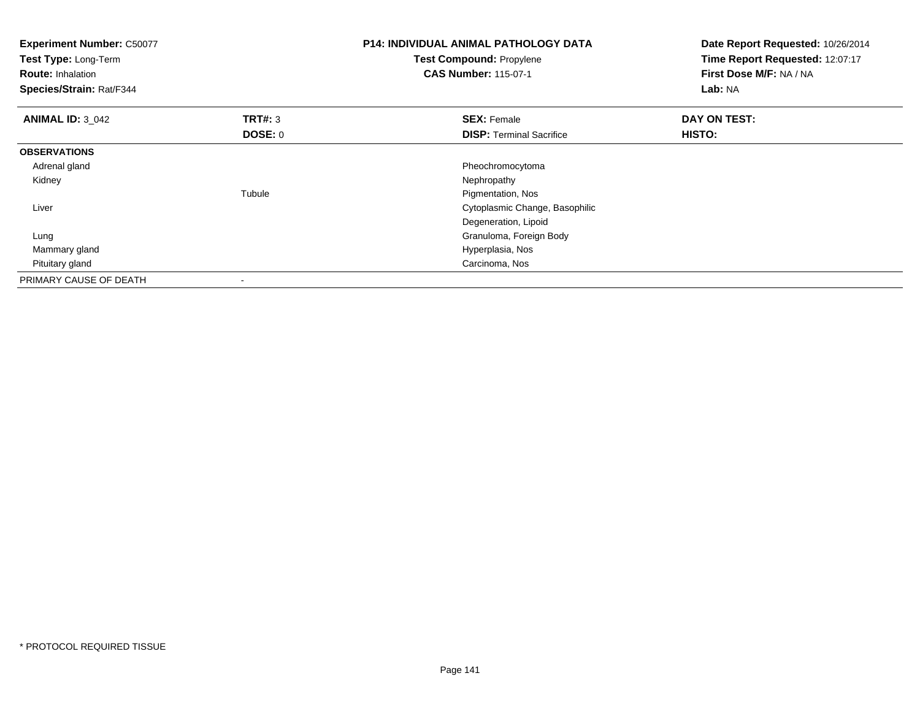**Experiment Number:** C50077
**Test Type:** Long-Term
**Route:** Inhalation
**Species/Strain:** Rat/F344

**P14: INDIVIDUAL ANIMAL PATHOLOGY DATA**
**Test Compound:** Propylene
**CAS Number:** 115-07-1

**Date Report Requested:** 10/26/2014
**Time Report Requested:** 12:07:17
**First Dose M/F:** NA / NA
**Lab:** NA

| **ANIMAL ID:** 3_042 | **TRT#:** 3 | **SEX:** Female | **DAY ON TEST:** |
|---|---|---|---|
| | **DOSE:** 0 | **DISP:** Terminal Sacrifice | **HISTO:** |
| **OBSERVATIONS** | | | |
| Adrenal gland | | Pheochromocytoma | |
| Kidney | | Nephropathy | |
| | Tubule | Pigmentation, Nos | |
| Liver | | Cytoplasmic Change, Basophilic | |
| | | Degeneration, Lipoid | |
| Lung | | Granuloma, Foreign Body | |
| Mammary gland | | Hyperplasia, Nos | |
| Pituitary gland | | Carcinoma, Nos | |
| PRIMARY CAUSE OF DEATH | - | | |

* PROTOCOL REQUIRED TISSUE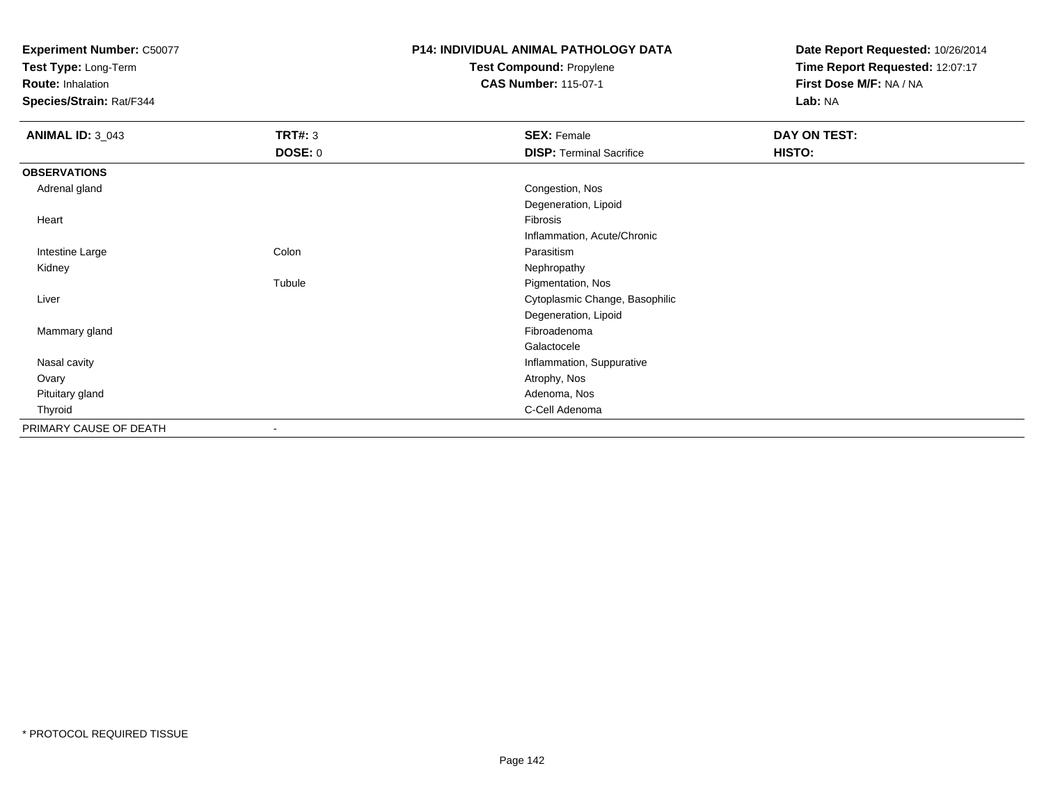**Experiment Number:** C50077
**Test Type:** Long-Term
**Route:** Inhalation
**Species/Strain:** Rat/F344

**P14: INDIVIDUAL ANIMAL PATHOLOGY DATA**
**Test Compound:** Propylene
**CAS Number:** 115-07-1

**Date Report Requested:** 10/26/2014
**Time Report Requested:** 12:07:17
**First Dose M/F:** NA / NA
**Lab:** NA

| **ANIMAL ID:** 3_043 | **TRT#:** 3 | **SEX:** Female | **DAY ON TEST:** |
|---|---|---|---|
| | **DOSE:** 0 | **DISP:** Terminal Sacrifice | **HISTO:** |
| **OBSERVATIONS** | | | |
| Adrenal gland | | Congestion, Nos | |
| | | Degeneration, Lipoid | |
| Heart | | Fibrosis | |
| | | Inflammation, Acute/Chronic | |
| Intestine Large | Colon | Parasitism | |
| Kidney | | Nephropathy | |
| | Tubule | Pigmentation, Nos | |
| Liver | | Cytoplasmic Change, Basophilic | |
| | | Degeneration, Lipoid | |
| Mammary gland | | Fibroadenoma | |
| | | Galactocele | |
| Nasal cavity | | Inflammation, Suppurative | |
| Ovary | | Atrophy, Nos | |
| Pituitary gland | | Adenoma, Nos | |
| Thyroid | | C-Cell Adenoma | |
| PRIMARY CAUSE OF DEATH | - | | |

* PROTOCOL REQUIRED TISSUE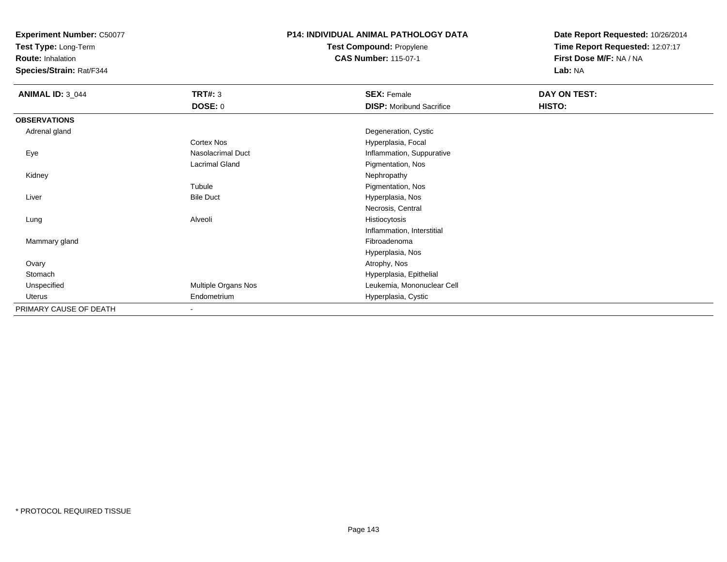**Experiment Number:** C50077
**Test Type:** Long-Term
**Route:** Inhalation
**Species/Strain:** Rat/F344

**P14: INDIVIDUAL ANIMAL PATHOLOGY DATA**
**Test Compound:** Propylene
**CAS Number:** 115-07-1

**Date Report Requested:** 10/26/2014
**Time Report Requested:** 12:07:17
**First Dose M/F:** NA / NA
**Lab:** NA

| **ANIMAL ID:** 3_044 | **TRT#:** 3 | **SEX:** Female | **DAY ON TEST:** |
|---|---|---|---|
| | **DOSE:** 0 | **DISP:** Moribund Sacrifice | **HISTO:** |
| **OBSERVATIONS** | | | |
| Adrenal gland | | Degeneration, Cystic | |
| | Cortex Nos | Hyperplasia, Focal | |
| Eye | Nasolacrimal Duct | Inflammation, Suppurative | |
| | Lacrimal Gland | Pigmentation, Nos | |
| Kidney | | Nephropathy | |
| | Tubule | Pigmentation, Nos | |
| Liver | Bile Duct | Hyperplasia, Nos | |
| | | Necrosis, Central | |
| Lung | Alveoli | Histiocytosis | |
| | | Inflammation, Interstitial | |
| Mammary gland | | Fibroadenoma | |
| | | Hyperplasia, Nos | |
| Ovary | | Atrophy, Nos | |
| Stomach | | Hyperplasia, Epithelial | |
| Unspecified | Multiple Organs Nos | Leukemia, Mononuclear Cell | |
| Uterus | Endometrium | Hyperplasia, Cystic | |
| PRIMARY CAUSE OF DEATH | - | | |

\* PROTOCOL REQUIRED TISSUE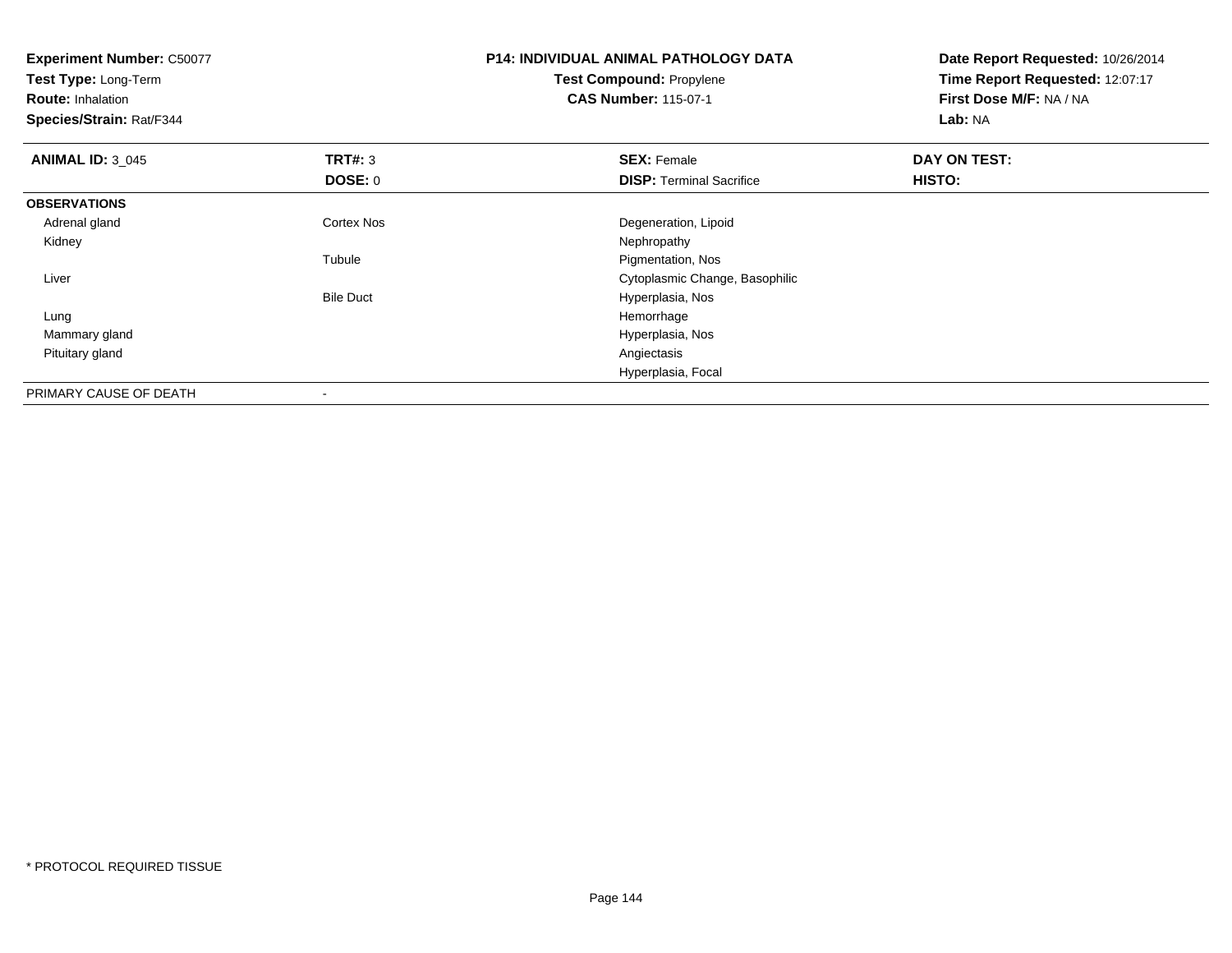**Experiment Number:** C50077
**Test Type:** Long-Term
**Route:** Inhalation
**Species/Strain:** Rat/F344

**P14: INDIVIDUAL ANIMAL PATHOLOGY DATA**
**Test Compound:** Propylene
**CAS Number:** 115-07-1

**Date Report Requested:** 10/26/2014
**Time Report Requested:** 12:07:17
**First Dose M/F:** NA / NA
**Lab:** NA

| **ANIMAL ID:** 3_045 | **TRT#:** 3 | **SEX:** Female | **DAY ON TEST:** |
|---|---|---|---|
| | **DOSE:** 0 | **DISP:** Terminal Sacrifice | **HISTO:** |
| **OBSERVATIONS** | | | |
| Adrenal gland | Cortex Nos | Degeneration, Lipoid | |
| Kidney | | Nephropathy | |
| | Tubule | Pigmentation, Nos | |
| Liver | | Cytoplasmic Change, Basophilic | |
| | Bile Duct | Hyperplasia, Nos | |
| Lung | | Hemorrhage | |
| Mammary gland | | Hyperplasia, Nos | |
| Pituitary gland | | Angiectasis | |
| | | Hyperplasia, Focal | |
| PRIMARY CAUSE OF DEATH | - | | |

* PROTOCOL REQUIRED TISSUE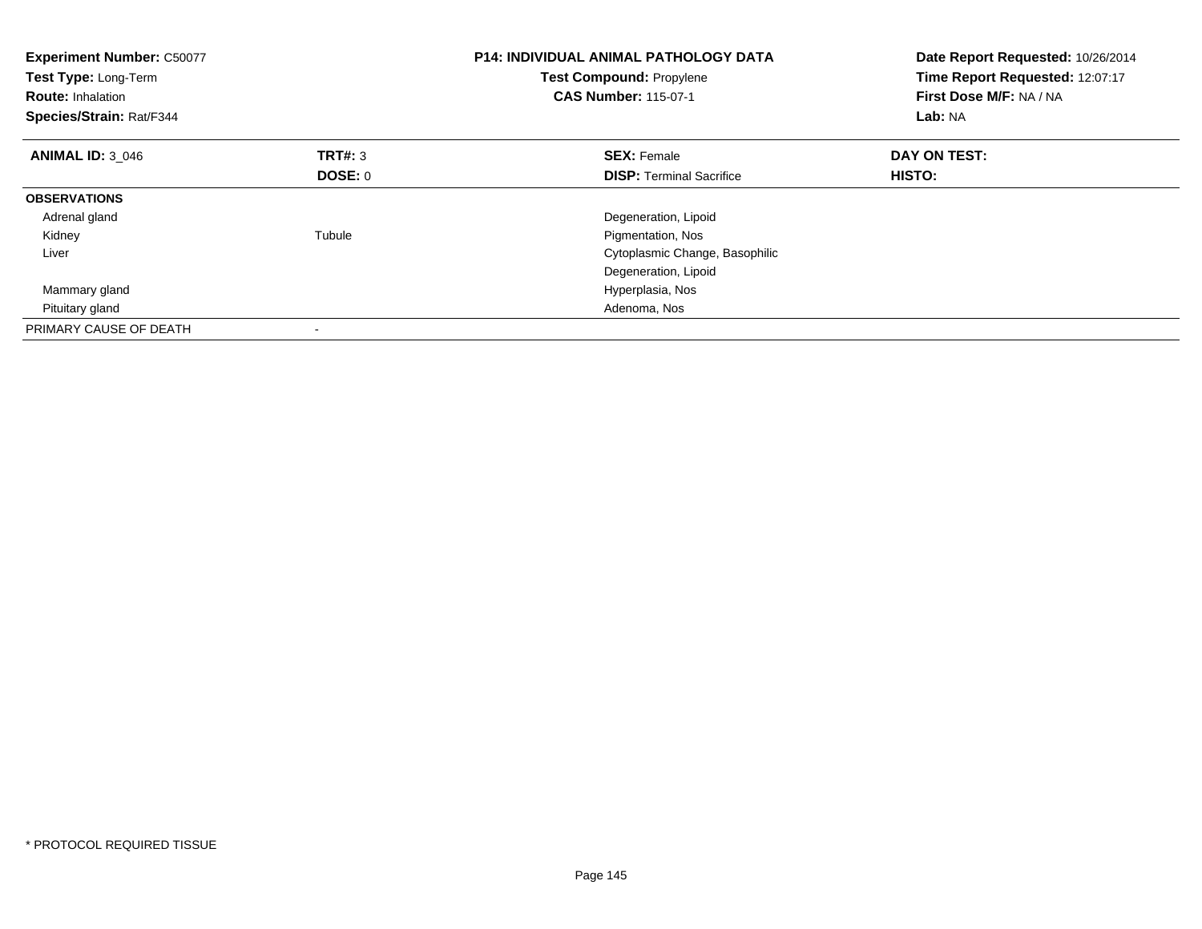**Experiment Number:** C50077
**Test Type:** Long-Term
**Route:** Inhalation
**Species/Strain:** Rat/F344

**P14: INDIVIDUAL ANIMAL PATHOLOGY DATA**
**Test Compound:** Propylene
**CAS Number:** 115-07-1

**Date Report Requested:** 10/26/2014
**Time Report Requested:** 12:07:17
**First Dose M/F:** NA / NA
**Lab:** NA

| **ANIMAL ID:** 3_046 | **TRT#:** 3 | **SEX:** Female | **DAY ON TEST:** |
|---|---|---|---|
| | **DOSE:** 0 | **DISP:** Terminal Sacrifice | **HISTO:** |
| **OBSERVATIONS** | | | |
| Adrenal gland | | Degeneration, Lipoid | |
| Kidney | Tubule | Pigmentation, Nos | |
| Liver | | Cytoplasmic Change, Basophilic | |
| | | Degeneration, Lipoid | |
| Mammary gland | | Hyperplasia, Nos | |
| Pituitary gland | | Adenoma, Nos | |
| PRIMARY CAUSE OF DEATH | - | | |

* PROTOCOL REQUIRED TISSUE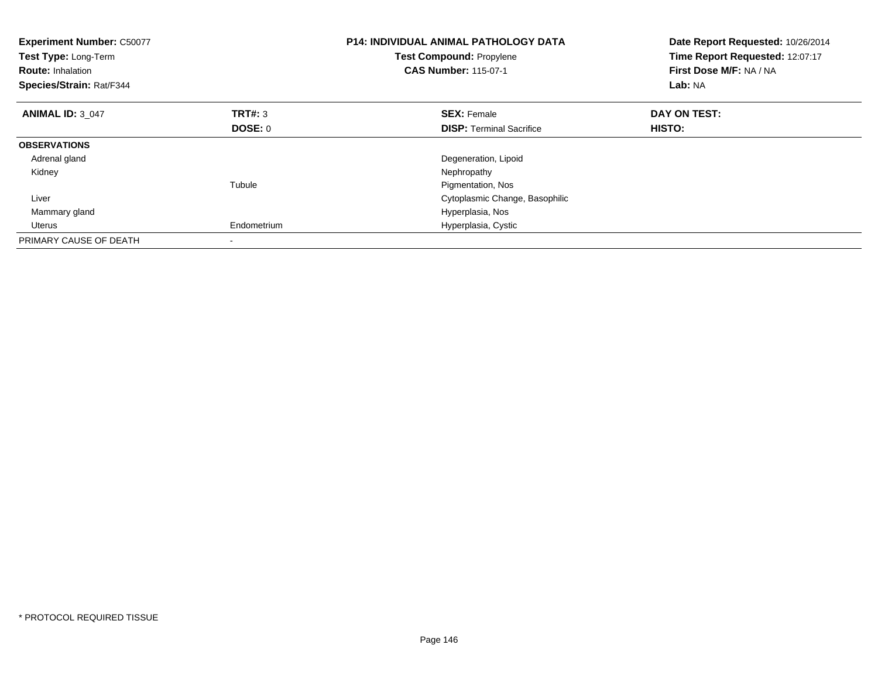**Experiment Number:** C50077
**Test Type:** Long-Term
**Route:** Inhalation
**Species/Strain:** Rat/F344

**P14: INDIVIDUAL ANIMAL PATHOLOGY DATA**
**Test Compound:** Propylene
**CAS Number:** 115-07-1

**Date Report Requested:** 10/26/2014
**Time Report Requested:** 12:07:17
**First Dose M/F:** NA / NA
**Lab:** NA

| **ANIMAL ID:** 3_047 | **TRT#:** 3 | **SEX:** Female | **DAY ON TEST:** |
|---|---|---|---|
| | **DOSE:** 0 | **DISP:** Terminal Sacrifice | **HISTO:** |
| **OBSERVATIONS** | | | |
| Adrenal gland | | Degeneration, Lipoid | |
| Kidney | | Nephropathy | |
| | Tubule | Pigmentation, Nos | |
| Liver | | Cytoplasmic Change, Basophilic | |
| Mammary gland | | Hyperplasia, Nos | |
| Uterus | Endometrium | Hyperplasia, Cystic | |
| PRIMARY CAUSE OF DEATH | - | | |

* PROTOCOL REQUIRED TISSUE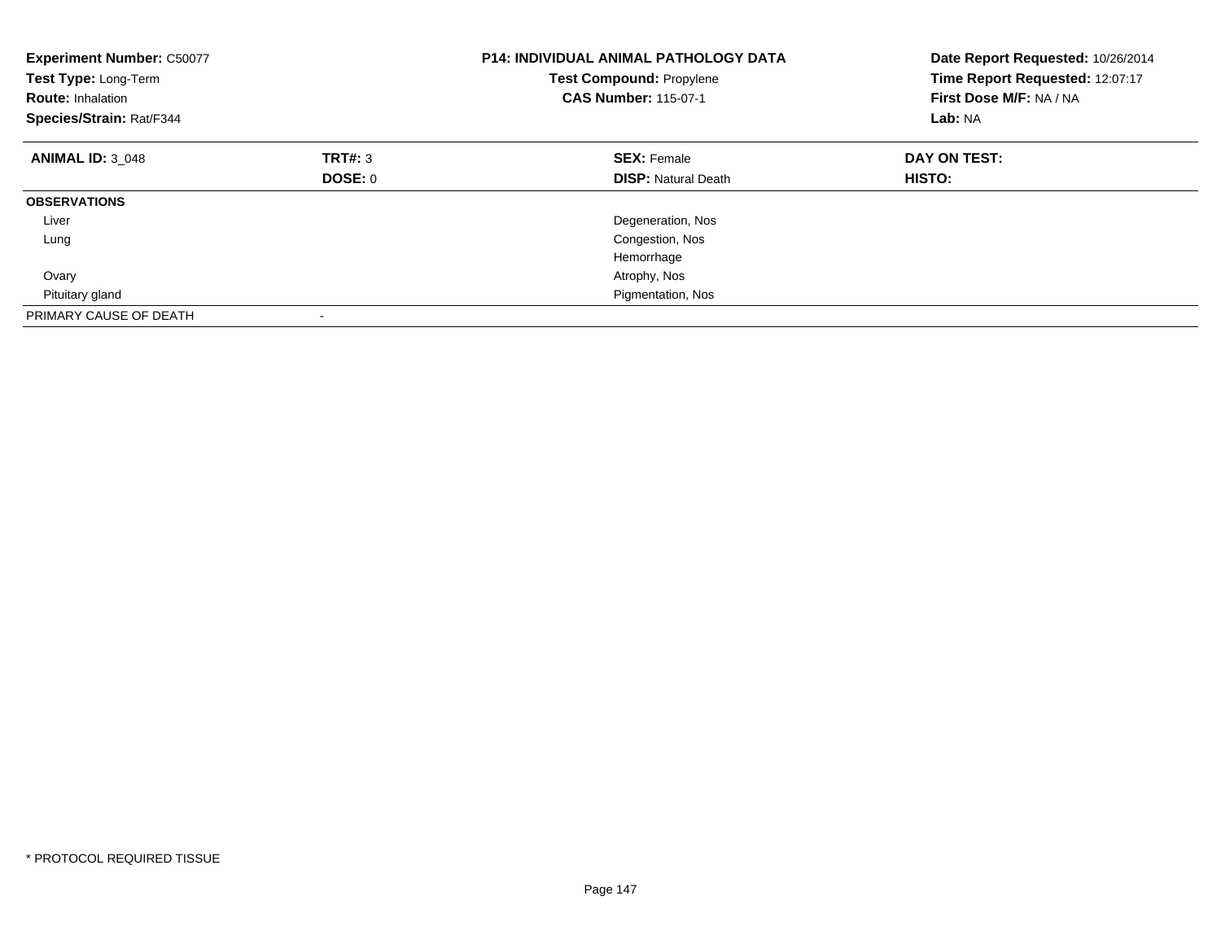**Experiment Number:** C50077
**Test Type:** Long-Term
**Route:** Inhalation
**Species/Strain:** Rat/F344

**P14: INDIVIDUAL ANIMAL PATHOLOGY DATA**
**Test Compound:** Propylene
**CAS Number:** 115-07-1

**Date Report Requested:** 10/26/2014
**Time Report Requested:** 12:07:17
**First Dose M/F:** NA / NA
**Lab:** NA

| **ANIMAL ID:** 3_048 | **TRT#:** 3 | **SEX:** Female | **DAY ON TEST:** |
|---|---|---|---|
| | **DOSE:** 0 | **DISP:** Natural Death | **HISTO:** |
| **OBSERVATIONS** | | | |
| Liver | | Degeneration, Nos | |
| Lung | | Congestion, Nos | |
| | | Hemorrhage | |
| Ovary | | Atrophy, Nos | |
| Pituitary gland | | Pigmentation, Nos | |
| PRIMARY CAUSE OF DEATH | - | | |

* PROTOCOL REQUIRED TISSUE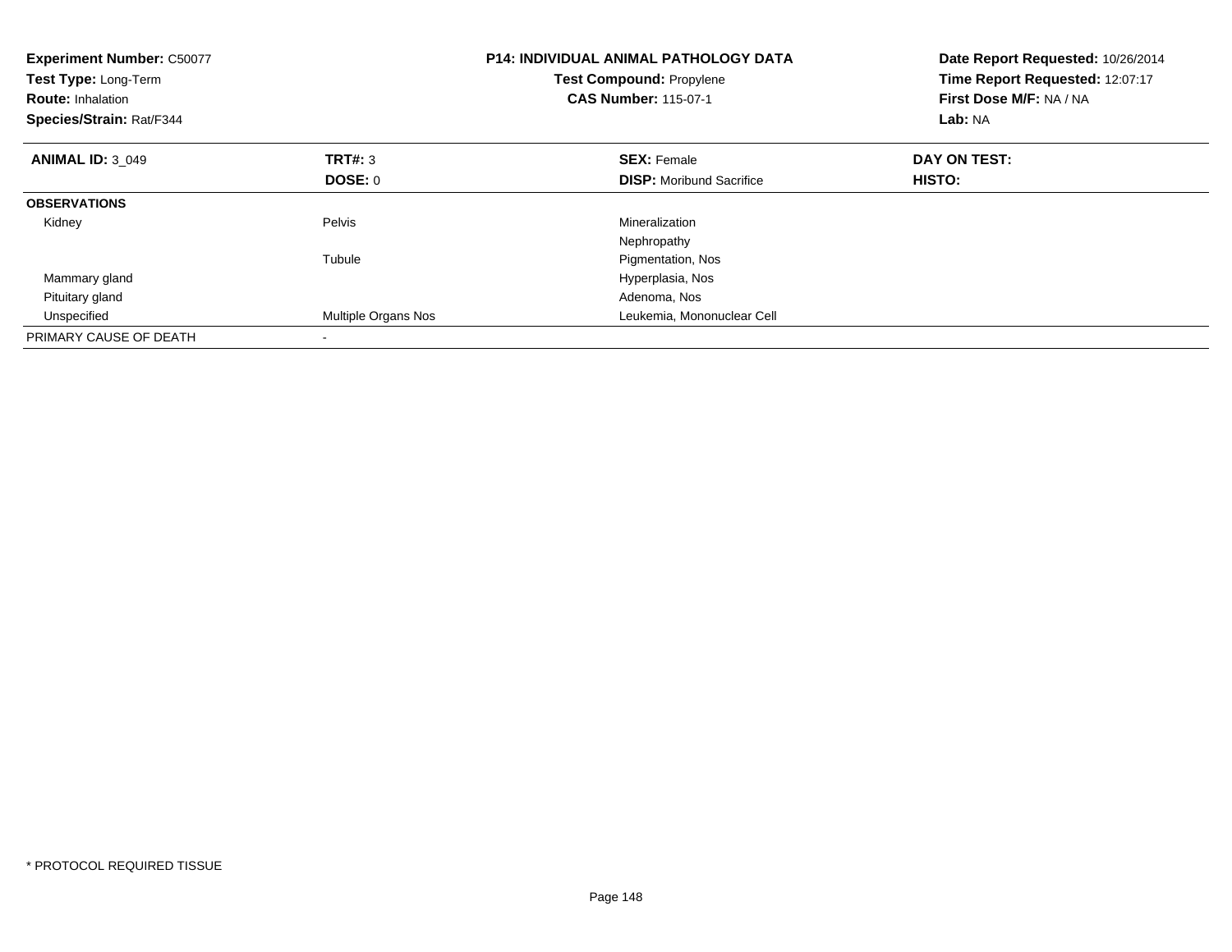**Experiment Number:** C50077
**Test Type:** Long-Term
**Route:** Inhalation
**Species/Strain:** Rat/F344

**P14: INDIVIDUAL ANIMAL PATHOLOGY DATA**
**Test Compound:** Propylene
**CAS Number:** 115-07-1

**Date Report Requested:** 10/26/2014
**Time Report Requested:** 12:07:17
**First Dose M/F:** NA / NA
**Lab:** NA

| **ANIMAL ID:** 3_049 | **TRT#:** 3 | **SEX:** Female | **DAY ON TEST:** |
|---|---|---|---|
| | **DOSE:** 0 | **DISP:** Moribund Sacrifice | **HISTO:** |
| **OBSERVATIONS** | | | |
| Kidney | Pelvis | Mineralization | |
| | | Nephropathy | |
| | Tubule | Pigmentation, Nos | |
| Mammary gland | | Hyperplasia, Nos | |
| Pituitary gland | | Adenoma, Nos | |
| Unspecified | Multiple Organs Nos | Leukemia, Mononuclear Cell | |
| PRIMARY CAUSE OF DEATH | - | | |

* PROTOCOL REQUIRED TISSUE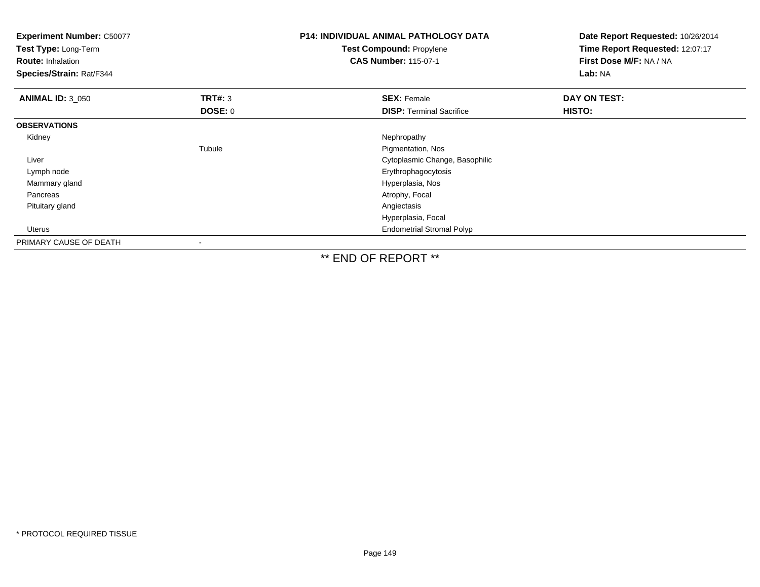**Experiment Number:** C50077
**Test Type:** Long-Term
**Route:** Inhalation
**Species/Strain:** Rat/F344

**P14: INDIVIDUAL ANIMAL PATHOLOGY DATA**
**Test Compound:** Propylene
**CAS Number:** 115-07-1

**Date Report Requested:** 10/26/2014
**Time Report Requested:** 12:07:17
**First Dose M/F:** NA / NA
**Lab:** NA

| **ANIMAL ID:** 3_050 | **TRT#:** 3 | **SEX:** Female | **DAY ON TEST:** |
|---|---|---|---|
| | **DOSE:** 0 | **DISP:** Terminal Sacrifice | **HISTO:** |
| **OBSERVATIONS** | | | |
| Kidney | | Nephropathy | |
| | Tubule | Pigmentation, Nos | |
| Liver | | Cytoplasmic Change, Basophilic | |
| Lymph node | | Erythrophagocytosis | |
| Mammary gland | | Hyperplasia, Nos | |
| Pancreas | | Atrophy, Focal | |
| Pituitary gland | | Angiectasis | |
| | | Hyperplasia, Focal | |
| Uterus | | Endometrial Stromal Polyp | |
| PRIMARY CAUSE OF DEATH | - | | |

** END OF REPORT **

* PROTOCOL REQUIRED TISSUE